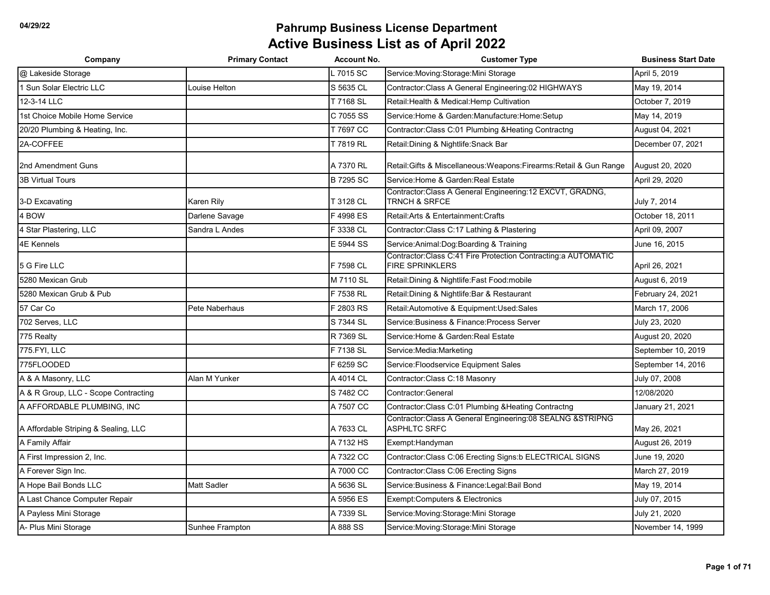04/29/22

# Pahrump Business License Department
## Active Business List as of April 2022

| Company | Primary Contact | Account No. | Customer Type | Business Start Date |
|---|---|---|---|---|
| @ Lakeside Storage | | L 7015 SC | Service:Moving:Storage:Mini Storage | April 5, 2019 |
| 1 Sun Solar Electric LLC | Louise Helton | S 5635 CL | Contractor:Class A General Engineering:02 HIGHWAYS | May 19, 2014 |
| 12-3-14 LLC | | T 7168 SL | Retail:Health & Medical:Hemp Cultivation | October 7, 2019 |
| 1st Choice Mobile Home Service | | C 7055 SS | Service:Home & Garden:Manufacture:Home:Setup | May 14, 2019 |
| 20/20 Plumbing & Heating, Inc. | | T 7697 CC | Contractor:Class C:01 Plumbing &Heating Contractng | August 04, 2021 |
| 2A-COFFEE | | T 7819 RL | Retail:Dining & Nightlife:Snack Bar | December 07, 2021 |
| 2nd Amendment Guns | | A 7370 RL | Retail:Gifts & Miscellaneous:Weapons:Firearms:Retail & Gun Range | August 20, 2020 |
| 3B Virtual Tours | | B 7295 SC | Service:Home & Garden:Real Estate | April 29, 2020 |
| 3-D Excavating | Karen Rily | T 3128 CL | Contractor:Class A General Engineering:12 EXCVT, GRADNG, TRNCH & SRFCE | July 7, 2014 |
| 4 BOW | Darlene Savage | F 4998 ES | Retail:Arts & Entertainment:Crafts | October 18, 2011 |
| 4 Star Plastering, LLC | Sandra L Andes | F 3338 CL | Contractor:Class C:17 Lathing & Plastering | April 09, 2007 |
| 4E Kennels | | E 5944 SS | Service:Animal:Dog:Boarding & Training | June 16, 2015 |
| 5 G Fire LLC | | F 7598 CL | Contractor:Class C:41 Fire Protection Contracting:a AUTOMATIC FIRE SPRINKLERS | April 26, 2021 |
| 5280 Mexican Grub | | M 7110 SL | Retail:Dining & Nightlife:Fast Food:mobile | August 6, 2019 |
| 5280 Mexican Grub & Pub | | F 7538 RL | Retail:Dining & Nightlife:Bar & Restaurant | February 24, 2021 |
| 57 Car Co | Pete Naberhaus | F 2803 RS | Retail:Automotive & Equipment:Used:Sales | March 17, 2006 |
| 702 Serves, LLC | | S 7344 SL | Service:Business & Finance:Process Server | July 23, 2020 |
| 775 Realty | | R 7369 SL | Service:Home & Garden:Real Estate | August 20, 2020 |
| 775.FYI, LLC | | F 7138 SL | Service:Media:Marketing | September 10, 2019 |
| 775FLOODED | | F 6259 SC | Service:Floodservice Equipment Sales | September 14, 2016 |
| A & A Masonry, LLC | Alan M Yunker | A 4014 CL | Contractor:Class C:18 Masonry | July 07, 2008 |
| A & R Group, LLC - Scope Contracting | | S 7482 CC | Contractor:General | 12/08/2020 |
| A AFFORDABLE PLUMBING, INC | | A 7507 CC | Contractor:Class C:01 Plumbing &Heating Contractng | January 21, 2021 |
| A Affordable Striping & Sealing, LLC | | A 7633 CL | Contractor:Class A General Engineering:08 SEALNG &STRIPNG ASPHLTC SRFC | May 26, 2021 |
| A Family Affair | | A 7132 HS | Exempt:Handyman | August 26, 2019 |
| A First Impression 2, Inc. | | A 7322 CC | Contractor:Class C:06 Erecting Signs:b ELECTRICAL SIGNS | June 19, 2020 |
| A Forever Sign Inc. | | A 7000 CC | Contractor:Class C:06 Erecting Signs | March 27, 2019 |
| A Hope Bail Bonds LLC | Matt Sadler | A 5636 SL | Service:Business & Finance:Legal:Bail Bond | May 19, 2014 |
| A Last Chance Computer Repair | | A 5956 ES | Exempt:Computers & Electronics | July 07, 2015 |
| A Payless Mini Storage | | A 7339 SL | Service:Moving:Storage:Mini Storage | July 21, 2020 |
| A- Plus Mini Storage | Sunhee Frampton | A 888 SS | Service:Moving:Storage:Mini Storage | November 14, 1999 |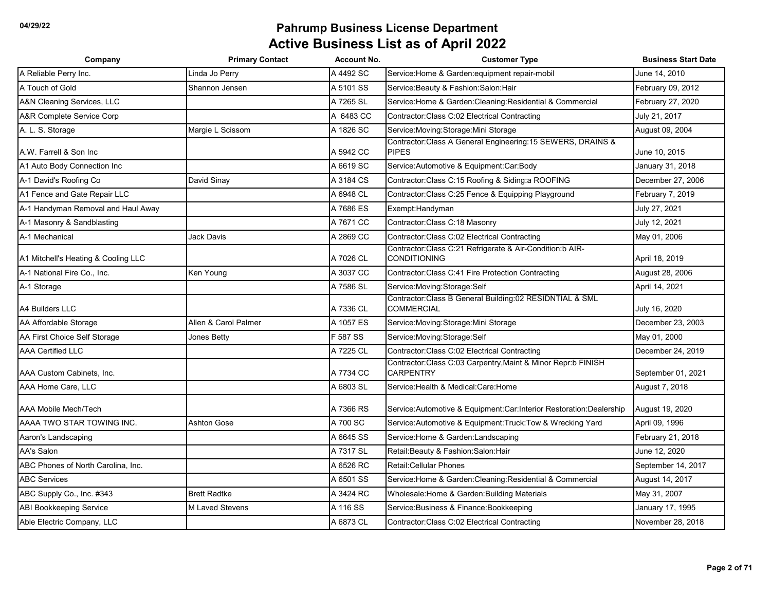# Pahrump Business License Department

## Active Business List as of April 2022

| Company | Primary Contact | Account No. | Customer Type | Business Start Date |
|---|---|---|---|---|
| A Reliable Perry Inc. | Linda Jo Perry | A 4492 SC | Service:Home & Garden:equipment repair-mobil | June 14, 2010 |
| A Touch of Gold | Shannon Jensen | A 5101 SS | Service:Beauty & Fashion:Salon:Hair | February 09, 2012 |
| A&N Cleaning Services, LLC | | A 7265 SL | Service:Home & Garden:Cleaning:Residential & Commercial | February 27, 2020 |
| A&R Complete Service Corp | | A 6483 CC | Contractor:Class C:02 Electrical Contracting | July 21, 2017 |
| A. L. S. Storage | Margie L Scissom | A 1826 SC | Service:Moving:Storage:Mini Storage | August 09, 2004 |
| A.W. Farrell & Son Inc | | A 5942 CC | Contractor:Class A General Engineering:15 SEWERS, DRAINS & PIPES | June 10, 2015 |
| A1 Auto Body Connection Inc | | A 6619 SC | Service:Automotive & Equipment:Car:Body | January 31, 2018 |
| A-1 David's Roofing Co | David Sinay | A 3184 CS | Contractor:Class C:15 Roofing & Siding:a ROOFING | December 27, 2006 |
| A1 Fence and Gate Repair LLC | | A 6948 CL | Contractor:Class C:25 Fence & Equipping Playground | February 7, 2019 |
| A-1 Handyman Removal and Haul Away | | A 7686 ES | Exempt:Handyman | July 27, 2021 |
| A-1 Masonry & Sandblasting | | A 7671 CC | Contractor:Class C:18 Masonry | July 12, 2021 |
| A-1 Mechanical | Jack Davis | A 2869 CC | Contractor:Class C:02 Electrical Contracting | May 01, 2006 |
| A1 Mitchell's Heating & Cooling LLC | | A 7026 CL | Contractor:Class C:21 Refrigerate & Air-Condition:b AIR-CONDITIONING | April 18, 2019 |
| A-1 National Fire Co., Inc. | Ken Young | A 3037 CC | Contractor:Class C:41 Fire Protection Contracting | August 28, 2006 |
| A-1 Storage | | A 7586 SL | Service:Moving:Storage:Self | April 14, 2021 |
| A4 Builders LLC | | A 7336 CL | Contractor:Class B General Building:02 RESIDNTIAL & SML COMMERCIAL | July 16, 2020 |
| AA Affordable Storage | Allen & Carol Palmer | A 1057 ES | Service:Moving:Storage:Mini Storage | December 23, 2003 |
| AA First Choice Self Storage | Jones Betty | F 587 SS | Service:Moving:Storage:Self | May 01, 2000 |
| AAA Certified LLC | | A 7225 CL | Contractor:Class C:02 Electrical Contracting | December 24, 2019 |
| AAA Custom Cabinets, Inc. | | A 7734 CC | Contractor:Class C:03 Carpentry,Maint & Minor Repr:b FINISH CARPENTRY | September 01, 2021 |
| AAA Home Care, LLC | | A 6803 SL | Service:Health & Medical:Care:Home | August 7, 2018 |
| AAA Mobile Mech/Tech | | A 7366 RS | Service:Automotive & Equipment:Car:Interior Restoration:Dealership | August 19, 2020 |
| AAAA TWO STAR TOWING INC. | Ashton Gose | A 700 SC | Service:Automotive & Equipment:Truck:Tow & Wrecking Yard | April 09, 1996 |
| Aaron's Landscaping | | A 6645 SS | Service:Home & Garden:Landscaping | February 21, 2018 |
| AA's Salon | | A 7317 SL | Retail:Beauty & Fashion:Salon:Hair | June 12, 2020 |
| ABC Phones of North Carolina, Inc. | | A 6526 RC | Retail:Cellular Phones | September 14, 2017 |
| ABC Services | | A 6501 SS | Service:Home & Garden:Cleaning:Residential & Commercial | August 14, 2017 |
| ABC Supply Co., Inc. #343 | Brett Radtke | A 3424 RC | Wholesale:Home & Garden:Building Materials | May 31, 2007 |
| ABI Bookkeeping Service | M Laved Stevens | A 116 SS | Service:Business & Finance:Bookkeeping | January 17, 1995 |
| Able Electric Company, LLC | | A 6873 CL | Contractor:Class C:02 Electrical Contracting | November 28, 2018 |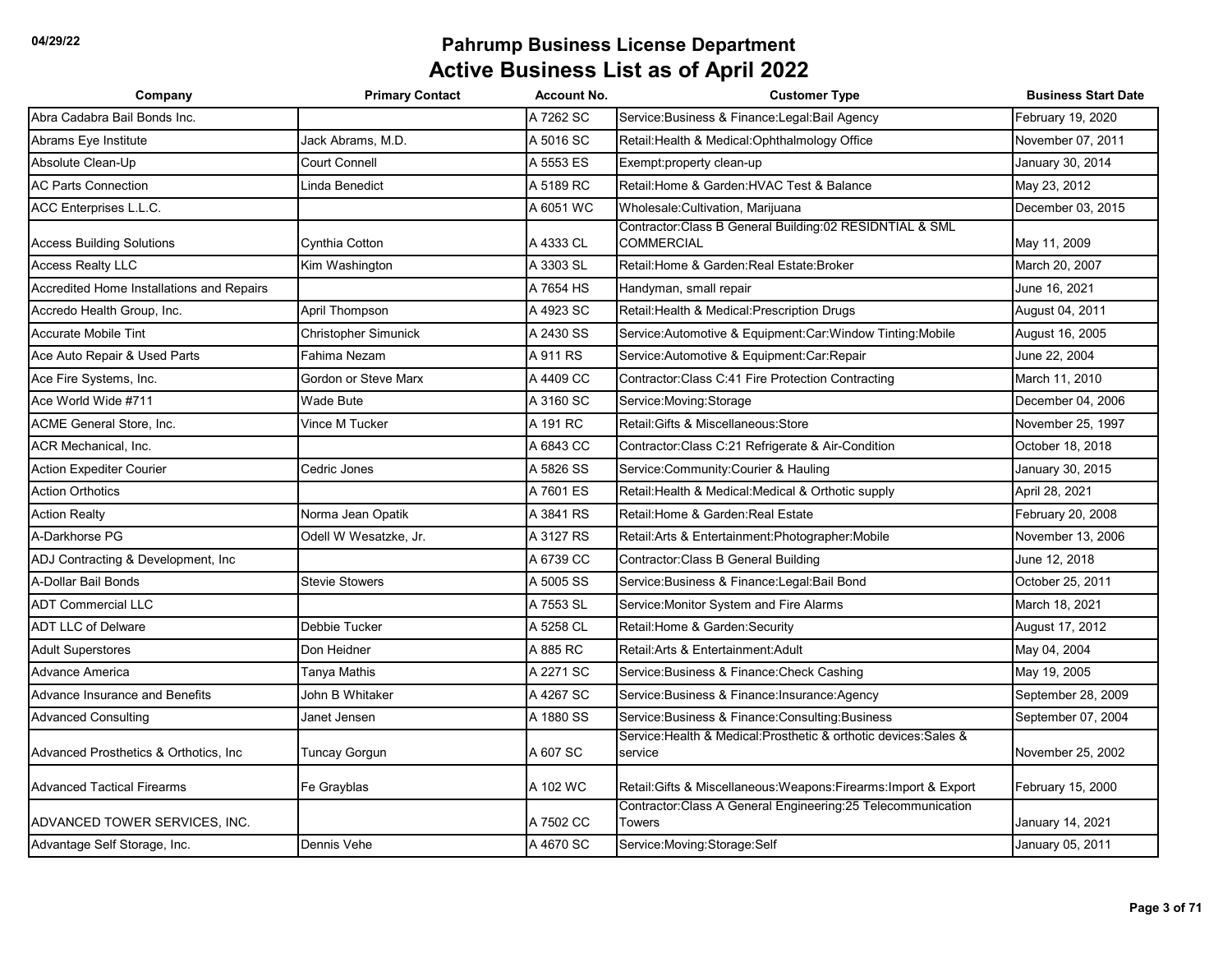# Pahrump Business License Department

## Active Business List as of April 2022

| Company | Primary Contact | Account No. | Customer Type | Business Start Date |
|---|---|---|---|---|
| Abra Cadabra Bail Bonds Inc. | | A 7262 SC | Service:Business & Finance:Legal:Bail Agency | February 19, 2020 |
| Abrams Eye Institute | Jack Abrams, M.D. | A 5016 SC | Retail:Health & Medical:Ophthalmology Office | November 07, 2011 |
| Absolute Clean-Up | Court Connell | A 5553 ES | Exempt:property clean-up | January 30, 2014 |
| AC Parts Connection | Linda Benedict | A 5189 RC | Retail:Home & Garden:HVAC Test & Balance | May 23, 2012 |
| ACC Enterprises L.L.C. | | A 6051 WC | Wholesale:Cultivation, Marijuana | December 03, 2015 |
| Access Building Solutions | Cynthia Cotton | A 4333 CL | Contractor:Class B General Building:02 RESIDNTIAL & SML COMMERCIAL | May 11, 2009 |
| Access Realty LLC | Kim Washington | A 3303 SL | Retail:Home & Garden:Real Estate:Broker | March 20, 2007 |
| Accredited Home Installations and Repairs | | A 7654 HS | Handyman, small repair | June 16, 2021 |
| Accredo Health Group, Inc. | April Thompson | A 4923 SC | Retail:Health & Medical:Prescription Drugs | August 04, 2011 |
| Accurate Mobile Tint | Christopher Simunick | A 2430 SS | Service:Automotive & Equipment:Car:Window Tinting:Mobile | August 16, 2005 |
| Ace Auto Repair & Used Parts | Fahima Nezam | A 911 RS | Service:Automotive & Equipment:Car:Repair | June 22, 2004 |
| Ace Fire Systems, Inc. | Gordon or Steve Marx | A 4409 CC | Contractor:Class C:41 Fire Protection Contracting | March 11, 2010 |
| Ace World Wide #711 | Wade Bute | A 3160 SC | Service:Moving:Storage | December 04, 2006 |
| ACME General Store, Inc. | Vince M Tucker | A 191 RC | Retail:Gifts & Miscellaneous:Store | November 25, 1997 |
| ACR Mechanical, Inc. | | A 6843 CC | Contractor:Class C:21 Refrigerate & Air-Condition | October 18, 2018 |
| Action Expediter Courier | Cedric Jones | A 5826 SS | Service:Community:Courier & Hauling | January 30, 2015 |
| Action Orthotics | | A 7601 ES | Retail:Health & Medical:Medical & Orthotic supply | April 28, 2021 |
| Action Realty | Norma Jean Opatik | A 3841 RS | Retail:Home & Garden:Real Estate | February 20, 2008 |
| A-Darkhorse PG | Odell W Wesatzke, Jr. | A 3127 RS | Retail:Arts & Entertainment:Photographer:Mobile | November 13, 2006 |
| ADJ Contracting & Development, Inc | | A 6739 CC | Contractor:Class B General Building | June 12, 2018 |
| A-Dollar Bail Bonds | Stevie Stowers | A 5005 SS | Service:Business & Finance:Legal:Bail Bond | October 25, 2011 |
| ADT Commercial LLC | | A 7553 SL | Service:Monitor System and Fire Alarms | March 18, 2021 |
| ADT LLC of Delware | Debbie Tucker | A 5258 CL | Retail:Home & Garden:Security | August 17, 2012 |
| Adult Superstores | Don Heidner | A 885 RC | Retail:Arts & Entertainment:Adult | May 04, 2004 |
| Advance America | Tanya Mathis | A 2271 SC | Service:Business & Finance:Check Cashing | May 19, 2005 |
| Advance Insurance and Benefits | John B Whitaker | A 4267 SC | Service:Business & Finance:Insurance:Agency | September 28, 2009 |
| Advanced Consulting | Janet Jensen | A 1880 SS | Service:Business & Finance:Consulting:Business | September 07, 2004 |
| Advanced Prosthetics & Orthotics, Inc | Tuncay Gorgun | A 607 SC | Service:Health & Medical:Prosthetic & orthotic devices:Sales & service | November 25, 2002 |
| Advanced Tactical Firearms | Fe Grayblas | A 102 WC | Retail:Gifts & Miscellaneous:Weapons:Firearms:Import & Export | February 15, 2000 |
| ADVANCED TOWER SERVICES, INC. | | A 7502 CC | Contractor:Class A General Engineering:25 Telecommunication Towers | January 14, 2021 |
| Advantage Self Storage, Inc. | Dennis Vehe | A 4670 SC | Service:Moving:Storage:Self | January 05, 2011 |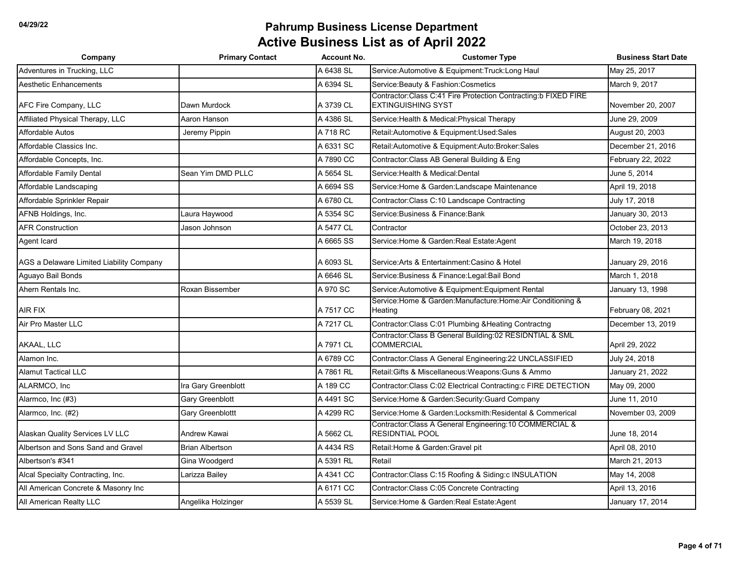# Pahrump Business License Department

## Active Business List as of April 2022

| Company | Primary Contact | Account No. | Customer Type | Business Start Date |
|---|---|---|---|---|
| Adventures in Trucking, LLC | | A 6438 SL | Service:Automotive & Equipment:Truck:Long Haul | May 25, 2017 |
| Aesthetic Enhancements | | A 6394 SL | Service:Beauty & Fashion:Cosmetics | March 9, 2017 |
| AFC Fire Company, LLC | Dawn Murdock | A 3739 CL | Contractor:Class C:41 Fire Protection Contracting:b FIXED FIRE EXTINGUISHING SYST | November 20, 2007 |
| Affiliated Physical Therapy, LLC | Aaron Hanson | A 4386 SL | Service:Health & Medical:Physical Therapy | June 29, 2009 |
| Affordable Autos | Jeremy Pippin | A 718 RC | Retail:Automotive & Equipment:Used:Sales | August 20, 2003 |
| Affordable Classics Inc. | | A 6331 SC | Retail:Automotive & Equipment:Auto:Broker:Sales | December 21, 2016 |
| Affordable Concepts, Inc. | | A 7890 CC | Contractor:Class AB General Building & Eng | February 22, 2022 |
| Affordable Family Dental | Sean Yim DMD PLLC | A 5654 SL | Service:Health & Medical:Dental | June 5, 2014 |
| Affordable Landscaping | | A 6694 SS | Service:Home & Garden:Landscape Maintenance | April 19, 2018 |
| Affordable Sprinkler Repair | | A 6780 CL | Contractor:Class C:10 Landscape Contracting | July 17, 2018 |
| AFNB Holdings, Inc. | Laura Haywood | A 5354 SC | Service:Business & Finance:Bank | January 30, 2013 |
| AFR Construction | Jason Johnson | A 5477 CL | Contractor | October 23, 2013 |
| Agent Icard | | A 6665 SS | Service:Home & Garden:Real Estate:Agent | March 19, 2018 |
| AGS a Delaware Limited Liability Company | | A 6093 SL | Service:Arts & Entertainment:Casino & Hotel | January 29, 2016 |
| Aguayo Bail Bonds | | A 6646 SL | Service:Business & Finance:Legal:Bail Bond | March 1, 2018 |
| Ahern Rentals Inc. | Roxan Bissember | A 970 SC | Service:Automotive & Equipment:Equipment Rental | January 13, 1998 |
| AIR FIX | | A 7517 CC | Service:Home & Garden:Manufacture:Home:Air Conditioning & Heating | February 08, 2021 |
| Air Pro Master LLC | | A 7217 CL | Contractor:Class C:01 Plumbing &Heating Contractng | December 13, 2019 |
| AKAAL, LLC | | A 7971 CL | Contractor:Class B General Building:02 RESIDNTIAL & SML COMMERCIAL | April 29, 2022 |
| Alamon Inc. | | A 6789 CC | Contractor:Class A General Engineering:22 UNCLASSIFIED | July 24, 2018 |
| Alamut Tactical LLC | | A 7861 RL | Retail:Gifts & Miscellaneous:Weapons:Guns & Ammo | January 21, 2022 |
| ALARMCO, Inc | Ira Gary Greenblott | A 189 CC | Contractor:Class C:02 Electrical Contracting:c FIRE DETECTION | May 09, 2000 |
| Alarmco, Inc (#3) | Gary Greenblott | A 4491 SC | Service:Home & Garden:Security:Guard Company | June 11, 2010 |
| Alarmco, Inc. (#2) | Gary Greenblottt | A 4299 RC | Service:Home & Garden:Locksmith:Residental & Commerical | November 03, 2009 |
| Alaskan Quality Services LV LLC | Andrew Kawai | A 5662 CL | Contractor:Class A General Engineering:10 COMMERCIAL & RESIDNTIAL POOL | June 18, 2014 |
| Albertson and Sons Sand and Gravel | Brian Albertson | A 4434 RS | Retail:Home & Garden:Gravel pit | April 08, 2010 |
| Albertson's #341 | Gina Woodgerd | A 5391 RL | Retail | March 21, 2013 |
| Alcal Specialty Contracting, Inc. | Larizza Bailey | A 4341 CC | Contractor:Class C:15 Roofing & Siding:c INSULATION | May 14, 2008 |
| All American Concrete & Masonry Inc | | A 6171 CC | Contractor:Class C:05 Concrete Contracting | April 13, 2016 |
| All American Realty LLC | Angelika Holzinger | A 5539 SL | Service:Home & Garden:Real Estate:Agent | January 17, 2014 |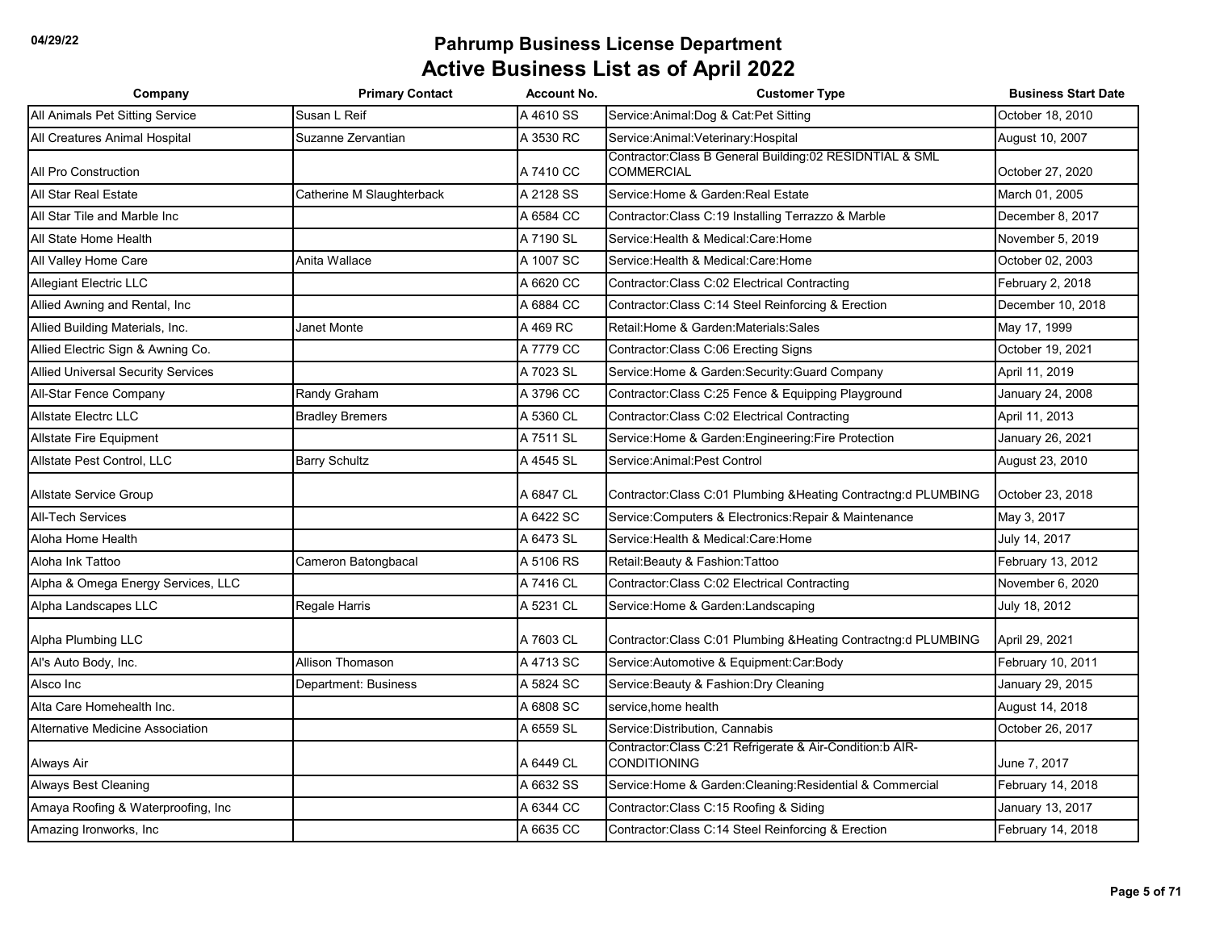# Pahrump Business License Department

## Active Business List as of April 2022

| Company | Primary Contact | Account No. | Customer Type | Business Start Date |
|---|---|---|---|---|
| All Animals Pet Sitting Service | Susan L Reif | A 4610 SS | Service:Animal:Dog & Cat:Pet Sitting | October 18, 2010 |
| All Creatures Animal Hospital | Suzanne Zervantian | A 3530 RC | Service:Animal:Veterinary:Hospital | August 10, 2007 |
| All Pro Construction | | A 7410 CC | Contractor:Class B General Building:02 RESIDNTIAL & SML COMMERCIAL | October 27, 2020 |
| All Star Real Estate | Catherine M Slaughterback | A 2128 SS | Service:Home & Garden:Real Estate | March 01, 2005 |
| All Star Tile and Marble Inc | | A 6584 CC | Contractor:Class C:19 Installing Terrazzo & Marble | December 8, 2017 |
| All State Home Health | | A 7190 SL | Service:Health & Medical:Care:Home | November 5, 2019 |
| All Valley Home Care | Anita Wallace | A 1007 SC | Service:Health & Medical:Care:Home | October 02, 2003 |
| Allegiant Electric LLC | | A 6620 CC | Contractor:Class C:02 Electrical Contracting | February 2, 2018 |
| Allied Awning and Rental, Inc | | A 6884 CC | Contractor:Class C:14 Steel Reinforcing & Erection | December 10, 2018 |
| Allied Building Materials, Inc. | Janet Monte | A 469 RC | Retail:Home & Garden:Materials:Sales | May 17, 1999 |
| Allied Electric Sign & Awning Co. | | A 7779 CC | Contractor:Class C:06 Erecting Signs | October 19, 2021 |
| Allied Universal Security Services | | A 7023 SL | Service:Home & Garden:Security:Guard Company | April 11, 2019 |
| All-Star Fence Company | Randy Graham | A 3796 CC | Contractor:Class C:25 Fence & Equipping Playground | January 24, 2008 |
| Allstate Electrc LLC | Bradley Bremers | A 5360 CL | Contractor:Class C:02 Electrical Contracting | April 11, 2013 |
| Allstate Fire Equipment | | A 7511 SL | Service:Home & Garden:Engineering:Fire Protection | January 26, 2021 |
| Allstate Pest Control, LLC | Barry Schultz | A 4545 SL | Service:Animal:Pest Control | August 23, 2010 |
| Allstate Service Group | | A 6847 CL | Contractor:Class C:01 Plumbing &Heating Contractng:d PLUMBING | October 23, 2018 |
| All-Tech Services | | A 6422 SC | Service:Computers & Electronics:Repair & Maintenance | May 3, 2017 |
| Aloha Home Health | | A 6473 SL | Service:Health & Medical:Care:Home | July 14, 2017 |
| Aloha Ink Tattoo | Cameron Batongbacal | A 5106 RS | Retail:Beauty & Fashion:Tattoo | February 13, 2012 |
| Alpha & Omega Energy Services, LLC | | A 7416 CL | Contractor:Class C:02 Electrical Contracting | November 6, 2020 |
| Alpha Landscapes LLC | Regale Harris | A 5231 CL | Service:Home & Garden:Landscaping | July 18, 2012 |
| Alpha Plumbing LLC | | A 7603 CL | Contractor:Class C:01 Plumbing &Heating Contractng:d PLUMBING | April 29, 2021 |
| Al's Auto Body, Inc. | Allison Thomason | A 4713 SC | Service:Automotive & Equipment:Car:Body | February 10, 2011 |
| Alsco Inc | Department: Business | A 5824 SC | Service:Beauty & Fashion:Dry Cleaning | January 29, 2015 |
| Alta Care Homehealth Inc. | | A 6808 SC | service,home health | August 14, 2018 |
| Alternative Medicine Association | | A 6559 SL | Service:Distribution, Cannabis | October 26, 2017 |
| Always Air | | A 6449 CL | Contractor:Class C:21 Refrigerate & Air-Condition:b AIR-CONDITIONING | June 7, 2017 |
| Always Best Cleaning | | A 6632 SS | Service:Home & Garden:Cleaning:Residential & Commercial | February 14, 2018 |
| Amaya Roofing & Waterproofing, Inc | | A 6344 CC | Contractor:Class C:15 Roofing & Siding | January 13, 2017 |
| Amazing Ironworks, Inc | | A 6635 CC | Contractor:Class C:14 Steel Reinforcing & Erection | February 14, 2018 |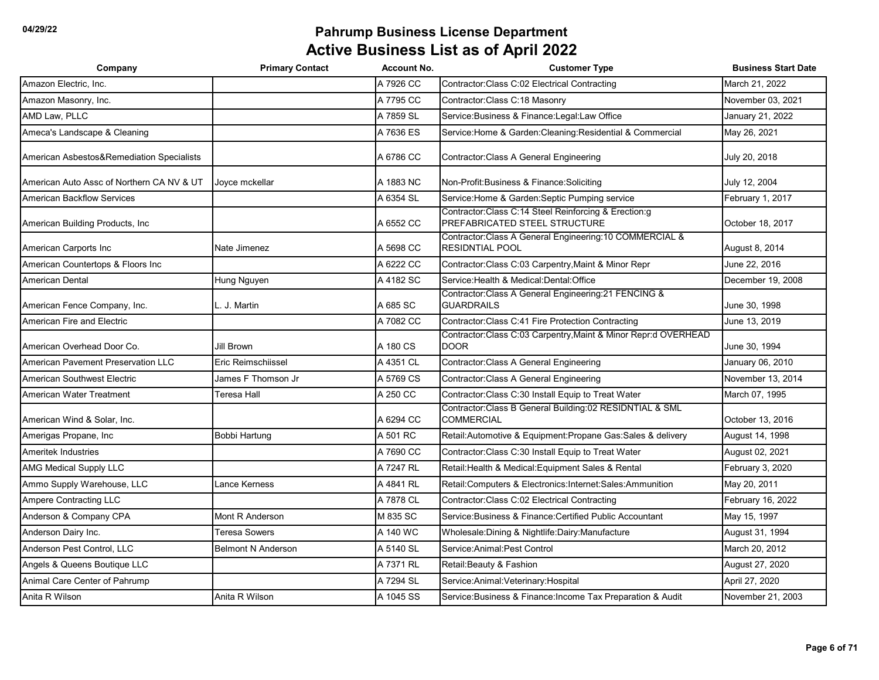# Pahrump Business License Department
## Active Business List as of April 2022

| Company | Primary Contact | Account No. | Customer Type | Business Start Date |
|---|---|---|---|---|
| Amazon Electric, Inc. | | A 7926 CC | Contractor:Class C:02 Electrical Contracting | March 21, 2022 |
| Amazon Masonry, Inc. | | A 7795 CC | Contractor:Class C:18 Masonry | November 03, 2021 |
| AMD Law, PLLC | | A 7859 SL | Service:Business & Finance:Legal:Law Office | January 21, 2022 |
| Ameca's Landscape & Cleaning | | A 7636 ES | Service:Home & Garden:Cleaning:Residential & Commercial | May 26, 2021 |
| American Asbestos&Remediation Specialists | | A 6786 CC | Contractor:Class A General Engineering | July 20, 2018 |
| American Auto Assc of Northern CA NV & UT | Joyce mckellar | A 1883 NC | Non-Profit:Business & Finance:Soliciting | July 12, 2004 |
| American Backflow Services | | A 6354 SL | Service:Home & Garden:Septic Pumping service | February 1, 2017 |
| American Building Products, Inc | | A 6552 CC | Contractor:Class C:14 Steel Reinforcing & Erection:g PREFABRICATED STEEL STRUCTURE | October 18, 2017 |
| American Carports Inc | Nate Jimenez | A 5698 CC | Contractor:Class A General Engineering:10 COMMERCIAL & RESIDNTIAL POOL | August 8, 2014 |
| American Countertops & Floors Inc | | A 6222 CC | Contractor:Class C:03 Carpentry,Maint & Minor Repr | June 22, 2016 |
| American Dental | Hung Nguyen | A 4182 SC | Service:Health & Medical:Dental:Office | December 19, 2008 |
| American Fence Company, Inc. | L. J. Martin | A 685 SC | Contractor:Class A General Engineering:21 FENCING & GUARDRAILS | June 30, 1998 |
| American Fire and Electric | | A 7082 CC | Contractor:Class C:41 Fire Protection Contracting | June 13, 2019 |
| American Overhead Door Co. | Jill Brown | A 180 CS | Contractor:Class C:03 Carpentry,Maint & Minor Repr:d OVERHEAD DOOR | June 30, 1994 |
| American Pavement Preservation LLC | Eric Reimschiissel | A 4351 CL | Contractor:Class A General Engineering | January 06, 2010 |
| American Southwest Electric | James F Thomson Jr | A 5769 CS | Contractor:Class A General Engineering | November 13, 2014 |
| American Water Treatment | Teresa Hall | A 250 CC | Contractor:Class C:30 Install Equip to Treat Water | March 07, 1995 |
| American Wind & Solar, Inc. | | A 6294 CC | Contractor:Class B General Building:02 RESIDNTIAL & SML COMMERCIAL | October 13, 2016 |
| Amerigas Propane, Inc | Bobbi Hartung | A 501 RC | Retail:Automotive & Equipment:Propane Gas:Sales & delivery | August 14, 1998 |
| Ameritek Industries | | A 7690 CC | Contractor:Class C:30 Install Equip to Treat Water | August 02, 2021 |
| AMG Medical Supply LLC | | A 7247 RL | Retail:Health & Medical:Equipment Sales & Rental | February 3, 2020 |
| Ammo Supply Warehouse, LLC | Lance Kerness | A 4841 RL | Retail:Computers & Electronics:Internet:Sales:Ammunition | May 20, 2011 |
| Ampere Contracting LLC | | A 7878 CL | Contractor:Class C:02 Electrical Contracting | February 16, 2022 |
| Anderson & Company CPA | Mont R Anderson | M 835 SC | Service:Business & Finance:Certified Public Accountant | May 15, 1997 |
| Anderson Dairy Inc. | Teresa Sowers | A 140 WC | Wholesale:Dining & Nightlife:Dairy:Manufacture | August 31, 1994 |
| Anderson Pest Control, LLC | Belmont N Anderson | A 5140 SL | Service:Animal:Pest Control | March 20, 2012 |
| Angels & Queens Boutique LLC | | A 7371 RL | Retail:Beauty & Fashion | August 27, 2020 |
| Animal Care Center of Pahrump | | A 7294 SL | Service:Animal:Veterinary:Hospital | April 27, 2020 |
| Anita R Wilson | Anita R Wilson | A 1045 SS | Service:Business & Finance:Income Tax Preparation & Audit | November 21, 2003 |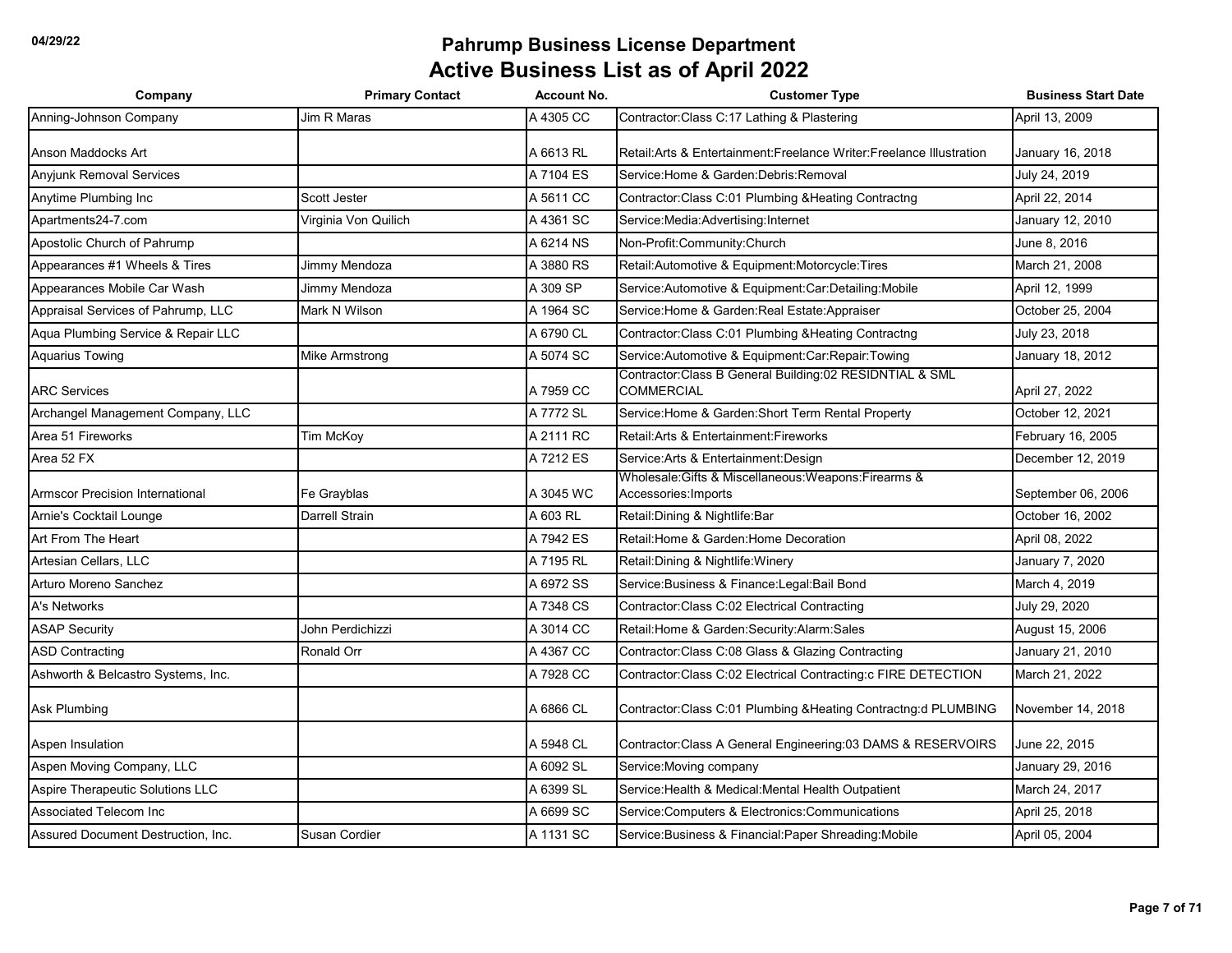# Pahrump Business License Department

## Active Business List as of April 2022

| Company | Primary Contact | Account No. | Customer Type | Business Start Date |
|---|---|---|---|---|
| Anning-Johnson Company | Jim R Maras | A 4305 CC | Contractor:Class C:17 Lathing & Plastering | April 13, 2009 |
| Anson Maddocks Art | | A 6613 RL | Retail:Arts & Entertainment:Freelance Writer:Freelance Illustration | January 16, 2018 |
| Anyjunk Removal Services | | A 7104 ES | Service:Home & Garden:Debris:Removal | July 24, 2019 |
| Anytime Plumbing Inc | Scott Jester | A 5611 CC | Contractor:Class C:01 Plumbing &Heating Contractng | April 22, 2014 |
| Apartments24-7.com | Virginia Von Quilich | A 4361 SC | Service:Media:Advertising:Internet | January 12, 2010 |
| Apostolic Church of Pahrump | | A 6214 NS | Non-Profit:Community:Church | June 8, 2016 |
| Appearances #1 Wheels & Tires | Jimmy Mendoza | A 3880 RS | Retail:Automotive & Equipment:Motorcycle:Tires | March 21, 2008 |
| Appearances Mobile Car Wash | Jimmy Mendoza | A 309 SP | Service:Automotive & Equipment:Car:Detailing:Mobile | April 12, 1999 |
| Appraisal Services of Pahrump, LLC | Mark N Wilson | A 1964 SC | Service:Home & Garden:Real Estate:Appraiser | October 25, 2004 |
| Aqua Plumbing Service & Repair LLC | | A 6790 CL | Contractor:Class C:01 Plumbing &Heating Contractng | July 23, 2018 |
| Aquarius Towing | Mike Armstrong | A 5074 SC | Service:Automotive & Equipment:Car:Repair:Towing | January 18, 2012 |
| ARC Services | | A 7959 CC | Contractor:Class B General Building:02 RESIDNTIAL & SML COMMERCIAL | April 27, 2022 |
| Archangel Management Company, LLC | | A 7772 SL | Service:Home & Garden:Short Term Rental Property | October 12, 2021 |
| Area 51 Fireworks | Tim McKoy | A 2111 RC | Retail:Arts & Entertainment:Fireworks | February 16, 2005 |
| Area 52 FX | | A 7212 ES | Service:Arts & Entertainment:Design | December 12, 2019 |
| Armscor Precision International | Fe Grayblas | A 3045 WC | Wholesale:Gifts & Miscellaneous:Weapons:Firearms & Accessories:Imports | September 06, 2006 |
| Arnie's Cocktail Lounge | Darrell Strain | A 603 RL | Retail:Dining & Nightlife:Bar | October 16, 2002 |
| Art From The Heart | | A 7942 ES | Retail:Home & Garden:Home Decoration | April 08, 2022 |
| Artesian Cellars, LLC | | A 7195 RL | Retail:Dining & Nightlife:Winery | January 7, 2020 |
| Arturo Moreno Sanchez | | A 6972 SS | Service:Business & Finance:Legal:Bail Bond | March 4, 2019 |
| A's Networks | | A 7348 CS | Contractor:Class C:02 Electrical Contracting | July 29, 2020 |
| ASAP Security | John Perdichizzi | A 3014 CC | Retail:Home & Garden:Security:Alarm:Sales | August 15, 2006 |
| ASD Contracting | Ronald Orr | A 4367 CC | Contractor:Class C:08 Glass & Glazing Contracting | January 21, 2010 |
| Ashworth & Belcastro Systems, Inc. | | A 7928 CC | Contractor:Class C:02 Electrical Contracting:c FIRE DETECTION | March 21, 2022 |
| Ask Plumbing | | A 6866 CL | Contractor:Class C:01 Plumbing &Heating Contractng:d PLUMBING | November 14, 2018 |
| Aspen Insulation | | A 5948 CL | Contractor:Class A General Engineering:03 DAMS & RESERVOIRS | June 22, 2015 |
| Aspen Moving Company, LLC | | A 6092 SL | Service:Moving company | January 29, 2016 |
| Aspire Therapeutic Solutions LLC | | A 6399 SL | Service:Health & Medical:Mental Health Outpatient | March 24, 2017 |
| Associated Telecom Inc | | A 6699 SC | Service:Computers & Electronics:Communications | April 25, 2018 |
| Assured Document Destruction, Inc. | Susan Cordier | A 1131 SC | Service:Business & Financial:Paper Shreading:Mobile | April 05, 2004 |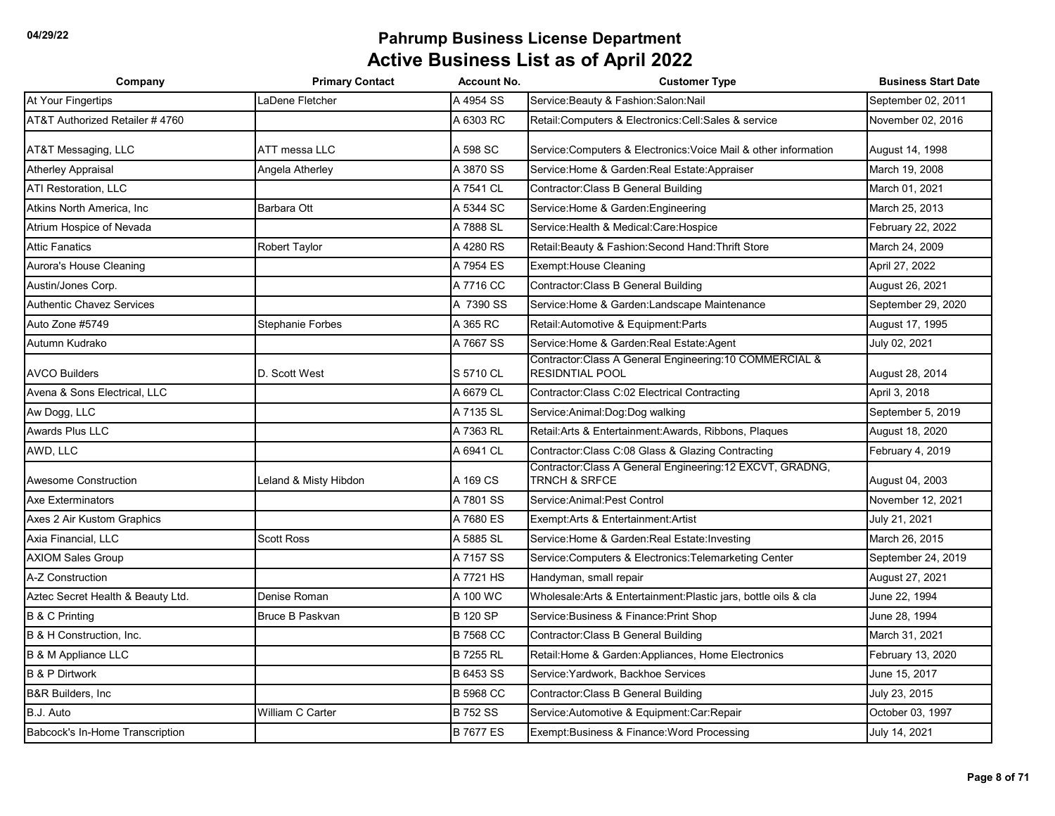# Pahrump Business License Department

## Active Business List as of April 2022

| Company | Primary Contact | Account No. | Customer Type | Business Start Date |
|---|---|---|---|---|
| At Your Fingertips | LaDene Fletcher | A 4954 SS | Service:Beauty & Fashion:Salon:Nail | September 02, 2011 |
| AT&T Authorized Retailer # 4760 | | A 6303 RC | Retail:Computers & Electronics:Cell:Sales & service | November 02, 2016 |
| AT&T Messaging, LLC | ATT messa LLC | A 598 SC | Service:Computers & Electronics:Voice Mail & other information | August 14, 1998 |
| Atherley Appraisal | Angela Atherley | A 3870 SS | Service:Home & Garden:Real Estate:Appraiser | March 19, 2008 |
| ATI Restoration, LLC | | A 7541 CL | Contractor:Class B General Building | March 01, 2021 |
| Atkins North America, Inc | Barbara Ott | A 5344 SC | Service:Home & Garden:Engineering | March 25, 2013 |
| Atrium Hospice of Nevada | | A 7888 SL | Service:Health & Medical:Care:Hospice | February 22, 2022 |
| Attic Fanatics | Robert Taylor | A 4280 RS | Retail:Beauty & Fashion:Second Hand:Thrift Store | March 24, 2009 |
| Aurora's House Cleaning | | A 7954 ES | Exempt:House Cleaning | April 27, 2022 |
| Austin/Jones Corp. | | A 7716 CC | Contractor:Class B General Building | August 26, 2021 |
| Authentic Chavez Services | | A 7390 SS | Service:Home & Garden:Landscape Maintenance | September 29, 2020 |
| Auto Zone #5749 | Stephanie Forbes | A 365 RC | Retail:Automotive & Equipment:Parts | August 17, 1995 |
| Autumn Kudrako | | A 7667 SS | Service:Home & Garden:Real Estate:Agent | July 02, 2021 |
| AVCO Builders | D. Scott West | S 5710 CL | Contractor:Class A General Engineering:10 COMMERCIAL & RESIDNTIAL POOL | August 28, 2014 |
| Avena & Sons Electrical, LLC | | A 6679 CL | Contractor:Class C:02 Electrical Contracting | April 3, 2018 |
| Aw Dogg, LLC | | A 7135 SL | Service:Animal:Dog:Dog walking | September 5, 2019 |
| Awards Plus LLC | | A 7363 RL | Retail:Arts & Entertainment:Awards, Ribbons, Plaques | August 18, 2020 |
| AWD, LLC | | A 6941 CL | Contractor:Class C:08 Glass & Glazing Contracting | February 4, 2019 |
| Awesome Construction | Leland & Misty Hibdon | A 169 CS | Contractor:Class A General Engineering:12 EXCVT, GRADNG, TRNCH & SRFCE | August 04, 2003 |
| Axe Exterminators | | A 7801 SS | Service:Animal:Pest Control | November 12, 2021 |
| Axes 2 Air Kustom Graphics | | A 7680 ES | Exempt:Arts & Entertainment:Artist | July 21, 2021 |
| Axia Financial, LLC | Scott Ross | A 5885 SL | Service:Home & Garden:Real Estate:Investing | March 26, 2015 |
| AXIOM Sales Group | | A 7157 SS | Service:Computers & Electronics:Telemarketing Center | September 24, 2019 |
| A-Z Construction | | A 7721 HS | Handyman, small repair | August 27, 2021 |
| Aztec Secret Health & Beauty Ltd. | Denise Roman | A 100 WC | Wholesale:Arts & Entertainment:Plastic jars, bottle oils & cla | June 22, 1994 |
| B & C Printing | Bruce B Paskvan | B 120 SP | Service:Business & Finance:Print Shop | June 28, 1994 |
| B & H Construction, Inc. | | B 7568 CC | Contractor:Class B General Building | March 31, 2021 |
| B & M Appliance LLC | | B 7255 RL | Retail:Home & Garden:Appliances, Home Electronics | February 13, 2020 |
| B & P Dirtwork | | B 6453 SS | Service:Yardwork, Backhoe Services | June 15, 2017 |
| B&R Builders, Inc | | B 5968 CC | Contractor:Class B General Building | July 23, 2015 |
| B.J. Auto | William C Carter | B 752 SS | Service:Automotive & Equipment:Car:Repair | October 03, 1997 |
| Babcock's In-Home Transcription | | B 7677 ES | Exempt:Business & Finance:Word Processing | July 14, 2021 |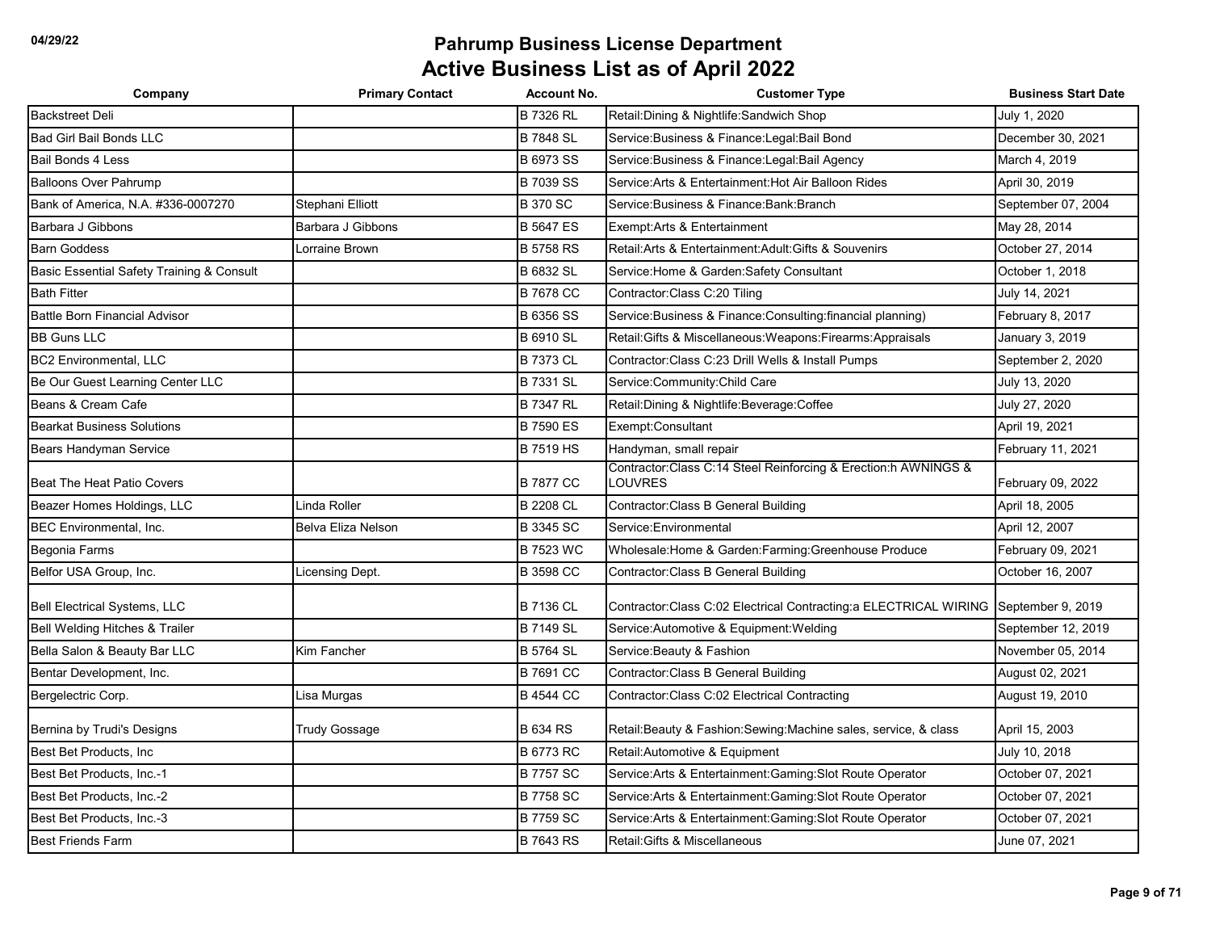# Pahrump Business License Department

## Active Business List as of April 2022

| Company | Primary Contact | Account No. | Customer Type | Business Start Date |
|---|---|---|---|---|
| Backstreet Deli | | B 7326 RL | Retail:Dining & Nightlife:Sandwich Shop | July 1, 2020 |
| Bad Girl Bail Bonds LLC | | B 7848 SL | Service:Business & Finance:Legal:Bail Bond | December 30, 2021 |
| Bail Bonds 4 Less | | B 6973 SS | Service:Business & Finance:Legal:Bail Agency | March 4, 2019 |
| Balloons Over Pahrump | | B 7039 SS | Service:Arts & Entertainment:Hot Air Balloon Rides | April 30, 2019 |
| Bank of America, N.A. #336-0007270 | Stephani Elliott | B 370 SC | Service:Business & Finance:Bank:Branch | September 07, 2004 |
| Barbara J Gibbons | Barbara J Gibbons | B 5647 ES | Exempt:Arts & Entertainment | May 28, 2014 |
| Barn Goddess | Lorraine Brown | B 5758 RS | Retail:Arts & Entertainment:Adult:Gifts & Souvenirs | October 27, 2014 |
| Basic Essential Safety Training & Consult | | B 6832 SL | Service:Home & Garden:Safety Consultant | October 1, 2018 |
| Bath Fitter | | B 7678 CC | Contractor:Class C:20 Tiling | July 14, 2021 |
| Battle Born Financial Advisor | | B 6356 SS | Service:Business & Finance:Consulting:financial planning) | February 8, 2017 |
| BB Guns LLC | | B 6910 SL | Retail:Gifts & Miscellaneous:Weapons:Firearms:Appraisals | January 3, 2019 |
| BC2 Environmental, LLC | | B 7373 CL | Contractor:Class C:23 Drill Wells & Install Pumps | September 2, 2020 |
| Be Our Guest Learning Center LLC | | B 7331 SL | Service:Community:Child Care | July 13, 2020 |
| Beans & Cream Cafe | | B 7347 RL | Retail:Dining & Nightlife:Beverage:Coffee | July 27, 2020 |
| Bearkat Business Solutions | | B 7590 ES | Exempt:Consultant | April 19, 2021 |
| Bears Handyman Service | | B 7519 HS | Handyman, small repair | February 11, 2021 |
| Beat The Heat Patio Covers | | B 7877 CC | Contractor:Class C:14 Steel Reinforcing & Erection:h AWNINGS & LOUVRES | February 09, 2022 |
| Beazer Homes Holdings, LLC | Linda Roller | B 2208 CL | Contractor:Class B General Building | April 18, 2005 |
| BEC Environmental, Inc. | Belva Eliza Nelson | B 3345 SC | Service:Environmental | April 12, 2007 |
| Begonia Farms | | B 7523 WC | Wholesale:Home & Garden:Farming:Greenhouse Produce | February 09, 2021 |
| Belfor USA Group, Inc. | Licensing Dept. | B 3598 CC | Contractor:Class B General Building | October 16, 2007 |
| Bell Electrical Systems, LLC | | B 7136 CL | Contractor:Class C:02 Electrical Contracting:a ELECTRICAL WIRING | September 9, 2019 |
| Bell Welding Hitches & Trailer | | B 7149 SL | Service:Automotive & Equipment:Welding | September 12, 2019 |
| Bella Salon & Beauty Bar LLC | Kim Fancher | B 5764 SL | Service:Beauty & Fashion | November 05, 2014 |
| Bentar Development, Inc. | | B 7691 CC | Contractor:Class B General Building | August 02, 2021 |
| Bergelectric Corp. | Lisa Murgas | B 4544 CC | Contractor:Class C:02 Electrical Contracting | August 19, 2010 |
| Bernina by Trudi's Designs | Trudy Gossage | B 634 RS | Retail:Beauty & Fashion:Sewing:Machine sales, service, & class | April 15, 2003 |
| Best Bet Products, Inc | | B 6773 RC | Retail:Automotive & Equipment | July 10, 2018 |
| Best Bet Products, Inc.-1 | | B 7757 SC | Service:Arts & Entertainment:Gaming:Slot Route Operator | October 07, 2021 |
| Best Bet Products, Inc.-2 | | B 7758 SC | Service:Arts & Entertainment:Gaming:Slot Route Operator | October 07, 2021 |
| Best Bet Products, Inc.-3 | | B 7759 SC | Service:Arts & Entertainment:Gaming:Slot Route Operator | October 07, 2021 |
| Best Friends Farm | | B 7643 RS | Retail:Gifts & Miscellaneous | June 07, 2021 |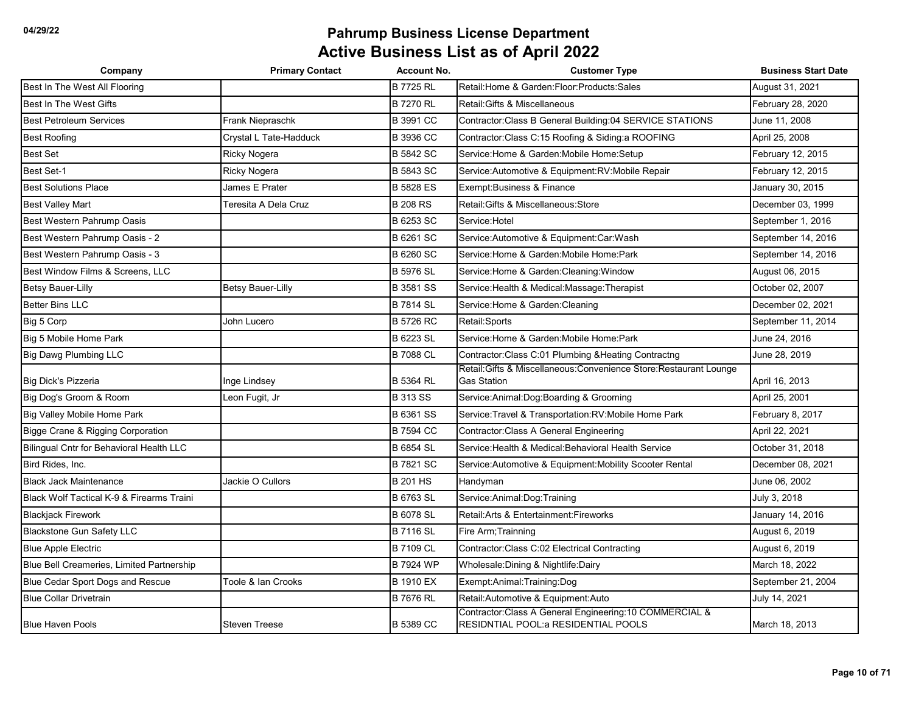# Pahrump Business License Department

## Active Business List as of April 2022

| Company | Primary Contact | Account No. | Customer Type | Business Start Date |
|---|---|---|---|---|
| Best In The West All Flooring | | B 7725 RL | Retail:Home & Garden:Floor:Products:Sales | August 31, 2021 |
| Best In The West Gifts | | B 7270 RL | Retail:Gifts & Miscellaneous | February 28, 2020 |
| Best Petroleum Services | Frank Niepraschk | B 3991 CC | Contractor:Class B General Building:04 SERVICE STATIONS | June 11, 2008 |
| Best Roofing | Crystal L Tate-Hadduck | B 3936 CC | Contractor:Class C:15 Roofing & Siding:a ROOFING | April 25, 2008 |
| Best Set | Ricky Nogera | B 5842 SC | Service:Home & Garden:Mobile Home:Setup | February 12, 2015 |
| Best Set-1 | Ricky Nogera | B 5843 SC | Service:Automotive & Equipment:RV:Mobile Repair | February 12, 2015 |
| Best Solutions Place | James E Prater | B 5828 ES | Exempt:Business & Finance | January 30, 2015 |
| Best Valley Mart | Teresita A Dela Cruz | B 208 RS | Retail:Gifts & Miscellaneous:Store | December 03, 1999 |
| Best Western Pahrump Oasis | | B 6253 SC | Service:Hotel | September 1, 2016 |
| Best Western Pahrump Oasis - 2 | | B 6261 SC | Service:Automotive & Equipment:Car:Wash | September 14, 2016 |
| Best Western Pahrump Oasis - 3 | | B 6260 SC | Service:Home & Garden:Mobile Home:Park | September 14, 2016 |
| Best Window Films & Screens, LLC | | B 5976 SL | Service:Home & Garden:Cleaning:Window | August 06, 2015 |
| Betsy Bauer-Lilly | Betsy Bauer-Lilly | B 3581 SS | Service:Health & Medical:Massage:Therapist | October 02, 2007 |
| Better Bins LLC | | B 7814 SL | Service:Home & Garden:Cleaning | December 02, 2021 |
| Big 5 Corp | John Lucero | B 5726 RC | Retail:Sports | September 11, 2014 |
| Big 5 Mobile Home Park | | B 6223 SL | Service:Home & Garden:Mobile Home:Park | June 24, 2016 |
| Big Dawg Plumbing LLC | | B 7088 CL | Contractor:Class C:01 Plumbing &Heating Contractng | June 28, 2019 |
| Big Dick's Pizzeria | Inge Lindsey | B 5364 RL | Retail:Gifts & Miscellaneous:Convenience Store:Restaurant Lounge Gas Station | April 16, 2013 |
| Big Dog's Groom & Room | Leon Fugit, Jr | B 313 SS | Service:Animal:Dog:Boarding & Grooming | April 25, 2001 |
| Big Valley Mobile Home Park | | B 6361 SS | Service:Travel & Transportation:RV:Mobile Home Park | February 8, 2017 |
| Bigge Crane & Rigging Corporation | | B 7594 CC | Contractor:Class A General Engineering | April 22, 2021 |
| Bilingual Cntr for Behavioral Health LLC | | B 6854 SL | Service:Health & Medical:Behavioral Health Service | October 31, 2018 |
| Bird Rides, Inc. | | B 7821 SC | Service:Automotive & Equipment:Mobility Scooter Rental | December 08, 2021 |
| Black Jack Maintenance | Jackie O Cullors | B 201 HS | Handyman | June 06, 2002 |
| Black Wolf Tactical K-9 & Firearms Traini | | B 6763 SL | Service:Animal:Dog:Training | July 3, 2018 |
| Blackjack Firework | | B 6078 SL | Retail:Arts & Entertainment:Fireworks | January 14, 2016 |
| Blackstone Gun Safety LLC | | B 7116 SL | Fire Arm;Trainning | August 6, 2019 |
| Blue Apple Electric | | B 7109 CL | Contractor:Class C:02 Electrical Contracting | August 6, 2019 |
| Blue Bell Creameries, Limited Partnership | | B 7924 WP | Wholesale:Dining & Nightlife:Dairy | March 18, 2022 |
| Blue Cedar Sport Dogs and Rescue | Toole & Ian Crooks | B 1910 EX | Exempt:Animal:Training:Dog | September 21, 2004 |
| Blue Collar Drivetrain | | B 7676 RL | Retail:Automotive & Equipment:Auto | July 14, 2021 |
| Blue Haven Pools | Steven Treese | B 5389 CC | Contractor:Class A General Engineering:10 COMMERCIAL & RESIDNTIAL POOL:a RESIDENTIAL POOLS | March 18, 2013 |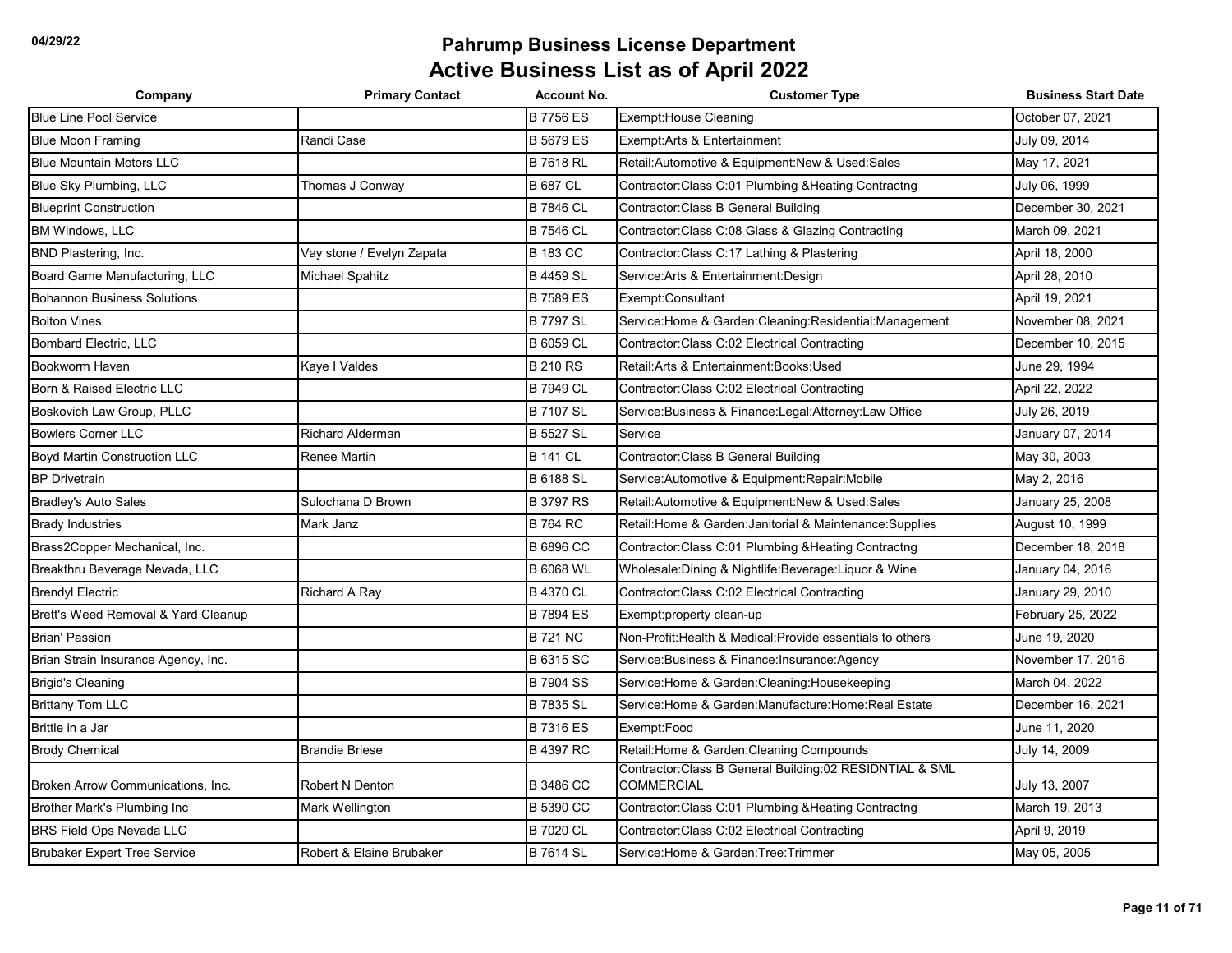# Pahrump Business License Department

## Active Business List as of April 2022

| Company | Primary Contact | Account No. | Customer Type | Business Start Date |
|---|---|---|---|---|
| Blue Line Pool Service | | B 7756 ES | Exempt:House Cleaning | October 07, 2021 |
| Blue Moon Framing | Randi Case | B 5679 ES | Exempt:Arts & Entertainment | July 09, 2014 |
| Blue Mountain Motors LLC | | B 7618 RL | Retail:Automotive & Equipment:New & Used:Sales | May 17, 2021 |
| Blue Sky Plumbing, LLC | Thomas J Conway | B 687 CL | Contractor:Class C:01 Plumbing &Heating Contractng | July 06, 1999 |
| Blueprint Construction | | B 7846 CL | Contractor:Class B General Building | December 30, 2021 |
| BM Windows, LLC | | B 7546 CL | Contractor:Class C:08 Glass & Glazing Contracting | March 09, 2021 |
| BND Plastering, Inc. | Vay stone / Evelyn Zapata | B 183 CC | Contractor:Class C:17 Lathing & Plastering | April 18, 2000 |
| Board Game Manufacturing, LLC | Michael Spahitz | B 4459 SL | Service:Arts & Entertainment:Design | April 28, 2010 |
| Bohannon Business Solutions | | B 7589 ES | Exempt:Consultant | April 19, 2021 |
| Bolton Vines | | B 7797 SL | Service:Home & Garden:Cleaning:Residential:Management | November 08, 2021 |
| Bombard Electric, LLC | | B 6059 CL | Contractor:Class C:02 Electrical Contracting | December 10, 2015 |
| Bookworm Haven | Kaye I Valdes | B 210 RS | Retail:Arts & Entertainment:Books:Used | June 29, 1994 |
| Born & Raised Electric LLC | | B 7949 CL | Contractor:Class C:02 Electrical Contracting | April 22, 2022 |
| Boskovich Law Group, PLLC | | B 7107 SL | Service:Business & Finance:Legal:Attorney:Law Office | July 26, 2019 |
| Bowlers Corner LLC | Richard Alderman | B 5527 SL | Service | January 07, 2014 |
| Boyd Martin Construction LLC | Renee Martin | B 141 CL | Contractor:Class B General Building | May 30, 2003 |
| BP Drivetrain | | B 6188 SL | Service:Automotive & Equipment:Repair:Mobile | May 2, 2016 |
| Bradley's Auto Sales | Sulochana D Brown | B 3797 RS | Retail:Automotive & Equipment:New & Used:Sales | January 25, 2008 |
| Brady Industries | Mark Janz | B 764 RC | Retail:Home & Garden:Janitorial & Maintenance:Supplies | August 10, 1999 |
| Brass2Copper Mechanical, Inc. | | B 6896 CC | Contractor:Class C:01 Plumbing &Heating Contractng | December 18, 2018 |
| Breakthru Beverage Nevada, LLC | | B 6068 WL | Wholesale:Dining & Nightlife:Beverage:Liquor & Wine | January 04, 2016 |
| Brendyl Electric | Richard A Ray | B 4370 CL | Contractor:Class C:02 Electrical Contracting | January 29, 2010 |
| Brett's Weed Removal & Yard Cleanup | | B 7894 ES | Exempt:property clean-up | February 25, 2022 |
| Brian' Passion | | B 721 NC | Non-Profit:Health & Medical:Provide essentials to others | June 19, 2020 |
| Brian Strain Insurance Agency, Inc. | | B 6315 SC | Service:Business & Finance:Insurance:Agency | November 17, 2016 |
| Brigid's Cleaning | | B 7904 SS | Service:Home & Garden:Cleaning:Housekeeping | March 04, 2022 |
| Brittany Tom LLC | | B 7835 SL | Service:Home & Garden:Manufacture:Home:Real Estate | December 16, 2021 |
| Brittle in a Jar | | B 7316 ES | Exempt:Food | June 11, 2020 |
| Brody Chemical | Brandie Briese | B 4397 RC | Retail:Home & Garden:Cleaning Compounds | July 14, 2009 |
| Broken Arrow Communications, Inc. | Robert N Denton | B 3486 CC | Contractor:Class B General Building:02 RESIDNTIAL & SML COMMERCIAL | July 13, 2007 |
| Brother Mark's Plumbing Inc | Mark Wellington | B 5390 CC | Contractor:Class C:01 Plumbing &Heating Contractng | March 19, 2013 |
| BRS Field Ops Nevada LLC | | B 7020 CL | Contractor:Class C:02 Electrical Contracting | April 9, 2019 |
| Brubaker Expert Tree Service | Robert & Elaine Brubaker | B 7614 SL | Service:Home & Garden:Tree:Trimmer | May 05, 2005 |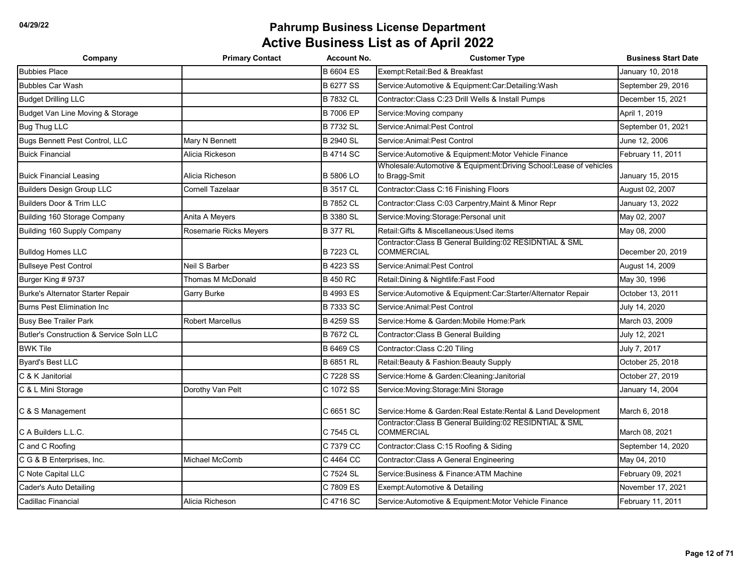# Pahrump Business License Department

## Active Business List as of April 2022

| Company | Primary Contact | Account No. | Customer Type | Business Start Date |
|---|---|---|---|---|
| Bubbies Place | | B 6604 ES | Exempt:Retail:Bed & Breakfast | January 10, 2018 |
| Bubbles Car Wash | | B 6277 SS | Service:Automotive & Equipment:Car:Detailing:Wash | September 29, 2016 |
| Budget Drilling LLC | | B 7832 CL | Contractor:Class C:23 Drill Wells & Install Pumps | December 15, 2021 |
| Budget Van Line Moving & Storage | | B 7006 EP | Service:Moving company | April 1, 2019 |
| Bug Thug LLC | | B 7732 SL | Service:Animal:Pest Control | September 01, 2021 |
| Bugs Bennett Pest Control, LLC | Mary N Bennett | B 2940 SL | Service:Animal:Pest Control | June 12, 2006 |
| Buick Financial | Alicia Rickeson | B 4714 SC | Service:Automotive & Equipment:Motor Vehicle Finance | February 11, 2011 |
| Buick Financial Leasing | Alicia Richeson | B 5806 LO | Wholesale:Automotive & Equipment:Driving School:Lease of vehicles to Bragg-Smit | January 15, 2015 |
| Builders Design Group LLC | Cornell Tazelaar | B 3517 CL | Contractor:Class C:16 Finishing Floors | August 02, 2007 |
| Builders Door & Trim LLC | | B 7852 CL | Contractor:Class C:03 Carpentry,Maint & Minor Repr | January 13, 2022 |
| Building 160 Storage Company | Anita A Meyers | B 3380 SL | Service:Moving:Storage:Personal unit | May 02, 2007 |
| Building 160 Supply Company | Rosemarie Ricks Meyers | B 377 RL | Retail:Gifts & Miscellaneous:Used items | May 08, 2000 |
| Bulldog Homes LLC | | B 7223 CL | Contractor:Class B General Building:02 RESIDNTIAL & SML COMMERCIAL | December 20, 2019 |
| Bullseye Pest Control | Neil S Barber | B 4223 SS | Service:Animal:Pest Control | August 14, 2009 |
| Burger King # 9737 | Thomas M McDonald | B 450 RC | Retail:Dining & Nightlife:Fast Food | May 30, 1996 |
| Burke's Alternator Starter Repair | Garry Burke | B 4993 ES | Service:Automotive & Equipment:Car:Starter/Alternator Repair | October 13, 2011 |
| Burns Pest Elimination Inc | | B 7333 SC | Service:Animal:Pest Control | July 14, 2020 |
| Busy Bee Trailer Park | Robert Marcellus | B 4259 SS | Service:Home & Garden:Mobile Home:Park | March 03, 2009 |
| Butler's Construction & Service Soln LLC | | B 7672 CL | Contractor:Class B General Building | July 12, 2021 |
| BWK Tile | | B 6469 CS | Contractor:Class C:20 Tiling | July 7, 2017 |
| Byard's Best LLC | | B 6851 RL | Retail:Beauty & Fashion:Beauty Supply | October 25, 2018 |
| C & K Janitorial | | C 7228 SS | Service:Home & Garden:Cleaning:Janitorial | October 27, 2019 |
| C & L Mini Storage | Dorothy Van Pelt | C 1072 SS | Service:Moving:Storage:Mini Storage | January 14, 2004 |
| C & S Management | | C 6651 SC | Service:Home & Garden:Real Estate:Rental & Land Development | March 6, 2018 |
| C A Builders L.L.C. | | C 7545 CL | Contractor:Class B General Building:02 RESIDNTIAL & SML COMMERCIAL | March 08, 2021 |
| C and C Roofing | | C 7379 CC | Contractor:Class C:15 Roofing & Siding | September 14, 2020 |
| C G & B Enterprises, Inc. | Michael McComb | C 4464 CC | Contractor:Class A General Engineering | May 04, 2010 |
| C Note Capital LLC | | C 7524 SL | Service:Business & Finance:ATM Machine | February 09, 2021 |
| Cader's Auto Detailing | | C 7809 ES | Exempt:Automotive & Detailing | November 17, 2021 |
| Cadillac Financial | Alicia Richeson | C 4716 SC | Service:Automotive & Equipment:Motor Vehicle Finance | February 11, 2011 |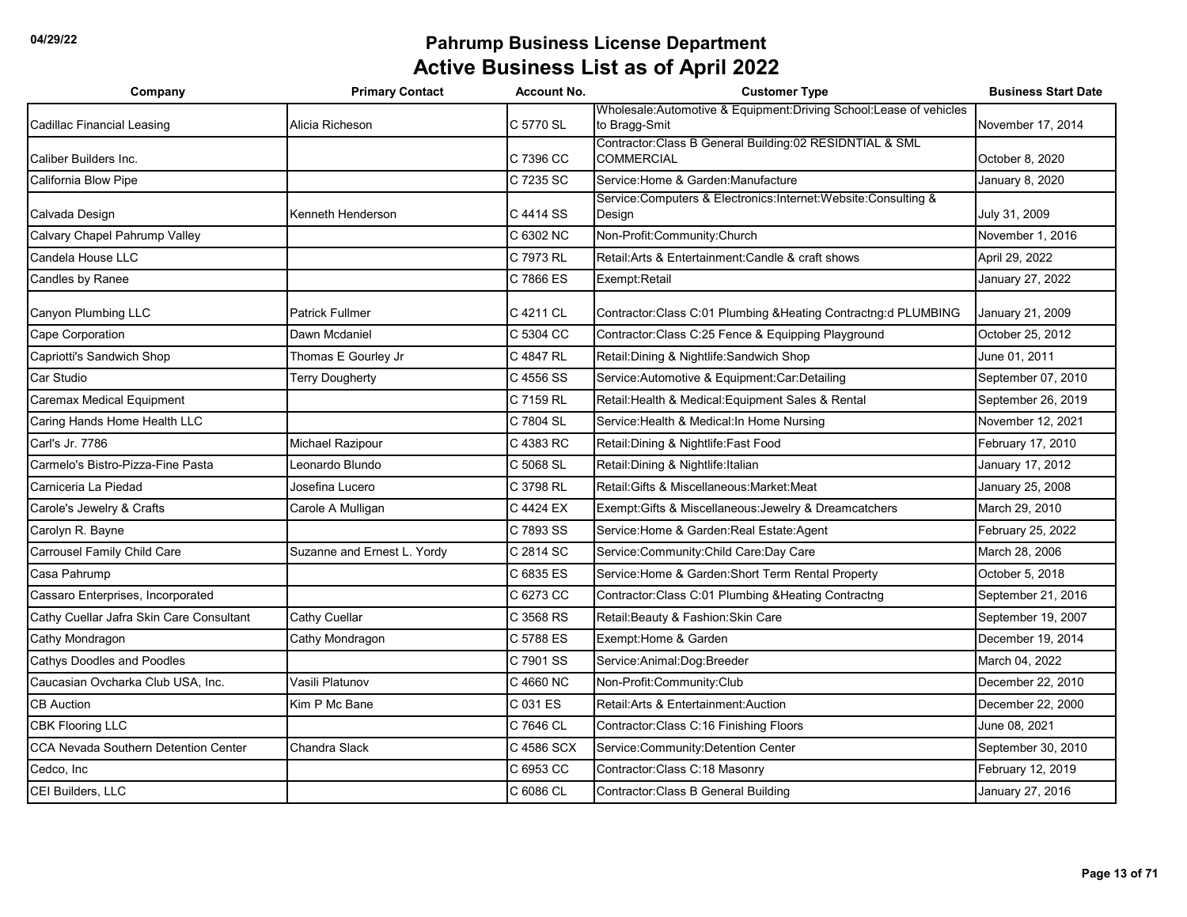# Pahrump Business License Department

## Active Business List as of April 2022

| Company | Primary Contact | Account No. | Customer Type | Business Start Date |
|---|---|---|---|---|
| Cadillac Financial Leasing | Alicia Richeson | C 5770 SL | Wholesale:Automotive & Equipment:Driving School:Lease of vehicles to Bragg-Smit | November 17, 2014 |
| Caliber Builders Inc. | | C 7396 CC | Contractor:Class B General Building:02 RESIDNTIAL & SML COMMERCIAL | October 8, 2020 |
| California Blow Pipe | | C 7235 SC | Service:Home & Garden:Manufacture | January 8, 2020 |
| Calvada Design | Kenneth Henderson | C 4414 SS | Service:Computers & Electronics:Internet:Website:Consulting & Design | July 31, 2009 |
| Calvary Chapel Pahrump Valley | | C 6302 NC | Non-Profit:Community:Church | November 1, 2016 |
| Candela House LLC | | C 7973 RL | Retail:Arts & Entertainment:Candle & craft shows | April 29, 2022 |
| Candles by Ranee | | C 7866 ES | Exempt:Retail | January 27, 2022 |
| Canyon Plumbing LLC | Patrick Fullmer | C 4211 CL | Contractor:Class C:01 Plumbing &Heating Contractng:d PLUMBING | January 21, 2009 |
| Cape Corporation | Dawn Mcdaniel | C 5304 CC | Contractor:Class C:25 Fence & Equipping Playground | October 25, 2012 |
| Capriotti's Sandwich Shop | Thomas E Gourley Jr | C 4847 RL | Retail:Dining & Nightlife:Sandwich Shop | June 01, 2011 |
| Car Studio | Terry Dougherty | C 4556 SS | Service:Automotive & Equipment:Car:Detailing | September 07, 2010 |
| Caremax Medical Equipment | | C 7159 RL | Retail:Health & Medical:Equipment Sales & Rental | September 26, 2019 |
| Caring Hands Home Health LLC | | C 7804 SL | Service:Health & Medical:In Home Nursing | November 12, 2021 |
| Carl's Jr. 7786 | Michael Razipour | C 4383 RC | Retail:Dining & Nightlife:Fast Food | February 17, 2010 |
| Carmelo's Bistro-Pizza-Fine Pasta | Leonardo Blundo | C 5068 SL | Retail:Dining & Nightlife:Italian | January 17, 2012 |
| Carniceria La Piedad | Josefina Lucero | C 3798 RL | Retail:Gifts & Miscellaneous:Market:Meat | January 25, 2008 |
| Carole's Jewelry & Crafts | Carole A Mulligan | C 4424 EX | Exempt:Gifts & Miscellaneous:Jewelry & Dreamcatchers | March 29, 2010 |
| Carolyn R. Bayne | | C 7893 SS | Service:Home & Garden:Real Estate:Agent | February 25, 2022 |
| Carrousel Family Child Care | Suzanne and Ernest L. Yordy | C 2814 SC | Service:Community:Child Care:Day Care | March 28, 2006 |
| Casa Pahrump | | C 6835 ES | Service:Home & Garden:Short Term Rental Property | October 5, 2018 |
| Cassaro Enterprises, Incorporated | | C 6273 CC | Contractor:Class C:01 Plumbing &Heating Contractng | September 21, 2016 |
| Cathy Cuellar Jafra Skin Care Consultant | Cathy Cuellar | C 3568 RS | Retail:Beauty & Fashion:Skin Care | September 19, 2007 |
| Cathy Mondragon | Cathy Mondragon | C 5788 ES | Exempt:Home & Garden | December 19, 2014 |
| Cathys Doodles and Poodles | | C 7901 SS | Service:Animal:Dog:Breeder | March 04, 2022 |
| Caucasian Ovcharka Club USA, Inc. | Vasili Platunov | C 4660 NC | Non-Profit:Community:Club | December 22, 2010 |
| CB Auction | Kim P Mc Bane | C 031 ES | Retail:Arts & Entertainment:Auction | December 22, 2000 |
| CBK Flooring LLC | | C 7646 CL | Contractor:Class C:16 Finishing Floors | June 08, 2021 |
| CCA Nevada Southern Detention Center | Chandra Slack | C 4586 SCX | Service:Community:Detention Center | September 30, 2010 |
| Cedco, Inc | | C 6953 CC | Contractor:Class C:18 Masonry | February 12, 2019 |
| CEI Builders, LLC | | C 6086 CL | Contractor:Class B General Building | January 27, 2016 |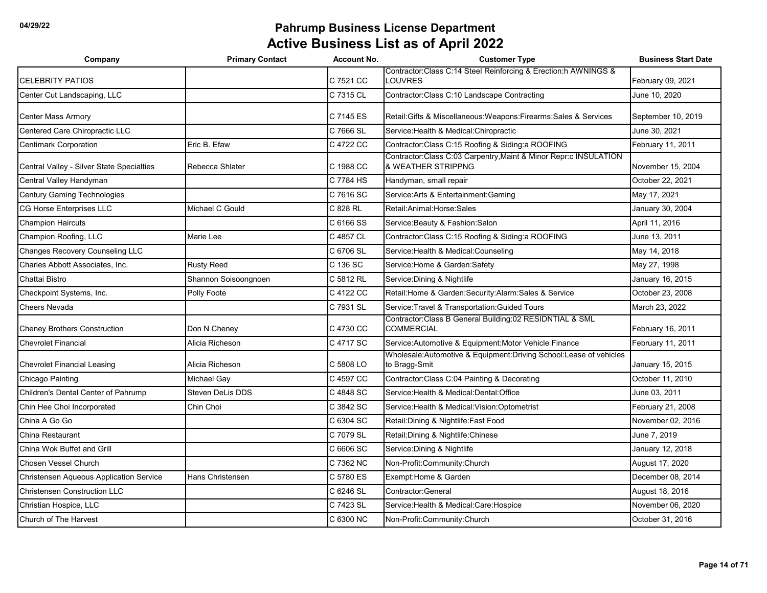# Pahrump Business License Department

## Active Business List as of April 2022

| Company | Primary Contact | Account No. | Customer Type | Business Start Date |
|---|---|---|---|---|
| CELEBRITY PATIOS | | C 7521 CC | Contractor:Class C:14 Steel Reinforcing & Erection:h AWNINGS & LOUVRES | February 09, 2021 |
| Center Cut Landscaping, LLC | | C 7315 CL | Contractor:Class C:10 Landscape Contracting | June 10, 2020 |
| Center Mass Armory | | C 7145 ES | Retail:Gifts & Miscellaneous:Weapons:Firearms:Sales & Services | September 10, 2019 |
| Centered Care Chiropractic LLC | | C 7666 SL | Service:Health & Medical:Chiropractic | June 30, 2021 |
| Centimark Corporation | Eric B. Efaw | C 4722 CC | Contractor:Class C:15 Roofing & Siding:a ROOFING | February 11, 2011 |
| Central Valley - Silver State Specialties | Rebecca Shlater | C 1988 CC | Contractor:Class C:03 Carpentry,Maint & Minor Repr:c INSULATION & WEATHER STRIPPNG | November 15, 2004 |
| Central Valley Handyman | | C 7784 HS | Handyman, small repair | October 22, 2021 |
| Century Gaming Technologies | | C 7616 SC | Service:Arts & Entertainment:Gaming | May 17, 2021 |
| CG Horse Enterprises LLC | Michael C Gould | C 828 RL | Retail:Animal:Horse:Sales | January 30, 2004 |
| Champion Haircuts | | C 6166 SS | Service:Beauty & Fashion:Salon | April 11, 2016 |
| Champion Roofing, LLC | Marie Lee | C 4857 CL | Contractor:Class C:15 Roofing & Siding:a ROOFING | June 13, 2011 |
| Changes Recovery Counseling LLC | | C 6706 SL | Service:Health & Medical:Counseling | May 14, 2018 |
| Charles Abbott Associates, Inc. | Rusty Reed | C 136 SC | Service:Home & Garden:Safety | May 27, 1998 |
| Chattai Bistro | Shannon Soisoongnoen | C 5812 RL | Service:Dining & Nightlife | January 16, 2015 |
| Checkpoint Systems, Inc. | Polly Foote | C 4122 CC | Retail:Home & Garden:Security:Alarm:Sales & Service | October 23, 2008 |
| Cheers Nevada | | C 7931 SL | Service:Travel & Transportation:Guided Tours | March 23, 2022 |
| Cheney Brothers Construction | Don N Cheney | C 4730 CC | Contractor:Class B General Building:02 RESIDNTIAL & SML COMMERCIAL | February 16, 2011 |
| Chevrolet Financial | Alicia Richeson | C 4717 SC | Service:Automotive & Equipment:Motor Vehicle Finance | February 11, 2011 |
| Chevrolet Financial Leasing | Alicia Richeson | C 5808 LO | Wholesale:Automotive & Equipment:Driving School:Lease of vehicles to Bragg-Smit | January 15, 2015 |
| Chicago Painting | Michael Gay | C 4597 CC | Contractor:Class C:04 Painting & Decorating | October 11, 2010 |
| Children's Dental Center of Pahrump | Steven DeLis DDS | C 4848 SC | Service:Health & Medical:Dental:Office | June 03, 2011 |
| Chin Hee Choi Incorporated | Chin Choi | C 3842 SC | Service:Health & Medical:Vision:Optometrist | February 21, 2008 |
| China A Go Go | | C 6304 SC | Retail:Dining & Nightlife:Fast Food | November 02, 2016 |
| China Restaurant | | C 7079 SL | Retail:Dining & Nightlife:Chinese | June 7, 2019 |
| China Wok Buffet and Grill | | C 6606 SC | Service:Dining & Nightlife | January 12, 2018 |
| Chosen Vessel Church | | C 7362 NC | Non-Profit:Community:Church | August 17, 2020 |
| Christensen Aqueous Application Service | Hans Christensen | C 5780 ES | Exempt:Home & Garden | December 08, 2014 |
| Christensen Construction LLC | | C 6246 SL | Contractor:General | August 18, 2016 |
| Christian Hospice, LLC | | C 7423 SL | Service:Health & Medical:Care:Hospice | November 06, 2020 |
| Church of The Harvest | | C 6300 NC | Non-Profit:Community:Church | October 31, 2016 |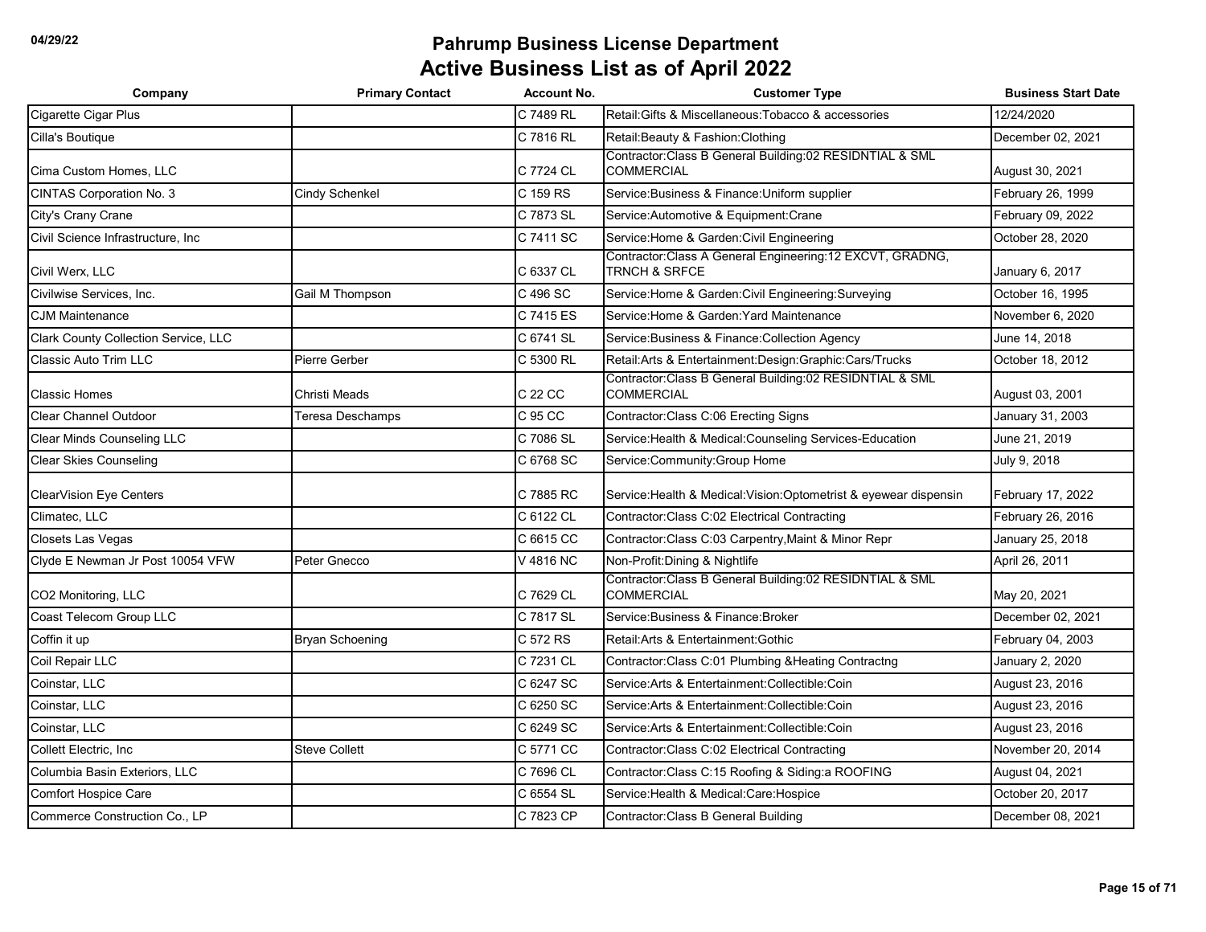# Pahrump Business License Department

## Active Business List as of April 2022

| Company | Primary Contact | Account No. | Customer Type | Business Start Date |
|---|---|---|---|---|
| Cigarette Cigar Plus | | C 7489 RL | Retail:Gifts & Miscellaneous:Tobacco & accessories | 12/24/2020 |
| Cilla's Boutique | | C 7816 RL | Retail:Beauty & Fashion:Clothing | December 02, 2021 |
| Cima Custom Homes, LLC | | C 7724 CL | Contractor:Class B General Building:02 RESIDNTIAL & SML COMMERCIAL | August 30, 2021 |
| CINTAS Corporation No. 3 | Cindy Schenkel | C 159 RS | Service:Business & Finance:Uniform supplier | February 26, 1999 |
| City's Crany Crane | | C 7873 SL | Service:Automotive & Equipment:Crane | February 09, 2022 |
| Civil Science Infrastructure, Inc | | C 7411 SC | Service:Home & Garden:Civil Engineering | October 28, 2020 |
| Civil Werx, LLC | | C 6337 CL | Contractor:Class A General Engineering:12 EXCVT, GRADNG, TRNCH & SRFCE | January 6, 2017 |
| Civilwise Services, Inc. | Gail M Thompson | C 496 SC | Service:Home & Garden:Civil Engineering:Surveying | October 16, 1995 |
| CJM Maintenance | | C 7415 ES | Service:Home & Garden:Yard Maintenance | November 6, 2020 |
| Clark County Collection Service, LLC | | C 6741 SL | Service:Business & Finance:Collection Agency | June 14, 2018 |
| Classic Auto Trim LLC | Pierre Gerber | C 5300 RL | Retail:Arts & Entertainment:Design:Graphic:Cars/Trucks | October 18, 2012 |
| Classic Homes | Christi Meads | C 22 CC | Contractor:Class B General Building:02 RESIDNTIAL & SML COMMERCIAL | August 03, 2001 |
| Clear Channel Outdoor | Teresa Deschamps | C 95 CC | Contractor:Class C:06 Erecting Signs | January 31, 2003 |
| Clear Minds Counseling LLC | | C 7086 SL | Service:Health & Medical:Counseling Services-Education | June 21, 2019 |
| Clear Skies Counseling | | C 6768 SC | Service:Community:Group Home | July 9, 2018 |
| ClearVision Eye Centers | | C 7885 RC | Service:Health & Medical:Vision:Optometrist & eyewear dispensin | February 17, 2022 |
| Climatec, LLC | | C 6122 CL | Contractor:Class C:02 Electrical Contracting | February 26, 2016 |
| Closets Las Vegas | | C 6615 CC | Contractor:Class C:03 Carpentry,Maint & Minor Repr | January 25, 2018 |
| Clyde E Newman Jr Post 10054 VFW | Peter Gnecco | V 4816 NC | Non-Profit:Dining & Nightlife | April 26, 2011 |
| CO2 Monitoring, LLC | | C 7629 CL | Contractor:Class B General Building:02 RESIDNTIAL & SML COMMERCIAL | May 20, 2021 |
| Coast Telecom Group LLC | | C 7817 SL | Service:Business & Finance:Broker | December 02, 2021 |
| Coffin it up | Bryan Schoening | C 572 RS | Retail:Arts & Entertainment:Gothic | February 04, 2003 |
| Coil Repair LLC | | C 7231 CL | Contractor:Class C:01 Plumbing &Heating Contractng | January 2, 2020 |
| Coinstar, LLC | | C 6247 SC | Service:Arts & Entertainment:Collectible:Coin | August 23, 2016 |
| Coinstar, LLC | | C 6250 SC | Service:Arts & Entertainment:Collectible:Coin | August 23, 2016 |
| Coinstar, LLC | | C 6249 SC | Service:Arts & Entertainment:Collectible:Coin | August 23, 2016 |
| Collett Electric, Inc | Steve Collett | C 5771 CC | Contractor:Class C:02 Electrical Contracting | November 20, 2014 |
| Columbia Basin Exteriors, LLC | | C 7696 CL | Contractor:Class C:15 Roofing & Siding:a ROOFING | August 04, 2021 |
| Comfort Hospice Care | | C 6554 SL | Service:Health & Medical:Care:Hospice | October 20, 2017 |
| Commerce Construction Co., LP | | C 7823 CP | Contractor:Class B General Building | December 08, 2021 |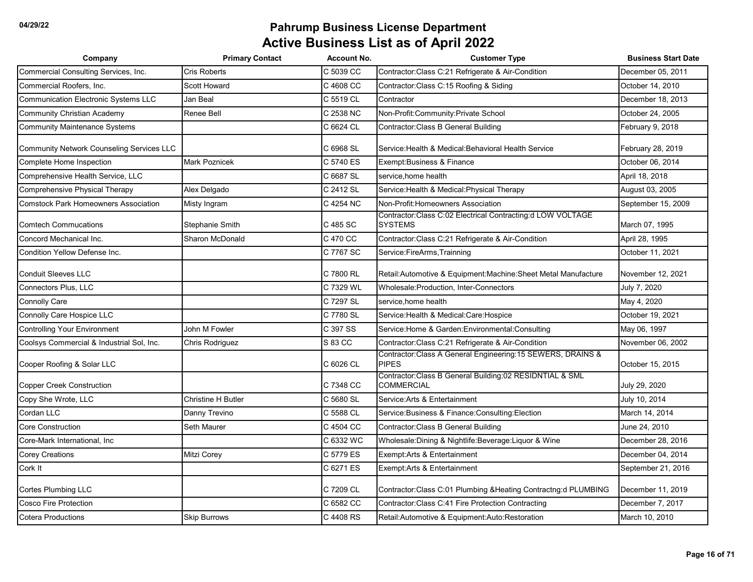# Pahrump Business License Department

## Active Business List as of April 2022

| Company | Primary Contact | Account No. | Customer Type | Business Start Date |
|---|---|---|---|---|
| Commercial Consulting Services, Inc. | Cris Roberts | C 5039 CC | Contractor:Class C:21 Refrigerate & Air-Condition | December 05, 2011 |
| Commercial Roofers, Inc. | Scott Howard | C 4608 CC | Contractor:Class C:15 Roofing & Siding | October 14, 2010 |
| Communication Electronic Systems LLC | Jan Beal | C 5519 CL | Contractor | December 18, 2013 |
| Community Christian Academy | Renee Bell | C 2538 NC | Non-Profit:Community:Private School | October 24, 2005 |
| Community Maintenance Systems | | C 6624 CL | Contractor:Class B General Building | February 9, 2018 |
| Community Network Counseling Services LLC | | C 6968 SL | Service:Health & Medical:Behavioral Health Service | February 28, 2019 |
| Complete Home Inspection | Mark Poznicek | C 5740 ES | Exempt:Business & Finance | October 06, 2014 |
| Comprehensive Health Service, LLC | | C 6687 SL | service,home health | April 18, 2018 |
| Comprehensive Physical Therapy | Alex Delgado | C 2412 SL | Service:Health & Medical:Physical Therapy | August 03, 2005 |
| Comstock Park Homeowners Association | Misty Ingram | C 4254 NC | Non-Profit:Homeowners Association | September 15, 2009 |
| Comtech Commucations | Stephanie Smith | C 485 SC | Contractor:Class C:02 Electrical Contracting:d LOW VOLTAGE SYSTEMS | March 07, 1995 |
| Concord Mechanical Inc. | Sharon McDonald | C 470 CC | Contractor:Class C:21 Refrigerate & Air-Condition | April 28, 1995 |
| Condition Yellow Defense Inc. | | C 7767 SC | Service:FireArms,Trainning | October 11, 2021 |
| Conduit Sleeves LLC | | C 7800 RL | Retail:Automotive & Equipment:Machine:Sheet Metal Manufacture | November 12, 2021 |
| Connectors Plus, LLC | | C 7329 WL | Wholesale:Production, Inter-Connectors | July 7, 2020 |
| Connolly Care | | C 7297 SL | service,home health | May 4, 2020 |
| Connolly Care Hospice LLC | | C 7780 SL | Service:Health & Medical:Care:Hospice | October 19, 2021 |
| Controlling Your Environment | John M Fowler | C 397 SS | Service:Home & Garden:Environmental:Consulting | May 06, 1997 |
| Coolsys Commercial & Industrial Sol, Inc. | Chris Rodriguez | S 83 CC | Contractor:Class C:21 Refrigerate & Air-Condition | November 06, 2002 |
| Cooper Roofing & Solar LLC | | C 6026 CL | Contractor:Class A General Engineering:15 SEWERS, DRAINS & PIPES | October 15, 2015 |
| Copper Creek Construction | | C 7348 CC | Contractor:Class B General Building:02 RESIDNTIAL & SML COMMERCIAL | July 29, 2020 |
| Copy She Wrote, LLC | Christine H Butler | C 5680 SL | Service:Arts & Entertainment | July 10, 2014 |
| Cordan LLC | Danny Trevino | C 5588 CL | Service:Business & Finance:Consulting:Election | March 14, 2014 |
| Core Construction | Seth Maurer | C 4504 CC | Contractor:Class B General Building | June 24, 2010 |
| Core-Mark International, Inc | | C 6332 WC | Wholesale:Dining & Nightlife:Beverage:Liquor & Wine | December 28, 2016 |
| Corey Creations | Mitzi Corey | C 5779 ES | Exempt:Arts & Entertainment | December 04, 2014 |
| Cork It | | C 6271 ES | Exempt:Arts & Entertainment | September 21, 2016 |
| Cortes Plumbing LLC | | C 7209 CL | Contractor:Class C:01 Plumbing &Heating Contractng:d PLUMBING | December 11, 2019 |
| Cosco Fire Protection | | C 6582 CC | Contractor:Class C:41 Fire Protection Contracting | December 7, 2017 |
| Cotera Productions | Skip Burrows | C 4408 RS | Retail:Automotive & Equipment:Auto:Restoration | March 10, 2010 |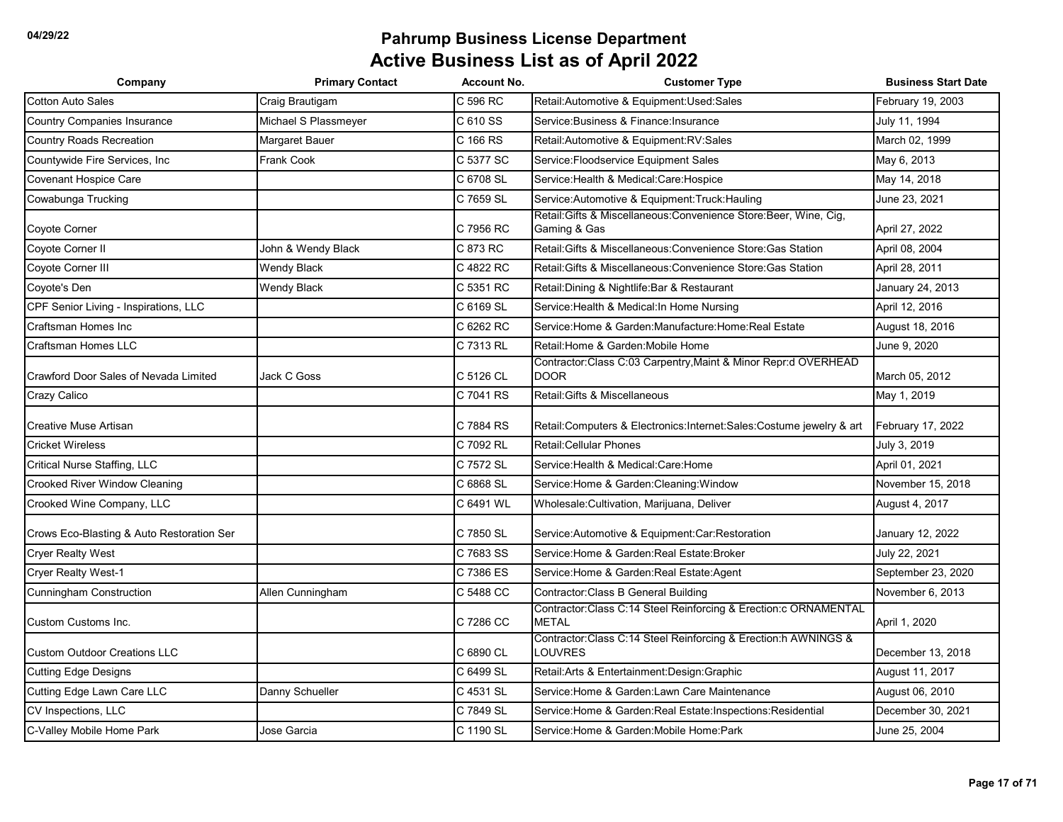04/29/22

# Pahrump Business License Department
## Active Business List as of April 2022

| Company | Primary Contact | Account No. | Customer Type | Business Start Date |
|---|---|---|---|---|
| Cotton Auto Sales | Craig Brautigam | C 596 RC | Retail:Automotive & Equipment:Used:Sales | February 19, 2003 |
| Country Companies Insurance | Michael S Plassmeyer | C 610 SS | Service:Business & Finance:Insurance | July 11, 1994 |
| Country Roads Recreation | Margaret Bauer | C 166 RS | Retail:Automotive & Equipment:RV:Sales | March 02, 1999 |
| Countywide Fire Services, Inc | Frank Cook | C 5377 SC | Service:Floodservice Equipment Sales | May 6, 2013 |
| Covenant Hospice Care | | C 6708 SL | Service:Health & Medical:Care:Hospice | May 14, 2018 |
| Cowabunga Trucking | | C 7659 SL | Service:Automotive & Equipment:Truck:Hauling | June 23, 2021 |
| Coyote Corner | | C 7956 RC | Retail:Gifts & Miscellaneous:Convenience Store:Beer, Wine, Cig, Gaming & Gas | April 27, 2022 |
| Coyote Corner II | John & Wendy Black | C 873 RC | Retail:Gifts & Miscellaneous:Convenience Store:Gas Station | April 08, 2004 |
| Coyote Corner III | Wendy Black | C 4822 RC | Retail:Gifts & Miscellaneous:Convenience Store:Gas Station | April 28, 2011 |
| Coyote's Den | Wendy Black | C 5351 RC | Retail:Dining & Nightlife:Bar & Restaurant | January 24, 2013 |
| CPF Senior Living - Inspirations, LLC | | C 6169 SL | Service:Health & Medical:In Home Nursing | April 12, 2016 |
| Craftsman Homes Inc | | C 6262 RC | Service:Home & Garden:Manufacture:Home:Real Estate | August 18, 2016 |
| Craftsman Homes LLC | | C 7313 RL | Retail:Home & Garden:Mobile Home | June 9, 2020 |
| Crawford Door Sales of Nevada Limited | Jack C Goss | C 5126 CL | Contractor:Class C:03 Carpentry,Maint & Minor Repr:d OVERHEAD DOOR | March 05, 2012 |
| Crazy Calico | | C 7041 RS | Retail:Gifts & Miscellaneous | May 1, 2019 |
| Creative Muse Artisan | | C 7884 RS | Retail:Computers & Electronics:Internet:Sales:Costume jewelry & art | February 17, 2022 |
| Cricket Wireless | | C 7092 RL | Retail:Cellular Phones | July 3, 2019 |
| Critical Nurse Staffing, LLC | | C 7572 SL | Service:Health & Medical:Care:Home | April 01, 2021 |
| Crooked River Window Cleaning | | C 6868 SL | Service:Home & Garden:Cleaning:Window | November 15, 2018 |
| Crooked Wine Company, LLC | | C 6491 WL | Wholesale:Cultivation, Marijuana, Deliver | August 4, 2017 |
| Crows Eco-Blasting & Auto Restoration Ser | | C 7850 SL | Service:Automotive & Equipment:Car:Restoration | January 12, 2022 |
| Cryer Realty West | | C 7683 SS | Service:Home & Garden:Real Estate:Broker | July 22, 2021 |
| Cryer Realty West-1 | | C 7386 ES | Service:Home & Garden:Real Estate:Agent | September 23, 2020 |
| Cunningham Construction | Allen Cunningham | C 5488 CC | Contractor:Class B General Building | November 6, 2013 |
| Custom Customs Inc. | | C 7286 CC | Contractor:Class C:14 Steel Reinforcing & Erection:c ORNAMENTAL METAL | April 1, 2020 |
| Custom Outdoor Creations LLC | | C 6890 CL | Contractor:Class C:14 Steel Reinforcing & Erection:h AWNINGS & LOUVRES | December 13, 2018 |
| Cutting Edge Designs | | C 6499 SL | Retail:Arts & Entertainment:Design:Graphic | August 11, 2017 |
| Cutting Edge Lawn Care LLC | Danny Schueller | C 4531 SL | Service:Home & Garden:Lawn Care Maintenance | August 06, 2010 |
| CV Inspections, LLC | | C 7849 SL | Service:Home & Garden:Real Estate:Inspections:Residential | December 30, 2021 |
| C-Valley Mobile Home Park | Jose Garcia | C 1190 SL | Service:Home & Garden:Mobile Home:Park | June 25, 2004 |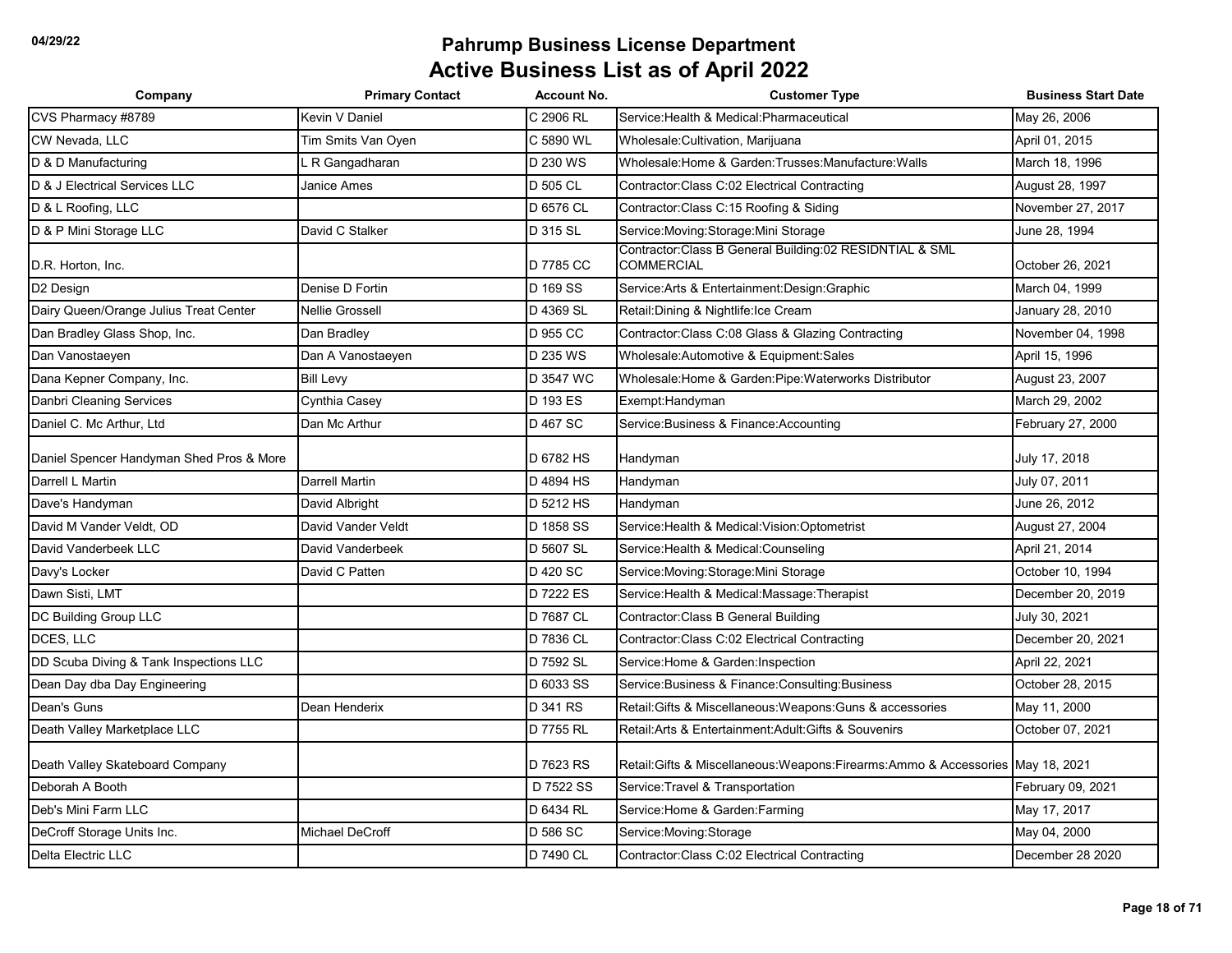# Pahrump Business License Department

## Active Business List as of April 2022

| Company | Primary Contact | Account No. | Customer Type | Business Start Date |
|---|---|---|---|---|
| CVS Pharmacy #8789 | Kevin V Daniel | C 2906 RL | Service:Health & Medical:Pharmaceutical | May 26, 2006 |
| CW Nevada, LLC | Tim Smits Van Oyen | C 5890 WL | Wholesale:Cultivation, Marijuana | April 01, 2015 |
| D & D Manufacturing | L R Gangadharan | D 230 WS | Wholesale:Home & Garden:Trusses:Manufacture:Walls | March 18, 1996 |
| D & J Electrical Services LLC | Janice Ames | D 505 CL | Contractor:Class C:02 Electrical Contracting | August 28, 1997 |
| D & L Roofing, LLC | | D 6576 CL | Contractor:Class C:15 Roofing & Siding | November 27, 2017 |
| D & P Mini Storage LLC | David C Stalker | D 315 SL | Service:Moving:Storage:Mini Storage | June 28, 1994 |
| D.R. Horton, Inc. | | D 7785 CC | Contractor:Class B General Building:02 RESIDNTIAL & SML COMMERCIAL | October 26, 2021 |
| D2 Design | Denise D Fortin | D 169 SS | Service:Arts & Entertainment:Design:Graphic | March 04, 1999 |
| Dairy Queen/Orange Julius Treat Center | Nellie Grossell | D 4369 SL | Retail:Dining & Nightlife:Ice Cream | January 28, 2010 |
| Dan Bradley Glass Shop, Inc. | Dan Bradley | D 955 CC | Contractor:Class C:08 Glass & Glazing Contracting | November 04, 1998 |
| Dan Vanostaeyen | Dan A Vanostaeyen | D 235 WS | Wholesale:Automotive & Equipment:Sales | April 15, 1996 |
| Dana Kepner Company, Inc. | Bill Levy | D 3547 WC | Wholesale:Home & Garden:Pipe:Waterworks Distributor | August 23, 2007 |
| Danbri Cleaning Services | Cynthia Casey | D 193 ES | Exempt:Handyman | March 29, 2002 |
| Daniel C. Mc Arthur, Ltd | Dan Mc Arthur | D 467 SC | Service:Business & Finance:Accounting | February 27, 2000 |
| Daniel Spencer Handyman Shed Pros & More | | D 6782 HS | Handyman | July 17, 2018 |
| Darrell L Martin | Darrell Martin | D 4894 HS | Handyman | July 07, 2011 |
| Dave's Handyman | David Albright | D 5212 HS | Handyman | June 26, 2012 |
| David M Vander Veldt, OD | David Vander Veldt | D 1858 SS | Service:Health & Medical:Vision:Optometrist | August 27, 2004 |
| David Vanderbeek LLC | David Vanderbeek | D 5607 SL | Service:Health & Medical:Counseling | April 21, 2014 |
| Davy's Locker | David C Patten | D 420 SC | Service:Moving:Storage:Mini Storage | October 10, 1994 |
| Dawn Sisti, LMT | | D 7222 ES | Service:Health & Medical:Massage:Therapist | December 20, 2019 |
| DC Building Group LLC | | D 7687 CL | Contractor:Class B General Building | July 30, 2021 |
| DCES, LLC | | D 7836 CL | Contractor:Class C:02 Electrical Contracting | December 20, 2021 |
| DD Scuba Diving & Tank Inspections LLC | | D 7592 SL | Service:Home & Garden:Inspection | April 22, 2021 |
| Dean Day dba Day Engineering | | D 6033 SS | Service:Business & Finance:Consulting:Business | October 28, 2015 |
| Dean's Guns | Dean Henderix | D 341 RS | Retail:Gifts & Miscellaneous:Weapons:Guns & accessories | May 11, 2000 |
| Death Valley Marketplace LLC | | D 7755 RL | Retail:Arts & Entertainment:Adult:Gifts & Souvenirs | October 07, 2021 |
| Death Valley Skateboard Company | | D 7623 RS | Retail:Gifts & Miscellaneous:Weapons:Firearms:Ammo & Accessories | May 18, 2021 |
| Deborah A Booth | | D 7522 SS | Service:Travel & Transportation | February 09, 2021 |
| Deb's Mini Farm LLC | | D 6434 RL | Service:Home & Garden:Farming | May 17, 2017 |
| DeCroff Storage Units Inc. | Michael DeCroff | D 586 SC | Service:Moving:Storage | May 04, 2000 |
| Delta Electric LLC | | D 7490 CL | Contractor:Class C:02 Electrical Contracting | December 28 2020 |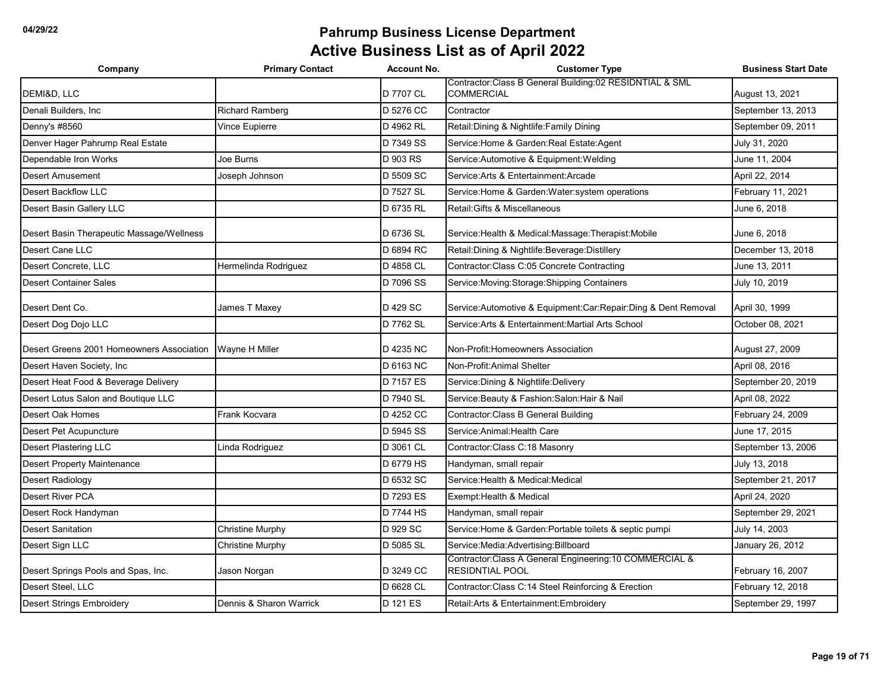# Pahrump Business License Department
## Active Business List as of April 2022

| Company | Primary Contact | Account No. | Customer Type | Business Start Date |
|---|---|---|---|---|
| DEMI&D, LLC | | D 7707 CL | Contractor:Class B General Building:02 RESIDNTIAL & SML COMMERCIAL | August 13, 2021 |
| Denali Builders, Inc | Richard Ramberg | D 5276 CC | Contractor | September 13, 2013 |
| Denny's #8560 | Vince Eupierre | D 4962 RL | Retail:Dining & Nightlife:Family Dining | September 09, 2011 |
| Denver Hager Pahrump Real Estate | | D 7349 SS | Service:Home & Garden:Real Estate:Agent | July 31, 2020 |
| Dependable Iron Works | Joe Burns | D 903 RS | Service:Automotive & Equipment:Welding | June 11, 2004 |
| Desert Amusement | Joseph Johnson | D 5509 SC | Service:Arts & Entertainment:Arcade | April 22, 2014 |
| Desert Backflow LLC | | D 7527 SL | Service:Home & Garden:Water:system operations | February 11, 2021 |
| Desert Basin Gallery LLC | | D 6735 RL | Retail:Gifts & Miscellaneous | June 6, 2018 |
| Desert Basin Therapeutic Massage/Wellness | | D 6736 SL | Service:Health & Medical:Massage:Therapist:Mobile | June 6, 2018 |
| Desert Cane LLC | | D 6894 RC | Retail:Dining & Nightlife:Beverage:Distillery | December 13, 2018 |
| Desert Concrete, LLC | Hermelinda Rodriguez | D 4858 CL | Contractor:Class C:05 Concrete Contracting | June 13, 2011 |
| Desert Container Sales | | D 7096 SS | Service:Moving:Storage:Shipping Containers | July 10, 2019 |
| Desert Dent Co. | James T Maxey | D 429 SC | Service:Automotive & Equipment:Car:Repair:Ding & Dent Removal | April 30, 1999 |
| Desert Dog Dojo LLC | | D 7762 SL | Service:Arts & Entertainment:Martial Arts School | October 08, 2021 |
| Desert Greens 2001 Homeowners Association | Wayne H Miller | D 4235 NC | Non-Profit:Homeowners Association | August 27, 2009 |
| Desert Haven Society, Inc | | D 6163 NC | Non-Profit:Animal Shelter | April 08, 2016 |
| Desert Heat Food & Beverage Delivery | | D 7157 ES | Service:Dining & Nightlife:Delivery | September 20, 2019 |
| Desert Lotus Salon and Boutique LLC | | D 7940 SL | Service:Beauty & Fashion:Salon:Hair & Nail | April 08, 2022 |
| Desert Oak Homes | Frank Kocvara | D 4252 CC | Contractor:Class B General Building | February 24, 2009 |
| Desert Pet Acupuncture | | D 5945 SS | Service:Animal:Health Care | June 17, 2015 |
| Desert Plastering LLC | Linda Rodriguez | D 3061 CL | Contractor:Class C:18 Masonry | September 13, 2006 |
| Desert Property Maintenance | | D 6779 HS | Handyman, small repair | July 13, 2018 |
| Desert Radiology | | D 6532 SC | Service:Health & Medical:Medical | September 21, 2017 |
| Desert River PCA | | D 7293 ES | Exempt:Health & Medical | April 24, 2020 |
| Desert Rock Handyman | | D 7744 HS | Handyman, small repair | September 29, 2021 |
| Desert Sanitation | Christine Murphy | D 929 SC | Service:Home & Garden:Portable toilets & septic pumpi | July 14, 2003 |
| Desert Sign LLC | Christine Murphy | D 5085 SL | Service:Media:Advertising:Billboard | January 26, 2012 |
| Desert Springs Pools and Spas, Inc. | Jason Norgan | D 3249 CC | Contractor:Class A General Engineering:10 COMMERCIAL & RESIDNTIAL POOL | February 16, 2007 |
| Desert Steel, LLC | | D 6628 CL | Contractor:Class C:14 Steel Reinforcing & Erection | February 12, 2018 |
| Desert Strings Embroidery | Dennis & Sharon Warrick | D 121 ES | Retail:Arts & Entertainment:Embroidery | September 29, 1997 |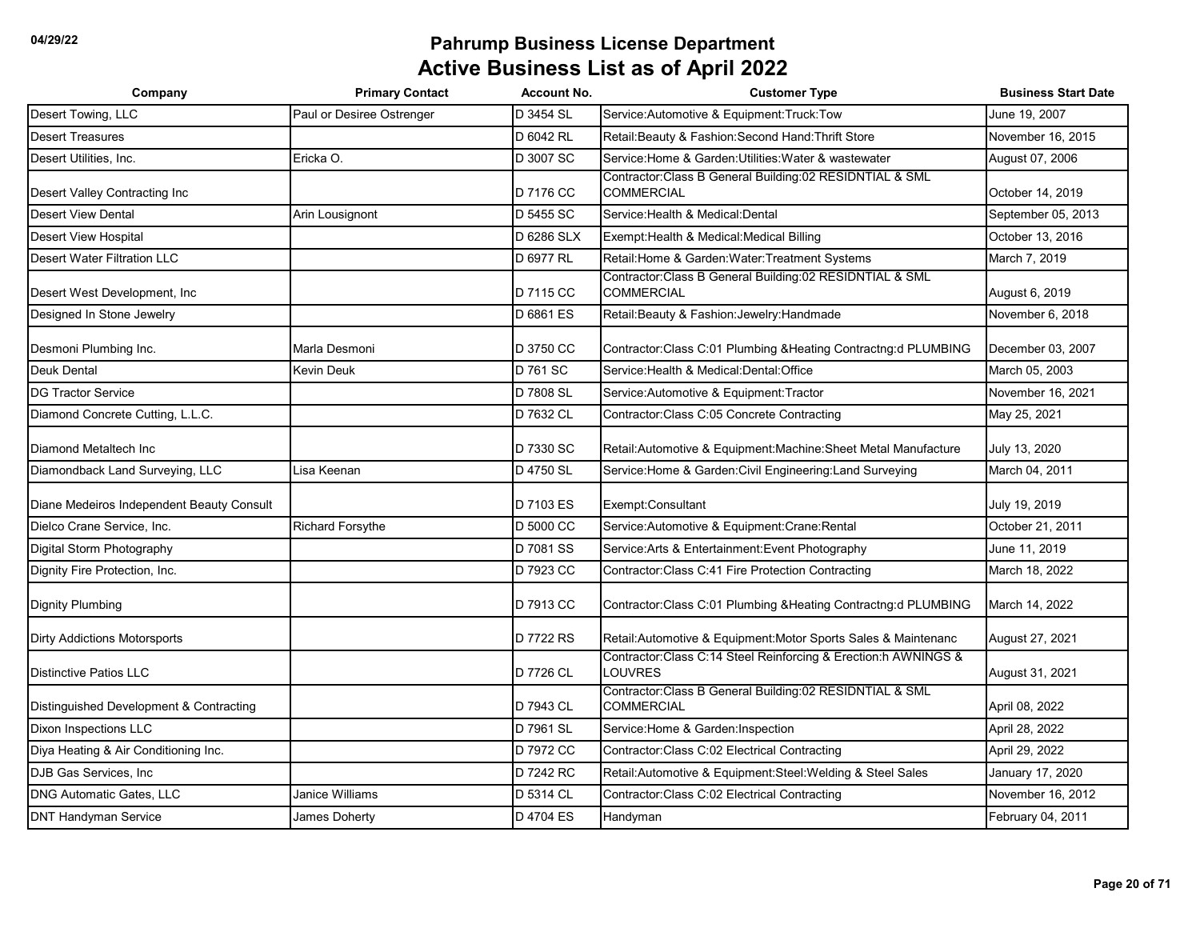04/29/22

# Pahrump Business License Department
## Active Business List as of April 2022

| Company | Primary Contact | Account No. | Customer Type | Business Start Date |
|---|---|---|---|---|
| Desert Towing, LLC | Paul or Desiree Ostrenger | D 3454 SL | Service:Automotive & Equipment:Truck:Tow | June 19, 2007 |
| Desert Treasures | | D 6042 RL | Retail:Beauty & Fashion:Second Hand:Thrift Store | November 16, 2015 |
| Desert Utilities, Inc. | Ericka O. | D 3007 SC | Service:Home & Garden:Utilities:Water & wastewater | August 07, 2006 |
| Desert Valley Contracting Inc | | D 7176 CC | Contractor:Class B General Building:02 RESIDNTIAL & SML COMMERCIAL | October 14, 2019 |
| Desert View Dental | Arin Lousignont | D 5455 SC | Service:Health & Medical:Dental | September 05, 2013 |
| Desert View Hospital | | D 6286 SLX | Exempt:Health & Medical:Medical Billing | October 13, 2016 |
| Desert Water Filtration LLC | | D 6977 RL | Retail:Home & Garden:Water:Treatment Systems | March 7, 2019 |
| Desert West Development, Inc | | D 7115 CC | Contractor:Class B General Building:02 RESIDNTIAL & SML COMMERCIAL | August 6, 2019 |
| Designed In Stone Jewelry | | D 6861 ES | Retail:Beauty & Fashion:Jewelry:Handmade | November 6, 2018 |
| Desmoni Plumbing Inc. | Marla Desmoni | D 3750 CC | Contractor:Class C:01 Plumbing &Heating Contractng:d PLUMBING | December 03, 2007 |
| Deuk Dental | Kevin Deuk | D 761 SC | Service:Health & Medical:Dental:Office | March 05, 2003 |
| DG Tractor Service | | D 7808 SL | Service:Automotive & Equipment:Tractor | November 16, 2021 |
| Diamond Concrete Cutting, L.L.C. | | D 7632 CL | Contractor:Class C:05 Concrete Contracting | May 25, 2021 |
| Diamond Metaltech Inc | | D 7330 SC | Retail:Automotive & Equipment:Machine:Sheet Metal Manufacture | July 13, 2020 |
| Diamondback Land Surveying, LLC | Lisa Keenan | D 4750 SL | Service:Home & Garden:Civil Engineering:Land Surveying | March 04, 2011 |
| Diane Medeiros Independent Beauty Consult | | D 7103 ES | Exempt:Consultant | July 19, 2019 |
| Dielco Crane Service, Inc. | Richard Forsythe | D 5000 CC | Service:Automotive & Equipment:Crane:Rental | October 21, 2011 |
| Digital Storm Photography | | D 7081 SS | Service:Arts & Entertainment:Event Photography | June 11, 2019 |
| Dignity Fire Protection, Inc. | | D 7923 CC | Contractor:Class C:41 Fire Protection Contracting | March 18, 2022 |
| Dignity Plumbing | | D 7913 CC | Contractor:Class C:01 Plumbing &Heating Contractng:d PLUMBING | March 14, 2022 |
| Dirty Addictions Motorsports | | D 7722 RS | Retail:Automotive & Equipment:Motor Sports Sales & Maintenanc | August 27, 2021 |
| Distinctive Patios LLC | | D 7726 CL | Contractor:Class C:14 Steel Reinforcing & Erection:h AWNINGS & LOUVRES | August 31, 2021 |
| Distinguished Development & Contracting | | D 7943 CL | Contractor:Class B General Building:02 RESIDNTIAL & SML COMMERCIAL | April 08, 2022 |
| Dixon Inspections LLC | | D 7961 SL | Service:Home & Garden:Inspection | April 28, 2022 |
| Diya Heating & Air Conditioning Inc. | | D 7972 CC | Contractor:Class C:02 Electrical Contracting | April 29, 2022 |
| DJB Gas Services, Inc | | D 7242 RC | Retail:Automotive & Equipment:Steel:Welding & Steel Sales | January 17, 2020 |
| DNG Automatic Gates, LLC | Janice Williams | D 5314 CL | Contractor:Class C:02 Electrical Contracting | November 16, 2012 |
| DNT Handyman Service | James Doherty | D 4704 ES | Handyman | February 04, 2011 |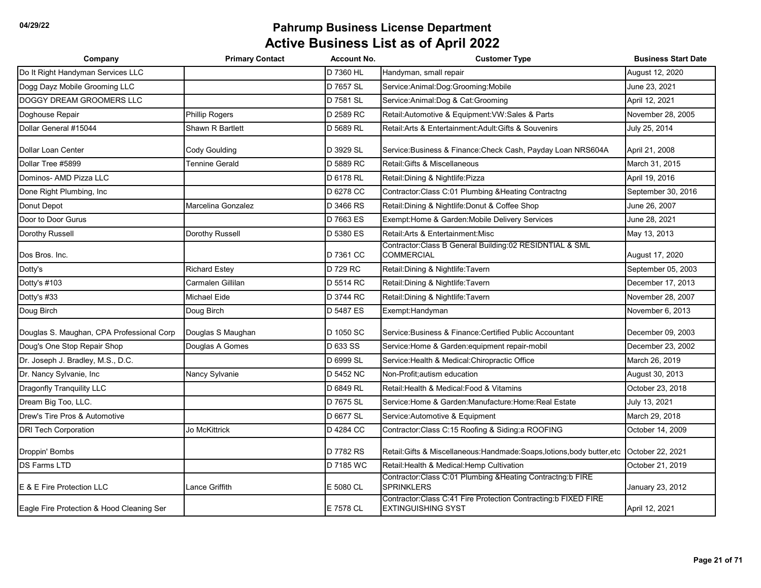# Pahrump Business License Department

## Active Business List as of April 2022

| Company | Primary Contact | Account No. | Customer Type | Business Start Date |
|---|---|---|---|---|
| Do It Right Handyman Services LLC | | D 7360 HL | Handyman, small repair | August 12, 2020 |
| Dogg Dayz Mobile Grooming LLC | | D 7657 SL | Service:Animal:Dog:Grooming:Mobile | June 23, 2021 |
| DOGGY DREAM GROOMERS LLC | | D 7581 SL | Service:Animal:Dog & Cat:Grooming | April 12, 2021 |
| Doghouse Repair | Phillip Rogers | D 2589 RC | Retail:Automotive & Equipment:VW:Sales & Parts | November 28, 2005 |
| Dollar General #15044 | Shawn R Bartlett | D 5689 RL | Retail:Arts & Entertainment:Adult:Gifts & Souvenirs | July 25, 2014 |
| Dollar Loan Center | Cody Goulding | D 3929 SL | Service:Business & Finance:Check Cash, Payday Loan NRS604A | April 21, 2008 |
| Dollar Tree #5899 | Tennine Gerald | D 5889 RC | Retail:Gifts & Miscellaneous | March 31, 2015 |
| Dominos- AMD Pizza LLC | | D 6178 RL | Retail:Dining & Nightlife:Pizza | April 19, 2016 |
| Done Right Plumbing, Inc | | D 6278 CC | Contractor:Class C:01 Plumbing &Heating Contractng | September 30, 2016 |
| Donut Depot | Marcelina Gonzalez | D 3466 RS | Retail:Dining & Nightlife:Donut & Coffee Shop | June 26, 2007 |
| Door to Door Gurus | | D 7663 ES | Exempt:Home & Garden:Mobile Delivery Services | June 28, 2021 |
| Dorothy Russell | Dorothy Russell | D 5380 ES | Retail:Arts & Entertainment:Misc | May 13, 2013 |
| Dos Bros. Inc. | | D 7361 CC | Contractor:Class B General Building:02 RESIDNTIAL & SML COMMERCIAL | August 17, 2020 |
| Dotty's | Richard Estey | D 729 RC | Retail:Dining & Nightlife:Tavern | September 05, 2003 |
| Dotty's #103 | Carmalen Gillilan | D 5514 RC | Retail:Dining & Nightlife:Tavern | December 17, 2013 |
| Dotty's #33 | Michael Eide | D 3744 RC | Retail:Dining & Nightlife:Tavern | November 28, 2007 |
| Doug Birch | Doug Birch | D 5487 ES | Exempt:Handyman | November 6, 2013 |
| Douglas S. Maughan, CPA Professional Corp | Douglas S Maughan | D 1050 SC | Service:Business & Finance:Certified Public Accountant | December 09, 2003 |
| Doug's One Stop Repair Shop | Douglas A Gomes | D 633 SS | Service:Home & Garden:equipment repair-mobil | December 23, 2002 |
| Dr. Joseph J. Bradley, M.S., D.C. | | D 6999 SL | Service:Health & Medical:Chiropractic Office | March 26, 2019 |
| Dr. Nancy Sylvanie, Inc | Nancy Sylvanie | D 5452 NC | Non-Profit;autism education | August 30, 2013 |
| Dragonfly Tranquility LLC | | D 6849 RL | Retail:Health & Medical:Food & Vitamins | October 23, 2018 |
| Dream Big Too, LLC. | | D 7675 SL | Service:Home & Garden:Manufacture:Home:Real Estate | July 13, 2021 |
| Drew's Tire Pros & Automotive | | D 6677 SL | Service:Automotive & Equipment | March 29, 2018 |
| DRI Tech Corporation | Jo McKittrick | D 4284 CC | Contractor:Class C:15 Roofing & Siding:a ROOFING | October 14, 2009 |
| Droppin' Bombs | | D 7782 RS | Retail:Gifts & Miscellaneous:Handmade:Soaps,lotions,body butter,etc | October 22, 2021 |
| DS Farms LTD | | D 7185 WC | Retail:Health & Medical:Hemp Cultivation | October 21, 2019 |
| E & E Fire Protection LLC | Lance Griffith | E 5080 CL | Contractor:Class C:01 Plumbing &Heating Contractng:b FIRE SPRINKLERS | January 23, 2012 |
| Eagle Fire Protection & Hood Cleaning Ser | | E 7578 CL | Contractor:Class C:41 Fire Protection Contracting:b FIXED FIRE EXTINGUISHING SYST | April 12, 2021 |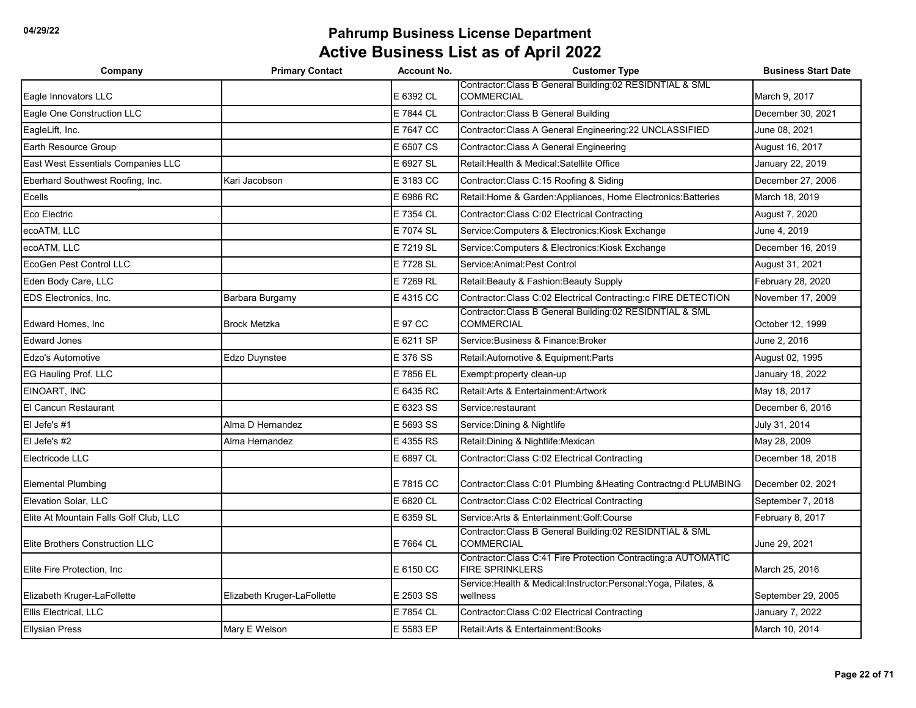# Pahrump Business License Department

## Active Business List as of April 2022

| Company | Primary Contact | Account No. | Customer Type | Business Start Date |
|---|---|---|---|---|
| Eagle Innovators LLC | | E 6392 CL | Contractor:Class B General Building:02 RESIDNTIAL & SML COMMERCIAL | March 9, 2017 |
| Eagle One Construction LLC | | E 7844 CL | Contractor:Class B General Building | December 30, 2021 |
| EagleLift, Inc. | | E 7647 CC | Contractor:Class A General Engineering:22 UNCLASSIFIED | June 08, 2021 |
| Earth Resource Group | | E 6507 CS | Contractor:Class A General Engineering | August 16, 2017 |
| East West Essentials Companies LLC | | E 6927 SL | Retail:Health & Medical:Satellite Office | January 22, 2019 |
| Eberhard Southwest Roofing, Inc. | Kari Jacobson | E 3183 CC | Contractor:Class C:15 Roofing & Siding | December 27, 2006 |
| Ecells | | E 6986 RC | Retail:Home & Garden:Appliances, Home Electronics:Batteries | March 18, 2019 |
| Eco Electric | | E 7354 CL | Contractor:Class C:02 Electrical Contracting | August 7, 2020 |
| ecoATM, LLC | | E 7074 SL | Service:Computers & Electronics:Kiosk Exchange | June 4, 2019 |
| ecoATM, LLC | | E 7219 SL | Service:Computers & Electronics:Kiosk Exchange | December 16, 2019 |
| EcoGen Pest Control LLC | | E 7728 SL | Service:Animal:Pest Control | August 31, 2021 |
| Eden Body Care, LLC | | E 7269 RL | Retail:Beauty & Fashion:Beauty Supply | February 28, 2020 |
| EDS Electronics, Inc. | Barbara Burgamy | E 4315 CC | Contractor:Class C:02 Electrical Contracting:c FIRE DETECTION | November 17, 2009 |
| Edward Homes, Inc | Brock Metzka | E 97 CC | Contractor:Class B General Building:02 RESIDNTIAL & SML COMMERCIAL | October 12, 1999 |
| Edward Jones | | E 6211 SP | Service:Business & Finance:Broker | June 2, 2016 |
| Edzo's Automotive | Edzo Duynstee | E 376 SS | Retail:Automotive & Equipment:Parts | August 02, 1995 |
| EG Hauling Prof. LLC | | E 7856 EL | Exempt:property clean-up | January 18, 2022 |
| EINOART, INC | | E 6435 RC | Retail:Arts & Entertainment:Artwork | May 18, 2017 |
| El Cancun Restaurant | | E 6323 SS | Service:restaurant | December 6, 2016 |
| El Jefe's #1 | Alma D Hernandez | E 5693 SS | Service:Dining & Nightlife | July 31, 2014 |
| El Jefe's #2 | Alma Hernandez | E 4355 RS | Retail:Dining & Nightlife:Mexican | May 28, 2009 |
| Electricode LLC | | E 6897 CL | Contractor:Class C:02 Electrical Contracting | December 18, 2018 |
| Elemental Plumbing | | E 7815 CC | Contractor:Class C:01 Plumbing &Heating Contractng:d PLUMBING | December 02, 2021 |
| Elevation Solar, LLC | | E 6820 CL | Contractor:Class C:02 Electrical Contracting | September 7, 2018 |
| Elite At Mountain Falls Golf Club, LLC | | E 6359 SL | Service:Arts & Entertainment:Golf:Course | February 8, 2017 |
| Elite Brothers Construction LLC | | E 7664 CL | Contractor:Class B General Building:02 RESIDNTIAL & SML COMMERCIAL | June 29, 2021 |
| Elite Fire Protection, Inc | | E 6150 CC | Contractor:Class C:41 Fire Protection Contracting:a AUTOMATIC FIRE SPRINKLERS | March 25, 2016 |
| Elizabeth Kruger-LaFollette | Elizabeth Kruger-LaFollette | E 2503 SS | Service:Health & Medical:Instructor:Personal:Yoga, Pilates, & wellness | September 29, 2005 |
| Ellis Electrical, LLC | | E 7854 CL | Contractor:Class C:02 Electrical Contracting | January 7, 2022 |
| Ellysian Press | Mary E Welson | E 5583 EP | Retail:Arts & Entertainment:Books | March 10, 2014 |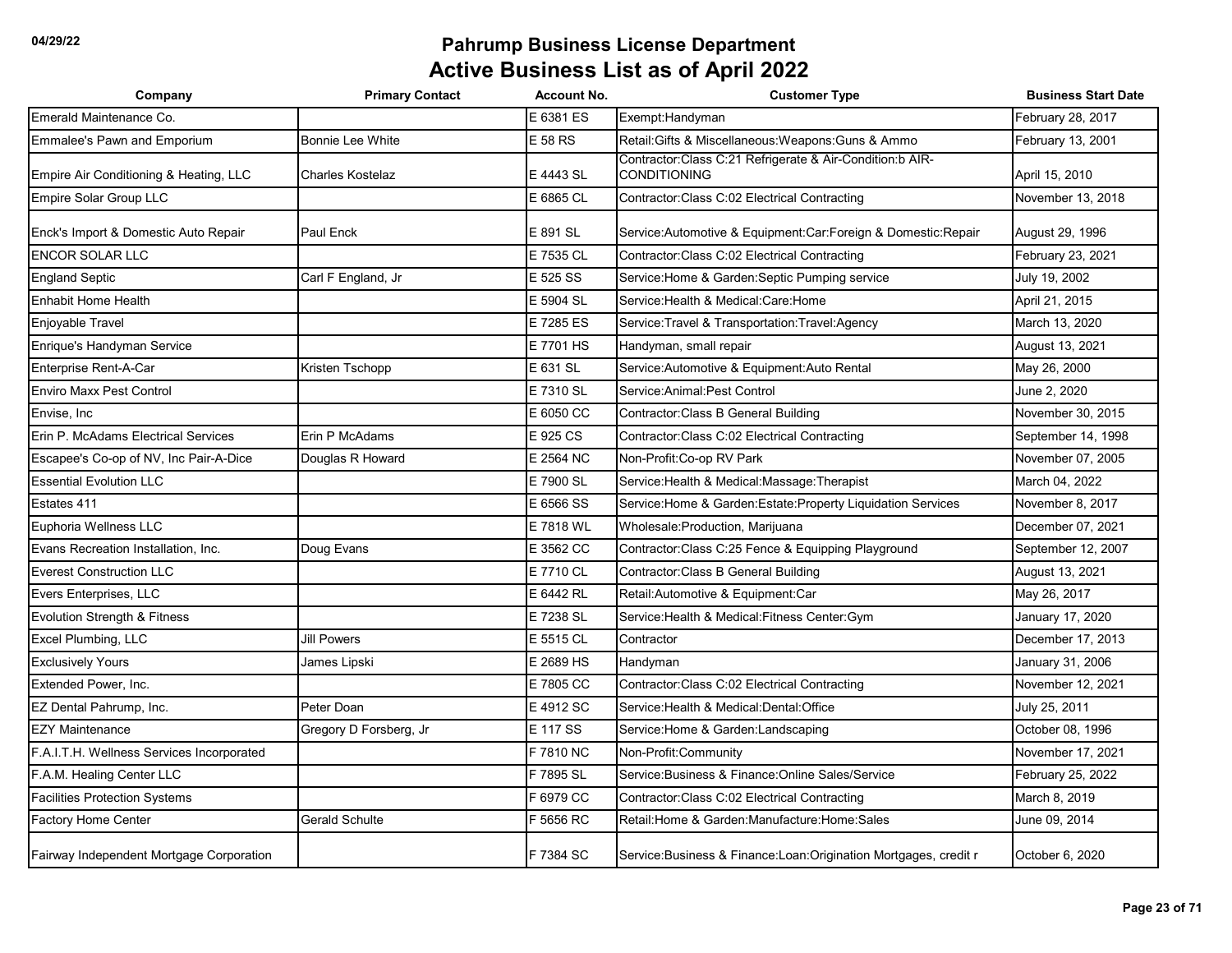# Pahrump Business License Department

## Active Business List as of April 2022

| Company | Primary Contact | Account No. | Customer Type | Business Start Date |
|---|---|---|---|---|
| Emerald Maintenance Co. | | E 6381 ES | Exempt:Handyman | February 28, 2017 |
| Emmalee's Pawn and Emporium | Bonnie Lee White | E 58 RS | Retail:Gifts & Miscellaneous:Weapons:Guns & Ammo | February 13, 2001 |
| Empire Air Conditioning & Heating, LLC | Charles Kostelaz | E 4443 SL | Contractor:Class C:21 Refrigerate & Air-Condition:b AIR-CONDITIONING | April 15, 2010 |
| Empire Solar Group LLC | | E 6865 CL | Contractor:Class C:02 Electrical Contracting | November 13, 2018 |
| Enck's Import & Domestic Auto Repair | Paul Enck | E 891 SL | Service:Automotive & Equipment:Car:Foreign & Domestic:Repair | August 29, 1996 |
| ENCOR SOLAR LLC | | E 7535 CL | Contractor:Class C:02 Electrical Contracting | February 23, 2021 |
| England Septic | Carl F England, Jr | E 525 SS | Service:Home & Garden:Septic Pumping service | July 19, 2002 |
| Enhabit Home Health | | E 5904 SL | Service:Health & Medical:Care:Home | April 21, 2015 |
| Enjoyable Travel | | E 7285 ES | Service:Travel & Transportation:Travel:Agency | March 13, 2020 |
| Enrique's Handyman Service | | E 7701 HS | Handyman, small repair | August 13, 2021 |
| Enterprise Rent-A-Car | Kristen Tschopp | E 631 SL | Service:Automotive & Equipment:Auto Rental | May 26, 2000 |
| Enviro Maxx Pest Control | | E 7310 SL | Service:Animal:Pest Control | June 2, 2020 |
| Envise, Inc | | E 6050 CC | Contractor:Class B General Building | November 30, 2015 |
| Erin P. McAdams Electrical Services | Erin P McAdams | E 925 CS | Contractor:Class C:02 Electrical Contracting | September 14, 1998 |
| Escapee's Co-op of NV, Inc Pair-A-Dice | Douglas R Howard | E 2564 NC | Non-Profit:Co-op RV Park | November 07, 2005 |
| Essential Evolution LLC | | E 7900 SL | Service:Health & Medical:Massage:Therapist | March 04, 2022 |
| Estates 411 | | E 6566 SS | Service:Home & Garden:Estate:Property Liquidation Services | November 8, 2017 |
| Euphoria Wellness LLC | | E 7818 WL | Wholesale:Production, Marijuana | December 07, 2021 |
| Evans Recreation Installation, Inc. | Doug Evans | E 3562 CC | Contractor:Class C:25 Fence & Equipping Playground | September 12, 2007 |
| Everest Construction LLC | | E 7710 CL | Contractor:Class B General Building | August 13, 2021 |
| Evers Enterprises, LLC | | E 6442 RL | Retail:Automotive & Equipment:Car | May 26, 2017 |
| Evolution Strength & Fitness | | E 7238 SL | Service:Health & Medical:Fitness Center:Gym | January 17, 2020 |
| Excel Plumbing, LLC | Jill Powers | E 5515 CL | Contractor | December 17, 2013 |
| Exclusively Yours | James Lipski | E 2689 HS | Handyman | January 31, 2006 |
| Extended Power, Inc. | | E 7805 CC | Contractor:Class C:02 Electrical Contracting | November 12, 2021 |
| EZ Dental Pahrump, Inc. | Peter Doan | E 4912 SC | Service:Health & Medical:Dental:Office | July 25, 2011 |
| EZY Maintenance | Gregory D Forsberg, Jr | E 117 SS | Service:Home & Garden:Landscaping | October 08, 1996 |
| F.A.I.T.H. Wellness Services Incorporated | | F 7810 NC | Non-Profit:Community | November 17, 2021 |
| F.A.M. Healing Center LLC | | F 7895 SL | Service:Business & Finance:Online Sales/Service | February 25, 2022 |
| Facilities Protection Systems | | F 6979 CC | Contractor:Class C:02 Electrical Contracting | March 8, 2019 |
| Factory Home Center | Gerald Schulte | F 5656 RC | Retail:Home & Garden:Manufacture:Home:Sales | June 09, 2014 |
| Fairway Independent Mortgage Corporation | | F 7384 SC | Service:Business & Finance:Loan:Origination Mortgages, credit r | October 6, 2020 |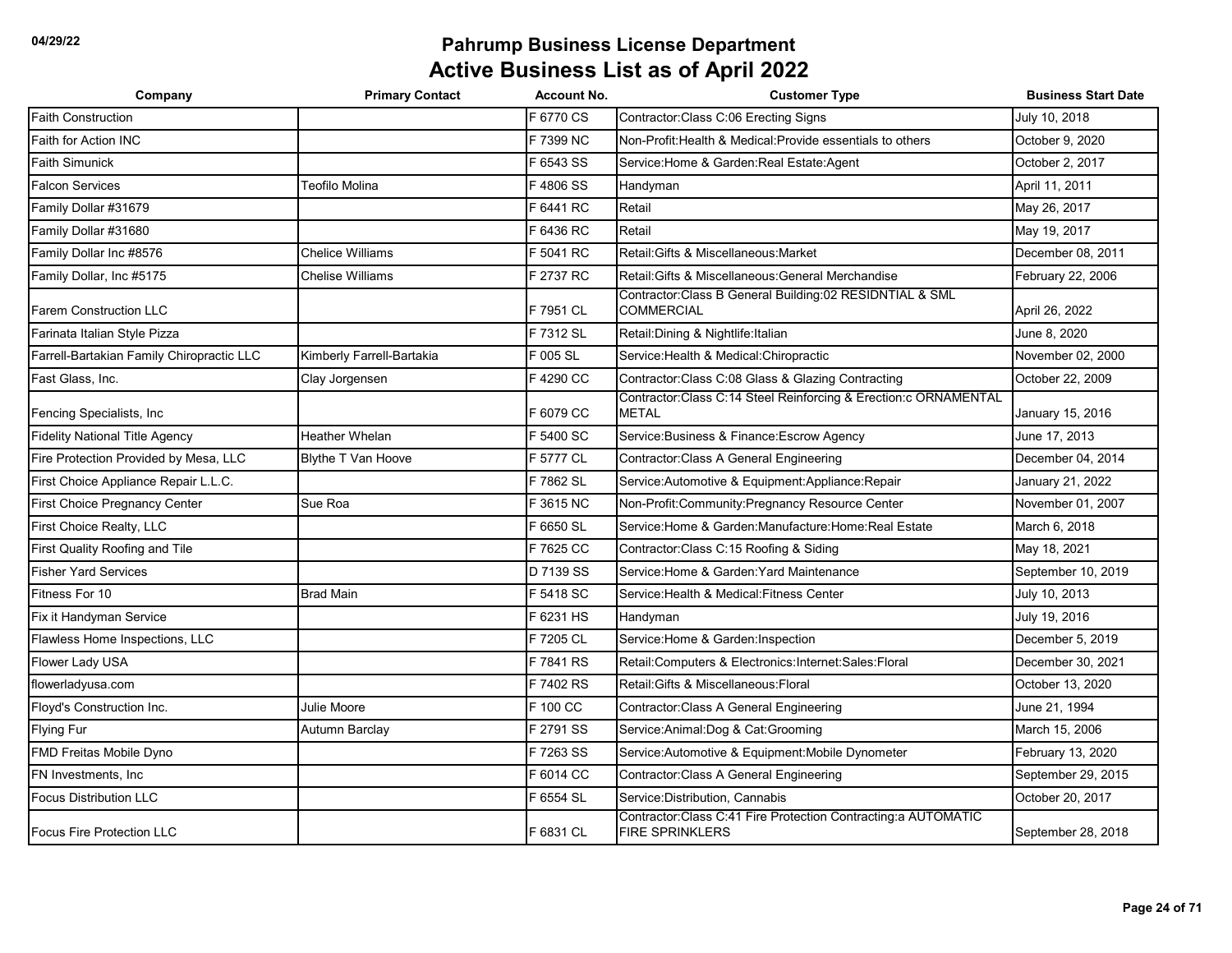# Pahrump Business License Department

## Active Business List as of April 2022

04/29/22

| Company | Primary Contact | Account No. | Customer Type | Business Start Date |
|---|---|---|---|---|
| Faith Construction | | F 6770 CS | Contractor:Class C:06 Erecting Signs | July 10, 2018 |
| Faith for Action INC | | F 7399 NC | Non-Profit:Health & Medical:Provide essentials to others | October 9, 2020 |
| Faith Simunick | | F 6543 SS | Service:Home & Garden:Real Estate:Agent | October 2, 2017 |
| Falcon Services | Teofilo Molina | F 4806 SS | Handyman | April 11, 2011 |
| Family Dollar #31679 | | F 6441 RC | Retail | May 26, 2017 |
| Family Dollar #31680 | | F 6436 RC | Retail | May 19, 2017 |
| Family Dollar Inc #8576 | Chelice Williams | F 5041 RC | Retail:Gifts & Miscellaneous:Market | December 08, 2011 |
| Family Dollar, Inc #5175 | Chelise Williams | F 2737 RC | Retail:Gifts & Miscellaneous:General Merchandise | February 22, 2006 |
| Farem Construction LLC | | F 7951 CL | Contractor:Class B General Building:02 RESIDNTIAL & SML COMMERCIAL | April 26, 2022 |
| Farinata Italian Style Pizza | | F 7312 SL | Retail:Dining & Nightlife:Italian | June 8, 2020 |
| Farrell-Bartakian Family Chiropractic LLC | Kimberly Farrell-Bartakia | F 005 SL | Service:Health & Medical:Chiropractic | November 02, 2000 |
| Fast Glass, Inc. | Clay Jorgensen | F 4290 CC | Contractor:Class C:08 Glass & Glazing Contracting | October 22, 2009 |
| Fencing Specialists, Inc | | F 6079 CC | Contractor:Class C:14 Steel Reinforcing & Erection:c ORNAMENTAL METAL | January 15, 2016 |
| Fidelity National Title Agency | Heather Whelan | F 5400 SC | Service:Business & Finance:Escrow Agency | June 17, 2013 |
| Fire Protection Provided by Mesa, LLC | Blythe T Van Hoove | F 5777 CL | Contractor:Class A General Engineering | December 04, 2014 |
| First Choice Appliance Repair L.L.C. | | F 7862 SL | Service:Automotive & Equipment:Appliance:Repair | January 21, 2022 |
| First Choice Pregnancy Center | Sue Roa | F 3615 NC | Non-Profit:Community:Pregnancy Resource Center | November 01, 2007 |
| First Choice Realty, LLC | | F 6650 SL | Service:Home & Garden:Manufacture:Home:Real Estate | March 6, 2018 |
| First Quality Roofing and Tile | | F 7625 CC | Contractor:Class C:15 Roofing & Siding | May 18, 2021 |
| Fisher Yard Services | | D 7139 SS | Service:Home & Garden:Yard Maintenance | September 10, 2019 |
| Fitness For 10 | Brad Main | F 5418 SC | Service:Health & Medical:Fitness Center | July 10, 2013 |
| Fix it Handyman Service | | F 6231 HS | Handyman | July 19, 2016 |
| Flawless Home Inspections, LLC | | F 7205 CL | Service:Home & Garden:Inspection | December 5, 2019 |
| Flower Lady USA | | F 7841 RS | Retail:Computers & Electronics:Internet:Sales:Floral | December 30, 2021 |
| flowerladyusa.com | | F 7402 RS | Retail:Gifts & Miscellaneous:Floral | October 13, 2020 |
| Floyd's Construction Inc. | Julie Moore | F 100 CC | Contractor:Class A General Engineering | June 21, 1994 |
| Flying Fur | Autumn Barclay | F 2791 SS | Service:Animal:Dog & Cat:Grooming | March 15, 2006 |
| FMD Freitas Mobile Dyno | | F 7263 SS | Service:Automotive & Equipment:Mobile Dynometer | February 13, 2020 |
| FN Investments, Inc | | F 6014 CC | Contractor:Class A General Engineering | September 29, 2015 |
| Focus Distribution LLC | | F 6554 SL | Service:Distribution, Cannabis | October 20, 2017 |
| Focus Fire Protection LLC | | F 6831 CL | Contractor:Class C:41 Fire Protection Contracting:a AUTOMATIC FIRE SPRINKLERS | September 28, 2018 |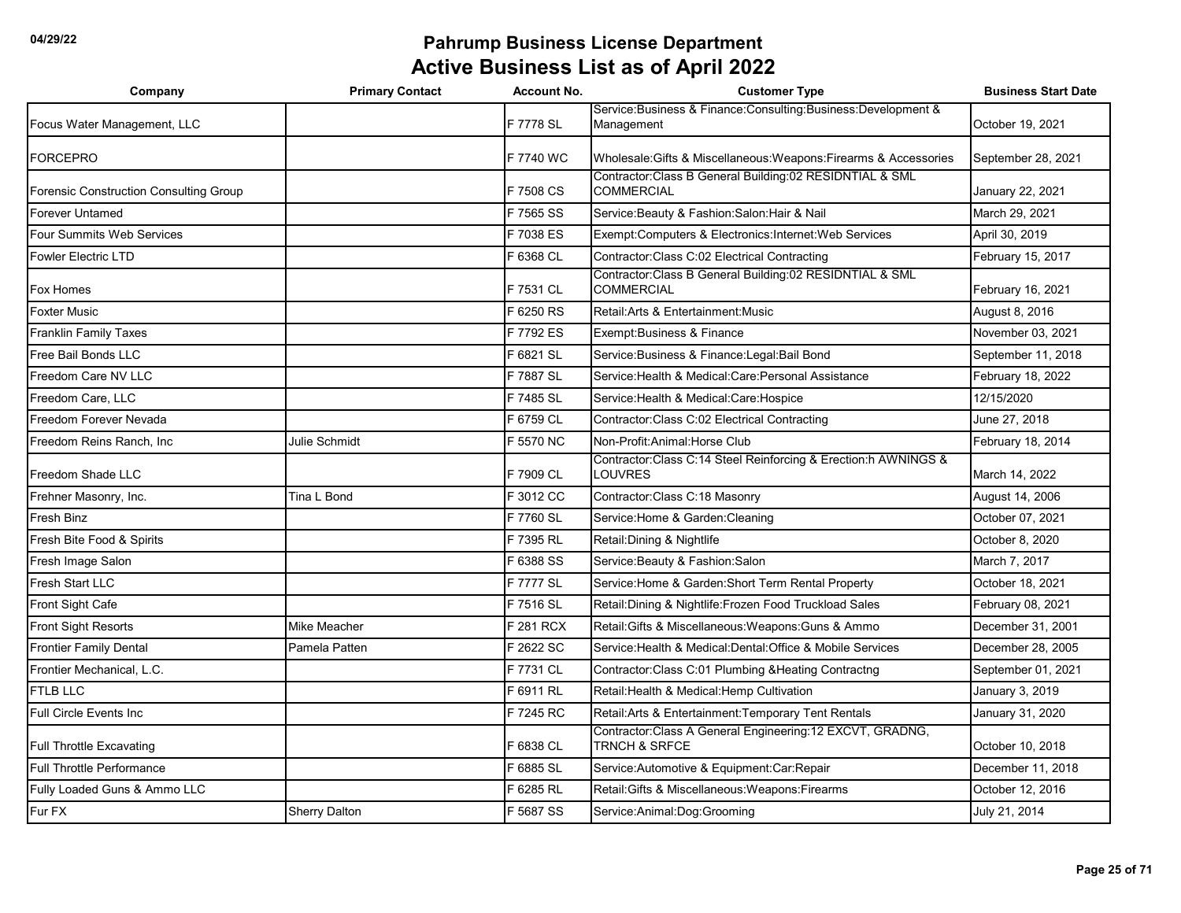# Pahrump Business License Department
## Active Business List as of April 2022

| Company | Primary Contact | Account No. | Customer Type | Business Start Date |
|---|---|---|---|---|
| Focus Water Management, LLC | | F 7778 SL | Service:Business & Finance:Consulting:Business:Development & Management | October 19, 2021 |
| FORCEPRO | | F 7740 WC | Wholesale:Gifts & Miscellaneous:Weapons:Firearms & Accessories | September 28, 2021 |
| Forensic Construction Consulting Group | | F 7508 CS | Contractor:Class B General Building:02 RESIDNTIAL & SML COMMERCIAL | January 22, 2021 |
| Forever Untamed | | F 7565 SS | Service:Beauty & Fashion:Salon:Hair & Nail | March 29, 2021 |
| Four Summits Web Services | | F 7038 ES | Exempt:Computers & Electronics:Internet:Web Services | April 30, 2019 |
| Fowler Electric LTD | | F 6368 CL | Contractor:Class C:02 Electrical Contracting | February 15, 2017 |
| Fox Homes | | F 7531 CL | Contractor:Class B General Building:02 RESIDNTIAL & SML COMMERCIAL | February 16, 2021 |
| Foxter Music | | F 6250 RS | Retail:Arts & Entertainment:Music | August 8, 2016 |
| Franklin Family Taxes | | F 7792 ES | Exempt:Business & Finance | November 03, 2021 |
| Free Bail Bonds LLC | | F 6821 SL | Service:Business & Finance:Legal:Bail Bond | September 11, 2018 |
| Freedom Care NV LLC | | F 7887 SL | Service:Health & Medical:Care:Personal Assistance | February 18, 2022 |
| Freedom Care, LLC | | F 7485 SL | Service:Health & Medical:Care:Hospice | 12/15/2020 |
| Freedom Forever Nevada | | F 6759 CL | Contractor:Class C:02 Electrical Contracting | June 27, 2018 |
| Freedom Reins Ranch, Inc | Julie Schmidt | F 5570 NC | Non-Profit:Animal:Horse Club | February 18, 2014 |
| Freedom Shade LLC | | F 7909 CL | Contractor:Class C:14 Steel Reinforcing & Erection:h AWNINGS & LOUVRES | March 14, 2022 |
| Frehner Masonry, Inc. | Tina L Bond | F 3012 CC | Contractor:Class C:18 Masonry | August 14, 2006 |
| Fresh Binz | | F 7760 SL | Service:Home & Garden:Cleaning | October 07, 2021 |
| Fresh Bite Food & Spirits | | F 7395 RL | Retail:Dining & Nightlife | October 8, 2020 |
| Fresh Image Salon | | F 6388 SS | Service:Beauty & Fashion:Salon | March 7, 2017 |
| Fresh Start LLC | | F 7777 SL | Service:Home & Garden:Short Term Rental Property | October 18, 2021 |
| Front Sight Cafe | | F 7516 SL | Retail:Dining & Nightlife:Frozen Food Truckload Sales | February 08, 2021 |
| Front Sight Resorts | Mike Meacher | F 281 RCX | Retail:Gifts & Miscellaneous:Weapons:Guns & Ammo | December 31, 2001 |
| Frontier Family Dental | Pamela Patten | F 2622 SC | Service:Health & Medical:Dental:Office & Mobile Services | December 28, 2005 |
| Frontier Mechanical, L.C. | | F 7731 CL | Contractor:Class C:01 Plumbing &Heating Contractng | September 01, 2021 |
| FTLB LLC | | F 6911 RL | Retail:Health & Medical:Hemp Cultivation | January 3, 2019 |
| Full Circle Events Inc | | F 7245 RC | Retail:Arts & Entertainment:Temporary Tent Rentals | January 31, 2020 |
| Full Throttle Excavating | | F 6838 CL | Contractor:Class A General Engineering:12 EXCVT, GRADNG, TRNCH & SRFCE | October 10, 2018 |
| Full Throttle Performance | | F 6885 SL | Service:Automotive & Equipment:Car:Repair | December 11, 2018 |
| Fully Loaded Guns & Ammo LLC | | F 6285 RL | Retail:Gifts & Miscellaneous:Weapons:Firearms | October 12, 2016 |
| Fur FX | Sherry Dalton | F 5687 SS | Service:Animal:Dog:Grooming | July 21, 2014 |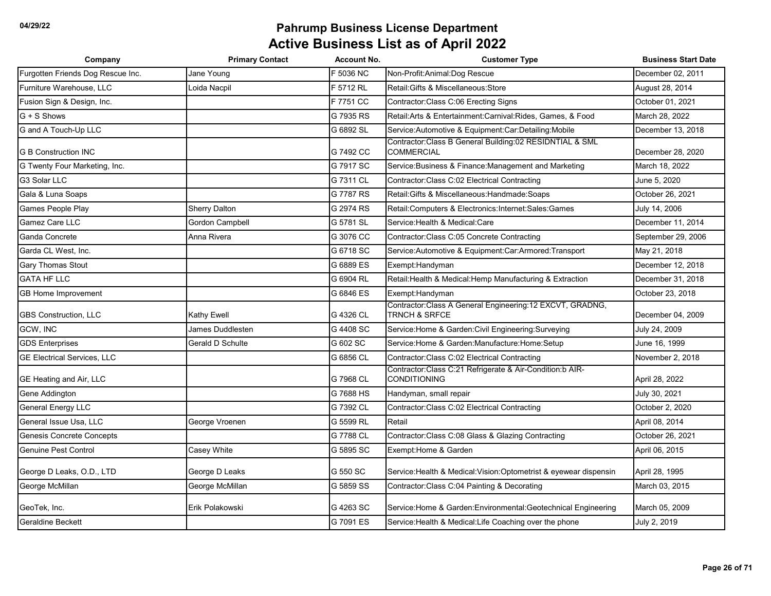# Pahrump Business License Department

## Active Business List as of April 2022

| Company | Primary Contact | Account No. | Customer Type | Business Start Date |
|---|---|---|---|---|
| Furgotten Friends Dog Rescue Inc. | Jane Young | F 5036 NC | Non-Profit:Animal:Dog Rescue | December 02, 2011 |
| Furniture Warehouse, LLC | Loida Nacpil | F 5712 RL | Retail:Gifts & Miscellaneous:Store | August 28, 2014 |
| Fusion Sign & Design, Inc. | | F 7751 CC | Contractor:Class C:06 Erecting Signs | October 01, 2021 |
| G + S Shows | | G 7935 RS | Retail:Arts & Entertainment:Carnival:Rides, Games, & Food | March 28, 2022 |
| G and A Touch-Up LLC | | G 6892 SL | Service:Automotive & Equipment:Car:Detailing:Mobile | December 13, 2018 |
| G B Construction INC | | G 7492 CC | Contractor:Class B General Building:02 RESIDNTIAL & SML COMMERCIAL | December 28, 2020 |
| G Twenty Four Marketing, Inc. | | G 7917 SC | Service:Business & Finance:Management and Marketing | March 18, 2022 |
| G3 Solar LLC | | G 7311 CL | Contractor:Class C:02 Electrical Contracting | June 5, 2020 |
| Gala & Luna Soaps | | G 7787 RS | Retail:Gifts & Miscellaneous:Handmade:Soaps | October 26, 2021 |
| Games People Play | Sherry Dalton | G 2974 RS | Retail:Computers & Electronics:Internet:Sales:Games | July 14, 2006 |
| Gamez Care LLC | Gordon Campbell | G 5781 SL | Service:Health & Medical:Care | December 11, 2014 |
| Ganda Concrete | Anna Rivera | G 3076 CC | Contractor:Class C:05 Concrete Contracting | September 29, 2006 |
| Garda CL West, Inc. | | G 6718 SC | Service:Automotive & Equipment:Car:Armored:Transport | May 21, 2018 |
| Gary Thomas Stout | | G 6889 ES | Exempt:Handyman | December 12, 2018 |
| GATA HF LLC | | G 6904 RL | Retail:Health & Medical:Hemp Manufacturing & Extraction | December 31, 2018 |
| GB Home Improvement | | G 6846 ES | Exempt:Handyman | October 23, 2018 |
| GBS Construction, LLC | Kathy Ewell | G 4326 CL | Contractor:Class A General Engineering:12 EXCVT, GRADNG, TRNCH & SRFCE | December 04, 2009 |
| GCW, INC | James Duddlesten | G 4408 SC | Service:Home & Garden:Civil Engineering:Surveying | July 24, 2009 |
| GDS Enterprises | Gerald D Schulte | G 602 SC | Service:Home & Garden:Manufacture:Home:Setup | June 16, 1999 |
| GE Electrical Services, LLC | | G 6856 CL | Contractor:Class C:02 Electrical Contracting | November 2, 2018 |
| GE Heating and Air, LLC | | G 7968 CL | Contractor:Class C:21 Refrigerate & Air-Condition:b AIR-CONDITIONING | April 28, 2022 |
| Gene Addington | | G 7688 HS | Handyman, small repair | July 30, 2021 |
| General Energy LLC | | G 7392 CL | Contractor:Class C:02 Electrical Contracting | October 2, 2020 |
| General Issue Usa, LLC | George Vroenen | G 5599 RL | Retail | April 08, 2014 |
| Genesis Concrete Concepts | | G 7788 CL | Contractor:Class C:08 Glass & Glazing Contracting | October 26, 2021 |
| Genuine Pest Control | Casey White | G 5895 SC | Exempt:Home & Garden | April 06, 2015 |
| George D Leaks, O.D., LTD | George D Leaks | G 550 SC | Service:Health & Medical:Vision:Optometrist & eyewear dispensin | April 28, 1995 |
| George McMillan | George McMillan | G 5859 SS | Contractor:Class C:04 Painting & Decorating | March 03, 2015 |
| GeoTek, Inc. | Erik Polakowski | G 4263 SC | Service:Home & Garden:Environmental:Geotechnical Engineering | March 05, 2009 |
| Geraldine Beckett | | G 7091 ES | Service:Health & Medical:Life Coaching over the phone | July 2, 2019 |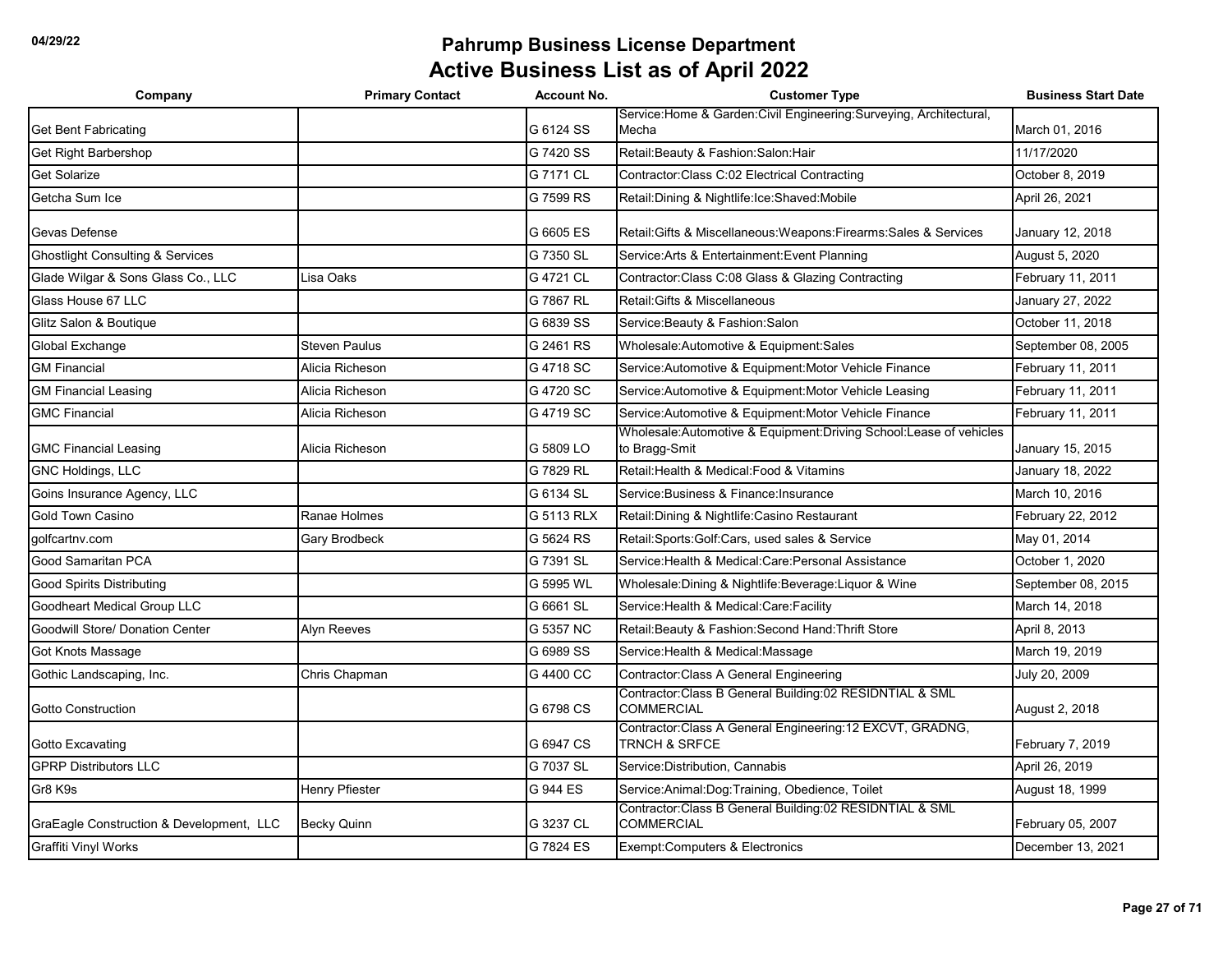# Pahrump Business License Department

## Active Business List as of April 2022

| Company | Primary Contact | Account No. | Customer Type | Business Start Date |
| --- | --- | --- | --- | --- |
| Get Bent Fabricating | | G 6124 SS | Service:Home & Garden:Civil Engineering:Surveying, Architectural, Mecha | March 01, 2016 |
| Get Right Barbershop | | G 7420 SS | Retail:Beauty & Fashion:Salon:Hair | 11/17/2020 |
| Get Solarize | | G 7171 CL | Contractor:Class C:02 Electrical Contracting | October 8, 2019 |
| Getcha Sum Ice | | G 7599 RS | Retail:Dining & Nightlife:Ice:Shaved:Mobile | April 26, 2021 |
| Gevas Defense | | G 6605 ES | Retail:Gifts & Miscellaneous:Weapons:Firearms:Sales & Services | January 12, 2018 |
| Ghostlight Consulting & Services | | G 7350 SL | Service:Arts & Entertainment:Event Planning | August 5, 2020 |
| Glade Wilgar & Sons Glass Co., LLC | Lisa Oaks | G 4721 CL | Contractor:Class C:08 Glass & Glazing Contracting | February 11, 2011 |
| Glass House 67 LLC | | G 7867 RL | Retail:Gifts & Miscellaneous | January 27, 2022 |
| Glitz Salon & Boutique | | G 6839 SS | Service:Beauty & Fashion:Salon | October 11, 2018 |
| Global Exchange | Steven Paulus | G 2461 RS | Wholesale:Automotive & Equipment:Sales | September 08, 2005 |
| GM Financial | Alicia Richeson | G 4718 SC | Service:Automotive & Equipment:Motor Vehicle Finance | February 11, 2011 |
| GM Financial Leasing | Alicia Richeson | G 4720 SC | Service:Automotive & Equipment:Motor Vehicle Leasing | February 11, 2011 |
| GMC Financial | Alicia Richeson | G 4719 SC | Service:Automotive & Equipment:Motor Vehicle Finance | February 11, 2011 |
| GMC Financial Leasing | Alicia Richeson | G 5809 LO | Wholesale:Automotive & Equipment:Driving School:Lease of vehicles to Bragg-Smit | January 15, 2015 |
| GNC Holdings, LLC | | G 7829 RL | Retail:Health & Medical:Food & Vitamins | January 18, 2022 |
| Goins Insurance Agency, LLC | | G 6134 SL | Service:Business & Finance:Insurance | March 10, 2016 |
| Gold Town Casino | Ranae Holmes | G 5113 RLX | Retail:Dining & Nightlife:Casino Restaurant | February 22, 2012 |
| golfcartnv.com | Gary Brodbeck | G 5624 RS | Retail:Sports:Golf:Cars, used sales & Service | May 01, 2014 |
| Good Samaritan PCA | | G 7391 SL | Service:Health & Medical:Care:Personal Assistance | October 1, 2020 |
| Good Spirits Distributing | | G 5995 WL | Wholesale:Dining & Nightlife:Beverage:Liquor & Wine | September 08, 2015 |
| Goodheart Medical Group LLC | | G 6661 SL | Service:Health & Medical:Care:Facility | March 14, 2018 |
| Goodwill Store/ Donation Center | Alyn Reeves | G 5357 NC | Retail:Beauty & Fashion:Second Hand:Thrift Store | April 8, 2013 |
| Got Knots Massage | | G 6989 SS | Service:Health & Medical:Massage | March 19, 2019 |
| Gothic Landscaping, Inc. | Chris Chapman | G 4400 CC | Contractor:Class A General Engineering | July 20, 2009 |
| Gotto Construction | | G 6798 CS | Contractor:Class B General Building:02 RESIDNTIAL & SML COMMERCIAL | August 2, 2018 |
| Gotto Excavating | | G 6947 CS | Contractor:Class A General Engineering:12 EXCVT, GRADNG, TRNCH & SRFCE | February 7, 2019 |
| GPRP Distributors LLC | | G 7037 SL | Service:Distribution, Cannabis | April 26, 2019 |
| Gr8 K9s | Henry Pfiester | G 944 ES | Service:Animal:Dog:Training, Obedience, Toilet | August 18, 1999 |
| GraEagle Construction & Development, LLC | Becky Quinn | G 3237 CL | Contractor:Class B General Building:02 RESIDNTIAL & SML COMMERCIAL | February 05, 2007 |
| Graffiti Vinyl Works | | G 7824 ES | Exempt:Computers & Electronics | December 13, 2021 |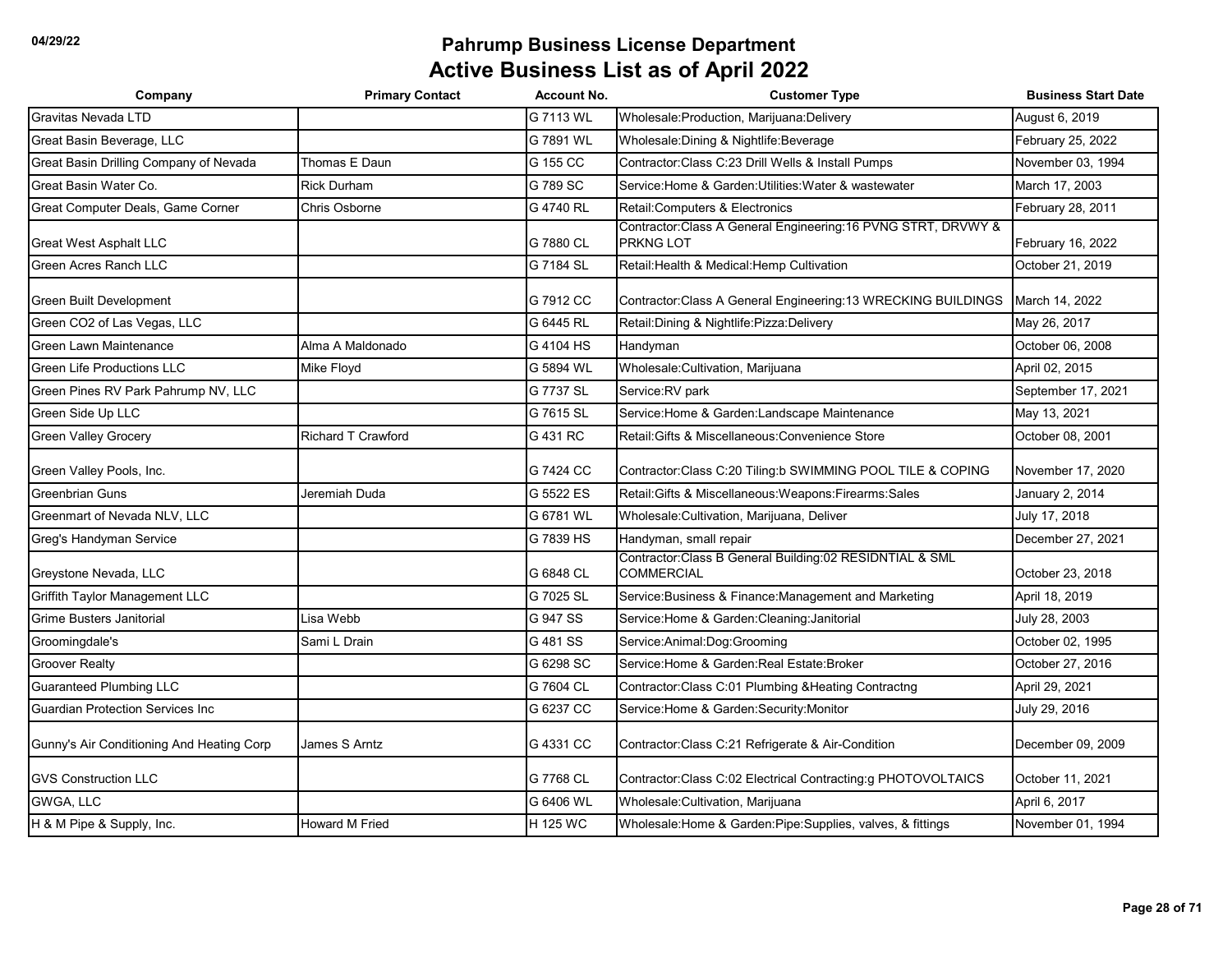# Pahrump Business License Department

## Active Business List as of April 2022

04/29/22

| Company | Primary Contact | Account No. | Customer Type | Business Start Date |
|---|---|---|---|---|
| Gravitas Nevada LTD | | G 7113 WL | Wholesale:Production, Marijuana:Delivery | August 6, 2019 |
| Great Basin Beverage, LLC | | G 7891 WL | Wholesale:Dining & Nightlife:Beverage | February 25, 2022 |
| Great Basin Drilling Company of Nevada | Thomas E Daun | G 155 CC | Contractor:Class C:23 Drill Wells & Install Pumps | November 03, 1994 |
| Great Basin Water Co. | Rick Durham | G 789 SC | Service:Home & Garden:Utilities:Water & wastewater | March 17, 2003 |
| Great Computer Deals, Game Corner | Chris Osborne | G 4740 RL | Retail:Computers & Electronics | February 28, 2011 |
| Great West Asphalt LLC | | G 7880 CL | Contractor:Class A General Engineering:16 PVNG STRT, DRVWY & PRKNG LOT | February 16, 2022 |
| Green Acres Ranch LLC | | G 7184 SL | Retail:Health & Medical:Hemp Cultivation | October 21, 2019 |
| Green Built Development | | G 7912 CC | Contractor:Class A General Engineering:13 WRECKING BUILDINGS | March 14, 2022 |
| Green CO2 of Las Vegas, LLC | | G 6445 RL | Retail:Dining & Nightlife:Pizza:Delivery | May 26, 2017 |
| Green Lawn Maintenance | Alma A Maldonado | G 4104 HS | Handyman | October 06, 2008 |
| Green Life Productions LLC | Mike Floyd | G 5894 WL | Wholesale:Cultivation, Marijuana | April 02, 2015 |
| Green Pines RV Park Pahrump NV, LLC | | G 7737 SL | Service:RV park | September 17, 2021 |
| Green Side Up LLC | | G 7615 SL | Service:Home & Garden:Landscape Maintenance | May 13, 2021 |
| Green Valley Grocery | Richard T Crawford | G 431 RC | Retail:Gifts & Miscellaneous:Convenience Store | October 08, 2001 |
| Green Valley Pools, Inc. | | G 7424 CC | Contractor:Class C:20 Tiling:b SWIMMING POOL TILE & COPING | November 17, 2020 |
| Greenbrian Guns | Jeremiah Duda | G 5522 ES | Retail:Gifts & Miscellaneous:Weapons:Firearms:Sales | January 2, 2014 |
| Greenmart of Nevada NLV, LLC | | G 6781 WL | Wholesale:Cultivation, Marijuana, Deliver | July 17, 2018 |
| Greg's Handyman Service | | G 7839 HS | Handyman, small repair | December 27, 2021 |
| Greystone Nevada, LLC | | G 6848 CL | Contractor:Class B General Building:02 RESIDNTIAL & SML COMMERCIAL | October 23, 2018 |
| Griffith Taylor Management LLC | | G 7025 SL | Service:Business & Finance:Management and Marketing | April 18, 2019 |
| Grime Busters Janitorial | Lisa Webb | G 947 SS | Service:Home & Garden:Cleaning:Janitorial | July 28, 2003 |
| Groomingdale's | Sami L Drain | G 481 SS | Service:Animal:Dog:Grooming | October 02, 1995 |
| Groover Realty | | G 6298 SC | Service:Home & Garden:Real Estate:Broker | October 27, 2016 |
| Guaranteed Plumbing LLC | | G 7604 CL | Contractor:Class C:01 Plumbing &Heating Contractng | April 29, 2021 |
| Guardian Protection Services Inc | | G 6237 CC | Service:Home & Garden:Security:Monitor | July 29, 2016 |
| Gunny's Air Conditioning And Heating Corp | James S Arntz | G 4331 CC | Contractor:Class C:21 Refrigerate & Air-Condition | December 09, 2009 |
| GVS Construction LLC | | G 7768 CL | Contractor:Class C:02 Electrical Contracting:g PHOTOVOLTAICS | October 11, 2021 |
| GWGA, LLC | | G 6406 WL | Wholesale:Cultivation, Marijuana | April 6, 2017 |
| H & M Pipe & Supply, Inc. | Howard M Fried | H 125 WC | Wholesale:Home & Garden:Pipe:Supplies, valves, & fittings | November 01, 1994 |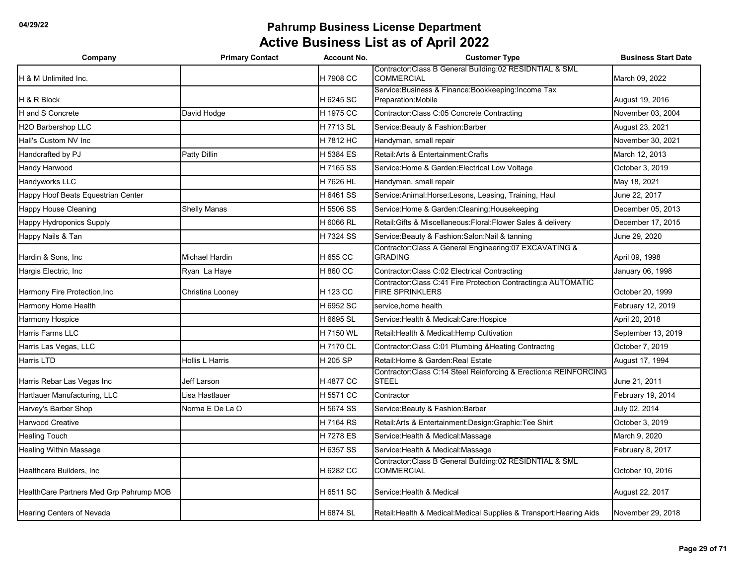# Pahrump Business License Department

## Active Business List as of April 2022

| Company | Primary Contact | Account No. | Customer Type | Business Start Date |
|---|---|---|---|---|
| H & M Unlimited Inc. | | H 7908 CC | Contractor:Class B General Building:02 RESIDNTIAL & SML COMMERCIAL | March 09, 2022 |
| H & R Block | | H 6245 SC | Service:Business & Finance:Bookkeeping:Income Tax Preparation:Mobile | August 19, 2016 |
| H and S Concrete | David Hodge | H 1975 CC | Contractor:Class C:05 Concrete Contracting | November 03, 2004 |
| H2O Barbershop LLC | | H 7713 SL | Service:Beauty & Fashion:Barber | August 23, 2021 |
| Hall's Custom NV Inc | | H 7812 HC | Handyman, small repair | November 30, 2021 |
| Handcrafted by PJ | Patty Dillin | H 5384 ES | Retail:Arts & Entertainment:Crafts | March 12, 2013 |
| Handy Harwood | | H 7165 SS | Service:Home & Garden:Electrical Low Voltage | October 3, 2019 |
| Handyworks LLC | | H 7626 HL | Handyman, small repair | May 18, 2021 |
| Happy Hoof Beats Equestrian Center | | H 6461 SS | Service:Animal:Horse:Lesons, Leasing, Training, Haul | June 22, 2017 |
| Happy House Cleaning | Shelly Manas | H 5506 SS | Service:Home & Garden:Cleaning:Housekeeping | December 05, 2013 |
| Happy Hydroponics Supply | | H 6066 RL | Retail:Gifts & Miscellaneous:Floral:Flower Sales & delivery | December 17, 2015 |
| Happy Nails & Tan | | H 7324 SS | Service:Beauty & Fashion:Salon:Nail & tanning | June 29, 2020 |
| Hardin & Sons, Inc | Michael Hardin | H 655 CC | Contractor:Class A General Engineering:07 EXCAVATING & GRADING | April 09, 1998 |
| Hargis Electric, Inc | Ryan La Haye | H 860 CC | Contractor:Class C:02 Electrical Contracting | January 06, 1998 |
| Harmony Fire Protection,Inc | Christina Looney | H 123 CC | Contractor:Class C:41 Fire Protection Contracting:a AUTOMATIC FIRE SPRINKLERS | October 20, 1999 |
| Harmony Home Health | | H 6952 SC | service,home health | February 12, 2019 |
| Harmony Hospice | | H 6695 SL | Service:Health & Medical:Care:Hospice | April 20, 2018 |
| Harris Farms LLC | | H 7150 WL | Retail:Health & Medical:Hemp Cultivation | September 13, 2019 |
| Harris Las Vegas, LLC | | H 7170 CL | Contractor:Class C:01 Plumbing &Heating Contractng | October 7, 2019 |
| Harris LTD | Hollis L Harris | H 205 SP | Retail:Home & Garden:Real Estate | August 17, 1994 |
| Harris Rebar Las Vegas Inc | Jeff Larson | H 4877 CC | Contractor:Class C:14 Steel Reinforcing & Erection:a REINFORCING STEEL | June 21, 2011 |
| Hartlauer Manufacturing, LLC | Lisa Hastlauer | H 5571 CC | Contractor | February 19, 2014 |
| Harvey's Barber Shop | Norma E De La O | H 5674 SS | Service:Beauty & Fashion:Barber | July 02, 2014 |
| Harwood Creative | | H 7164 RS | Retail:Arts & Entertainment:Design:Graphic:Tee Shirt | October 3, 2019 |
| Healing Touch | | H 7278 ES | Service:Health & Medical:Massage | March 9, 2020 |
| Healing Within Massage | | H 6357 SS | Service:Health & Medical:Massage | February 8, 2017 |
| Healthcare Builders, Inc | | H 6282 CC | Contractor:Class B General Building:02 RESIDNTIAL & SML COMMERCIAL | October 10, 2016 |
| HealthCare Partners Med Grp Pahrump MOB | | H 6511 SC | Service:Health & Medical | August 22, 2017 |
| Hearing Centers of Nevada | | H 6874 SL | Retail:Health & Medical:Medical Supplies & Transport:Hearing Aids | November 29, 2018 |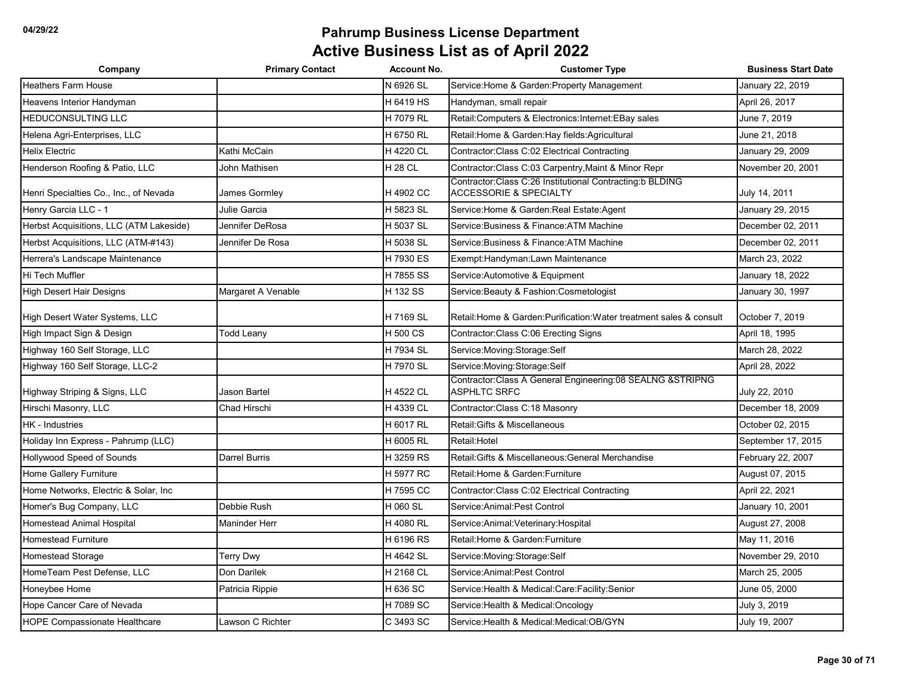# Pahrump Business License Department

## Active Business List as of April 2022

| Company | Primary Contact | Account No. | Customer Type | Business Start Date |
|---|---|---|---|---|
| Heathers Farm House | | N 6926 SL | Service:Home & Garden:Property Management | January 22, 2019 |
| Heavens Interior Handyman | | H 6419 HS | Handyman, small repair | April 26, 2017 |
| HEDUCONSULTING LLC | | H 7079 RL | Retail:Computers & Electronics:Internet:EBay sales | June 7, 2019 |
| Helena Agri-Enterprises, LLC | | H 6750 RL | Retail:Home & Garden:Hay fields:Agricultural | June 21, 2018 |
| Helix Electric | Kathi McCain | H 4220 CL | Contractor:Class C:02 Electrical Contracting | January 29, 2009 |
| Henderson Roofing & Patio, LLC | John Mathisen | H 28 CL | Contractor:Class C:03 Carpentry,Maint & Minor Repr | November 20, 2001 |
| Henri Specialties Co., Inc., of Nevada | James Gormley | H 4902 CC | Contractor:Class C:26 Institutional Contracting:b BLDING ACCESSORIE & SPECIALTY | July 14, 2011 |
| Henry Garcia LLC - 1 | Julie Garcia | H 5823 SL | Service:Home & Garden:Real Estate:Agent | January 29, 2015 |
| Herbst Acquisitions, LLC (ATM Lakeside) | Jennifer DeRosa | H 5037 SL | Service:Business & Finance:ATM Machine | December 02, 2011 |
| Herbst Acquisitions, LLC (ATM-#143) | Jennifer De Rosa | H 5038 SL | Service:Business & Finance:ATM Machine | December 02, 2011 |
| Herrera's Landscape Maintenance | | H 7930 ES | Exempt:Handyman:Lawn Maintenance | March 23, 2022 |
| Hi Tech Muffler | | H 7855 SS | Service:Automotive & Equipment | January 18, 2022 |
| High Desert Hair Designs | Margaret A Venable | H 132 SS | Service:Beauty & Fashion:Cosmetologist | January 30, 1997 |
| High Desert Water Systems, LLC | | H 7169 SL | Retail:Home & Garden:Purification:Water treatment sales & consult | October 7, 2019 |
| High Impact Sign & Design | Todd Leany | H 500 CS | Contractor:Class C:06 Erecting Signs | April 18, 1995 |
| Highway 160 Self Storage, LLC | | H 7934 SL | Service:Moving:Storage:Self | March 28, 2022 |
| Highway 160 Self Storage, LLC-2 | | H 7970 SL | Service:Moving:Storage:Self | April 28, 2022 |
| Highway Striping & Signs, LLC | Jason Bartel | H 4522 CL | Contractor:Class A General Engineering:08 SEALNG &STRIPNG ASPHLTC SRFC | July 22, 2010 |
| Hirschi Masonry, LLC | Chad Hirschi | H 4339 CL | Contractor:Class C:18 Masonry | December 18, 2009 |
| HK - Industries | | H 6017 RL | Retail:Gifts & Miscellaneous | October 02, 2015 |
| Holiday Inn Express - Pahrump (LLC) | | H 6005 RL | Retail:Hotel | September 17, 2015 |
| Hollywood Speed of Sounds | Darrel Burris | H 3259 RS | Retail:Gifts & Miscellaneous:General Merchandise | February 22, 2007 |
| Home Gallery Furniture | | H 5977 RC | Retail:Home & Garden:Furniture | August 07, 2015 |
| Home Networks, Electric & Solar, Inc | | H 7595 CC | Contractor:Class C:02 Electrical Contracting | April 22, 2021 |
| Homer's Bug Company, LLC | Debbie Rush | H 060 SL | Service:Animal:Pest Control | January 10, 2001 |
| Homestead Animal Hospital | Maninder Herr | H 4080 RL | Service:Animal:Veterinary:Hospital | August 27, 2008 |
| Homestead Furniture | | H 6196 RS | Retail:Home & Garden:Furniture | May 11, 2016 |
| Homestead Storage | Terry Dwy | H 4642 SL | Service:Moving:Storage:Self | November 29, 2010 |
| HomeTeam Pest Defense, LLC | Don Darilek | H 2168 CL | Service:Animal:Pest Control | March 25, 2005 |
| Honeybee Home | Patricia Rippie | H 636 SC | Service:Health & Medical:Care:Facility:Senior | June 05, 2000 |
| Hope Cancer Care of Nevada | | H 7089 SC | Service:Health & Medical:Oncology | July 3, 2019 |
| HOPE Compassionate Healthcare | Lawson C Richter | C 3493 SC | Service:Health & Medical:Medical:OB/GYN | July 19, 2007 |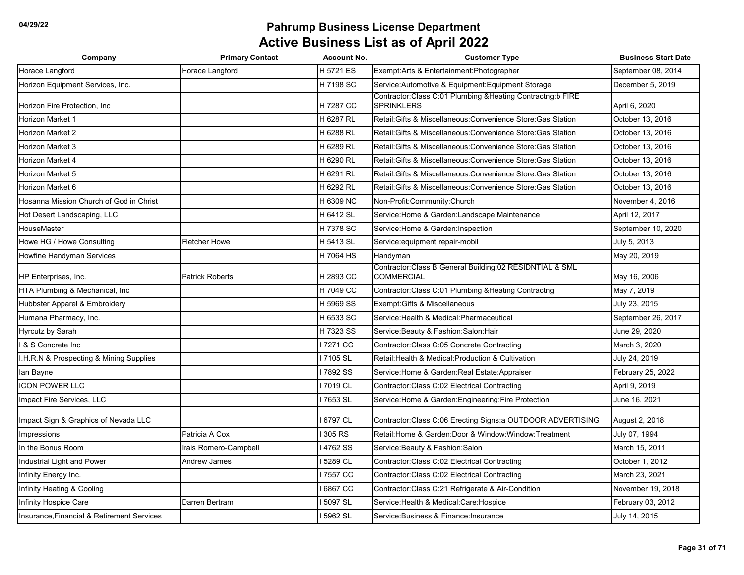# Pahrump Business License Department

## Active Business List as of April 2022

| Company | Primary Contact | Account No. | Customer Type | Business Start Date |
|---|---|---|---|---|
| Horace Langford | Horace Langford | H 5721 ES | Exempt:Arts & Entertainment:Photographer | September 08, 2014 |
| Horizon Equipment Services, Inc. | | H 7198 SC | Service:Automotive & Equipment:Equipment Storage | December 5, 2019 |
| Horizon Fire Protection, Inc | | H 7287 CC | Contractor:Class C:01 Plumbing &Heating Contractng:b FIRE SPRINKLERS | April 6, 2020 |
| Horizon Market 1 | | H 6287 RL | Retail:Gifts & Miscellaneous:Convenience Store:Gas Station | October 13, 2016 |
| Horizon Market 2 | | H 6288 RL | Retail:Gifts & Miscellaneous:Convenience Store:Gas Station | October 13, 2016 |
| Horizon Market 3 | | H 6289 RL | Retail:Gifts & Miscellaneous:Convenience Store:Gas Station | October 13, 2016 |
| Horizon Market 4 | | H 6290 RL | Retail:Gifts & Miscellaneous:Convenience Store:Gas Station | October 13, 2016 |
| Horizon Market 5 | | H 6291 RL | Retail:Gifts & Miscellaneous:Convenience Store:Gas Station | October 13, 2016 |
| Horizon Market 6 | | H 6292 RL | Retail:Gifts & Miscellaneous:Convenience Store:Gas Station | October 13, 2016 |
| Hosanna Mission Church of God in Christ | | H 6309 NC | Non-Profit:Community:Church | November 4, 2016 |
| Hot Desert Landscaping, LLC | | H 6412 SL | Service:Home & Garden:Landscape Maintenance | April 12, 2017 |
| HouseMaster | | H 7378 SC | Service:Home & Garden:Inspection | September 10, 2020 |
| Howe HG / Howe Consulting | Fletcher Howe | H 5413 SL | Service:equipment repair-mobil | July 5, 2013 |
| Howfine Handyman Services | | H 7064 HS | Handyman | May 20, 2019 |
| HP Enterprises, Inc. | Patrick Roberts | H 2893 CC | Contractor:Class B General Building:02 RESIDNTIAL & SML COMMERCIAL | May 16, 2006 |
| HTA Plumbing & Mechanical, Inc | | H 7049 CC | Contractor:Class C:01 Plumbing &Heating Contractng | May 7, 2019 |
| Hubbster Apparel & Embroidery | | H 5969 SS | Exempt:Gifts & Miscellaneous | July 23, 2015 |
| Humana Pharmacy, Inc. | | H 6533 SC | Service:Health & Medical:Pharmaceutical | September 26, 2017 |
| Hyrcutz by Sarah | | H 7323 SS | Service:Beauty & Fashion:Salon:Hair | June 29, 2020 |
| I & S Concrete Inc | | I 7271 CC | Contractor:Class C:05 Concrete Contracting | March 3, 2020 |
| I.H.R.N & Prospecting & Mining Supplies | | I 7105 SL | Retail:Health & Medical:Production & Cultivation | July 24, 2019 |
| Ian Bayne | | I 7892 SS | Service:Home & Garden:Real Estate:Appraiser | February 25, 2022 |
| ICON POWER LLC | | I 7019 CL | Contractor:Class C:02 Electrical Contracting | April 9, 2019 |
| Impact Fire Services, LLC | | I 7653 SL | Service:Home & Garden:Engineering:Fire Protection | June 16, 2021 |
| Impact Sign & Graphics of Nevada LLC | | I 6797 CL | Contractor:Class C:06 Erecting Signs:a OUTDOOR ADVERTISING | August 2, 2018 |
| Impressions | Patricia A Cox | I 305 RS | Retail:Home & Garden:Door & Window:Window:Treatment | July 07, 1994 |
| In the Bonus Room | Irais Romero-Campbell | I 4762 SS | Service:Beauty & Fashion:Salon | March 15, 2011 |
| Industrial Light and Power | Andrew James | I 5289 CL | Contractor:Class C:02 Electrical Contracting | October 1, 2012 |
| Infinity Energy Inc. | | I 7557 CC | Contractor:Class C:02 Electrical Contracting | March 23, 2021 |
| Infinity Heating & Cooling | | I 6867 CC | Contractor:Class C:21 Refrigerate & Air-Condition | November 19, 2018 |
| Infinity Hospice Care | Darren Bertram | I 5097 SL | Service:Health & Medical:Care:Hospice | February 03, 2012 |
| Insurance,Financial & Retirement Services | | I 5962 SL | Service:Business & Finance:Insurance | July 14, 2015 |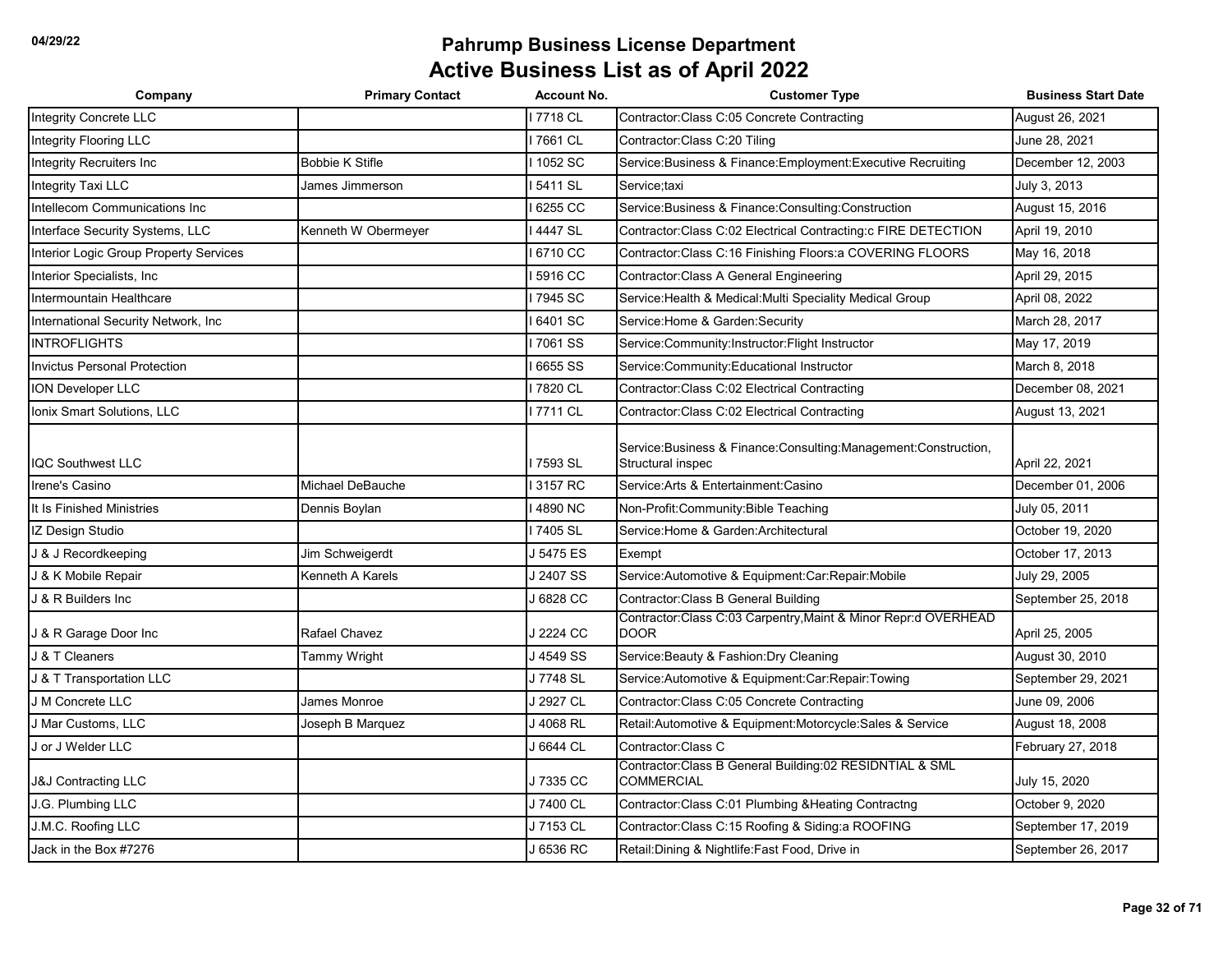# Pahrump Business License Department

## Active Business List as of April 2022

| Company | Primary Contact | Account No. | Customer Type | Business Start Date |
|---|---|---|---|---|
| Integrity Concrete LLC | | I 7718 CL | Contractor:Class C:05 Concrete Contracting | August 26, 2021 |
| Integrity Flooring LLC | | I 7661 CL | Contractor:Class C:20 Tiling | June 28, 2021 |
| Integrity Recruiters Inc | Bobbie K Stifle | I 1052 SC | Service:Business & Finance:Employment:Executive Recruiting | December 12, 2003 |
| Integrity Taxi LLC | James Jimmerson | I 5411 SL | Service;taxi | July 3, 2013 |
| Intellecom Communications Inc | | I 6255 CC | Service:Business & Finance:Consulting:Construction | August 15, 2016 |
| Interface Security Systems, LLC | Kenneth W Obermeyer | I 4447 SL | Contractor:Class C:02 Electrical Contracting:c FIRE DETECTION | April 19, 2010 |
| Interior Logic Group Property Services | | I 6710 CC | Contractor:Class C:16 Finishing Floors:a COVERING FLOORS | May 16, 2018 |
| Interior Specialists, Inc | | I 5916 CC | Contractor:Class A General Engineering | April 29, 2015 |
| Intermountain Healthcare | | I 7945 SC | Service:Health & Medical:Multi Speciality Medical Group | April 08, 2022 |
| International Security Network, Inc | | I 6401 SC | Service:Home & Garden:Security | March 28, 2017 |
| INTROFLIGHTS | | I 7061 SS | Service:Community:Instructor:Flight Instructor | May 17, 2019 |
| Invictus Personal Protection | | I 6655 SS | Service:Community:Educational Instructor | March 8, 2018 |
| ION Developer LLC | | I 7820 CL | Contractor:Class C:02 Electrical Contracting | December 08, 2021 |
| Ionix Smart Solutions, LLC | | I 7711 CL | Contractor:Class C:02 Electrical Contracting | August 13, 2021 |
| IQC Southwest LLC | | I 7593 SL | Service:Business & Finance:Consulting:Management:Construction, Structural inspec | April 22, 2021 |
| Irene's Casino | Michael DeBauche | I 3157 RC | Service:Arts & Entertainment:Casino | December 01, 2006 |
| It Is Finished Ministries | Dennis Boylan | I 4890 NC | Non-Profit:Community:Bible Teaching | July 05, 2011 |
| IZ Design Studio | | I 7405 SL | Service:Home & Garden:Architectural | October 19, 2020 |
| J & J Recordkeeping | Jim Schweigerdt | J 5475 ES | Exempt | October 17, 2013 |
| J & K Mobile Repair | Kenneth A Karels | J 2407 SS | Service:Automotive & Equipment:Car:Repair:Mobile | July 29, 2005 |
| J & R Builders Inc | | J 6828 CC | Contractor:Class B General Building | September 25, 2018 |
| J & R Garage Door Inc | Rafael Chavez | J 2224 CC | Contractor:Class C:03 Carpentry,Maint & Minor Repr:d OVERHEAD DOOR | April 25, 2005 |
| J & T Cleaners | Tammy Wright | J 4549 SS | Service:Beauty & Fashion:Dry Cleaning | August 30, 2010 |
| J & T Transportation LLC | | J 7748 SL | Service:Automotive & Equipment:Car:Repair:Towing | September 29, 2021 |
| J M Concrete LLC | James Monroe | J 2927 CL | Contractor:Class C:05 Concrete Contracting | June 09, 2006 |
| J Mar Customs, LLC | Joseph B Marquez | J 4068 RL | Retail:Automotive & Equipment:Motorcycle:Sales & Service | August 18, 2008 |
| J or J Welder LLC | | J 6644 CL | Contractor:Class C | February 27, 2018 |
| J&J Contracting LLC | | J 7335 CC | Contractor:Class B General Building:02 RESIDNTIAL & SML COMMERCIAL | July 15, 2020 |
| J.G. Plumbing LLC | | J 7400 CL | Contractor:Class C:01 Plumbing &Heating Contractng | October 9, 2020 |
| J.M.C. Roofing LLC | | J 7153 CL | Contractor:Class C:15 Roofing & Siding:a ROOFING | September 17, 2019 |
| Jack in the Box #7276 | | J 6536 RC | Retail:Dining & Nightlife:Fast Food, Drive in | September 26, 2017 |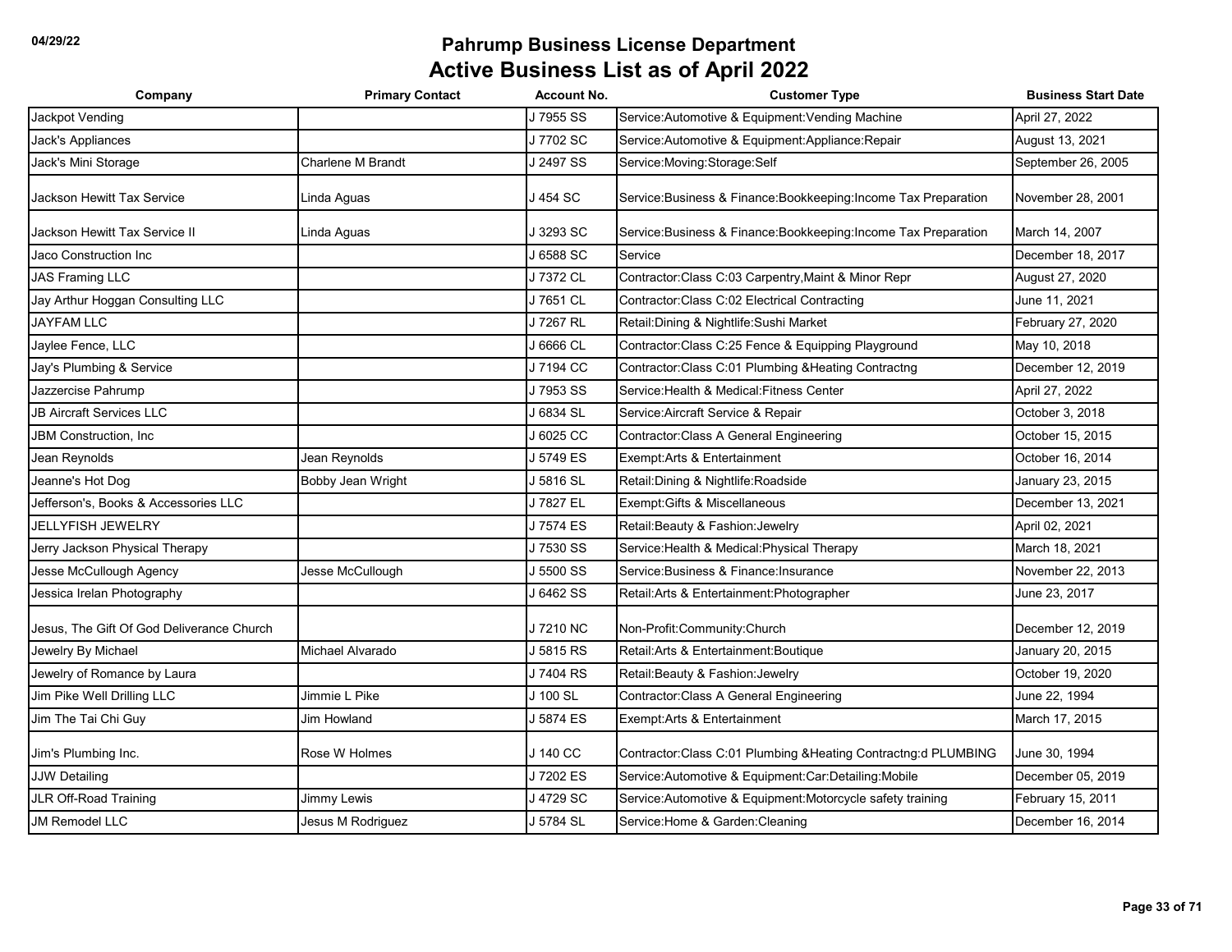# Pahrump Business License Department

## Active Business List as of April 2022

| Company | Primary Contact | Account No. | Customer Type | Business Start Date |
|---|---|---|---|---|
| Jackpot Vending | | J 7955 SS | Service:Automotive & Equipment:Vending Machine | April 27, 2022 |
| Jack's Appliances | | J 7702 SC | Service:Automotive & Equipment:Appliance:Repair | August 13, 2021 |
| Jack's Mini Storage | Charlene M Brandt | J 2497 SS | Service:Moving:Storage:Self | September 26, 2005 |
| Jackson Hewitt Tax Service | Linda Aguas | J 454 SC | Service:Business & Finance:Bookkeeping:Income Tax Preparation | November 28, 2001 |
| Jackson Hewitt Tax Service II | Linda Aguas | J 3293 SC | Service:Business & Finance:Bookkeeping:Income Tax Preparation | March 14, 2007 |
| Jaco Construction Inc | | J 6588 SC | Service | December 18, 2017 |
| JAS Framing LLC | | J 7372 CL | Contractor:Class C:03 Carpentry,Maint & Minor Repr | August 27, 2020 |
| Jay Arthur Hoggan Consulting LLC | | J 7651 CL | Contractor:Class C:02 Electrical Contracting | June 11, 2021 |
| JAYFAM LLC | | J 7267 RL | Retail:Dining & Nightlife:Sushi Market | February 27, 2020 |
| Jaylee Fence, LLC | | J 6666 CL | Contractor:Class C:25 Fence & Equipping Playground | May 10, 2018 |
| Jay's Plumbing & Service | | J 7194 CC | Contractor:Class C:01 Plumbing &Heating Contractng | December 12, 2019 |
| Jazzercise Pahrump | | J 7953 SS | Service:Health & Medical:Fitness Center | April 27, 2022 |
| JB Aircraft Services LLC | | J 6834 SL | Service:Aircraft Service & Repair | October 3, 2018 |
| JBM Construction, Inc | | J 6025 CC | Contractor:Class A General Engineering | October 15, 2015 |
| Jean Reynolds | Jean Reynolds | J 5749 ES | Exempt:Arts & Entertainment | October 16, 2014 |
| Jeanne's Hot Dog | Bobby Jean Wright | J 5816 SL | Retail:Dining & Nightlife:Roadside | January 23, 2015 |
| Jefferson's, Books & Accessories LLC | | J 7827 EL | Exempt:Gifts & Miscellaneous | December 13, 2021 |
| JELLYFISH JEWELRY | | J 7574 ES | Retail:Beauty & Fashion:Jewelry | April 02, 2021 |
| Jerry Jackson Physical Therapy | | J 7530 SS | Service:Health & Medical:Physical Therapy | March 18, 2021 |
| Jesse McCullough Agency | Jesse McCullough | J 5500 SS | Service:Business & Finance:Insurance | November 22, 2013 |
| Jessica Irelan Photography | | J 6462 SS | Retail:Arts & Entertainment:Photographer | June 23, 2017 |
| Jesus, The Gift Of God Deliverance Church | | J 7210 NC | Non-Profit:Community:Church | December 12, 2019 |
| Jewelry By Michael | Michael Alvarado | J 5815 RS | Retail:Arts & Entertainment:Boutique | January 20, 2015 |
| Jewelry of Romance by Laura | | J 7404 RS | Retail:Beauty & Fashion:Jewelry | October 19, 2020 |
| Jim Pike Well Drilling LLC | Jimmie L Pike | J 100 SL | Contractor:Class A General Engineering | June 22, 1994 |
| Jim The Tai Chi Guy | Jim Howland | J 5874 ES | Exempt:Arts & Entertainment | March 17, 2015 |
| Jim's Plumbing Inc. | Rose W Holmes | J 140 CC | Contractor:Class C:01 Plumbing &Heating Contractng:d PLUMBING | June 30, 1994 |
| JJW Detailing | | J 7202 ES | Service:Automotive & Equipment:Car:Detailing:Mobile | December 05, 2019 |
| JLR Off-Road Training | Jimmy Lewis | J 4729 SC | Service:Automotive & Equipment:Motorcycle safety training | February 15, 2011 |
| JM Remodel LLC | Jesus M Rodriguez | J 5784 SL | Service:Home & Garden:Cleaning | December 16, 2014 |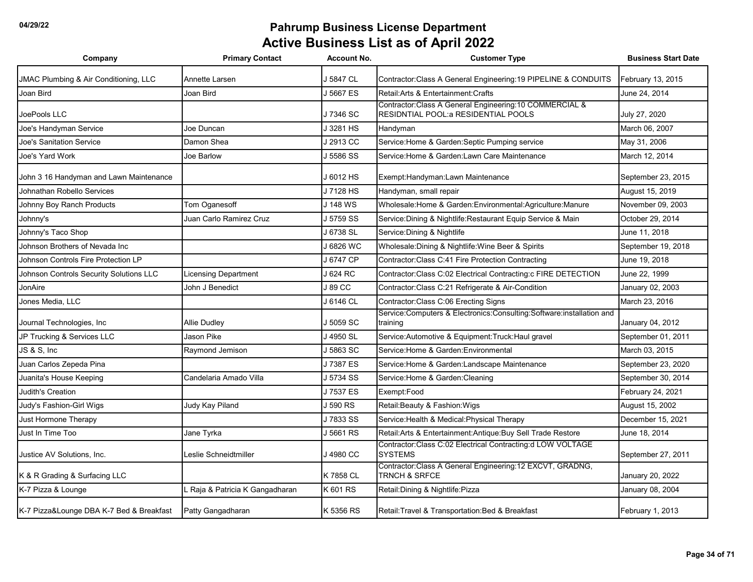## Pahrump Business License Department

# Active Business List as of April 2022

| Company | Primary Contact | Account No. | Customer Type | Business Start Date |
|---|---|---|---|---|
| JMAC Plumbing & Air Conditioning, LLC | Annette Larsen | J 5847 CL | Contractor:Class A General Engineering:19 PIPELINE & CONDUITS | February 13, 2015 |
| Joan Bird | Joan Bird | J 5667 ES | Retail:Arts & Entertainment:Crafts | June 24, 2014 |
| JoePools LLC | | J 7346 SC | Contractor:Class A General Engineering:10 COMMERCIAL & RESIDNTIAL POOL:a RESIDENTIAL POOLS | July 27, 2020 |
| Joe's Handyman Service | Joe Duncan | J 3281 HS | Handyman | March 06, 2007 |
| Joe's Sanitation Service | Damon Shea | J 2913 CC | Service:Home & Garden:Septic Pumping service | May 31, 2006 |
| Joe's Yard Work | Joe Barlow | J 5586 SS | Service:Home & Garden:Lawn Care Maintenance | March 12, 2014 |
| John 3 16 Handyman and Lawn Maintenance | | J 6012 HS | Exempt:Handyman:Lawn Maintenance | September 23, 2015 |
| Johnathan Robello Services | | J 7128 HS | Handyman, small repair | August 15, 2019 |
| Johnny Boy Ranch Products | Tom Oganesoff | J 148 WS | Wholesale:Home & Garden:Environmental:Agriculture:Manure | November 09, 2003 |
| Johnny's | Juan Carlo Ramirez Cruz | J 5759 SS | Service:Dining & Nightlife:Restaurant Equip Service & Main | October 29, 2014 |
| Johnny's Taco Shop | | J 6738 SL | Service:Dining & Nightlife | June 11, 2018 |
| Johnson Brothers of Nevada Inc | | J 6826 WC | Wholesale:Dining & Nightlife:Wine Beer & Spirits | September 19, 2018 |
| Johnson Controls Fire Protection LP | | J 6747 CP | Contractor:Class C:41 Fire Protection Contracting | June 19, 2018 |
| Johnson Controls Security Solutions LLC | Licensing Department | J 624 RC | Contractor:Class C:02 Electrical Contracting:c FIRE DETECTION | June 22, 1999 |
| JonAire | John J Benedict | J 89 CC | Contractor:Class C:21 Refrigerate & Air-Condition | January 02, 2003 |
| Jones Media, LLC | | J 6146 CL | Contractor:Class C:06 Erecting Signs | March 23, 2016 |
| Journal Technologies, Inc | Allie Dudley | J 5059 SC | Service:Computers & Electronics:Consulting:Software:installation and training | January 04, 2012 |
| JP Trucking & Services LLC | Jason Pike | J 4950 SL | Service:Automotive & Equipment:Truck:Haul gravel | September 01, 2011 |
| JS & S, Inc | Raymond Jemison | J 5863 SC | Service:Home & Garden:Environmental | March 03, 2015 |
| Juan Carlos Zepeda Pina | | J 7387 ES | Service:Home & Garden:Landscape Maintenance | September 23, 2020 |
| Juanita's House Keeping | Candelaria Amado Villa | J 5734 SS | Service:Home & Garden:Cleaning | September 30, 2014 |
| Judith's Creation | | J 7537 ES | Exempt:Food | February 24, 2021 |
| Judy's Fashion-Girl Wigs | Judy Kay Piland | J 590 RS | Retail:Beauty & Fashion:Wigs | August 15, 2002 |
| Just Hormone Therapy | | J 7833 SS | Service:Health & Medical:Physical Therapy | December 15, 2021 |
| Just In Time Too | Jane Tyrka | J 5661 RS | Retail:Arts & Entertainment:Antique:Buy Sell Trade Restore | June 18, 2014 |
| Justice AV Solutions, Inc. | Leslie Schneidtmiller | J 4980 CC | Contractor:Class C:02 Electrical Contracting:d LOW VOLTAGE SYSTEMS | September 27, 2011 |
| K & R Grading & Surfacing LLC | | K 7858 CL | Contractor:Class A General Engineering:12 EXCVT, GRADNG, TRNCH & SRFCE | January 20, 2022 |
| K-7 Pizza & Lounge | L Raja & Patricia K Gangadharan | K 601 RS | Retail:Dining & Nightlife:Pizza | January 08, 2004 |
| K-7 Pizza&Lounge DBA K-7 Bed & Breakfast | Patty Gangadharan | K 5356 RS | Retail:Travel & Transportation:Bed & Breakfast | February 1, 2013 |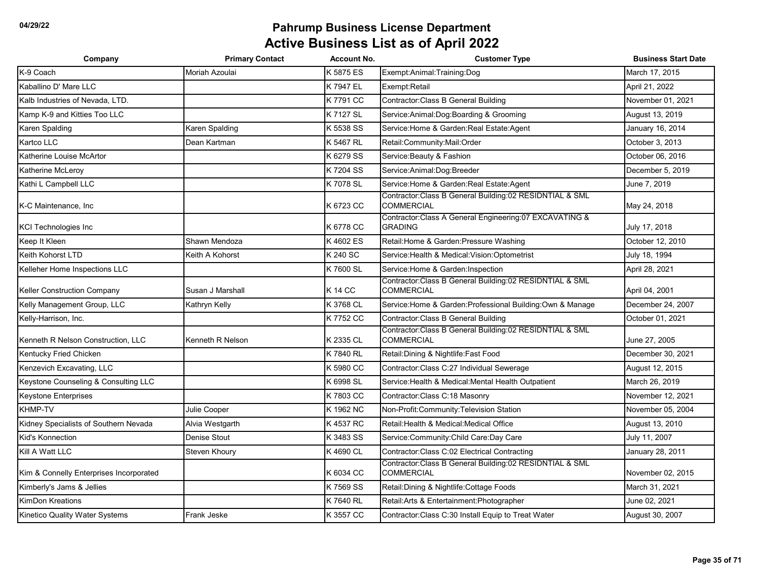# Pahrump Business License Department

## Active Business List as of April 2022

| Company | Primary Contact | Account No. | Customer Type | Business Start Date |
|---|---|---|---|---|
| K-9 Coach | Moriah Azoulai | K 5875 ES | Exempt:Animal:Training:Dog | March 17, 2015 |
| Kaballino D' Mare LLC | | K 7947 EL | Exempt:Retail | April 21, 2022 |
| Kalb Industries of Nevada, LTD. | | K 7791 CC | Contractor:Class B General Building | November 01, 2021 |
| Kamp K-9 and Kitties Too LLC | | K 7127 SL | Service:Animal:Dog:Boarding & Grooming | August 13, 2019 |
| Karen Spalding | Karen Spalding | K 5538 SS | Service:Home & Garden:Real Estate:Agent | January 16, 2014 |
| Kartco LLC | Dean Kartman | K 5467 RL | Retail:Community:Mail:Order | October 3, 2013 |
| Katherine Louise McArtor | | K 6279 SS | Service:Beauty & Fashion | October 06, 2016 |
| Katherine McLeroy | | K 7204 SS | Service:Animal:Dog:Breeder | December 5, 2019 |
| Kathi L Campbell LLC | | K 7078 SL | Service:Home & Garden:Real Estate:Agent | June 7, 2019 |
| K-C Maintenance, Inc | | K 6723 CC | Contractor:Class B General Building:02 RESIDNTIAL & SML COMMERCIAL | May 24, 2018 |
| KCI Technologies Inc | | K 6778 CC | Contractor:Class A General Engineering:07 EXCAVATING & GRADING | July 17, 2018 |
| Keep It Kleen | Shawn Mendoza | K 4602 ES | Retail:Home & Garden:Pressure Washing | October 12, 2010 |
| Keith Kohorst LTD | Keith A Kohorst | K 240 SC | Service:Health & Medical:Vision:Optometrist | July 18, 1994 |
| Kelleher Home Inspections LLC | | K 7600 SL | Service:Home & Garden:Inspection | April 28, 2021 |
| Keller Construction Company | Susan J Marshall | K 14 CC | Contractor:Class B General Building:02 RESIDNTIAL & SML COMMERCIAL | April 04, 2001 |
| Kelly Management Group, LLC | Kathryn Kelly | K 3768 CL | Service:Home & Garden:Professional Building:Own & Manage | December 24, 2007 |
| Kelly-Harrison, Inc. | | K 7752 CC | Contractor:Class B General Building | October 01, 2021 |
| Kenneth R Nelson Construction, LLC | Kenneth R Nelson | K 2335 CL | Contractor:Class B General Building:02 RESIDNTIAL & SML COMMERCIAL | June 27, 2005 |
| Kentucky Fried Chicken | | K 7840 RL | Retail:Dining & Nightlife:Fast Food | December 30, 2021 |
| Kenzevich Excavating, LLC | | K 5980 CC | Contractor:Class C:27 Individual Sewerage | August 12, 2015 |
| Keystone Counseling & Consulting LLC | | K 6998 SL | Service:Health & Medical:Mental Health Outpatient | March 26, 2019 |
| Keystone Enterprises | | K 7803 CC | Contractor:Class C:18 Masonry | November 12, 2021 |
| KHMP-TV | Julie Cooper | K 1962 NC | Non-Profit:Community:Television Station | November 05, 2004 |
| Kidney Specialists of Southern Nevada | Alvia Westgarth | K 4537 RC | Retail:Health & Medical:Medical Office | August 13, 2010 |
| Kid's Konnection | Denise Stout | K 3483 SS | Service:Community:Child Care:Day Care | July 11, 2007 |
| Kill A Watt LLC | Steven Khoury | K 4690 CL | Contractor:Class C:02 Electrical Contracting | January 28, 2011 |
| Kim & Connelly Enterprises Incorporated | | K 6034 CC | Contractor:Class B General Building:02 RESIDNTIAL & SML COMMERCIAL | November 02, 2015 |
| Kimberly's Jams & Jellies | | K 7569 SS | Retail:Dining & Nightlife:Cottage Foods | March 31, 2021 |
| KimDon Kreations | | K 7640 RL | Retail:Arts & Entertainment:Photographer | June 02, 2021 |
| Kinetico Quality Water Systems | Frank Jeske | K 3557 CC | Contractor:Class C:30 Install Equip to Treat Water | August 30, 2007 |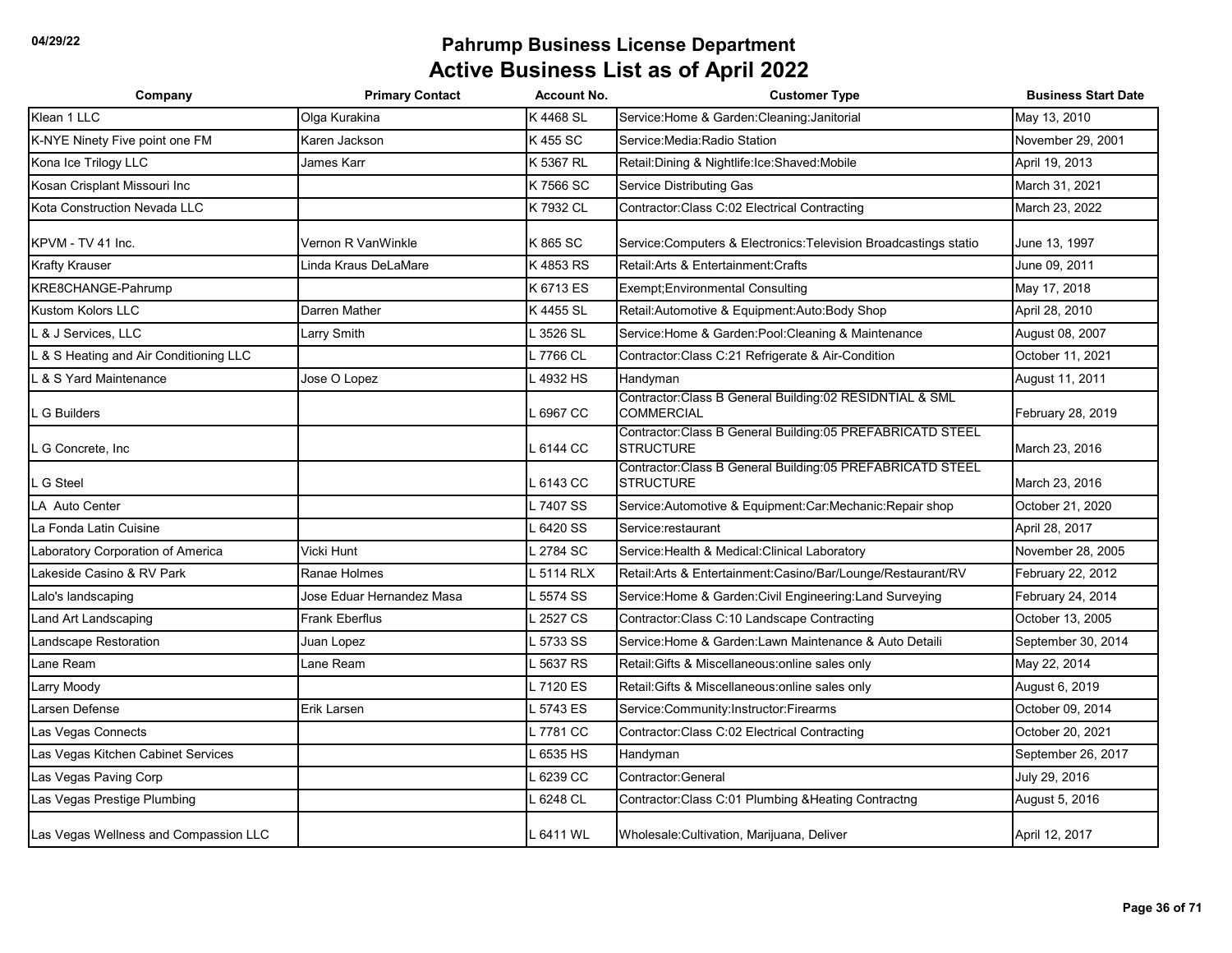# Pahrump Business License Department

## Active Business List as of April 2022

| Company | Primary Contact | Account No. | Customer Type | Business Start Date |
|---|---|---|---|---|
| Klean 1 LLC | Olga Kurakina | K 4468 SL | Service:Home & Garden:Cleaning:Janitorial | May 13, 2010 |
| K-NYE Ninety Five point one FM | Karen Jackson | K 455 SC | Service:Media:Radio Station | November 29, 2001 |
| Kona Ice Trilogy LLC | James Karr | K 5367 RL | Retail:Dining & Nightlife:Ice:Shaved:Mobile | April 19, 2013 |
| Kosan Crisplant Missouri Inc | | K 7566 SC | Service Distributing Gas | March 31, 2021 |
| Kota Construction Nevada LLC | | K 7932 CL | Contractor:Class C:02 Electrical Contracting | March 23, 2022 |
| KPVM - TV 41 Inc. | Vernon R VanWinkle | K 865 SC | Service:Computers & Electronics:Television Broadcastings statio | June 13, 1997 |
| Krafty Krauser | Linda Kraus DeLaMare | K 4853 RS | Retail:Arts & Entertainment:Crafts | June 09, 2011 |
| KRE8CHANGE-Pahrump | | K 6713 ES | Exempt;Environmental Consulting | May 17, 2018 |
| Kustom Kolors LLC | Darren Mather | K 4455 SL | Retail:Automotive & Equipment:Auto:Body Shop | April 28, 2010 |
| L & J Services, LLC | Larry Smith | L 3526 SL | Service:Home & Garden:Pool:Cleaning & Maintenance | August 08, 2007 |
| L & S Heating and Air Conditioning LLC | | L 7766 CL | Contractor:Class C:21 Refrigerate & Air-Condition | October 11, 2021 |
| L & S Yard Maintenance | Jose O Lopez | L 4932 HS | Handyman | August 11, 2011 |
| L G Builders | | L 6967 CC | Contractor:Class B General Building:02 RESIDNTIAL & SML COMMERCIAL | February 28, 2019 |
| L G Concrete, Inc | | L 6144 CC | Contractor:Class B General Building:05 PREFABRICATD STEEL STRUCTURE | March 23, 2016 |
| L G Steel | | L 6143 CC | Contractor:Class B General Building:05 PREFABRICATD STEEL STRUCTURE | March 23, 2016 |
| LA Auto Center | | L 7407 SS | Service:Automotive & Equipment:Car:Mechanic:Repair shop | October 21, 2020 |
| La Fonda Latin Cuisine | | L 6420 SS | Service:restaurant | April 28, 2017 |
| Laboratory Corporation of America | Vicki Hunt | L 2784 SC | Service:Health & Medical:Clinical Laboratory | November 28, 2005 |
| Lakeside Casino & RV Park | Ranae Holmes | L 5114 RLX | Retail:Arts & Entertainment:Casino/Bar/Lounge/Restaurant/RV | February 22, 2012 |
| Lalo's landscaping | Jose Eduar Hernandez Masa | L 5574 SS | Service:Home & Garden:Civil Engineering:Land Surveying | February 24, 2014 |
| Land Art Landscaping | Frank Eberflus | L 2527 CS | Contractor:Class C:10 Landscape Contracting | October 13, 2005 |
| Landscape Restoration | Juan Lopez | L 5733 SS | Service:Home & Garden:Lawn Maintenance & Auto Detaili | September 30, 2014 |
| Lane Ream | Lane Ream | L 5637 RS | Retail:Gifts & Miscellaneous:online sales only | May 22, 2014 |
| Larry Moody | | L 7120 ES | Retail:Gifts & Miscellaneous:online sales only | August 6, 2019 |
| Larsen Defense | Erik Larsen | L 5743 ES | Service:Community:Instructor:Firearms | October 09, 2014 |
| Las Vegas Connects | | L 7781 CC | Contractor:Class C:02 Electrical Contracting | October 20, 2021 |
| Las Vegas Kitchen Cabinet Services | | L 6535 HS | Handyman | September 26, 2017 |
| Las Vegas Paving Corp | | L 6239 CC | Contractor:General | July 29, 2016 |
| Las Vegas Prestige Plumbing | | L 6248 CL | Contractor:Class C:01 Plumbing &Heating Contractng | August 5, 2016 |
| Las Vegas Wellness and Compassion LLC | | L 6411 WL | Wholesale:Cultivation, Marijuana, Deliver | April 12, 2017 |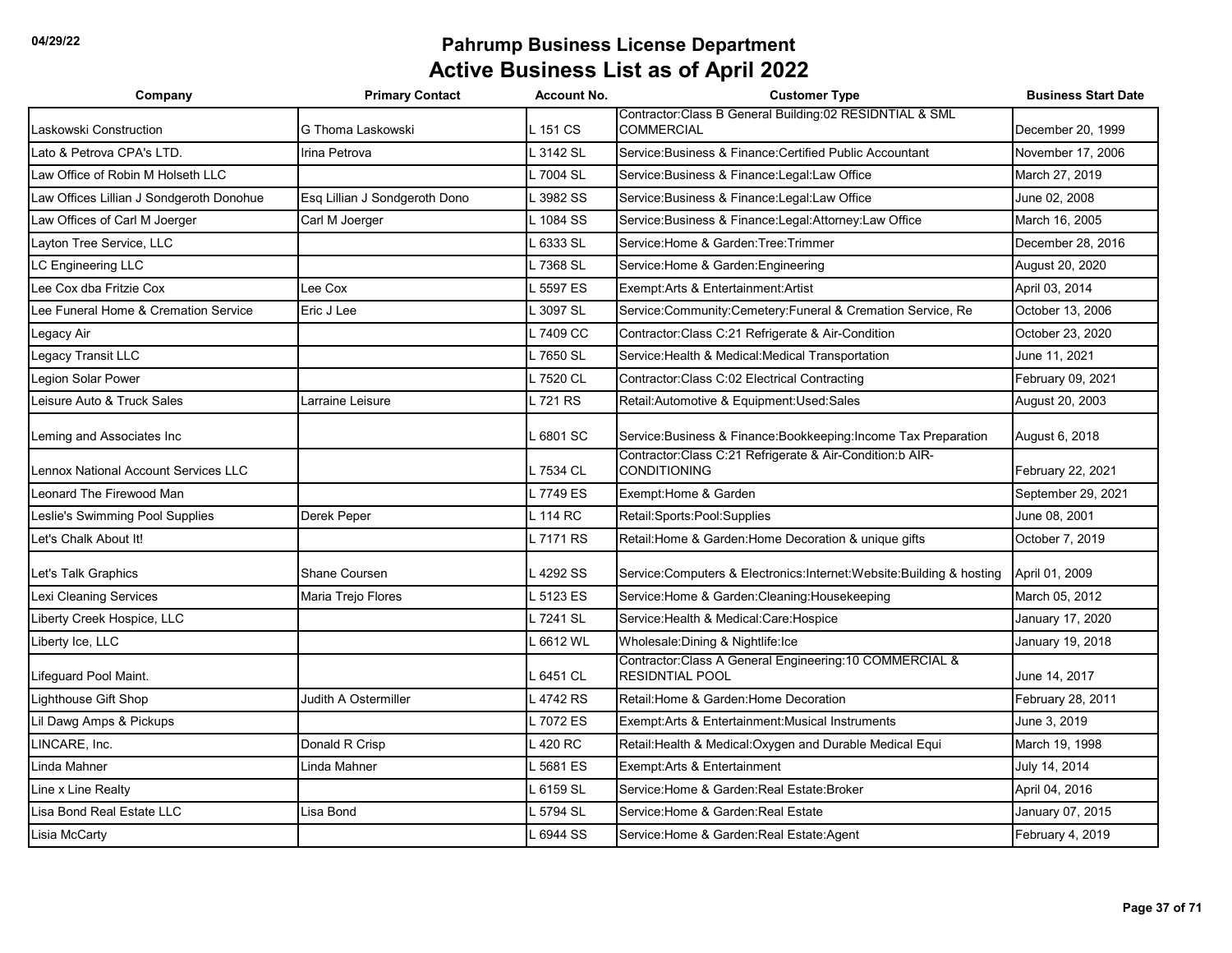# Pahrump Business License Department

## Active Business List as of April 2022

| Company | Primary Contact | Account No. | Customer Type | Business Start Date |
|---|---|---|---|---|
| Laskowski Construction | G Thoma Laskowski | L 151 CS | Contractor:Class B General Building:02 RESIDNTIAL & SML COMMERCIAL | December 20, 1999 |
| Lato & Petrova CPA's LTD. | Irina Petrova | L 3142 SL | Service:Business & Finance:Certified Public Accountant | November 17, 2006 |
| Law Office of Robin M Holseth LLC | | L 7004 SL | Service:Business & Finance:Legal:Law Office | March 27, 2019 |
| Law Offices Lillian J Sondgeroth Donohue | Esq Lillian J Sondgeroth Dono | L 3982 SS | Service:Business & Finance:Legal:Law Office | June 02, 2008 |
| Law Offices of Carl M Joerger | Carl M Joerger | L 1084 SS | Service:Business & Finance:Legal:Attorney:Law Office | March 16, 2005 |
| Layton Tree Service, LLC | | L 6333 SL | Service:Home & Garden:Tree:Trimmer | December 28, 2016 |
| LC Engineering LLC | | L 7368 SL | Service:Home & Garden:Engineering | August 20, 2020 |
| Lee Cox dba Fritzie Cox | Lee Cox | L 5597 ES | Exempt:Arts & Entertainment:Artist | April 03, 2014 |
| Lee Funeral Home & Cremation Service | Eric J Lee | L 3097 SL | Service:Community:Cemetery:Funeral & Cremation Service, Re | October 13, 2006 |
| Legacy Air | | L 7409 CC | Contractor:Class C:21 Refrigerate & Air-Condition | October 23, 2020 |
| Legacy Transit LLC | | L 7650 SL | Service:Health & Medical:Medical Transportation | June 11, 2021 |
| Legion Solar Power | | L 7520 CL | Contractor:Class C:02 Electrical Contracting | February 09, 2021 |
| Leisure Auto & Truck Sales | Larraine Leisure | L 721 RS | Retail:Automotive & Equipment:Used:Sales | August 20, 2003 |
| Leming and Associates Inc | | L 6801 SC | Service:Business & Finance:Bookkeeping:Income Tax Preparation | August 6, 2018 |
| Lennox National Account Services LLC | | L 7534 CL | Contractor:Class C:21 Refrigerate & Air-Condition:b AIR-CONDITIONING | February 22, 2021 |
| Leonard The Firewood Man | | L 7749 ES | Exempt:Home & Garden | September 29, 2021 |
| Leslie's Swimming Pool Supplies | Derek Peper | L 114 RC | Retail:Sports:Pool:Supplies | June 08, 2001 |
| Let's Chalk About It! | | L 7171 RS | Retail:Home & Garden:Home Decoration & unique gifts | October 7, 2019 |
| Let's Talk Graphics | Shane Coursen | L 4292 SS | Service:Computers & Electronics:Internet:Website:Building & hosting | April 01, 2009 |
| Lexi Cleaning Services | Maria Trejo Flores | L 5123 ES | Service:Home & Garden:Cleaning:Housekeeping | March 05, 2012 |
| Liberty Creek Hospice, LLC | | L 7241 SL | Service:Health & Medical:Care:Hospice | January 17, 2020 |
| Liberty Ice, LLC | | L 6612 WL | Wholesale:Dining & Nightlife:Ice | January 19, 2018 |
| Lifeguard Pool Maint. | | L 6451 CL | Contractor:Class A General Engineering:10 COMMERCIAL & RESIDNTIAL POOL | June 14, 2017 |
| Lighthouse Gift Shop | Judith A Ostermiller | L 4742 RS | Retail:Home & Garden:Home Decoration | February 28, 2011 |
| Lil Dawg Amps & Pickups | | L 7072 ES | Exempt:Arts & Entertainment:Musical Instruments | June 3, 2019 |
| LINCARE, Inc. | Donald R Crisp | L 420 RC | Retail:Health & Medical:Oxygen and Durable Medical Equi | March 19, 1998 |
| Linda Mahner | Linda Mahner | L 5681 ES | Exempt:Arts & Entertainment | July 14, 2014 |
| Line x Line Realty | | L 6159 SL | Service:Home & Garden:Real Estate:Broker | April 04, 2016 |
| Lisa Bond Real Estate LLC | Lisa Bond | L 5794 SL | Service:Home & Garden:Real Estate | January 07, 2015 |
| Lisia McCarty | | L 6944 SS | Service:Home & Garden:Real Estate:Agent | February 4, 2019 |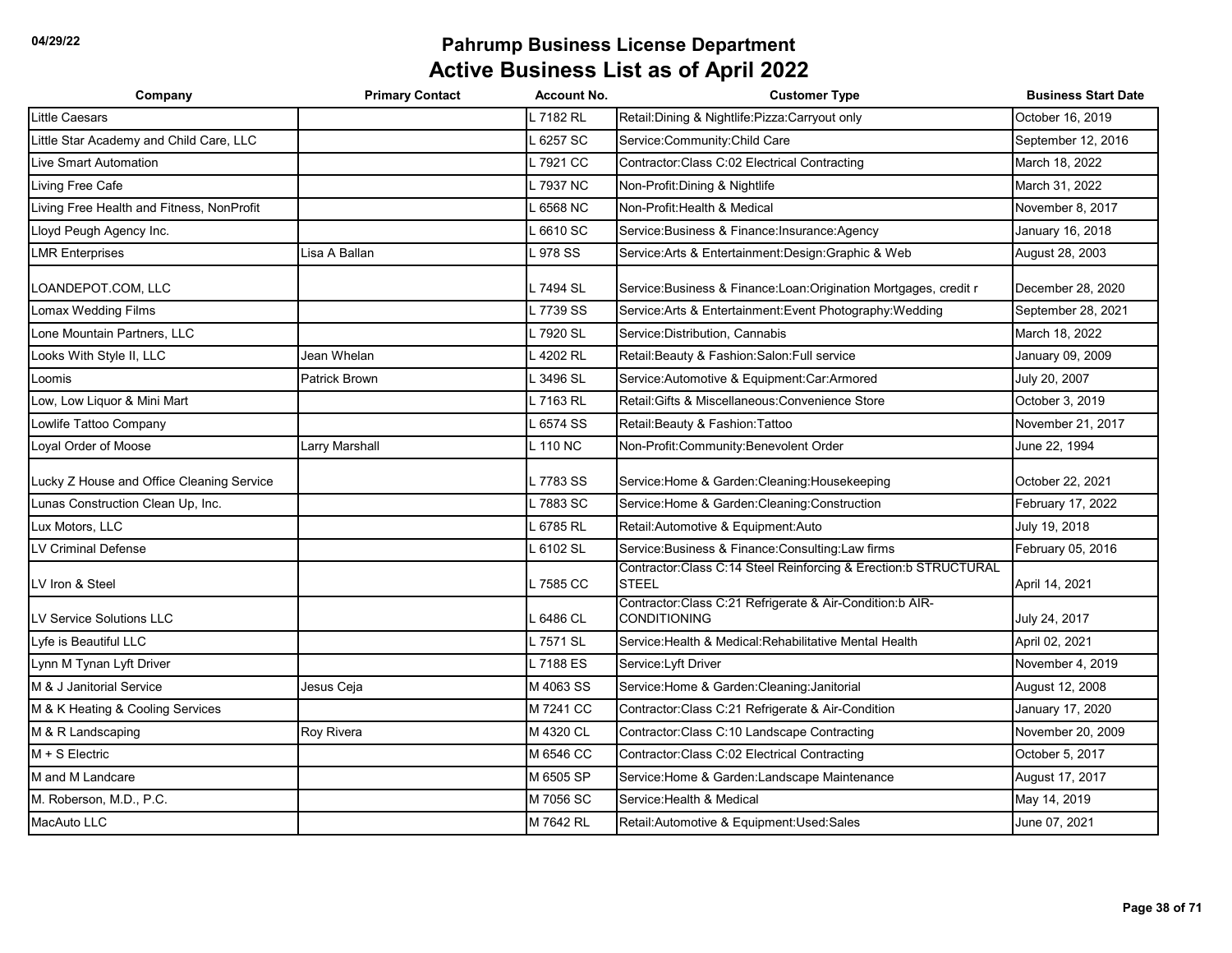# Pahrump Business License Department

## Active Business List as of April 2022

| Company | Primary Contact | Account No. | Customer Type | Business Start Date |
|---|---|---|---|---|
| Little Caesars | | L 7182 RL | Retail:Dining & Nightlife:Pizza:Carryout only | October 16, 2019 |
| Little Star Academy and Child Care, LLC | | L 6257 SC | Service:Community:Child Care | September 12, 2016 |
| Live Smart Automation | | L 7921 CC | Contractor:Class C:02 Electrical Contracting | March 18, 2022 |
| Living Free Cafe | | L 7937 NC | Non-Profit:Dining & Nightlife | March 31, 2022 |
| Living Free Health and Fitness, NonProfit | | L 6568 NC | Non-Profit:Health & Medical | November 8, 2017 |
| Lloyd Peugh Agency Inc. | | L 6610 SC | Service:Business & Finance:Insurance:Agency | January 16, 2018 |
| LMR Enterprises | Lisa A Ballan | L 978 SS | Service:Arts & Entertainment:Design:Graphic & Web | August 28, 2003 |
| LOANDEPOT.COM, LLC | | L 7494 SL | Service:Business & Finance:Loan:Origination Mortgages, credit r | December 28, 2020 |
| Lomax Wedding Films | | L 7739 SS | Service:Arts & Entertainment:Event Photography:Wedding | September 28, 2021 |
| Lone Mountain Partners, LLC | | L 7920 SL | Service:Distribution, Cannabis | March 18, 2022 |
| Looks With Style II, LLC | Jean Whelan | L 4202 RL | Retail:Beauty & Fashion:Salon:Full service | January 09, 2009 |
| Loomis | Patrick Brown | L 3496 SL | Service:Automotive & Equipment:Car:Armored | July 20, 2007 |
| Low, Low Liquor & Mini Mart | | L 7163 RL | Retail:Gifts & Miscellaneous:Convenience Store | October 3, 2019 |
| Lowlife Tattoo Company | | L 6574 SS | Retail:Beauty & Fashion:Tattoo | November 21, 2017 |
| Loyal Order of Moose | Larry Marshall | L 110 NC | Non-Profit:Community:Benevolent Order | June 22, 1994 |
| Lucky Z House and Office Cleaning Service | | L 7783 SS | Service:Home & Garden:Cleaning:Housekeeping | October 22, 2021 |
| Lunas Construction Clean Up, Inc. | | L 7883 SC | Service:Home & Garden:Cleaning:Construction | February 17, 2022 |
| Lux Motors, LLC | | L 6785 RL | Retail:Automotive & Equipment:Auto | July 19, 2018 |
| LV Criminal Defense | | L 6102 SL | Service:Business & Finance:Consulting:Law firms | February 05, 2016 |
| LV Iron & Steel | | L 7585 CC | Contractor:Class C:14 Steel Reinforcing & Erection:b STRUCTURAL STEEL | April 14, 2021 |
| LV Service Solutions LLC | | L 6486 CL | Contractor:Class C:21 Refrigerate & Air-Condition:b AIR-CONDITIONING | July 24, 2017 |
| Lyfe is Beautiful LLC | | L 7571 SL | Service:Health & Medical:Rehabilitative Mental Health | April 02, 2021 |
| Lynn M Tynan Lyft Driver | | L 7188 ES | Service:Lyft Driver | November 4, 2019 |
| M & J Janitorial Service | Jesus Ceja | M 4063 SS | Service:Home & Garden:Cleaning:Janitorial | August 12, 2008 |
| M & K Heating & Cooling Services | | M 7241 CC | Contractor:Class C:21 Refrigerate & Air-Condition | January 17, 2020 |
| M & R Landscaping | Roy Rivera | M 4320 CL | Contractor:Class C:10 Landscape Contracting | November 20, 2009 |
| M + S Electric | | M 6546 CC | Contractor:Class C:02 Electrical Contracting | October 5, 2017 |
| M and M Landcare | | M 6505 SP | Service:Home & Garden:Landscape Maintenance | August 17, 2017 |
| M. Roberson, M.D., P.C. | | M 7056 SC | Service:Health & Medical | May 14, 2019 |
| MacAuto LLC | | M 7642 RL | Retail:Automotive & Equipment:Used:Sales | June 07, 2021 |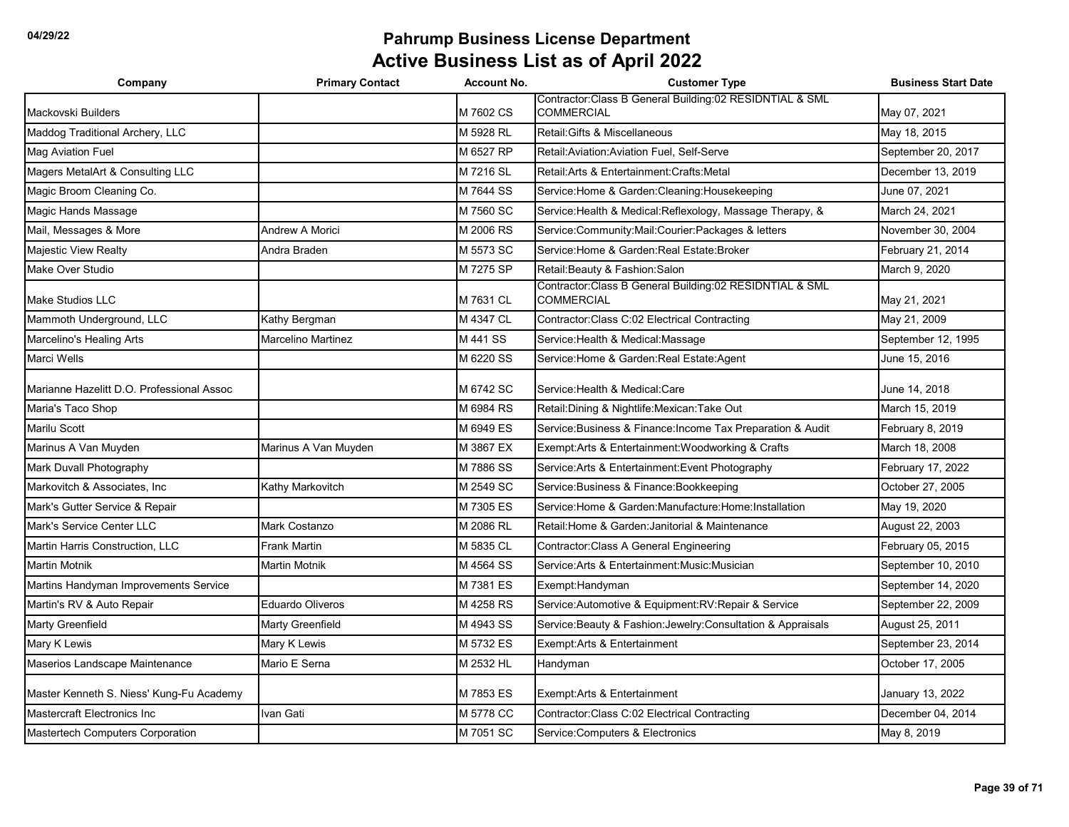# Pahrump Business License Department

## Active Business List as of April 2022

| Company | Primary Contact | Account No. | Customer Type | Business Start Date |
|---|---|---|---|---|
| Mackovski Builders | | M 7602 CS | Contractor:Class B General Building:02 RESIDNTIAL & SML COMMERCIAL | May 07, 2021 |
| Maddog Traditional Archery, LLC | | M 5928 RL | Retail:Gifts & Miscellaneous | May 18, 2015 |
| Mag Aviation Fuel | | M 6527 RP | Retail:Aviation:Aviation Fuel, Self-Serve | September 20, 2017 |
| Magers MetalArt & Consulting LLC | | M 7216 SL | Retail:Arts & Entertainment:Crafts:Metal | December 13, 2019 |
| Magic Broom Cleaning Co. | | M 7644 SS | Service:Home & Garden:Cleaning:Housekeeping | June 07, 2021 |
| Magic Hands Massage | | M 7560 SC | Service:Health & Medical:Reflexology, Massage Therapy, & | March 24, 2021 |
| Mail, Messages & More | Andrew A Morici | M 2006 RS | Service:Community:Mail:Courier:Packages & letters | November 30, 2004 |
| Majestic View Realty | Andra Braden | M 5573 SC | Service:Home & Garden:Real Estate:Broker | February 21, 2014 |
| Make Over Studio | | M 7275 SP | Retail:Beauty & Fashion:Salon | March 9, 2020 |
| Make Studios LLC | | M 7631 CL | Contractor:Class B General Building:02 RESIDNTIAL & SML COMMERCIAL | May 21, 2021 |
| Mammoth Underground, LLC | Kathy Bergman | M 4347 CL | Contractor:Class C:02 Electrical Contracting | May 21, 2009 |
| Marcelino's Healing Arts | Marcelino Martinez | M 441 SS | Service:Health & Medical:Massage | September 12, 1995 |
| Marci Wells | | M 6220 SS | Service:Home & Garden:Real Estate:Agent | June 15, 2016 |
| Marianne Hazelitt D.O. Professional Assoc | | M 6742 SC | Service:Health & Medical:Care | June 14, 2018 |
| Maria's Taco Shop | | M 6984 RS | Retail:Dining & Nightlife:Mexican:Take Out | March 15, 2019 |
| Marilu Scott | | M 6949 ES | Service:Business & Finance:Income Tax Preparation & Audit | February 8, 2019 |
| Marinus A Van Muyden | Marinus A Van Muyden | M 3867 EX | Exempt:Arts & Entertainment:Woodworking & Crafts | March 18, 2008 |
| Mark Duvall Photography | | M 7886 SS | Service:Arts & Entertainment:Event Photography | February 17, 2022 |
| Markovitch & Associates, Inc | Kathy Markovitch | M 2549 SC | Service:Business & Finance:Bookkeeping | October 27, 2005 |
| Mark's Gutter Service & Repair | | M 7305 ES | Service:Home & Garden:Manufacture:Home:Installation | May 19, 2020 |
| Mark's Service Center LLC | Mark Costanzo | M 2086 RL | Retail:Home & Garden:Janitorial & Maintenance | August 22, 2003 |
| Martin Harris Construction, LLC | Frank Martin | M 5835 CL | Contractor:Class A General Engineering | February 05, 2015 |
| Martin Motnik | Martin Motnik | M 4564 SS | Service:Arts & Entertainment:Music:Musician | September 10, 2010 |
| Martins Handyman Improvements Service | | M 7381 ES | Exempt:Handyman | September 14, 2020 |
| Martin's RV & Auto Repair | Eduardo Oliveros | M 4258 RS | Service:Automotive & Equipment:RV:Repair & Service | September 22, 2009 |
| Marty Greenfield | Marty Greenfield | M 4943 SS | Service:Beauty & Fashion:Jewelry:Consultation & Appraisals | August 25, 2011 |
| Mary K Lewis | Mary K Lewis | M 5732 ES | Exempt:Arts & Entertainment | September 23, 2014 |
| Maserios Landscape Maintenance | Mario E Serna | M 2532 HL | Handyman | October 17, 2005 |
| Master Kenneth S. Niess' Kung-Fu Academy | | M 7853 ES | Exempt:Arts & Entertainment | January 13, 2022 |
| Mastercraft Electronics Inc | Ivan Gati | M 5778 CC | Contractor:Class C:02 Electrical Contracting | December 04, 2014 |
| Mastertech Computers Corporation | | M 7051 SC | Service:Computers & Electronics | May 8, 2019 |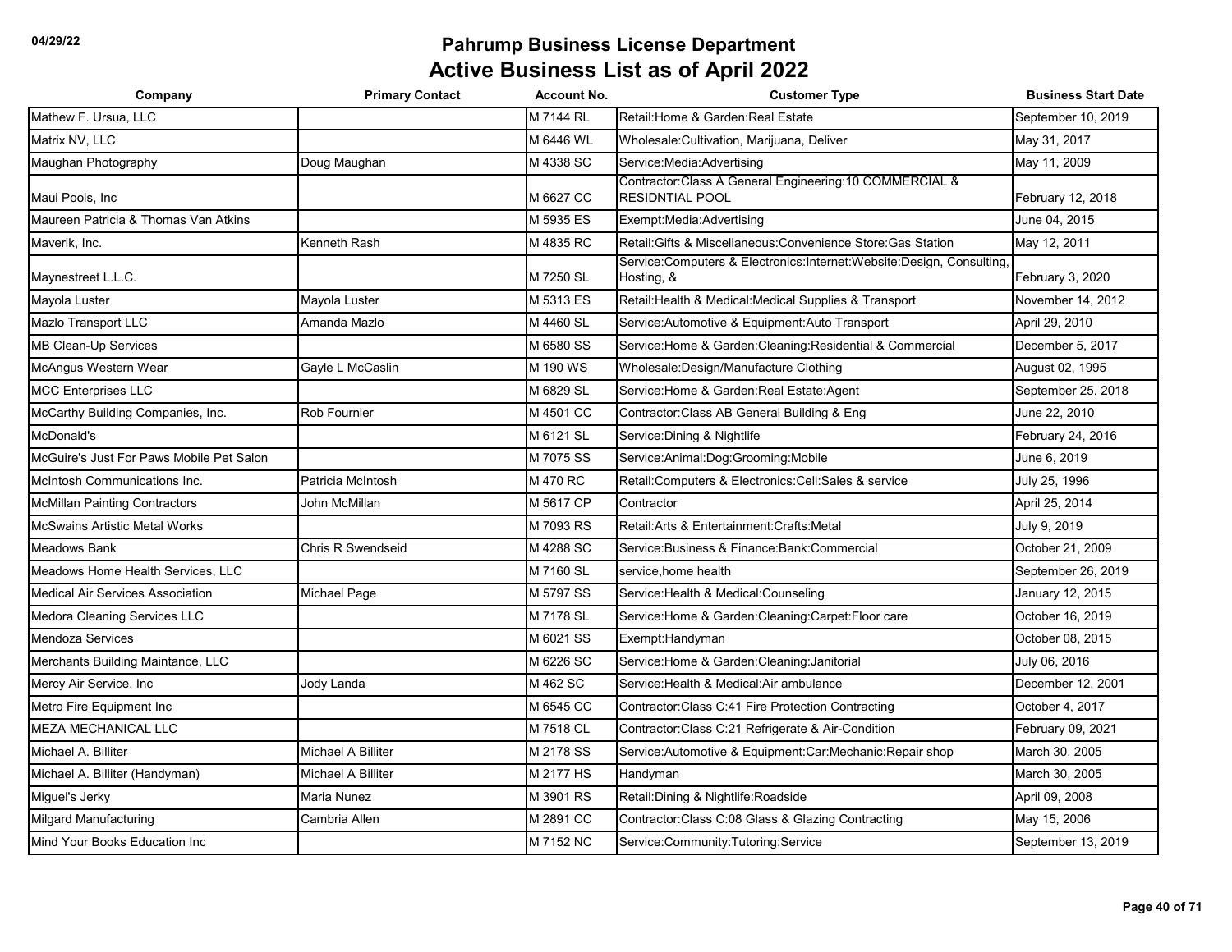# Pahrump Business License Department

## Active Business List as of April 2022

| Company | Primary Contact | Account No. | Customer Type | Business Start Date |
| --- | --- | --- | --- | --- |
| Mathew F. Ursua, LLC | | M 7144 RL | Retail:Home & Garden:Real Estate | September 10, 2019 |
| Matrix NV, LLC | | M 6446 WL | Wholesale:Cultivation, Marijuana, Deliver | May 31, 2017 |
| Maughan Photography | Doug Maughan | M 4338 SC | Service:Media:Advertising | May 11, 2009 |
| Maui Pools, Inc | | M 6627 CC | Contractor:Class A General Engineering:10 COMMERCIAL & RESIDNTIAL POOL | February 12, 2018 |
| Maureen Patricia & Thomas Van Atkins | | M 5935 ES | Exempt:Media:Advertising | June 04, 2015 |
| Maverik, Inc. | Kenneth Rash | M 4835 RC | Retail:Gifts & Miscellaneous:Convenience Store:Gas Station | May 12, 2011 |
| Maynestreet L.L.C. | | M 7250 SL | Service:Computers & Electronics:Internet:Website:Design, Consulting, Hosting, & | February 3, 2020 |
| Mayola Luster | Mayola Luster | M 5313 ES | Retail:Health & Medical:Medical Supplies & Transport | November 14, 2012 |
| Mazlo Transport LLC | Amanda Mazlo | M 4460 SL | Service:Automotive & Equipment:Auto Transport | April 29, 2010 |
| MB Clean-Up Services | | M 6580 SS | Service:Home & Garden:Cleaning:Residential & Commercial | December 5, 2017 |
| McAngus Western Wear | Gayle L McCaslin | M 190 WS | Wholesale:Design/Manufacture Clothing | August 02, 1995 |
| MCC Enterprises LLC | | M 6829 SL | Service:Home & Garden:Real Estate:Agent | September 25, 2018 |
| McCarthy Building Companies, Inc. | Rob Fournier | M 4501 CC | Contractor:Class AB General Building & Eng | June 22, 2010 |
| McDonald's | | M 6121 SL | Service:Dining & Nightlife | February 24, 2016 |
| McGuire's Just For Paws Mobile Pet Salon | | M 7075 SS | Service:Animal:Dog:Grooming:Mobile | June 6, 2019 |
| McIntosh Communications Inc. | Patricia McIntosh | M 470 RC | Retail:Computers & Electronics:Cell:Sales & service | July 25, 1996 |
| McMillan Painting Contractors | John McMillan | M 5617 CP | Contractor | April 25, 2014 |
| McSwains Artistic Metal Works | | M 7093 RS | Retail:Arts & Entertainment:Crafts:Metal | July 9, 2019 |
| Meadows Bank | Chris R Swendseid | M 4288 SC | Service:Business & Finance:Bank:Commercial | October 21, 2009 |
| Meadows Home Health Services, LLC | | M 7160 SL | service,home health | September 26, 2019 |
| Medical Air Services Association | Michael Page | M 5797 SS | Service:Health & Medical:Counseling | January 12, 2015 |
| Medora Cleaning Services LLC | | M 7178 SL | Service:Home & Garden:Cleaning:Carpet:Floor care | October 16, 2019 |
| Mendoza Services | | M 6021 SS | Exempt:Handyman | October 08, 2015 |
| Merchants Building Maintance, LLC | | M 6226 SC | Service:Home & Garden:Cleaning:Janitorial | July 06, 2016 |
| Mercy Air Service, Inc | Jody Landa | M 462 SC | Service:Health & Medical:Air ambulance | December 12, 2001 |
| Metro Fire Equipment Inc | | M 6545 CC | Contractor:Class C:41 Fire Protection Contracting | October 4, 2017 |
| MEZA MECHANICAL LLC | | M 7518 CL | Contractor:Class C:21 Refrigerate & Air-Condition | February 09, 2021 |
| Michael A. Billiter | Michael A Billiter | M 2178 SS | Service:Automotive & Equipment:Car:Mechanic:Repair shop | March 30, 2005 |
| Michael A. Billiter (Handyman) | Michael A Billiter | M 2177 HS | Handyman | March 30, 2005 |
| Miguel's Jerky | Maria Nunez | M 3901 RS | Retail:Dining & Nightlife:Roadside | April 09, 2008 |
| Milgard Manufacturing | Cambria Allen | M 2891 CC | Contractor:Class C:08 Glass & Glazing Contracting | May 15, 2006 |
| Mind Your Books Education Inc | | M 7152 NC | Service:Community:Tutoring:Service | September 13, 2019 |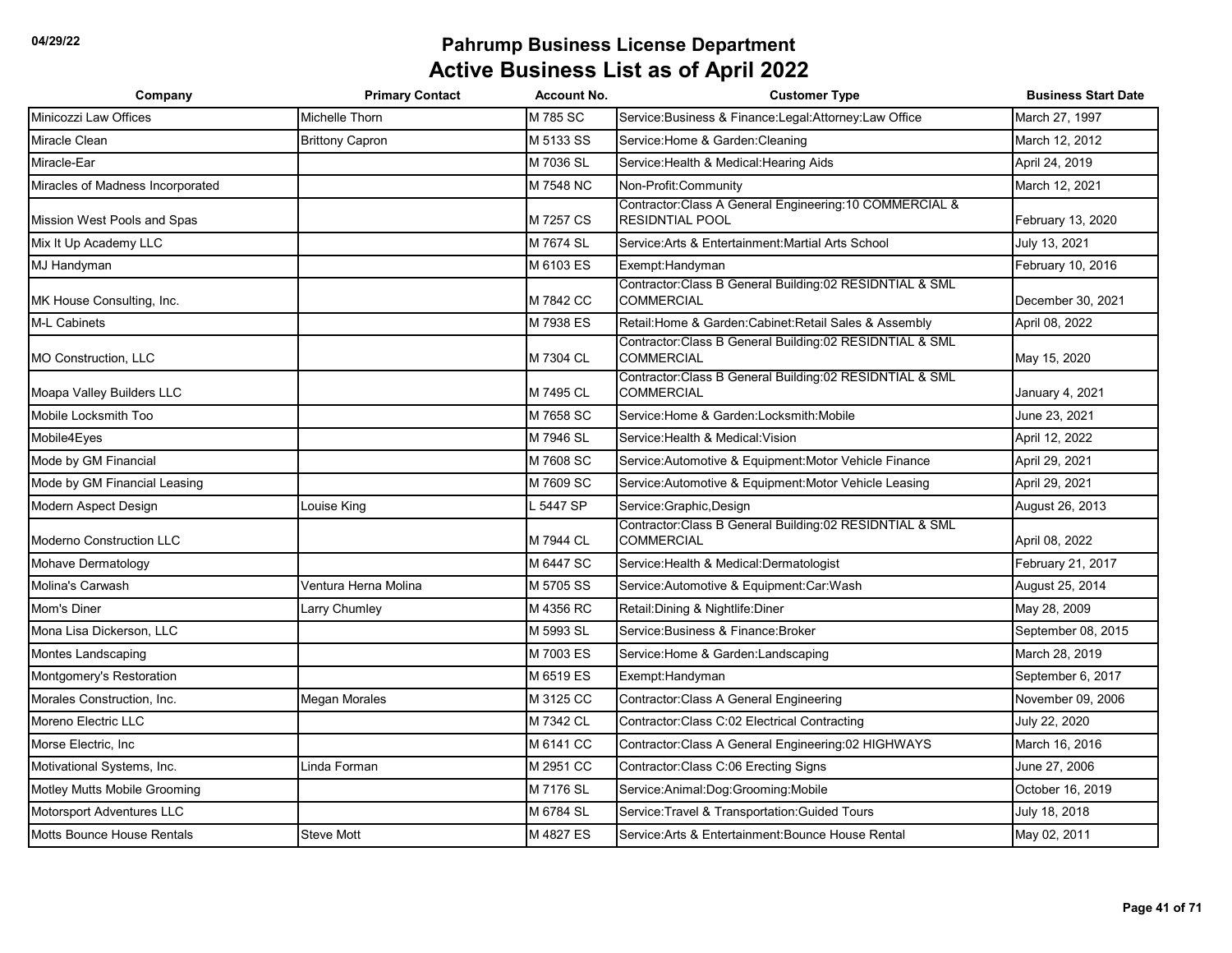# Pahrump Business License Department
## Active Business List as of April 2022

| Company | Primary Contact | Account No. | Customer Type | Business Start Date |
|---|---|---|---|---|
| Minicozzi Law Offices | Michelle Thorn | M 785 SC | Service:Business & Finance:Legal:Attorney:Law Office | March 27, 1997 |
| Miracle Clean | Brittony Capron | M 5133 SS | Service:Home & Garden:Cleaning | March 12, 2012 |
| Miracle-Ear | | M 7036 SL | Service:Health & Medical:Hearing Aids | April 24, 2019 |
| Miracles of Madness Incorporated | | M 7548 NC | Non-Profit:Community | March 12, 2021 |
| Mission West Pools and Spas | | M 7257 CS | Contractor:Class A General Engineering:10 COMMERCIAL & RESIDNTIAL POOL | February 13, 2020 |
| Mix It Up Academy LLC | | M 7674 SL | Service:Arts & Entertainment:Martial Arts School | July 13, 2021 |
| MJ Handyman | | M 6103 ES | Exempt:Handyman | February 10, 2016 |
| MK House Consulting, Inc. | | M 7842 CC | Contractor:Class B General Building:02 RESIDNTIAL & SML COMMERCIAL | December 30, 2021 |
| M-L Cabinets | | M 7938 ES | Retail:Home & Garden:Cabinet:Retail Sales & Assembly | April 08, 2022 |
| MO Construction, LLC | | M 7304 CL | Contractor:Class B General Building:02 RESIDNTIAL & SML COMMERCIAL | May 15, 2020 |
| Moapa Valley Builders LLC | | M 7495 CL | Contractor:Class B General Building:02 RESIDNTIAL & SML COMMERCIAL | January 4, 2021 |
| Mobile Locksmith Too | | M 7658 SC | Service:Home & Garden:Locksmith:Mobile | June 23, 2021 |
| Mobile4Eyes | | M 7946 SL | Service:Health & Medical:Vision | April 12, 2022 |
| Mode by GM Financial | | M 7608 SC | Service:Automotive & Equipment:Motor Vehicle Finance | April 29, 2021 |
| Mode by GM Financial Leasing | | M 7609 SC | Service:Automotive & Equipment:Motor Vehicle Leasing | April 29, 2021 |
| Modern Aspect Design | Louise King | L 5447 SP | Service:Graphic,Design | August 26, 2013 |
| Moderno Construction LLC | | M 7944 CL | Contractor:Class B General Building:02 RESIDNTIAL & SML COMMERCIAL | April 08, 2022 |
| Mohave Dermatology | | M 6447 SC | Service:Health & Medical:Dermatologist | February 21, 2017 |
| Molina's Carwash | Ventura Herna Molina | M 5705 SS | Service:Automotive & Equipment:Car:Wash | August 25, 2014 |
| Mom's Diner | Larry Chumley | M 4356 RC | Retail:Dining & Nightlife:Diner | May 28, 2009 |
| Mona Lisa Dickerson, LLC | | M 5993 SL | Service:Business & Finance:Broker | September 08, 2015 |
| Montes Landscaping | | M 7003 ES | Service:Home & Garden:Landscaping | March 28, 2019 |
| Montgomery's Restoration | | M 6519 ES | Exempt:Handyman | September 6, 2017 |
| Morales Construction, Inc. | Megan Morales | M 3125 CC | Contractor:Class A General Engineering | November 09, 2006 |
| Moreno Electric LLC | | M 7342 CL | Contractor:Class C:02 Electrical Contracting | July 22, 2020 |
| Morse Electric, Inc | | M 6141 CC | Contractor:Class A General Engineering:02 HIGHWAYS | March 16, 2016 |
| Motivational Systems, Inc. | Linda Forman | M 2951 CC | Contractor:Class C:06 Erecting Signs | June 27, 2006 |
| Motley Mutts Mobile Grooming | | M 7176 SL | Service:Animal:Dog:Grooming:Mobile | October 16, 2019 |
| Motorsport Adventures LLC | | M 6784 SL | Service:Travel & Transportation:Guided Tours | July 18, 2018 |
| Motts Bounce House Rentals | Steve Mott | M 4827 ES | Service:Arts & Entertainment:Bounce House Rental | May 02, 2011 |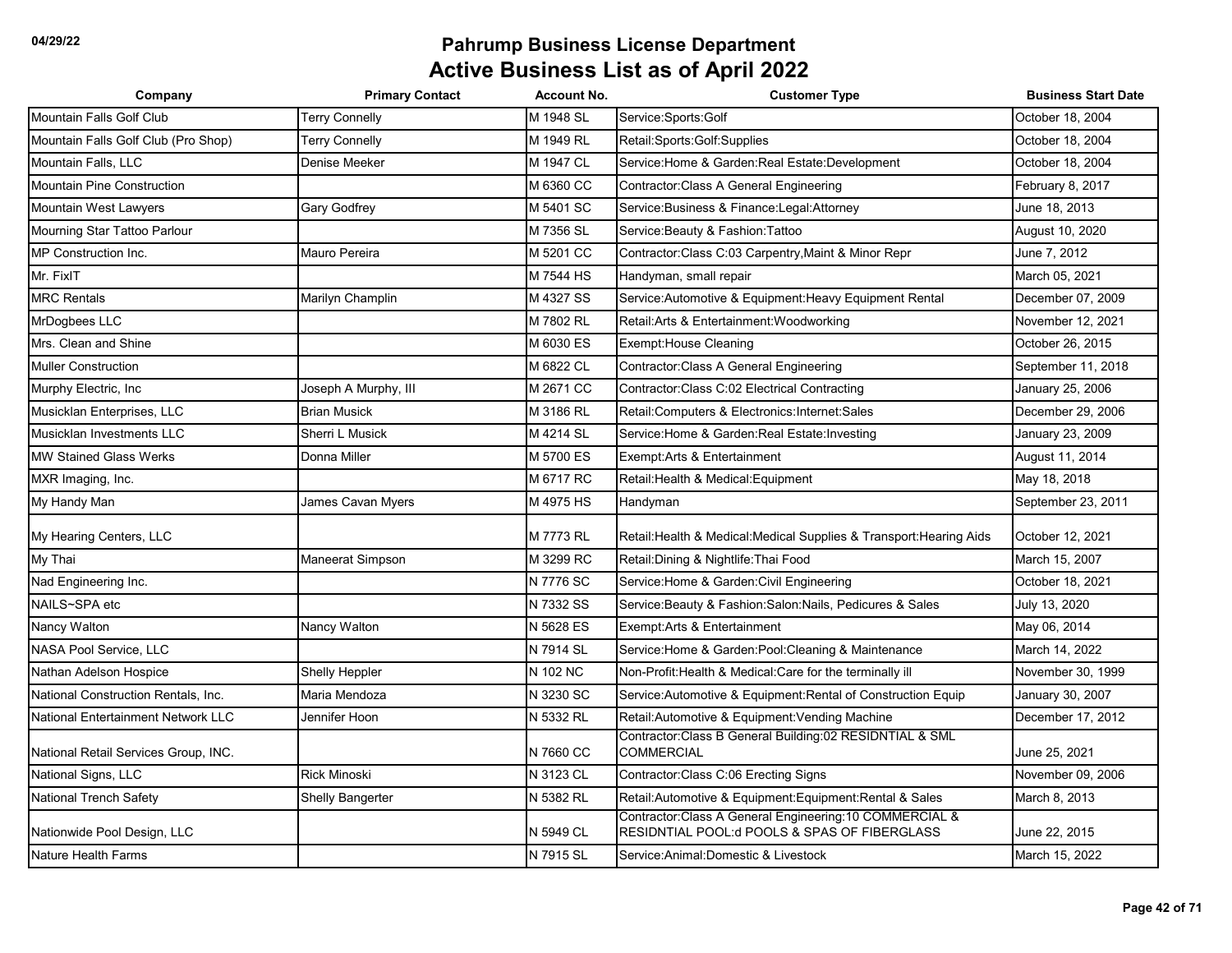# Pahrump Business License Department
## Active Business List as of April 2022

| Company | Primary Contact | Account No. | Customer Type | Business Start Date |
|---|---|---|---|---|
| Mountain Falls Golf Club | Terry Connelly | M 1948 SL | Service:Sports:Golf | October 18, 2004 |
| Mountain Falls Golf Club (Pro Shop) | Terry Connelly | M 1949 RL | Retail:Sports:Golf:Supplies | October 18, 2004 |
| Mountain Falls, LLC | Denise Meeker | M 1947 CL | Service:Home & Garden:Real Estate:Development | October 18, 2004 |
| Mountain Pine Construction | | M 6360 CC | Contractor:Class A General Engineering | February 8, 2017 |
| Mountain West Lawyers | Gary Godfrey | M 5401 SC | Service:Business & Finance:Legal:Attorney | June 18, 2013 |
| Mourning Star Tattoo Parlour | | M 7356 SL | Service:Beauty & Fashion:Tattoo | August 10, 2020 |
| MP Construction Inc. | Mauro Pereira | M 5201 CC | Contractor:Class C:03 Carpentry,Maint & Minor Repr | June 7, 2012 |
| Mr. FixIT | | M 7544 HS | Handyman, small repair | March 05, 2021 |
| MRC Rentals | Marilyn Champlin | M 4327 SS | Service:Automotive & Equipment:Heavy Equipment Rental | December 07, 2009 |
| MrDogbees LLC | | M 7802 RL | Retail:Arts & Entertainment:Woodworking | November 12, 2021 |
| Mrs. Clean and Shine | | M 6030 ES | Exempt:House Cleaning | October 26, 2015 |
| Muller Construction | | M 6822 CL | Contractor:Class A General Engineering | September 11, 2018 |
| Murphy Electric, Inc | Joseph A Murphy, III | M 2671 CC | Contractor:Class C:02 Electrical Contracting | January 25, 2006 |
| Musicklan Enterprises, LLC | Brian Musick | M 3186 RL | Retail:Computers & Electronics:Internet:Sales | December 29, 2006 |
| Musicklan Investments LLC | Sherri L Musick | M 4214 SL | Service:Home & Garden:Real Estate:Investing | January 23, 2009 |
| MW Stained Glass Werks | Donna Miller | M 5700 ES | Exempt:Arts & Entertainment | August 11, 2014 |
| MXR Imaging, Inc. | | M 6717 RC | Retail:Health & Medical:Equipment | May 18, 2018 |
| My Handy Man | James Cavan Myers | M 4975 HS | Handyman | September 23, 2011 |
| My Hearing Centers, LLC | | M 7773 RL | Retail:Health & Medical:Medical Supplies & Transport:Hearing Aids | October 12, 2021 |
| My Thai | Maneerat Simpson | M 3299 RC | Retail:Dining & Nightlife:Thai Food | March 15, 2007 |
| Nad Engineering Inc. | | N 7776 SC | Service:Home & Garden:Civil Engineering | October 18, 2021 |
| NAILS~SPA etc | | N 7332 SS | Service:Beauty & Fashion:Salon:Nails, Pedicures & Sales | July 13, 2020 |
| Nancy Walton | Nancy Walton | N 5628 ES | Exempt:Arts & Entertainment | May 06, 2014 |
| NASA Pool Service, LLC | | N 7914 SL | Service:Home & Garden:Pool:Cleaning & Maintenance | March 14, 2022 |
| Nathan Adelson Hospice | Shelly Heppler | N 102 NC | Non-Profit:Health & Medical:Care for the terminally ill | November 30, 1999 |
| National Construction Rentals, Inc. | Maria Mendoza | N 3230 SC | Service:Automotive & Equipment:Rental of Construction Equip | January 30, 2007 |
| National Entertainment Network LLC | Jennifer Hoon | N 5332 RL | Retail:Automotive & Equipment:Vending Machine | December 17, 2012 |
| National Retail Services Group, INC. | | N 7660 CC | Contractor:Class B General Building:02 RESIDNTIAL & SML COMMERCIAL | June 25, 2021 |
| National Signs, LLC | Rick Minoski | N 3123 CL | Contractor:Class C:06 Erecting Signs | November 09, 2006 |
| National Trench Safety | Shelly Bangerter | N 5382 RL | Retail:Automotive & Equipment:Equipment:Rental & Sales | March 8, 2013 |
| Nationwide Pool Design, LLC | | N 5949 CL | Contractor:Class A General Engineering:10 COMMERCIAL & RESIDNTIAL POOL:d POOLS & SPAS OF FIBERGLASS | June 22, 2015 |
| Nature Health Farms | | N 7915 SL | Service:Animal:Domestic & Livestock | March 15, 2022 |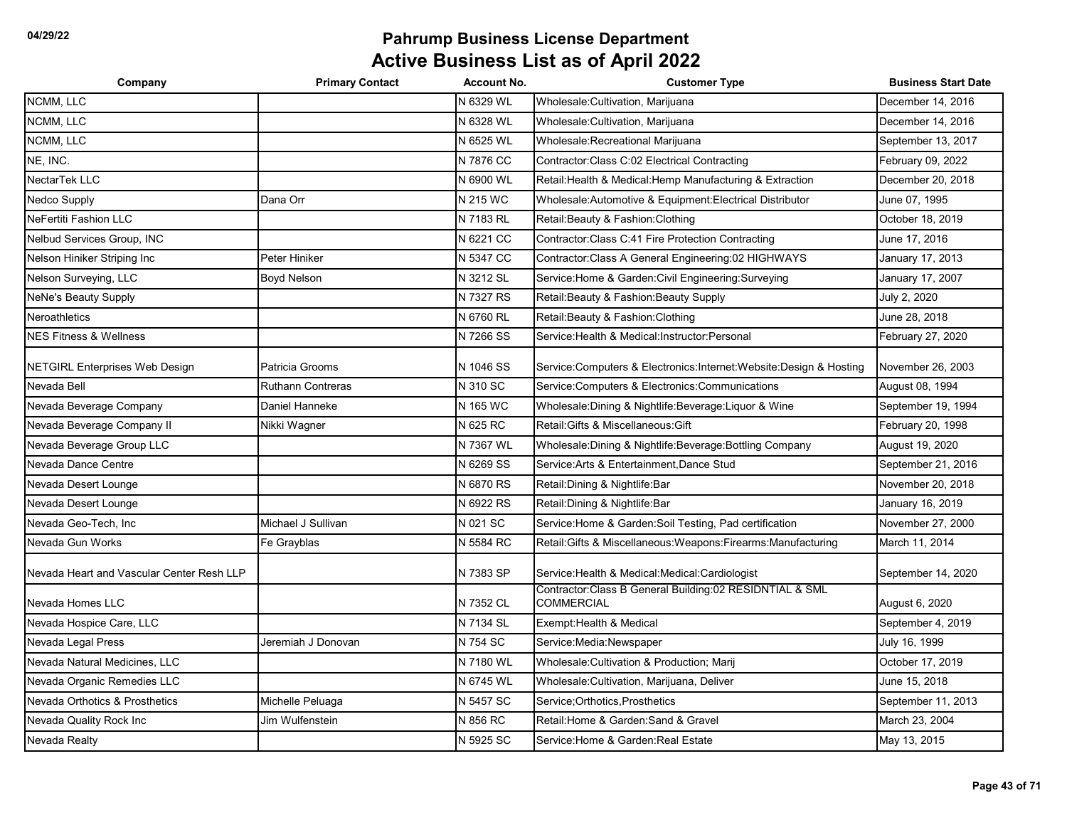# Pahrump Business License Department
## Active Business List as of April 2022

| Company | Primary Contact | Account No. | Customer Type | Business Start Date |
|---|---|---|---|---|
| NCMM, LLC | | N 6329 WL | Wholesale:Cultivation, Marijuana | December 14, 2016 |
| NCMM, LLC | | N 6328 WL | Wholesale:Cultivation, Marijuana | December 14, 2016 |
| NCMM, LLC | | N 6525 WL | Wholesale:Recreational Marijuana | September 13, 2017 |
| NE, INC. | | N 7876 CC | Contractor:Class C:02 Electrical Contracting | February 09, 2022 |
| NectarTek LLC | | N 6900 WL | Retail:Health & Medical:Hemp Manufacturing & Extraction | December 20, 2018 |
| Nedco Supply | Dana Orr | N 215 WC | Wholesale:Automotive & Equipment:Electrical Distributor | June 07, 1995 |
| NeFertiti Fashion LLC | | N 7183 RL | Retail:Beauty & Fashion:Clothing | October 18, 2019 |
| Nelbud Services Group, INC | | N 6221 CC | Contractor:Class C:41 Fire Protection Contracting | June 17, 2016 |
| Nelson Hiniker Striping Inc | Peter Hiniker | N 5347 CC | Contractor:Class A General Engineering:02 HIGHWAYS | January 17, 2013 |
| Nelson Surveying, LLC | Boyd Nelson | N 3212 SL | Service:Home & Garden:Civil Engineering:Surveying | January 17, 2007 |
| NeNe's Beauty Supply | | N 7327 RS | Retail:Beauty & Fashion:Beauty Supply | July 2, 2020 |
| Neroathletics | | N 6760 RL | Retail:Beauty & Fashion:Clothing | June 28, 2018 |
| NES Fitness & Wellness | | N 7266 SS | Service:Health & Medical:Instructor:Personal | February 27, 2020 |
| NETGIRL Enterprises Web Design | Patricia Grooms | N 1046 SS | Service:Computers & Electronics:Internet:Website:Design & Hosting | November 26, 2003 |
| Nevada Bell | Ruthann Contreras | N 310 SC | Service:Computers & Electronics:Communications | August 08, 1994 |
| Nevada Beverage Company | Daniel Hanneke | N 165 WC | Wholesale:Dining & Nightlife:Beverage:Liquor & Wine | September 19, 1994 |
| Nevada Beverage Company II | Nikki Wagner | N 625 RC | Retail:Gifts & Miscellaneous:Gift | February 20, 1998 |
| Nevada Beverage Group LLC | | N 7367 WL | Wholesale:Dining & Nightlife:Beverage:Bottling Company | August 19, 2020 |
| Nevada Dance Centre | | N 6269 SS | Service:Arts & Entertainment,Dance Stud | September 21, 2016 |
| Nevada Desert Lounge | | N 6870 RS | Retail:Dining & Nightlife:Bar | November 20, 2018 |
| Nevada Desert Lounge | | N 6922 RS | Retail:Dining & Nightlife:Bar | January 16, 2019 |
| Nevada Geo-Tech, Inc | Michael J Sullivan | N 021 SC | Service:Home & Garden:Soil Testing, Pad certification | November 27, 2000 |
| Nevada Gun Works | Fe Grayblas | N 5584 RC | Retail:Gifts & Miscellaneous:Weapons:Firearms:Manufacturing | March 11, 2014 |
| Nevada Heart and Vascular Center Resh LLP | | N 7383 SP | Service:Health & Medical:Medical:Cardiologist | September 14, 2020 |
| Nevada Homes LLC | | N 7352 CL | Contractor:Class B General Building:02 RESIDNTIAL & SML COMMERCIAL | August 6, 2020 |
| Nevada Hospice Care, LLC | | N 7134 SL | Exempt:Health & Medical | September 4, 2019 |
| Nevada Legal Press | Jeremiah J Donovan | N 754 SC | Service:Media:Newspaper | July 16, 1999 |
| Nevada Natural Medicines, LLC | | N 7180 WL | Wholesale:Cultivation & Production; Marij | October 17, 2019 |
| Nevada Organic Remedies LLC | | N 6745 WL | Wholesale:Cultivation, Marijuana, Deliver | June 15, 2018 |
| Nevada Orthotics & Prosthetics | Michelle Peluaga | N 5457 SC | Service;Orthotics,Prosthetics | September 11, 2013 |
| Nevada Quality Rock Inc | Jim Wulfenstein | N 856 RC | Retail:Home & Garden:Sand & Gravel | March 23, 2004 |
| Nevada Realty | | N 5925 SC | Service:Home & Garden:Real Estate | May 13, 2015 |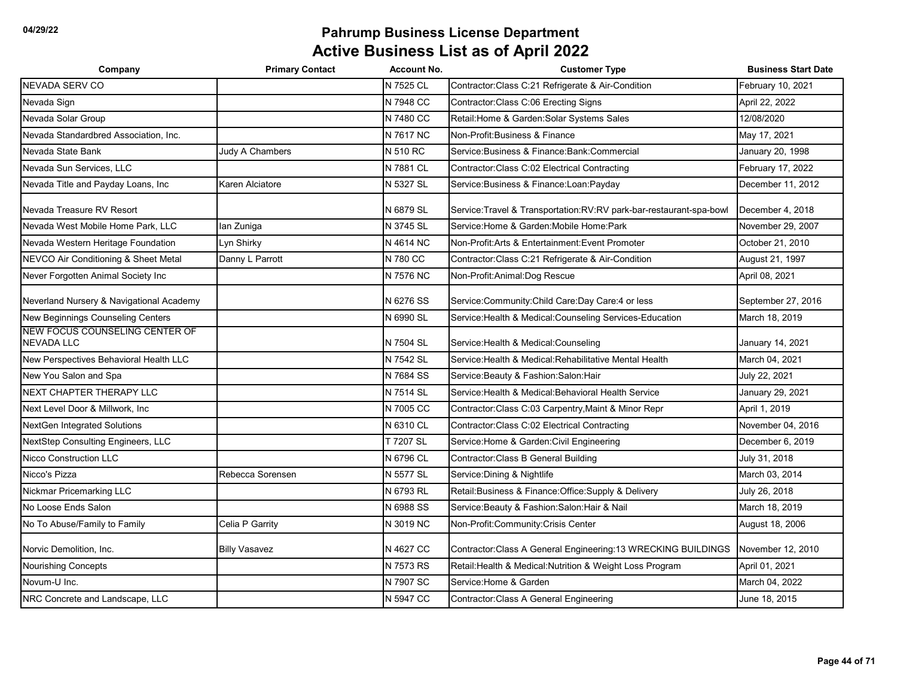# Pahrump Business License Department

## Active Business List as of April 2022

| Company | Primary Contact | Account No. | Customer Type | Business Start Date |
|---|---|---|---|---|
| NEVADA SERV CO | | N 7525 CL | Contractor:Class C:21 Refrigerate & Air-Condition | February 10, 2021 |
| Nevada Sign | | N 7948 CC | Contractor:Class C:06 Erecting Signs | April 22, 2022 |
| Nevada Solar Group | | N 7480 CC | Retail:Home & Garden:Solar Systems Sales | 12/08/2020 |
| Nevada Standardbred Association, Inc. | | N 7617 NC | Non-Profit:Business & Finance | May 17, 2021 |
| Nevada State Bank | Judy A Chambers | N 510 RC | Service:Business & Finance:Bank:Commercial | January 20, 1998 |
| Nevada Sun Services, LLC | | N 7881 CL | Contractor:Class C:02 Electrical Contracting | February 17, 2022 |
| Nevada Title and Payday Loans, Inc | Karen Alciatore | N 5327 SL | Service:Business & Finance:Loan:Payday | December 11, 2012 |
| Nevada Treasure RV Resort | | N 6879 SL | Service:Travel & Transportation:RV:RV park-bar-restaurant-spa-bowl | December 4, 2018 |
| Nevada West Mobile Home Park, LLC | Ian Zuniga | N 3745 SL | Service:Home & Garden:Mobile Home:Park | November 29, 2007 |
| Nevada Western Heritage Foundation | Lyn Shirky | N 4614 NC | Non-Profit:Arts & Entertainment:Event Promoter | October 21, 2010 |
| NEVCO Air Conditioning & Sheet Metal | Danny L Parrott | N 780 CC | Contractor:Class C:21 Refrigerate & Air-Condition | August 21, 1997 |
| Never Forgotten Animal Society Inc | | N 7576 NC | Non-Profit:Animal:Dog Rescue | April 08, 2021 |
| Neverland Nursery & Navigational Academy | | N 6276 SS | Service:Community:Child Care:Day Care:4 or less | September 27, 2016 |
| New Beginnings Counseling Centers | | N 6990 SL | Service:Health & Medical:Counseling Services-Education | March 18, 2019 |
| NEW FOCUS COUNSELING CENTER OF NEVADA LLC | | N 7504 SL | Service:Health & Medical:Counseling | January 14, 2021 |
| New Perspectives Behavioral Health LLC | | N 7542 SL | Service:Health & Medical:Rehabilitative Mental Health | March 04, 2021 |
| New You Salon and Spa | | N 7684 SS | Service:Beauty & Fashion:Salon:Hair | July 22, 2021 |
| NEXT CHAPTER THERAPY LLC | | N 7514 SL | Service:Health & Medical:Behavioral Health Service | January 29, 2021 |
| Next Level Door & Millwork, Inc | | N 7005 CC | Contractor:Class C:03 Carpentry,Maint & Minor Repr | April 1, 2019 |
| NextGen Integrated Solutions | | N 6310 CL | Contractor:Class C:02 Electrical Contracting | November 04, 2016 |
| NextStep Consulting Engineers, LLC | | T 7207 SL | Service:Home & Garden:Civil Engineering | December 6, 2019 |
| Nicco Construction LLC | | N 6796 CL | Contractor:Class B General Building | July 31, 2018 |
| Nicco's Pizza | Rebecca Sorensen | N 5577 SL | Service:Dining & Nightlife | March 03, 2014 |
| Nickmar Pricemarking LLC | | N 6793 RL | Retail:Business & Finance:Office:Supply & Delivery | July 26, 2018 |
| No Loose Ends Salon | | N 6988 SS | Service:Beauty & Fashion:Salon:Hair & Nail | March 18, 2019 |
| No To Abuse/Family to Family | Celia P Garrity | N 3019 NC | Non-Profit:Community:Crisis Center | August 18, 2006 |
| Norvic Demolition, Inc. | Billy Vasavez | N 4627 CC | Contractor:Class A General Engineering:13 WRECKING BUILDINGS | November 12, 2010 |
| Nourishing Concepts | | N 7573 RS | Retail:Health & Medical:Nutrition & Weight Loss Program | April 01, 2021 |
| Novum-U Inc. | | N 7907 SC | Service:Home & Garden | March 04, 2022 |
| NRC Concrete and Landscape, LLC | | N 5947 CC | Contractor:Class A General Engineering | June 18, 2015 |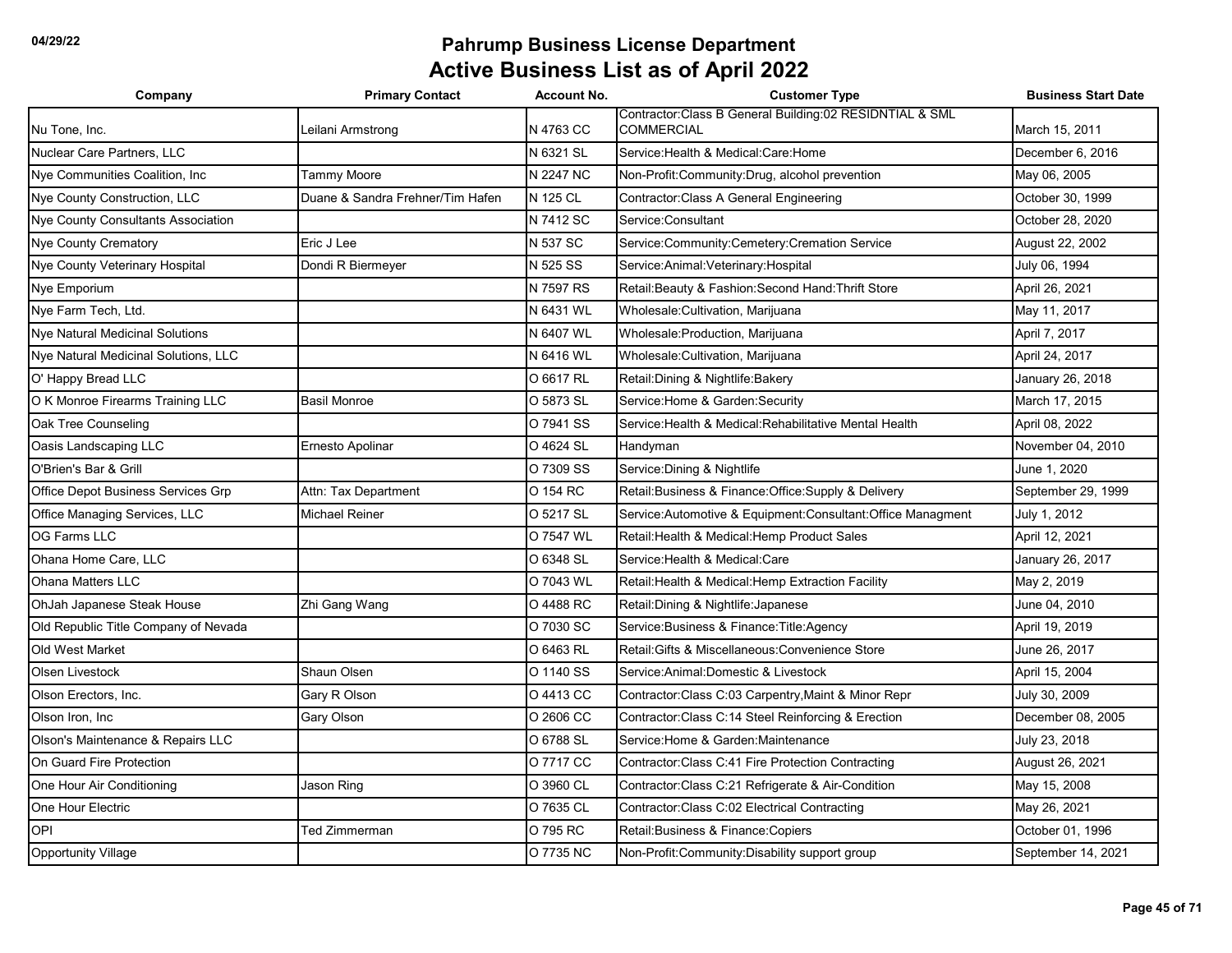# Pahrump Business License Department

## Active Business List as of April 2022

| Company | Primary Contact | Account No. | Customer Type | Business Start Date |
|---|---|---|---|---|
| Nu Tone, Inc. | Leilani Armstrong | N 4763 CC | Contractor:Class B General Building:02 RESIDNTIAL & SML COMMERCIAL | March 15, 2011 |
| Nuclear Care Partners, LLC | | N 6321 SL | Service:Health & Medical:Care:Home | December 6, 2016 |
| Nye Communities Coalition, Inc | Tammy Moore | N 2247 NC | Non-Profit:Community:Drug, alcohol prevention | May 06, 2005 |
| Nye County Construction, LLC | Duane & Sandra Frehner/Tim Hafen | N 125 CL | Contractor:Class A General Engineering | October 30, 1999 |
| Nye County Consultants Association | | N 7412 SC | Service:Consultant | October 28, 2020 |
| Nye County Crematory | Eric J Lee | N 537 SC | Service:Community:Cemetery:Cremation Service | August 22, 2002 |
| Nye County Veterinary Hospital | Dondi R Biermeyer | N 525 SS | Service:Animal:Veterinary:Hospital | July 06, 1994 |
| Nye Emporium | | N 7597 RS | Retail:Beauty & Fashion:Second Hand:Thrift Store | April 26, 2021 |
| Nye Farm Tech, Ltd. | | N 6431 WL | Wholesale:Cultivation, Marijuana | May 11, 2017 |
| Nye Natural Medicinal Solutions | | N 6407 WL | Wholesale:Production, Marijuana | April 7, 2017 |
| Nye Natural Medicinal Solutions, LLC | | N 6416 WL | Wholesale:Cultivation, Marijuana | April 24, 2017 |
| O' Happy Bread LLC | | O 6617 RL | Retail:Dining & Nightlife:Bakery | January 26, 2018 |
| O K Monroe Firearms Training LLC | Basil Monroe | O 5873 SL | Service:Home & Garden:Security | March 17, 2015 |
| Oak Tree Counseling | | O 7941 SS | Service:Health & Medical:Rehabilitative Mental Health | April 08, 2022 |
| Oasis Landscaping LLC | Ernesto Apolinar | O 4624 SL | Handyman | November 04, 2010 |
| O'Brien's Bar & Grill | | O 7309 SS | Service:Dining & Nightlife | June 1, 2020 |
| Office Depot Business Services Grp | Attn: Tax Department | O 154 RC | Retail:Business & Finance:Office:Supply & Delivery | September 29, 1999 |
| Office Managing Services, LLC | Michael Reiner | O 5217 SL | Service:Automotive & Equipment:Consultant:Office Managment | July 1, 2012 |
| OG Farms LLC | | O 7547 WL | Retail:Health & Medical:Hemp Product Sales | April 12, 2021 |
| Ohana Home Care, LLC | | O 6348 SL | Service:Health & Medical:Care | January 26, 2017 |
| Ohana Matters LLC | | O 7043 WL | Retail:Health & Medical:Hemp Extraction Facility | May 2, 2019 |
| OhJah Japanese Steak House | Zhi Gang Wang | O 4488 RC | Retail:Dining & Nightlife:Japanese | June 04, 2010 |
| Old Republic Title Company of Nevada | | O 7030 SC | Service:Business & Finance:Title:Agency | April 19, 2019 |
| Old West Market | | O 6463 RL | Retail:Gifts & Miscellaneous:Convenience Store | June 26, 2017 |
| Olsen Livestock | Shaun Olsen | O 1140 SS | Service:Animal:Domestic & Livestock | April 15, 2004 |
| Olson Erectors, Inc. | Gary R Olson | O 4413 CC | Contractor:Class C:03 Carpentry,Maint & Minor Repr | July 30, 2009 |
| Olson Iron, Inc | Gary Olson | O 2606 CC | Contractor:Class C:14 Steel Reinforcing & Erection | December 08, 2005 |
| Olson's Maintenance & Repairs LLC | | O 6788 SL | Service:Home & Garden:Maintenance | July 23, 2018 |
| On Guard Fire Protection | | O 7717 CC | Contractor:Class C:41 Fire Protection Contracting | August 26, 2021 |
| One Hour Air Conditioning | Jason Ring | O 3960 CL | Contractor:Class C:21 Refrigerate & Air-Condition | May 15, 2008 |
| One Hour Electric | | O 7635 CL | Contractor:Class C:02 Electrical Contracting | May 26, 2021 |
| OPI | Ted Zimmerman | O 795 RC | Retail:Business & Finance:Copiers | October 01, 1996 |
| Opportunity Village | | O 7735 NC | Non-Profit:Community:Disability support group | September 14, 2021 |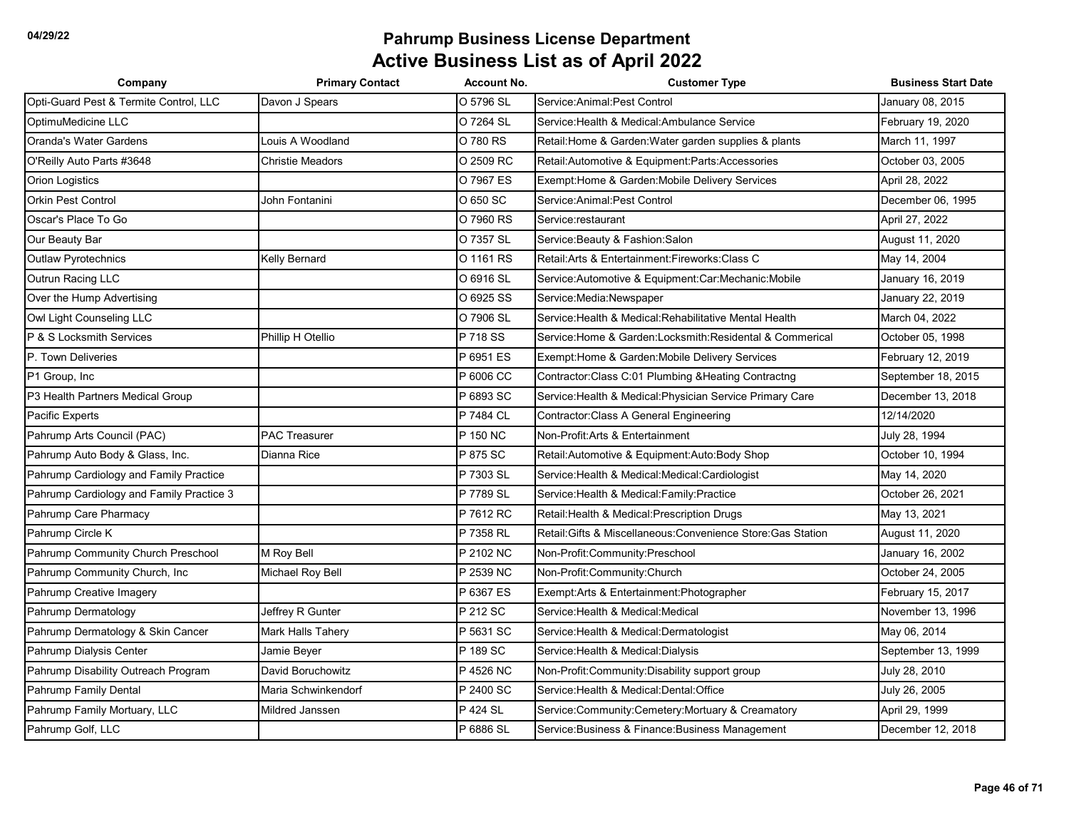# Pahrump Business License Department

## Active Business List as of April 2022

| Company | Primary Contact | Account No. | Customer Type | Business Start Date |
|---|---|---|---|---|
| Opti-Guard Pest & Termite Control, LLC | Davon J Spears | O 5796 SL | Service:Animal:Pest Control | January 08, 2015 |
| OptimuMedicine LLC | | O 7264 SL | Service:Health & Medical:Ambulance Service | February 19, 2020 |
| Oranda's Water Gardens | Louis A Woodland | O 780 RS | Retail:Home & Garden:Water garden supplies & plants | March 11, 1997 |
| O'Reilly Auto Parts #3648 | Christie Meadors | O 2509 RC | Retail:Automotive & Equipment:Parts:Accessories | October 03, 2005 |
| Orion Logistics | | O 7967 ES | Exempt:Home & Garden:Mobile Delivery Services | April 28, 2022 |
| Orkin Pest Control | John Fontanini | O 650 SC | Service:Animal:Pest Control | December 06, 1995 |
| Oscar's Place To Go | | O 7960 RS | Service:restaurant | April 27, 2022 |
| Our Beauty Bar | | O 7357 SL | Service:Beauty & Fashion:Salon | August 11, 2020 |
| Outlaw Pyrotechnics | Kelly Bernard | O 1161 RS | Retail:Arts & Entertainment:Fireworks:Class C | May 14, 2004 |
| Outrun Racing LLC | | O 6916 SL | Service:Automotive & Equipment:Car:Mechanic:Mobile | January 16, 2019 |
| Over the Hump Advertising | | O 6925 SS | Service:Media:Newspaper | January 22, 2019 |
| Owl Light Counseling LLC | | O 7906 SL | Service:Health & Medical:Rehabilitative Mental Health | March 04, 2022 |
| P & S Locksmith Services | Phillip H Otellio | P 718 SS | Service:Home & Garden:Locksmith:Residental & Commerical | October 05, 1998 |
| P. Town Deliveries | | P 6951 ES | Exempt:Home & Garden:Mobile Delivery Services | February 12, 2019 |
| P1 Group, Inc | | P 6006 CC | Contractor:Class C:01 Plumbing &Heating Contractng | September 18, 2015 |
| P3 Health Partners Medical Group | | P 6893 SC | Service:Health & Medical:Physician Service Primary Care | December 13, 2018 |
| Pacific Experts | | P 7484 CL | Contractor:Class A General Engineering | 12/14/2020 |
| Pahrump Arts Council (PAC) | PAC Treasurer | P 150 NC | Non-Profit:Arts & Entertainment | July 28, 1994 |
| Pahrump Auto Body & Glass, Inc. | Dianna Rice | P 875 SC | Retail:Automotive & Equipment:Auto:Body Shop | October 10, 1994 |
| Pahrump Cardiology and Family Practice | | P 7303 SL | Service:Health & Medical:Medical:Cardiologist | May 14, 2020 |
| Pahrump Cardiology and Family Practice 3 | | P 7789 SL | Service:Health & Medical:Family:Practice | October 26, 2021 |
| Pahrump Care Pharmacy | | P 7612 RC | Retail:Health & Medical:Prescription Drugs | May 13, 2021 |
| Pahrump Circle K | | P 7358 RL | Retail:Gifts & Miscellaneous:Convenience Store:Gas Station | August 11, 2020 |
| Pahrump Community Church Preschool | M Roy Bell | P 2102 NC | Non-Profit:Community:Preschool | January 16, 2002 |
| Pahrump Community Church, Inc | Michael Roy Bell | P 2539 NC | Non-Profit:Community:Church | October 24, 2005 |
| Pahrump Creative Imagery | | P 6367 ES | Exempt:Arts & Entertainment:Photographer | February 15, 2017 |
| Pahrump Dermatology | Jeffrey R Gunter | P 212 SC | Service:Health & Medical:Medical | November 13, 1996 |
| Pahrump Dermatology & Skin Cancer | Mark Halls Tahery | P 5631 SC | Service:Health & Medical:Dermatologist | May 06, 2014 |
| Pahrump Dialysis Center | Jamie Beyer | P 189 SC | Service:Health & Medical:Dialysis | September 13, 1999 |
| Pahrump Disability Outreach Program | David Boruchowitz | P 4526 NC | Non-Profit:Community:Disability support group | July 28, 2010 |
| Pahrump Family Dental | Maria Schwinkendorf | P 2400 SC | Service:Health & Medical:Dental:Office | July 26, 2005 |
| Pahrump Family Mortuary, LLC | Mildred Janssen | P 424 SL | Service:Community:Cemetery:Mortuary & Creamatory | April 29, 1999 |
| Pahrump Golf, LLC | | P 6886 SL | Service:Business & Finance:Business Management | December 12, 2018 |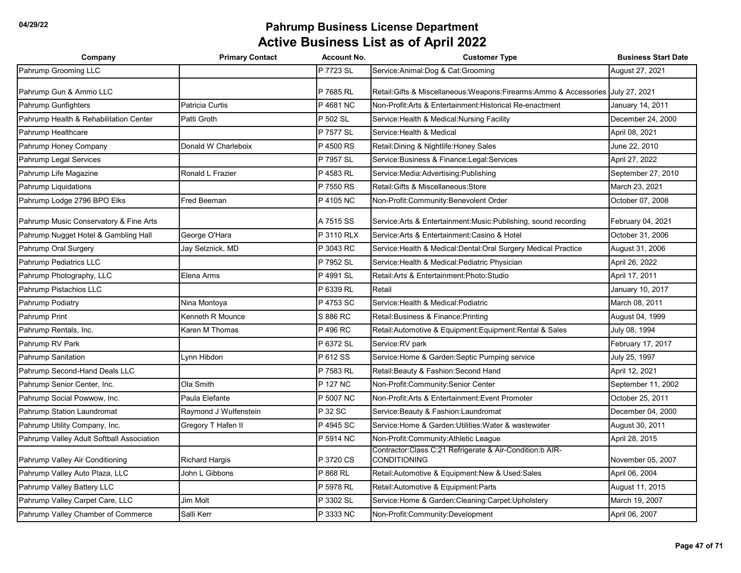# Pahrump Business License Department

## Active Business List as of April 2022

| Company | Primary Contact | Account No. | Customer Type | Business Start Date |
|---|---|---|---|---|
| Pahrump Grooming LLC | | P 7723 SL | Service:Animal:Dog & Cat:Grooming | August 27, 2021 |
| Pahrump Gun & Ammo LLC | | P 7685 RL | Retail:Gifts & Miscellaneous:Weapons:Firearms:Ammo & Accessories | July 27, 2021 |
| Pahrump Gunfighters | Patricia Curtis | P 4681 NC | Non-Profit:Arts & Entertainment:Historical Re-enactment | January 14, 2011 |
| Pahrump Health & Rehabilitation Center | Patti Groth | P 502 SL | Service:Health & Medical:Nursing Facility | December 24, 2000 |
| Pahrump Healthcare | | P 7577 SL | Service:Health & Medical | April 08, 2021 |
| Pahrump Honey Company | Donald W Charleboix | P 4500 RS | Retail:Dining & Nightlife:Honey Sales | June 22, 2010 |
| Pahrump Legal Services | | P 7957 SL | Service:Business & Finance:Legal:Services | April 27, 2022 |
| Pahrump Life Magazine | Ronald L Frazier | P 4583 RL | Service:Media:Advertising:Publishing | September 27, 2010 |
| Pahrump Liquidations | | P 7550 RS | Retail:Gifts & Miscellaneous:Store | March 23, 2021 |
| Pahrump Lodge 2796 BPO Elks | Fred Beeman | P 4105 NC | Non-Profit:Community:Benevolent Order | October 07, 2008 |
| Pahrump Music Conservatory & Fine Arts | | A 7515 SS | Service:Arts & Entertainment:Music:Publishing, sound recording | February 04, 2021 |
| Pahrump Nugget Hotel & Gambling Hall | George O'Hara | P 3110 RLX | Service:Arts & Entertainment:Casino & Hotel | October 31, 2006 |
| Pahrump Oral Surgery | Jay Selznick, MD | P 3043 RC | Service:Health & Medical:Dental:Oral Surgery Medical Practice | August 31, 2006 |
| Pahrump Pediatrics LLC | | P 7952 SL | Service:Health & Medical:Pediatric Physician | April 26, 2022 |
| Pahrump Photography, LLC | Elena Arms | P 4991 SL | Retail:Arts & Entertainment:Photo:Studio | April 17, 2011 |
| Pahrump Pistachios LLC | | P 6339 RL | Retail | January 10, 2017 |
| Pahrump Podiatry | Nina Montoya | P 4753 SC | Service:Health & Medical:Podiatric | March 08, 2011 |
| Pahrump Print | Kenneth R Mounce | S 886 RC | Retail:Business & Finance:Printing | August 04, 1999 |
| Pahrump Rentals, Inc. | Karen M Thomas | P 496 RC | Retail:Automotive & Equipment:Equipment:Rental & Sales | July 08, 1994 |
| Pahrump RV Park | | P 6372 SL | Service:RV park | February 17, 2017 |
| Pahrump Sanitation | Lynn Hibdon | P 612 SS | Service:Home & Garden:Septic Pumping service | July 25, 1997 |
| Pahrump Second-Hand Deals LLC | | P 7583 RL | Retail:Beauty & Fashion:Second Hand | April 12, 2021 |
| Pahrump Senior Center, Inc. | Ola Smith | P 127 NC | Non-Profit:Community:Senior Center | September 11, 2002 |
| Pahrump Social Powwow, Inc. | Paula Elefante | P 5007 NC | Non-Profit:Arts & Entertainment:Event Promoter | October 25, 2011 |
| Pahrump Station Laundromat | Raymond J Wulfenstein | P 32 SC | Service:Beauty & Fashion:Laundromat | December 04, 2000 |
| Pahrump Utility Company, Inc. | Gregory T Hafen II | P 4945 SC | Service:Home & Garden:Utilities:Water & wastewater | August 30, 2011 |
| Pahrump Valley Adult Softball Association | | P 5914 NC | Non-Profit:Community:Athletic League | April 28, 2015 |
| Pahrump Valley Air Conditioning | Richard Hargis | P 3720 CS | Contractor:Class C:21 Refrigerate & Air-Condition:b AIR-CONDITIONING | November 05, 2007 |
| Pahrump Valley Auto Plaza, LLC | John L Gibbons | P 868 RL | Retail:Automotive & Equipment:New & Used:Sales | April 06, 2004 |
| Pahrump Valley Battery LLC | | P 5978 RL | Retail:Automotive & Equipment:Parts | August 11, 2015 |
| Pahrump Valley Carpet Care, LLC | Jim Molt | P 3302 SL | Service:Home & Garden:Cleaning:Carpet:Upholstery | March 19, 2007 |
| Pahrump Valley Chamber of Commerce | Salli Kerr | P 3333 NC | Non-Profit:Community:Development | April 06, 2007 |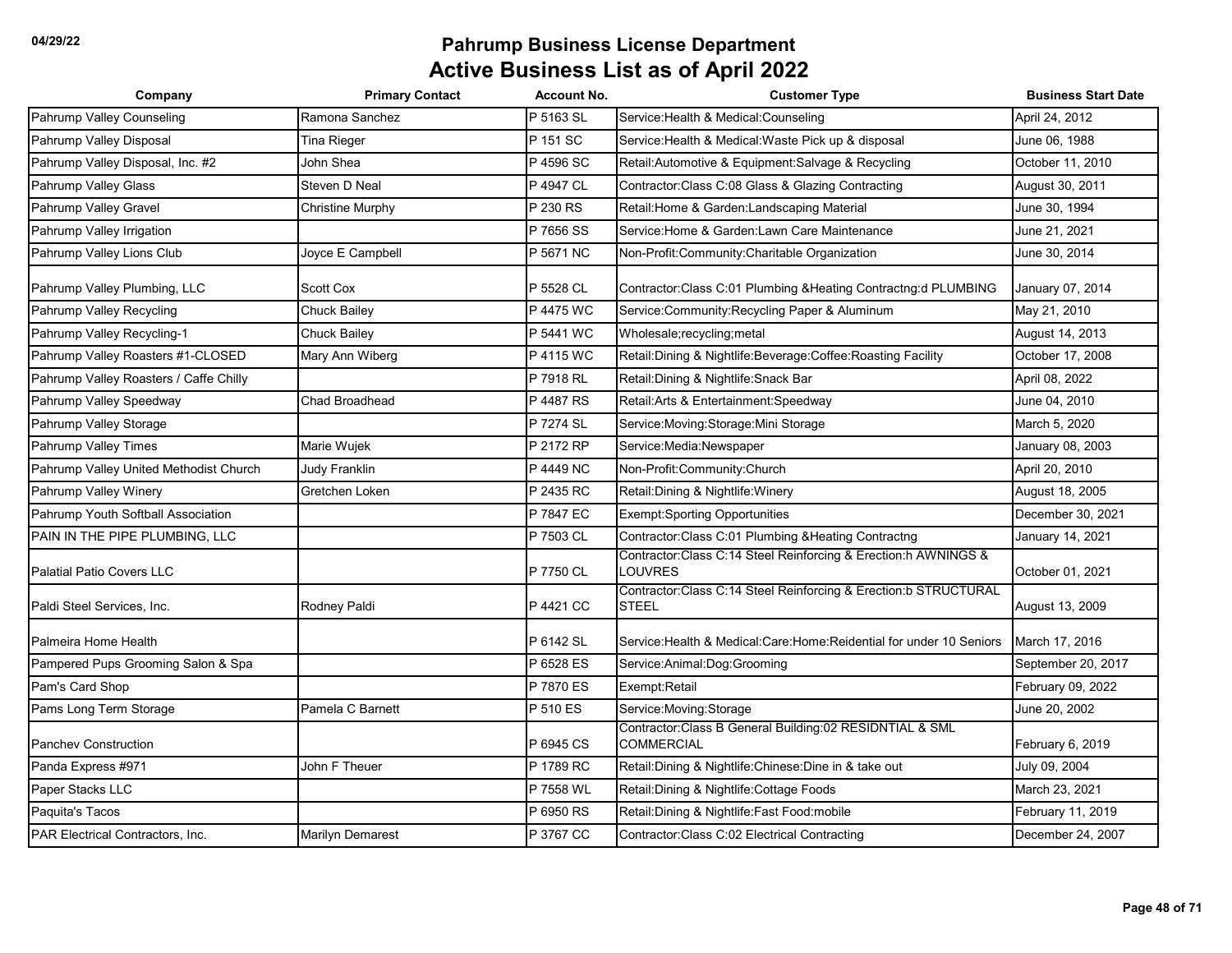# Pahrump Business License Department

## Active Business List as of April 2022

| Company | Primary Contact | Account No. | Customer Type | Business Start Date |
|---|---|---|---|---|
| Pahrump Valley Counseling | Ramona Sanchez | P 5163 SL | Service:Health & Medical:Counseling | April 24, 2012 |
| Pahrump Valley Disposal | Tina Rieger | P 151 SC | Service:Health & Medical:Waste Pick up & disposal | June 06, 1988 |
| Pahrump Valley Disposal, Inc. #2 | John Shea | P 4596 SC | Retail:Automotive & Equipment:Salvage & Recycling | October 11, 2010 |
| Pahrump Valley Glass | Steven D Neal | P 4947 CL | Contractor:Class C:08 Glass & Glazing Contracting | August 30, 2011 |
| Pahrump Valley Gravel | Christine Murphy | P 230 RS | Retail:Home & Garden:Landscaping Material | June 30, 1994 |
| Pahrump Valley Irrigation | | P 7656 SS | Service:Home & Garden:Lawn Care Maintenance | June 21, 2021 |
| Pahrump Valley Lions Club | Joyce E Campbell | P 5671 NC | Non-Profit:Community:Charitable Organization | June 30, 2014 |
| Pahrump Valley Plumbing, LLC | Scott Cox | P 5528 CL | Contractor:Class C:01 Plumbing &Heating Contractng:d PLUMBING | January 07, 2014 |
| Pahrump Valley Recycling | Chuck Bailey | P 4475 WC | Service:Community:Recycling Paper & Aluminum | May 21, 2010 |
| Pahrump Valley Recycling-1 | Chuck Bailey | P 5441 WC | Wholesale;recycling;metal | August 14, 2013 |
| Pahrump Valley Roasters #1-CLOSED | Mary Ann Wiberg | P 4115 WC | Retail:Dining & Nightlife:Beverage:Coffee:Roasting Facility | October 17, 2008 |
| Pahrump Valley Roasters / Caffe Chilly | | P 7918 RL | Retail:Dining & Nightlife:Snack Bar | April 08, 2022 |
| Pahrump Valley Speedway | Chad Broadhead | P 4487 RS | Retail:Arts & Entertainment:Speedway | June 04, 2010 |
| Pahrump Valley Storage | | P 7274 SL | Service:Moving:Storage:Mini Storage | March 5, 2020 |
| Pahrump Valley Times | Marie Wujek | P 2172 RP | Service:Media:Newspaper | January 08, 2003 |
| Pahrump Valley United Methodist Church | Judy Franklin | P 4449 NC | Non-Profit:Community:Church | April 20, 2010 |
| Pahrump Valley Winery | Gretchen Loken | P 2435 RC | Retail:Dining & Nightlife:Winery | August 18, 2005 |
| Pahrump Youth Softball Association | | P 7847 EC | Exempt:Sporting Opportunities | December 30, 2021 |
| PAIN IN THE PIPE PLUMBING, LLC | | P 7503 CL | Contractor:Class C:01 Plumbing &Heating Contractng | January 14, 2021 |
| Palatial Patio Covers LLC | | P 7750 CL | Contractor:Class C:14 Steel Reinforcing & Erection:h AWNINGS & LOUVRES | October 01, 2021 |
| Paldi Steel Services, Inc. | Rodney Paldi | P 4421 CC | Contractor:Class C:14 Steel Reinforcing & Erection:b STRUCTURAL STEEL | August 13, 2009 |
| Palmeira Home Health | | P 6142 SL | Service:Health & Medical:Care:Home:Reidential for under 10 Seniors | March 17, 2016 |
| Pampered Pups Grooming Salon & Spa | | P 6528 ES | Service:Animal:Dog:Grooming | September 20, 2017 |
| Pam's Card Shop | | P 7870 ES | Exempt:Retail | February 09, 2022 |
| Pams Long Term Storage | Pamela C Barnett | P 510 ES | Service:Moving:Storage | June 20, 2002 |
| Panchev Construction | | P 6945 CS | Contractor:Class B General Building:02 RESIDNTIAL & SML COMMERCIAL | February 6, 2019 |
| Panda Express #971 | John F Theuer | P 1789 RC | Retail:Dining & Nightlife:Chinese:Dine in & take out | July 09, 2004 |
| Paper Stacks LLC | | P 7558 WL | Retail:Dining & Nightlife:Cottage Foods | March 23, 2021 |
| Paquita's Tacos | | P 6950 RS | Retail:Dining & Nightlife:Fast Food:mobile | February 11, 2019 |
| PAR Electrical Contractors, Inc. | Marilyn Demarest | P 3767 CC | Contractor:Class C:02 Electrical Contracting | December 24, 2007 |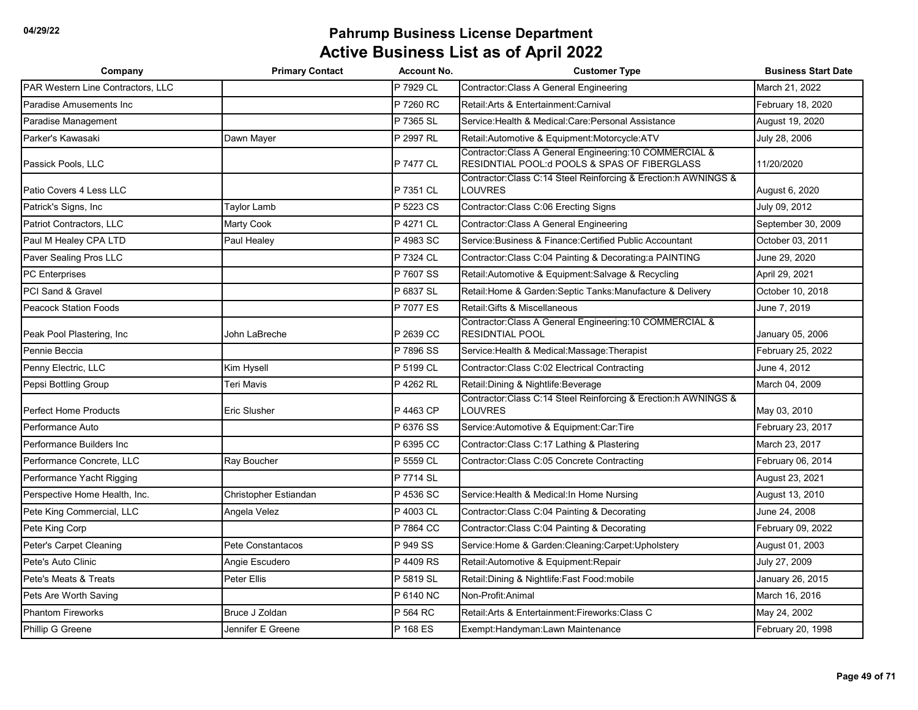# Pahrump Business License Department

## Active Business List as of April 2022

| Company | Primary Contact | Account No. | Customer Type | Business Start Date |
| --- | --- | --- | --- | --- |
| PAR Western Line Contractors, LLC | | P 7929 CL | Contractor:Class A General Engineering | March 21, 2022 |
| Paradise Amusements Inc | | P 7260 RC | Retail:Arts & Entertainment:Carnival | February 18, 2020 |
| Paradise Management | | P 7365 SL | Service:Health & Medical:Care:Personal Assistance | August 19, 2020 |
| Parker's Kawasaki | Dawn Mayer | P 2997 RL | Retail:Automotive & Equipment:Motorcycle:ATV | July 28, 2006 |
| Passick Pools, LLC | | P 7477 CL | Contractor:Class A General Engineering:10 COMMERCIAL & RESIDNTIAL POOL:d POOLS & SPAS OF FIBERGLASS | 11/20/2020 |
| Patio Covers 4 Less LLC | | P 7351 CL | Contractor:Class C:14 Steel Reinforcing & Erection:h AWNINGS & LOUVRES | August 6, 2020 |
| Patrick's Signs, Inc | Taylor Lamb | P 5223 CS | Contractor:Class C:06 Erecting Signs | July 09, 2012 |
| Patriot Contractors, LLC | Marty Cook | P 4271 CL | Contractor:Class A General Engineering | September 30, 2009 |
| Paul M Healey CPA LTD | Paul Healey | P 4983 SC | Service:Business & Finance:Certified Public Accountant | October 03, 2011 |
| Paver Sealing Pros LLC | | P 7324 CL | Contractor:Class C:04 Painting & Decorating:a PAINTING | June 29, 2020 |
| PC Enterprises | | P 7607 SS | Retail:Automotive & Equipment:Salvage & Recycling | April 29, 2021 |
| PCI Sand & Gravel | | P 6837 SL | Retail:Home & Garden:Septic Tanks:Manufacture & Delivery | October 10, 2018 |
| Peacock Station Foods | | P 7077 ES | Retail:Gifts & Miscellaneous | June 7, 2019 |
| Peak Pool Plastering, Inc | John LaBreche | P 2639 CC | Contractor:Class A General Engineering:10 COMMERCIAL & RESIDNTIAL POOL | January 05, 2006 |
| Pennie Beccia | | P 7896 SS | Service:Health & Medical:Massage:Therapist | February 25, 2022 |
| Penny Electric, LLC | Kim Hysell | P 5199 CL | Contractor:Class C:02 Electrical Contracting | June 4, 2012 |
| Pepsi Bottling Group | Teri Mavis | P 4262 RL | Retail:Dining & Nightlife:Beverage | March 04, 2009 |
| Perfect Home Products | Eric Slusher | P 4463 CP | Contractor:Class C:14 Steel Reinforcing & Erection:h AWNINGS & LOUVRES | May 03, 2010 |
| Performance Auto | | P 6376 SS | Service:Automotive & Equipment:Car:Tire | February 23, 2017 |
| Performance Builders Inc | | P 6395 CC | Contractor:Class C:17 Lathing & Plastering | March 23, 2017 |
| Performance Concrete, LLC | Ray Boucher | P 5559 CL | Contractor:Class C:05 Concrete Contracting | February 06, 2014 |
| Performance Yacht Rigging | | P 7714 SL | | August 23, 2021 |
| Perspective Home Health, Inc. | Christopher Estiandan | P 4536 SC | Service:Health & Medical:In Home Nursing | August 13, 2010 |
| Pete King Commercial, LLC | Angela Velez | P 4003 CL | Contractor:Class C:04 Painting & Decorating | June 24, 2008 |
| Pete King Corp | | P 7864 CC | Contractor:Class C:04 Painting & Decorating | February 09, 2022 |
| Peter's Carpet Cleaning | Pete Constantacos | P 949 SS | Service:Home & Garden:Cleaning:Carpet:Upholstery | August 01, 2003 |
| Pete's Auto Clinic | Angie Escudero | P 4409 RS | Retail:Automotive & Equipment:Repair | July 27, 2009 |
| Pete's Meats & Treats | Peter Ellis | P 5819 SL | Retail:Dining & Nightlife:Fast Food:mobile | January 26, 2015 |
| Pets Are Worth Saving | | P 6140 NC | Non-Profit:Animal | March 16, 2016 |
| Phantom Fireworks | Bruce J Zoldan | P 564 RC | Retail:Arts & Entertainment:Fireworks:Class C | May 24, 2002 |
| Phillip G Greene | Jennifer E Greene | P 168 ES | Exempt:Handyman:Lawn Maintenance | February 20, 1998 |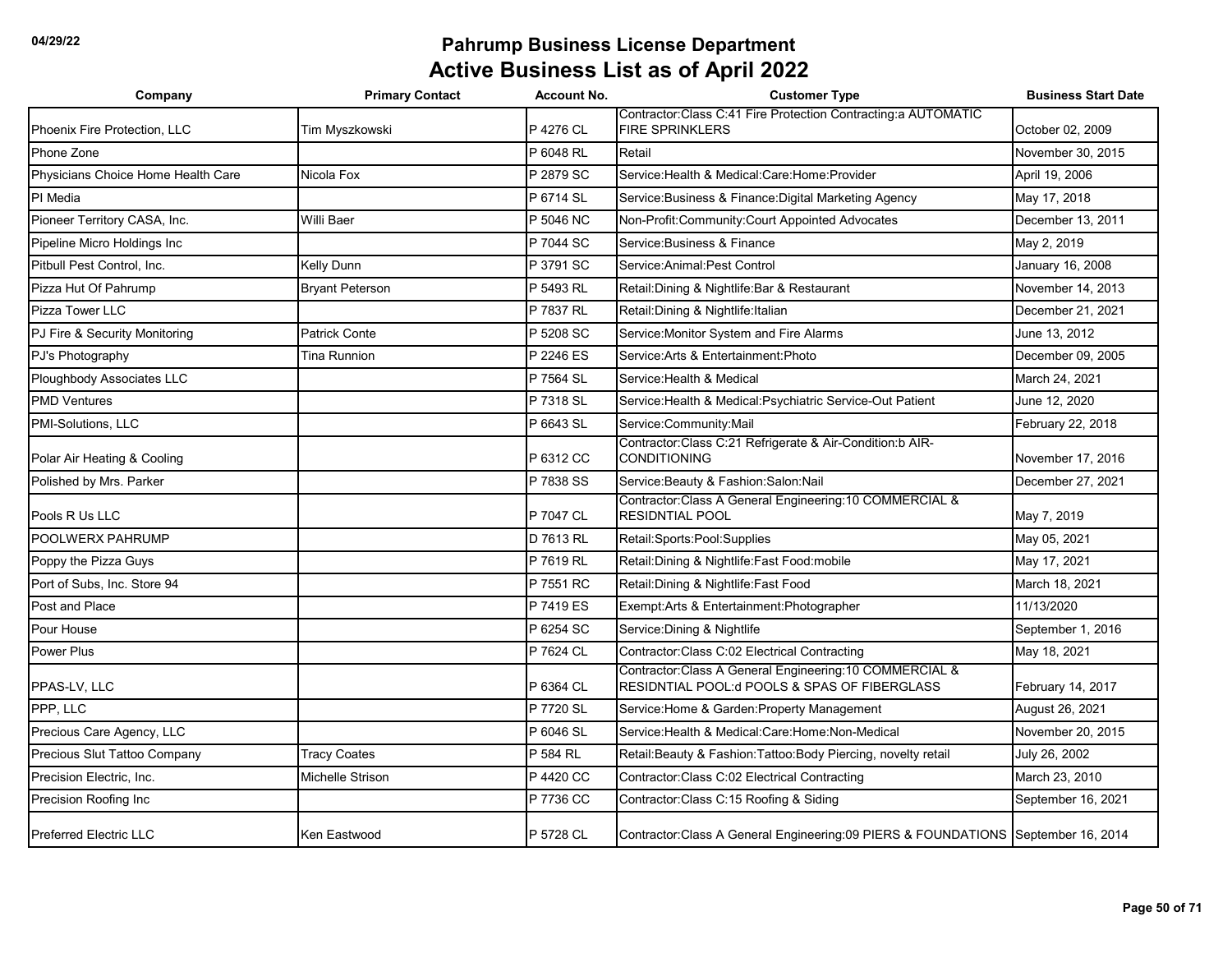# Pahrump Business License Department
## Active Business List as of April 2022

| Company | Primary Contact | Account No. | Customer Type | Business Start Date |
|---|---|---|---|---|
| Phoenix Fire Protection, LLC | Tim Myszkowski | P 4276 CL | Contractor:Class C:41 Fire Protection Contracting:a AUTOMATIC FIRE SPRINKLERS | October 02, 2009 |
| Phone Zone | | P 6048 RL | Retail | November 30, 2015 |
| Physicians Choice Home Health Care | Nicola Fox | P 2879 SC | Service:Health & Medical:Care:Home:Provider | April 19, 2006 |
| PI Media | | P 6714 SL | Service:Business & Finance:Digital Marketing Agency | May 17, 2018 |
| Pioneer Territory CASA, Inc. | Willi Baer | P 5046 NC | Non-Profit:Community:Court Appointed Advocates | December 13, 2011 |
| Pipeline Micro Holdings Inc | | P 7044 SC | Service:Business & Finance | May 2, 2019 |
| Pitbull Pest Control, Inc. | Kelly Dunn | P 3791 SC | Service:Animal:Pest Control | January 16, 2008 |
| Pizza Hut Of Pahrump | Bryant Peterson | P 5493 RL | Retail:Dining & Nightlife:Bar & Restaurant | November 14, 2013 |
| Pizza Tower LLC | | P 7837 RL | Retail:Dining & Nightlife:Italian | December 21, 2021 |
| PJ Fire & Security Monitoring | Patrick Conte | P 5208 SC | Service:Monitor System and Fire Alarms | June 13, 2012 |
| PJ's Photography | Tina Runnion | P 2246 ES | Service:Arts & Entertainment:Photo | December 09, 2005 |
| Ploughbody Associates LLC | | P 7564 SL | Service:Health & Medical | March 24, 2021 |
| PMD Ventures | | P 7318 SL | Service:Health & Medical:Psychiatric Service-Out Patient | June 12, 2020 |
| PMI-Solutions, LLC | | P 6643 SL | Service:Community:Mail | February 22, 2018 |
| Polar Air Heating & Cooling | | P 6312 CC | Contractor:Class C:21 Refrigerate & Air-Condition:b AIR-CONDITIONING | November 17, 2016 |
| Polished by Mrs. Parker | | P 7838 SS | Service:Beauty & Fashion:Salon:Nail | December 27, 2021 |
| Pools R Us LLC | | P 7047 CL | Contractor:Class A General Engineering:10 COMMERCIAL & RESIDNTIAL POOL | May 7, 2019 |
| POOLWERX PAHRUMP | | D 7613 RL | Retail:Sports:Pool:Supplies | May 05, 2021 |
| Poppy the Pizza Guys | | P 7619 RL | Retail:Dining & Nightlife:Fast Food:mobile | May 17, 2021 |
| Port of Subs, Inc. Store 94 | | P 7551 RC | Retail:Dining & Nightlife:Fast Food | March 18, 2021 |
| Post and Place | | P 7419 ES | Exempt:Arts & Entertainment:Photographer | 11/13/2020 |
| Pour House | | P 6254 SC | Service:Dining & Nightlife | September 1, 2016 |
| Power Plus | | P 7624 CL | Contractor:Class C:02 Electrical Contracting | May 18, 2021 |
| PPAS-LV, LLC | | P 6364 CL | Contractor:Class A General Engineering:10 COMMERCIAL & RESIDNTIAL POOL:d POOLS & SPAS OF FIBERGLASS | February 14, 2017 |
| PPP, LLC | | P 7720 SL | Service:Home & Garden:Property Management | August 26, 2021 |
| Precious Care Agency, LLC | | P 6046 SL | Service:Health & Medical:Care:Home:Non-Medical | November 20, 2015 |
| Precious Slut Tattoo Company | Tracy Coates | P 584 RL | Retail:Beauty & Fashion:Tattoo:Body Piercing, novelty retail | July 26, 2002 |
| Precision Electric, Inc. | Michelle Strison | P 4420 CC | Contractor:Class C:02 Electrical Contracting | March 23, 2010 |
| Precision Roofing Inc | | P 7736 CC | Contractor:Class C:15 Roofing & Siding | September 16, 2021 |
| Preferred Electric LLC | Ken Eastwood | P 5728 CL | Contractor:Class A General Engineering:09 PIERS & FOUNDATIONS | September 16, 2014 |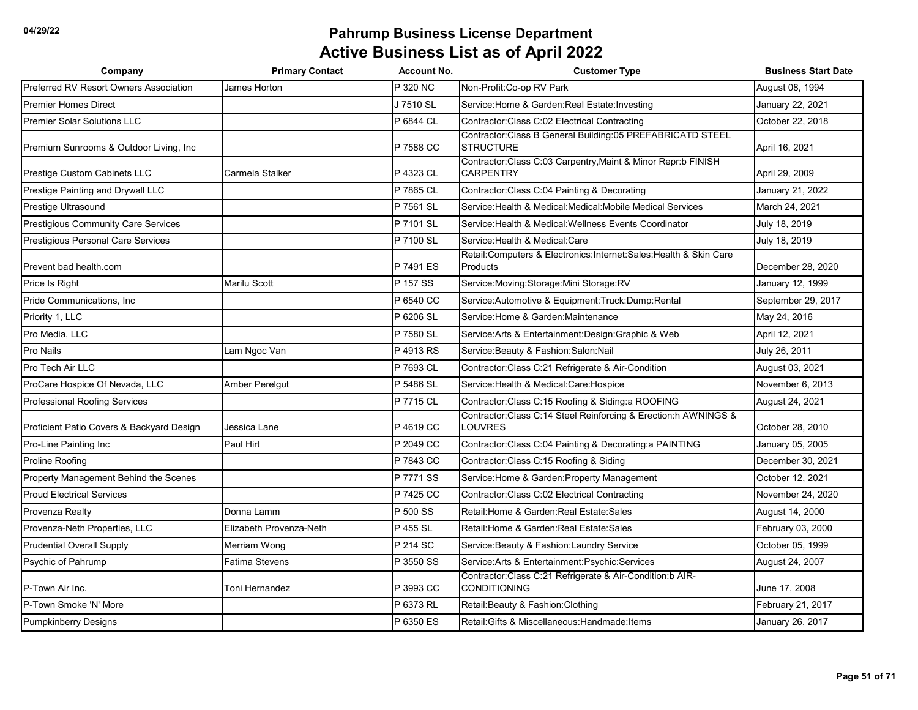# Pahrump Business License Department

## Active Business List as of April 2022

| Company | Primary Contact | Account No. | Customer Type | Business Start Date |
|---|---|---|---|---|
| Preferred RV Resort Owners Association | James Horton | P 320 NC | Non-Profit:Co-op RV Park | August 08, 1994 |
| Premier Homes Direct | | J 7510 SL | Service:Home & Garden:Real Estate:Investing | January 22, 2021 |
| Premier Solar Solutions LLC | | P 6844 CL | Contractor:Class C:02 Electrical Contracting | October 22, 2018 |
| Premium Sunrooms & Outdoor Living, Inc | | P 7588 CC | Contractor:Class B General Building:05 PREFABRICATD STEEL STRUCTURE | April 16, 2021 |
| Prestige Custom Cabinets LLC | Carmela Stalker | P 4323 CL | Contractor:Class C:03 Carpentry,Maint & Minor Repr:b FINISH CARPENTRY | April 29, 2009 |
| Prestige Painting and Drywall LLC | | P 7865 CL | Contractor:Class C:04 Painting & Decorating | January 21, 2022 |
| Prestige Ultrasound | | P 7561 SL | Service:Health & Medical:Medical:Mobile Medical Services | March 24, 2021 |
| Prestigious Community Care Services | | P 7101 SL | Service:Health & Medical:Wellness Events Coordinator | July 18, 2019 |
| Prestigious Personal Care Services | | P 7100 SL | Service:Health & Medical:Care | July 18, 2019 |
| Prevent bad health.com | | P 7491 ES | Retail:Computers & Electronics:Internet:Sales:Health & Skin Care Products | December 28, 2020 |
| Price Is Right | Marilu Scott | P 157 SS | Service:Moving:Storage:Mini Storage:RV | January 12, 1999 |
| Pride Communications, Inc | | P 6540 CC | Service:Automotive & Equipment:Truck:Dump:Rental | September 29, 2017 |
| Priority 1, LLC | | P 6206 SL | Service:Home & Garden:Maintenance | May 24, 2016 |
| Pro Media, LLC | | P 7580 SL | Service:Arts & Entertainment:Design:Graphic & Web | April 12, 2021 |
| Pro Nails | Lam Ngoc Van | P 4913 RS | Service:Beauty & Fashion:Salon:Nail | July 26, 2011 |
| Pro Tech Air LLC | | P 7693 CL | Contractor:Class C:21 Refrigerate & Air-Condition | August 03, 2021 |
| ProCare Hospice Of Nevada, LLC | Amber Perelgut | P 5486 SL | Service:Health & Medical:Care:Hospice | November 6, 2013 |
| Professional Roofing Services | | P 7715 CL | Contractor:Class C:15 Roofing & Siding:a ROOFING | August 24, 2021 |
| Proficient Patio Covers & Backyard Design | Jessica Lane | P 4619 CC | Contractor:Class C:14 Steel Reinforcing & Erection:h AWNINGS & LOUVRES | October 28, 2010 |
| Pro-Line Painting Inc | Paul Hirt | P 2049 CC | Contractor:Class C:04 Painting & Decorating:a PAINTING | January 05, 2005 |
| Proline Roofing | | P 7843 CC | Contractor:Class C:15 Roofing & Siding | December 30, 2021 |
| Property Management Behind the Scenes | | P 7771 SS | Service:Home & Garden:Property Management | October 12, 2021 |
| Proud Electrical Services | | P 7425 CC | Contractor:Class C:02 Electrical Contracting | November 24, 2020 |
| Provenza Realty | Donna Lamm | P 500 SS | Retail:Home & Garden:Real Estate:Sales | August 14, 2000 |
| Provenza-Neth Properties, LLC | Elizabeth Provenza-Neth | P 455 SL | Retail:Home & Garden:Real Estate:Sales | February 03, 2000 |
| Prudential Overall Supply | Merriam Wong | P 214 SC | Service:Beauty & Fashion:Laundry Service | October 05, 1999 |
| Psychic of Pahrump | Fatima Stevens | P 3550 SS | Service:Arts & Entertainment:Psychic:Services | August 24, 2007 |
| P-Town Air Inc. | Toni Hernandez | P 3993 CC | Contractor:Class C:21 Refrigerate & Air-Condition:b AIR-CONDITIONING | June 17, 2008 |
| P-Town Smoke 'N' More | | P 6373 RL | Retail:Beauty & Fashion:Clothing | February 21, 2017 |
| Pumpkinberry Designs | | P 6350 ES | Retail:Gifts & Miscellaneous:Handmade:Items | January 26, 2017 |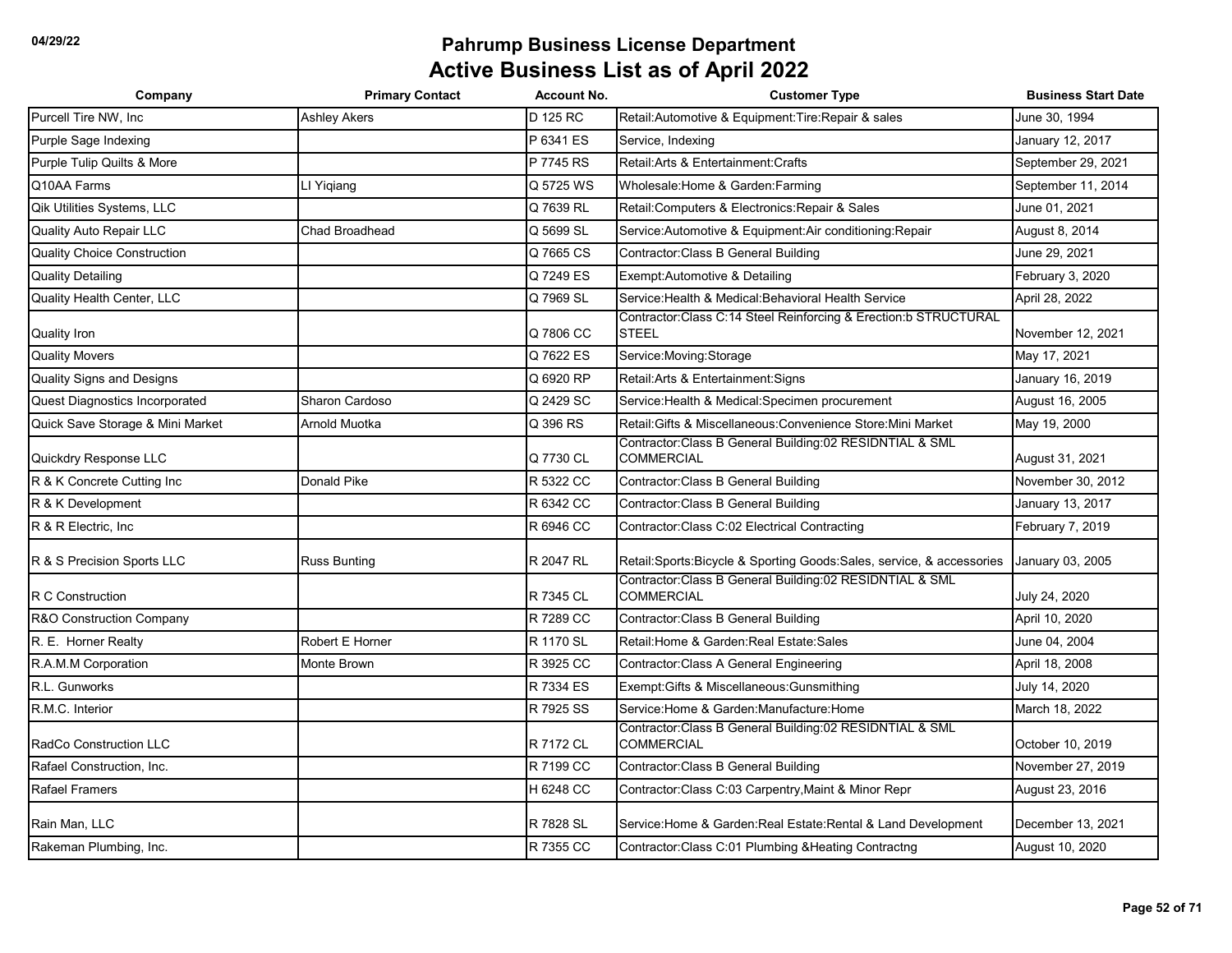# Pahrump Business License Department

## Active Business List as of April 2022

| Company | Primary Contact | Account No. | Customer Type | Business Start Date |
|---|---|---|---|---|
| Purcell Tire NW, Inc | Ashley Akers | D 125 RC | Retail:Automotive & Equipment:Tire:Repair & sales | June 30, 1994 |
| Purple Sage Indexing | | P 6341 ES | Service, Indexing | January 12, 2017 |
| Purple Tulip Quilts & More | | P 7745 RS | Retail:Arts & Entertainment:Crafts | September 29, 2021 |
| Q10AA Farms | LI Yiqiang | Q 5725 WS | Wholesale:Home & Garden:Farming | September 11, 2014 |
| Qik Utilities Systems, LLC | | Q 7639 RL | Retail:Computers & Electronics:Repair & Sales | June 01, 2021 |
| Quality Auto Repair LLC | Chad Broadhead | Q 5699 SL | Service:Automotive & Equipment:Air conditioning:Repair | August 8, 2014 |
| Quality Choice Construction | | Q 7665 CS | Contractor:Class B General Building | June 29, 2021 |
| Quality Detailing | | Q 7249 ES | Exempt:Automotive & Detailing | February 3, 2020 |
| Quality Health Center, LLC | | Q 7969 SL | Service:Health & Medical:Behavioral Health Service | April 28, 2022 |
| Quality Iron | | Q 7806 CC | Contractor:Class C:14 Steel Reinforcing & Erection:b STRUCTURAL STEEL | November 12, 2021 |
| Quality Movers | | Q 7622 ES | Service:Moving:Storage | May 17, 2021 |
| Quality Signs and Designs | | Q 6920 RP | Retail:Arts & Entertainment:Signs | January 16, 2019 |
| Quest Diagnostics Incorporated | Sharon Cardoso | Q 2429 SC | Service:Health & Medical:Specimen procurement | August 16, 2005 |
| Quick Save Storage & Mini Market | Arnold Muotka | Q 396 RS | Retail:Gifts & Miscellaneous:Convenience Store:Mini Market | May 19, 2000 |
| Quickdry Response LLC | | Q 7730 CL | Contractor:Class B General Building:02 RESIDNTIAL & SML COMMERCIAL | August 31, 2021 |
| R & K Concrete Cutting Inc | Donald Pike | R 5322 CC | Contractor:Class B General Building | November 30, 2012 |
| R & K Development | | R 6342 CC | Contractor:Class B General Building | January 13, 2017 |
| R & R Electric, Inc | | R 6946 CC | Contractor:Class C:02 Electrical Contracting | February 7, 2019 |
| R & S Precision Sports LLC | Russ Bunting | R 2047 RL | Retail:Sports:Bicycle & Sporting Goods:Sales, service, & accessories | January 03, 2005 |
| R C Construction | | R 7345 CL | Contractor:Class B General Building:02 RESIDNTIAL & SML COMMERCIAL | July 24, 2020 |
| R&O Construction Company | | R 7289 CC | Contractor:Class B General Building | April 10, 2020 |
| R. E. Horner Realty | Robert E Horner | R 1170 SL | Retail:Home & Garden:Real Estate:Sales | June 04, 2004 |
| R.A.M.M Corporation | Monte Brown | R 3925 CC | Contractor:Class A General Engineering | April 18, 2008 |
| R.L. Gunworks | | R 7334 ES | Exempt:Gifts & Miscellaneous:Gunsmithing | July 14, 2020 |
| R.M.C. Interior | | R 7925 SS | Service:Home & Garden:Manufacture:Home | March 18, 2022 |
| RadCo Construction LLC | | R 7172 CL | Contractor:Class B General Building:02 RESIDNTIAL & SML COMMERCIAL | October 10, 2019 |
| Rafael Construction, Inc. | | R 7199 CC | Contractor:Class B General Building | November 27, 2019 |
| Rafael Framers | | H 6248 CC | Contractor:Class C:03 Carpentry,Maint & Minor Repr | August 23, 2016 |
| Rain Man, LLC | | R 7828 SL | Service:Home & Garden:Real Estate:Rental & Land Development | December 13, 2021 |
| Rakeman Plumbing, Inc. | | R 7355 CC | Contractor:Class C:01 Plumbing &Heating Contractng | August 10, 2020 |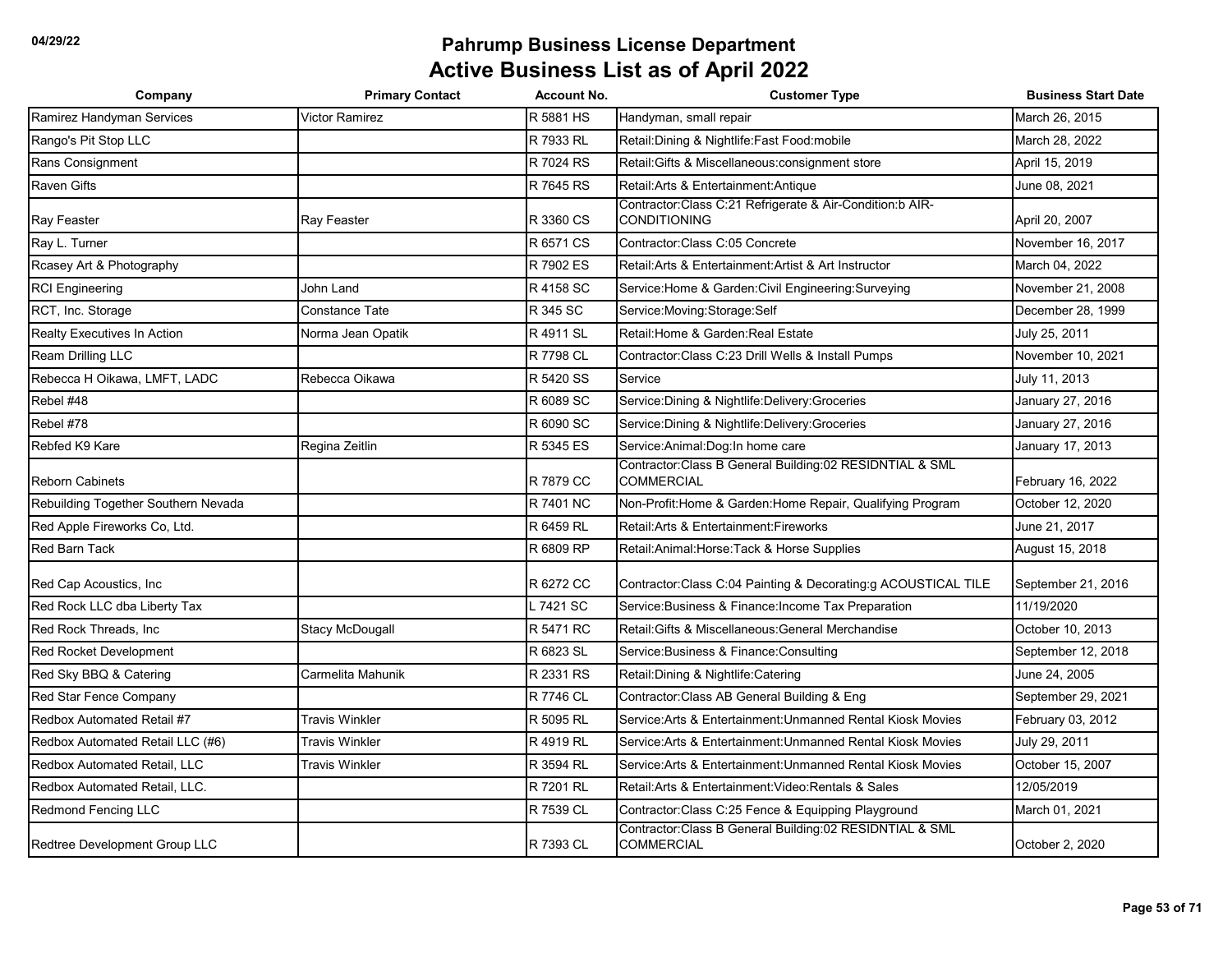# Pahrump Business License Department
# Active Business List as of April 2022

| Company | Primary Contact | Account No. | Customer Type | Business Start Date |
|---|---|---|---|---|
| Ramirez Handyman Services | Victor Ramirez | R 5881 HS | Handyman, small repair | March 26, 2015 |
| Rango's Pit Stop LLC | | R 7933 RL | Retail:Dining & Nightlife:Fast Food:mobile | March 28, 2022 |
| Rans Consignment | | R 7024 RS | Retail:Gifts & Miscellaneous:consignment store | April 15, 2019 |
| Raven Gifts | | R 7645 RS | Retail:Arts & Entertainment:Antique | June 08, 2021 |
| Ray Feaster | Ray Feaster | R 3360 CS | Contractor:Class C:21 Refrigerate & Air-Condition:b AIR-CONDITIONING | April 20, 2007 |
| Ray L. Turner | | R 6571 CS | Contractor:Class C:05 Concrete | November 16, 2017 |
| Rcasey Art & Photography | | R 7902 ES | Retail:Arts & Entertainment:Artist & Art Instructor | March 04, 2022 |
| RCI Engineering | John Land | R 4158 SC | Service:Home & Garden:Civil Engineering:Surveying | November 21, 2008 |
| RCT, Inc. Storage | Constance Tate | R 345 SC | Service:Moving:Storage:Self | December 28, 1999 |
| Realty Executives In Action | Norma Jean Opatik | R 4911 SL | Retail:Home & Garden:Real Estate | July 25, 2011 |
| Ream Drilling LLC | | R 7798 CL | Contractor:Class C:23 Drill Wells & Install Pumps | November 10, 2021 |
| Rebecca H Oikawa, LMFT, LADC | Rebecca Oikawa | R 5420 SS | Service | July 11, 2013 |
| Rebel #48 | | R 6089 SC | Service:Dining & Nightlife:Delivery:Groceries | January 27, 2016 |
| Rebel #78 | | R 6090 SC | Service:Dining & Nightlife:Delivery:Groceries | January 27, 2016 |
| Rebfed K9 Kare | Regina Zeitlin | R 5345 ES | Service:Animal:Dog:In home care | January 17, 2013 |
| Reborn Cabinets | | R 7879 CC | Contractor:Class B General Building:02 RESIDNTIAL & SML COMMERCIAL | February 16, 2022 |
| Rebuilding Together Southern Nevada | | R 7401 NC | Non-Profit:Home & Garden:Home Repair, Qualifying Program | October 12, 2020 |
| Red Apple Fireworks Co, Ltd. | | R 6459 RL | Retail:Arts & Entertainment:Fireworks | June 21, 2017 |
| Red Barn Tack | | R 6809 RP | Retail:Animal:Horse:Tack & Horse Supplies | August 15, 2018 |
| Red Cap Acoustics, Inc | | R 6272 CC | Contractor:Class C:04 Painting & Decorating:g ACOUSTICAL TILE | September 21, 2016 |
| Red Rock LLC dba Liberty Tax | | L 7421 SC | Service:Business & Finance:Income Tax Preparation | 11/19/2020 |
| Red Rock Threads, Inc | Stacy McDougall | R 5471 RC | Retail:Gifts & Miscellaneous:General Merchandise | October 10, 2013 |
| Red Rocket Development | | R 6823 SL | Service:Business & Finance:Consulting | September 12, 2018 |
| Red Sky BBQ & Catering | Carmelita Mahunik | R 2331 RS | Retail:Dining & Nightlife:Catering | June 24, 2005 |
| Red Star Fence Company | | R 7746 CL | Contractor:Class AB General Building & Eng | September 29, 2021 |
| Redbox Automated Retail #7 | Travis Winkler | R 5095 RL | Service:Arts & Entertainment:Unmanned Rental Kiosk Movies | February 03, 2012 |
| Redbox Automated Retail LLC (#6) | Travis Winkler | R 4919 RL | Service:Arts & Entertainment:Unmanned Rental Kiosk Movies | July 29, 2011 |
| Redbox Automated Retail, LLC | Travis Winkler | R 3594 RL | Service:Arts & Entertainment:Unmanned Rental Kiosk Movies | October 15, 2007 |
| Redbox Automated Retail, LLC. | | R 7201 RL | Retail:Arts & Entertainment:Video:Rentals & Sales | 12/05/2019 |
| Redmond Fencing LLC | | R 7539 CL | Contractor:Class C:25 Fence & Equipping Playground | March 01, 2021 |
| Redtree Development Group LLC | | R 7393 CL | Contractor:Class B General Building:02 RESIDNTIAL & SML COMMERCIAL | October 2, 2020 |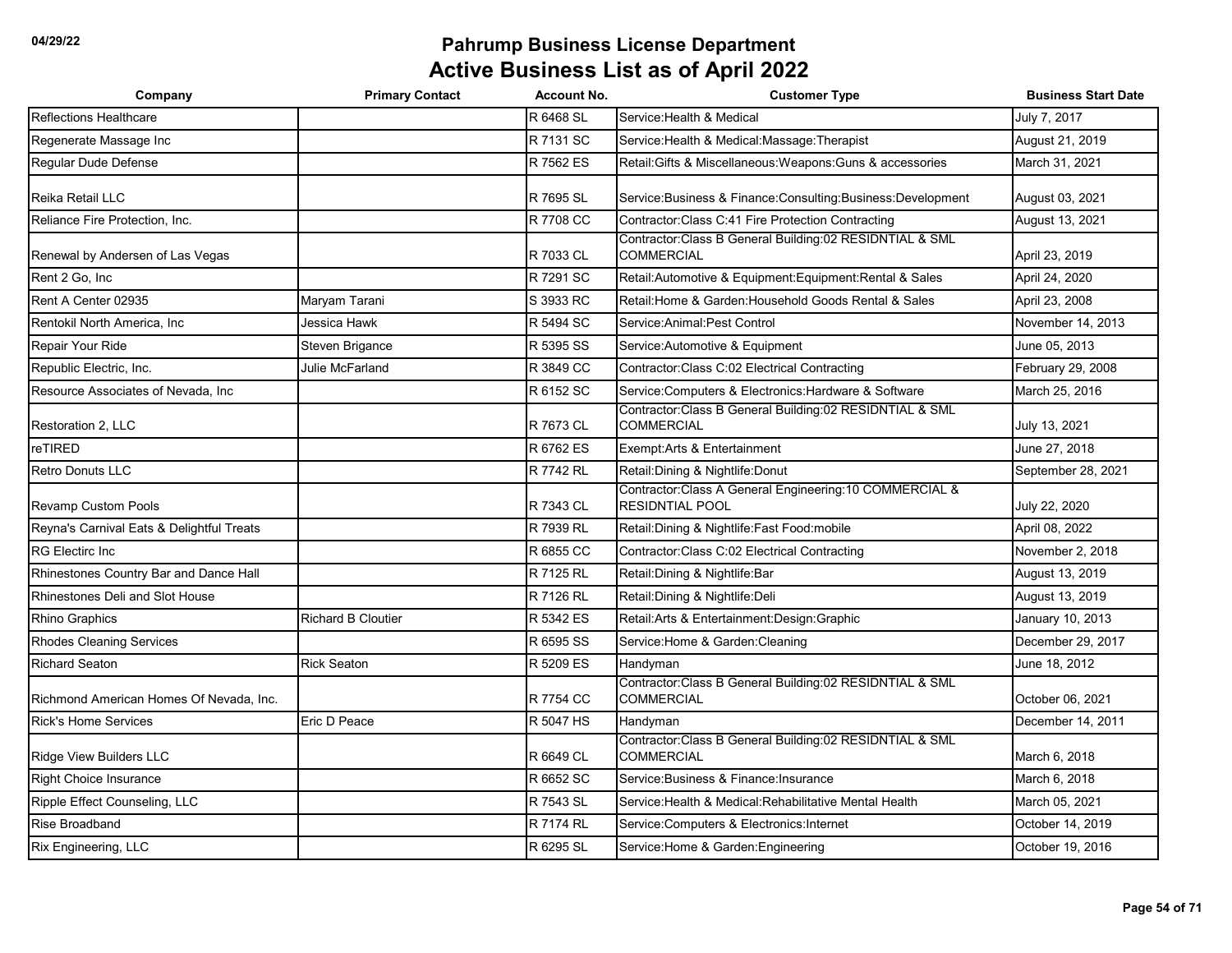# Pahrump Business License Department

## Active Business List as of April 2022

| Company | Primary Contact | Account No. | Customer Type | Business Start Date |
|---|---|---|---|---|
| Reflections Healthcare | | R 6468 SL | Service:Health & Medical | July 7, 2017 |
| Regenerate Massage Inc | | R 7131 SC | Service:Health & Medical:Massage:Therapist | August 21, 2019 |
| Regular Dude Defense | | R 7562 ES | Retail:Gifts & Miscellaneous:Weapons:Guns & accessories | March 31, 2021 |
| Reika Retail LLC | | R 7695 SL | Service:Business & Finance:Consulting:Business:Development | August 03, 2021 |
| Reliance Fire Protection, Inc. | | R 7708 CC | Contractor:Class C:41 Fire Protection Contracting | August 13, 2021 |
| Renewal by Andersen of Las Vegas | | R 7033 CL | Contractor:Class B General Building:02 RESIDNTIAL & SML COMMERCIAL | April 23, 2019 |
| Rent 2 Go, Inc | | R 7291 SC | Retail:Automotive & Equipment:Equipment:Rental & Sales | April 24, 2020 |
| Rent A Center 02935 | Maryam Tarani | S 3933 RC | Retail:Home & Garden:Household Goods Rental & Sales | April 23, 2008 |
| Rentokil North America, Inc | Jessica Hawk | R 5494 SC | Service:Animal:Pest Control | November 14, 2013 |
| Repair Your Ride | Steven Brigance | R 5395 SS | Service:Automotive & Equipment | June 05, 2013 |
| Republic Electric, Inc. | Julie McFarland | R 3849 CC | Contractor:Class C:02 Electrical Contracting | February 29, 2008 |
| Resource Associates of Nevada, Inc | | R 6152 SC | Service:Computers & Electronics:Hardware & Software | March 25, 2016 |
| Restoration 2, LLC | | R 7673 CL | Contractor:Class B General Building:02 RESIDNTIAL & SML COMMERCIAL | July 13, 2021 |
| reTIRED | | R 6762 ES | Exempt:Arts & Entertainment | June 27, 2018 |
| Retro Donuts LLC | | R 7742 RL | Retail:Dining & Nightlife:Donut | September 28, 2021 |
| Revamp Custom Pools | | R 7343 CL | Contractor:Class A General Engineering:10 COMMERCIAL & RESIDNTIAL POOL | July 22, 2020 |
| Reyna's Carnival Eats & Delightful Treats | | R 7939 RL | Retail:Dining & Nightlife:Fast Food:mobile | April 08, 2022 |
| RG Electirc Inc | | R 6855 CC | Contractor:Class C:02 Electrical Contracting | November 2, 2018 |
| Rhinestones Country Bar and Dance Hall | | R 7125 RL | Retail:Dining & Nightlife:Bar | August 13, 2019 |
| Rhinestones Deli and Slot House | | R 7126 RL | Retail:Dining & Nightlife:Deli | August 13, 2019 |
| Rhino Graphics | Richard B Cloutier | R 5342 ES | Retail:Arts & Entertainment:Design:Graphic | January 10, 2013 |
| Rhodes Cleaning Services | | R 6595 SS | Service:Home & Garden:Cleaning | December 29, 2017 |
| Richard Seaton | Rick Seaton | R 5209 ES | Handyman | June 18, 2012 |
| Richmond American Homes Of Nevada, Inc. | | R 7754 CC | Contractor:Class B General Building:02 RESIDNTIAL & SML COMMERCIAL | October 06, 2021 |
| Rick's Home Services | Eric D Peace | R 5047 HS | Handyman | December 14, 2011 |
| Ridge View Builders LLC | | R 6649 CL | Contractor:Class B General Building:02 RESIDNTIAL & SML COMMERCIAL | March 6, 2018 |
| Right Choice Insurance | | R 6652 SC | Service:Business & Finance:Insurance | March 6, 2018 |
| Ripple Effect Counseling, LLC | | R 7543 SL | Service:Health & Medical:Rehabilitative Mental Health | March 05, 2021 |
| Rise Broadband | | R 7174 RL | Service:Computers & Electronics:Internet | October 14, 2019 |
| Rix Engineering, LLC | | R 6295 SL | Service:Home & Garden:Engineering | October 19, 2016 |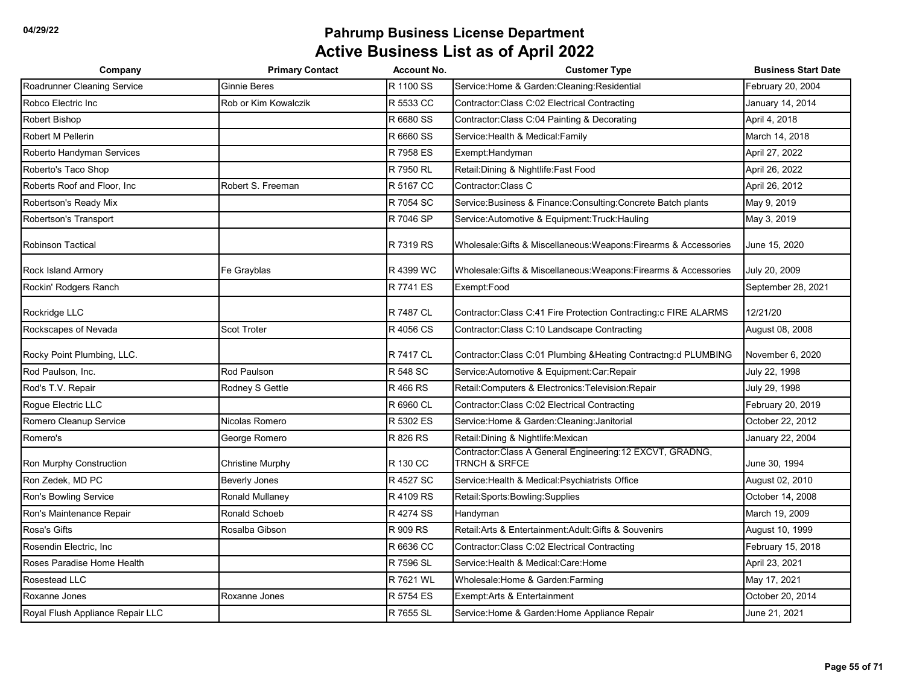# Pahrump Business License Department

## Active Business List as of April 2022

| Company | Primary Contact | Account No. | Customer Type | Business Start Date |
|---|---|---|---|---|
| Roadrunner Cleaning Service | Ginnie Beres | R 1100 SS | Service:Home & Garden:Cleaning:Residential | February 20, 2004 |
| Robco Electric Inc | Rob or Kim Kowalczik | R 5533 CC | Contractor:Class C:02 Electrical Contracting | January 14, 2014 |
| Robert Bishop | | R 6680 SS | Contractor:Class C:04 Painting & Decorating | April 4, 2018 |
| Robert M Pellerin | | R 6660 SS | Service:Health & Medical:Family | March 14, 2018 |
| Roberto Handyman Services | | R 7958 ES | Exempt:Handyman | April 27, 2022 |
| Roberto's Taco Shop | | R 7950 RL | Retail:Dining & Nightlife:Fast Food | April 26, 2022 |
| Roberts Roof and Floor, Inc | Robert S. Freeman | R 5167 CC | Contractor:Class C | April 26, 2012 |
| Robertson's Ready Mix | | R 7054 SC | Service:Business & Finance:Consulting:Concrete Batch plants | May 9, 2019 |
| Robertson's Transport | | R 7046 SP | Service:Automotive & Equipment:Truck:Hauling | May 3, 2019 |
| Robinson Tactical | | R 7319 RS | Wholesale:Gifts & Miscellaneous:Weapons:Firearms & Accessories | June 15, 2020 |
| Rock Island Armory | Fe Grayblas | R 4399 WC | Wholesale:Gifts & Miscellaneous:Weapons:Firearms & Accessories | July 20, 2009 |
| Rockin' Rodgers Ranch | | R 7741 ES | Exempt:Food | September 28, 2021 |
| Rockridge LLC | | R 7487 CL | Contractor:Class C:41 Fire Protection Contracting:c FIRE ALARMS | 12/21/20 |
| Rockscapes of Nevada | Scot Troter | R 4056 CS | Contractor:Class C:10 Landscape Contracting | August 08, 2008 |
| Rocky Point Plumbing, LLC. | | R 7417 CL | Contractor:Class C:01 Plumbing &Heating Contractng:d PLUMBING | November 6, 2020 |
| Rod Paulson, Inc. | Rod Paulson | R 548 SC | Service:Automotive & Equipment:Car:Repair | July 22, 1998 |
| Rod's T.V. Repair | Rodney S Gettle | R 466 RS | Retail:Computers & Electronics:Television:Repair | July 29, 1998 |
| Rogue Electric LLC | | R 6960 CL | Contractor:Class C:02 Electrical Contracting | February 20, 2019 |
| Romero Cleanup Service | Nicolas Romero | R 5302 ES | Service:Home & Garden:Cleaning:Janitorial | October 22, 2012 |
| Romero's | George Romero | R 826 RS | Retail:Dining & Nightlife:Mexican | January 22, 2004 |
| Ron Murphy Construction | Christine Murphy | R 130 CC | Contractor:Class A General Engineering:12 EXCVT, GRADNG, TRNCH & SRFCE | June 30, 1994 |
| Ron Zedek, MD PC | Beverly Jones | R 4527 SC | Service:Health & Medical:Psychiatrists Office | August 02, 2010 |
| Ron's Bowling Service | Ronald Mullaney | R 4109 RS | Retail:Sports:Bowling:Supplies | October 14, 2008 |
| Ron's Maintenance Repair | Ronald Schoeb | R 4274 SS | Handyman | March 19, 2009 |
| Rosa's Gifts | Rosalba Gibson | R 909 RS | Retail:Arts & Entertainment:Adult:Gifts & Souvenirs | August 10, 1999 |
| Rosendin Electric, Inc | | R 6636 CC | Contractor:Class C:02 Electrical Contracting | February 15, 2018 |
| Roses Paradise Home Health | | R 7596 SL | Service:Health & Medical:Care:Home | April 23, 2021 |
| Rosestead LLC | | R 7621 WL | Wholesale:Home & Garden:Farming | May 17, 2021 |
| Roxanne Jones | Roxanne Jones | R 5754 ES | Exempt:Arts & Entertainment | October 20, 2014 |
| Royal Flush Appliance Repair LLC | | R 7655 SL | Service:Home & Garden:Home Appliance Repair | June 21, 2021 |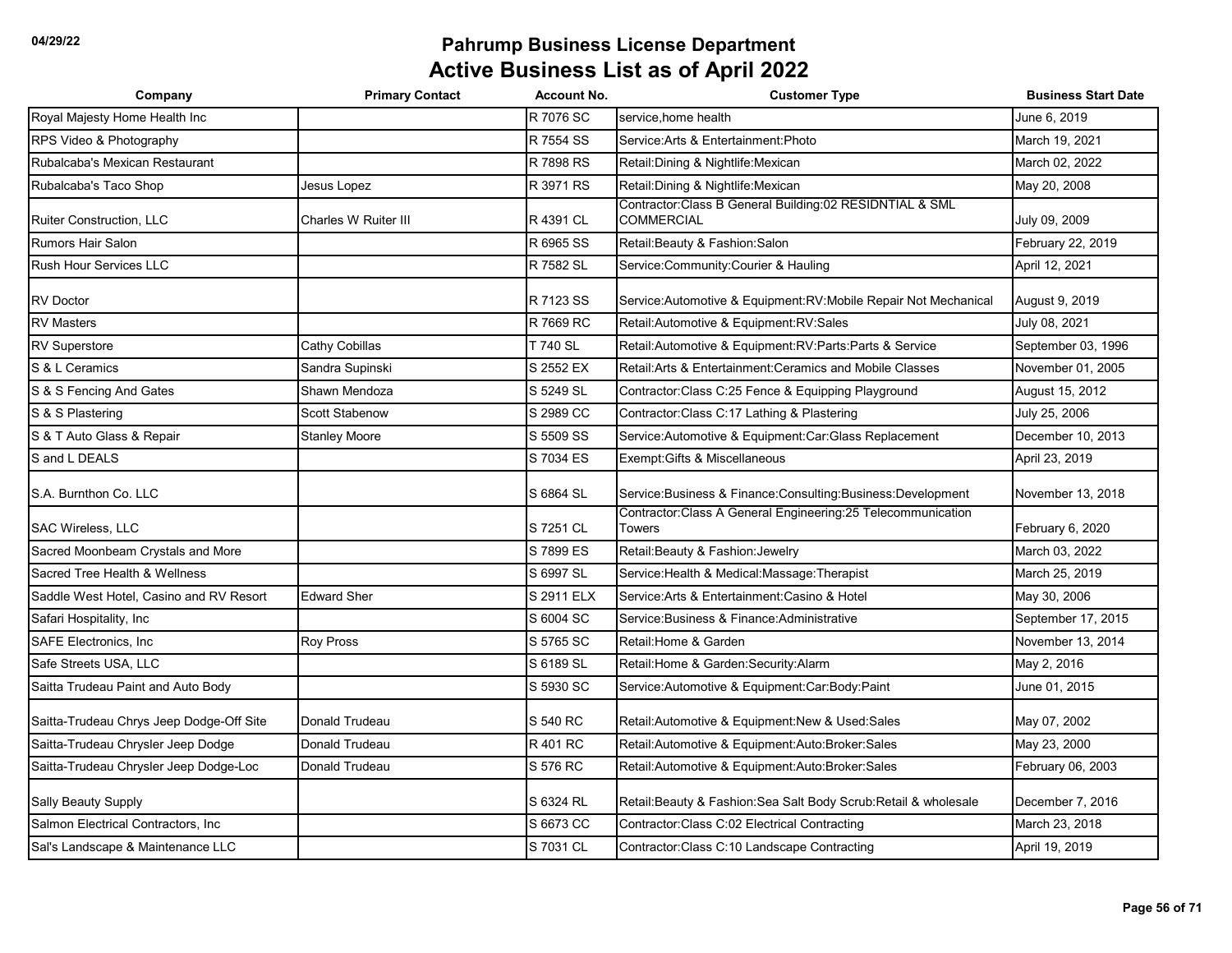# Pahrump Business License Department

## Active Business List as of April 2022

| Company | Primary Contact | Account No. | Customer Type | Business Start Date |
|---|---|---|---|---|
| Royal Majesty Home Health Inc | | R 7076 SC | service,home health | June 6, 2019 |
| RPS Video & Photography | | R 7554 SS | Service:Arts & Entertainment:Photo | March 19, 2021 |
| Rubalcaba's Mexican Restaurant | | R 7898 RS | Retail:Dining & Nightlife:Mexican | March 02, 2022 |
| Rubalcaba's Taco Shop | Jesus Lopez | R 3971 RS | Retail:Dining & Nightlife:Mexican | May 20, 2008 |
| Ruiter Construction, LLC | Charles W Ruiter III | R 4391 CL | Contractor:Class B General Building:02 RESIDNTIAL & SML COMMERCIAL | July 09, 2009 |
| Rumors Hair Salon | | R 6965 SS | Retail:Beauty & Fashion:Salon | February 22, 2019 |
| Rush Hour Services LLC | | R 7582 SL | Service:Community:Courier & Hauling | April 12, 2021 |
| RV Doctor | | R 7123 SS | Service:Automotive & Equipment:RV:Mobile Repair Not Mechanical | August 9, 2019 |
| RV Masters | | R 7669 RC | Retail:Automotive & Equipment:RV:Sales | July 08, 2021 |
| RV Superstore | Cathy Cobillas | T 740 SL | Retail:Automotive & Equipment:RV:Parts:Parts & Service | September 03, 1996 |
| S & L Ceramics | Sandra Supinski | S 2552 EX | Retail:Arts & Entertainment:Ceramics and Mobile Classes | November 01, 2005 |
| S & S Fencing And Gates | Shawn Mendoza | S 5249 SL | Contractor:Class C:25 Fence & Equipping Playground | August 15, 2012 |
| S & S Plastering | Scott Stabenow | S 2989 CC | Contractor:Class C:17 Lathing & Plastering | July 25, 2006 |
| S & T Auto Glass & Repair | Stanley Moore | S 5509 SS | Service:Automotive & Equipment:Car:Glass Replacement | December 10, 2013 |
| S and L DEALS | | S 7034 ES | Exempt:Gifts & Miscellaneous | April 23, 2019 |
| S.A. Burnthon Co. LLC | | S 6864 SL | Service:Business & Finance:Consulting:Business:Development | November 13, 2018 |
| SAC Wireless, LLC | | S 7251 CL | Contractor:Class A General Engineering:25 Telecommunication Towers | February 6, 2020 |
| Sacred Moonbeam Crystals and More | | S 7899 ES | Retail:Beauty & Fashion:Jewelry | March 03, 2022 |
| Sacred Tree Health & Wellness | | S 6997 SL | Service:Health & Medical:Massage:Therapist | March 25, 2019 |
| Saddle West Hotel, Casino and RV Resort | Edward Sher | S 2911 ELX | Service:Arts & Entertainment:Casino & Hotel | May 30, 2006 |
| Safari Hospitality, Inc | | S 6004 SC | Service:Business & Finance:Administrative | September 17, 2015 |
| SAFE Electronics, Inc | Roy Pross | S 5765 SC | Retail:Home & Garden | November 13, 2014 |
| Safe Streets USA, LLC | | S 6189 SL | Retail:Home & Garden:Security:Alarm | May 2, 2016 |
| Saitta Trudeau Paint and Auto Body | | S 5930 SC | Service:Automotive & Equipment:Car:Body:Paint | June 01, 2015 |
| Saitta-Trudeau Chrys Jeep Dodge-Off Site | Donald Trudeau | S 540 RC | Retail:Automotive & Equipment:New & Used:Sales | May 07, 2002 |
| Saitta-Trudeau Chrysler Jeep Dodge | Donald Trudeau | R 401 RC | Retail:Automotive & Equipment:Auto:Broker:Sales | May 23, 2000 |
| Saitta-Trudeau Chrysler Jeep Dodge-Loc | Donald Trudeau | S 576 RC | Retail:Automotive & Equipment:Auto:Broker:Sales | February 06, 2003 |
| Sally Beauty Supply | | S 6324 RL | Retail:Beauty & Fashion:Sea Salt Body Scrub:Retail & wholesale | December 7, 2016 |
| Salmon Electrical Contractors, Inc | | S 6673 CC | Contractor:Class C:02 Electrical Contracting | March 23, 2018 |
| Sal's Landscape & Maintenance LLC | | S 7031 CL | Contractor:Class C:10 Landscape Contracting | April 19, 2019 |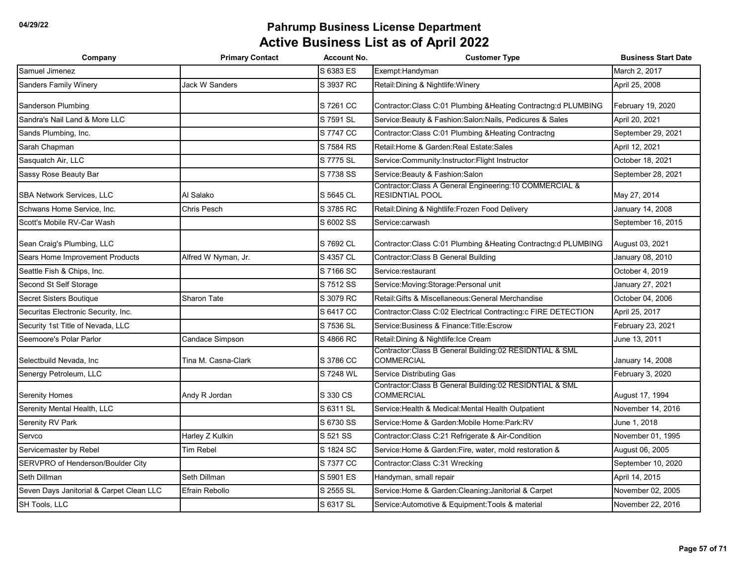# Pahrump Business License Department
## Active Business List as of April 2022

| Company | Primary Contact | Account No. | Customer Type | Business Start Date |
|---|---|---|---|---|
| Samuel Jimenez | | S 6383 ES | Exempt:Handyman | March 2, 2017 |
| Sanders Family Winery | Jack W Sanders | S 3937 RC | Retail:Dining & Nightlife:Winery | April 25, 2008 |
| Sanderson Plumbing | | S 7261 CC | Contractor:Class C:01 Plumbing &Heating Contractng:d PLUMBING | February 19, 2020 |
| Sandra's Nail Land & More LLC | | S 7591 SL | Service:Beauty & Fashion:Salon:Nails, Pedicures & Sales | April 20, 2021 |
| Sands Plumbing, Inc. | | S 7747 CC | Contractor:Class C:01 Plumbing &Heating Contractng | September 29, 2021 |
| Sarah Chapman | | S 7584 RS | Retail:Home & Garden:Real Estate:Sales | April 12, 2021 |
| Sasquatch Air, LLC | | S 7775 SL | Service:Community:Instructor:Flight Instructor | October 18, 2021 |
| Sassy Rose Beauty Bar | | S 7738 SS | Service:Beauty & Fashion:Salon | September 28, 2021 |
| SBA Network Services, LLC | Al Salako | S 5645 CL | Contractor:Class A General Engineering:10 COMMERCIAL & RESIDNTIAL POOL | May 27, 2014 |
| Schwans Home Service, Inc. | Chris Pesch | S 3785 RC | Retail:Dining & Nightlife:Frozen Food Delivery | January 14, 2008 |
| Scott's Mobile RV-Car Wash | | S 6002 SS | Service:carwash | September 16, 2015 |
| Sean Craig's Plumbing, LLC | | S 7692 CL | Contractor:Class C:01 Plumbing &Heating Contractng:d PLUMBING | August 03, 2021 |
| Sears Home Improvement Products | Alfred W Nyman, Jr. | S 4357 CL | Contractor:Class B General Building | January 08, 2010 |
| Seattle Fish & Chips, Inc. | | S 7166 SC | Service:restaurant | October 4, 2019 |
| Second St Self Storage | | S 7512 SS | Service:Moving:Storage:Personal unit | January 27, 2021 |
| Secret Sisters Boutique | Sharon Tate | S 3079 RC | Retail:Gifts & Miscellaneous:General Merchandise | October 04, 2006 |
| Securitas Electronic Security, Inc. | | S 6417 CC | Contractor:Class C:02 Electrical Contracting:c FIRE DETECTION | April 25, 2017 |
| Security 1st Title of Nevada, LLC | | S 7536 SL | Service:Business & Finance:Title:Escrow | February 23, 2021 |
| Seemoore's Polar Parlor | Candace Simpson | S 4866 RC | Retail:Dining & Nightlife:Ice Cream | June 13, 2011 |
| Selectbuild Nevada, Inc | Tina M. Casna-Clark | S 3786 CC | Contractor:Class B General Building:02 RESIDNTIAL & SML COMMERCIAL | January 14, 2008 |
| Senergy Petroleum, LLC | | S 7248 WL | Service Distributing Gas | February 3, 2020 |
| Serenity Homes | Andy R Jordan | S 330 CS | Contractor:Class B General Building:02 RESIDNTIAL & SML COMMERCIAL | August 17, 1994 |
| Serenity Mental Health, LLC | | S 6311 SL | Service:Health & Medical:Mental Health Outpatient | November 14, 2016 |
| Serenity RV Park | | S 6730 SS | Service:Home & Garden:Mobile Home:Park:RV | June 1, 2018 |
| Servco | Harley Z Kulkin | S 521 SS | Contractor:Class C:21 Refrigerate & Air-Condition | November 01, 1995 |
| Servicemaster by Rebel | Tim Rebel | S 1824 SC | Service:Home & Garden:Fire, water, mold restoration & | August 06, 2005 |
| SERVPRO of Henderson/Boulder City | | S 7377 CC | Contractor:Class C:31 Wrecking | September 10, 2020 |
| Seth Dillman | Seth Dillman | S 5901 ES | Handyman, small repair | April 14, 2015 |
| Seven Days Janitorial & Carpet Clean LLC | Efrain Rebollo | S 2555 SL | Service:Home & Garden:Cleaning:Janitorial & Carpet | November 02, 2005 |
| SH Tools, LLC | | S 6317 SL | Service:Automotive & Equipment:Tools & material | November 22, 2016 |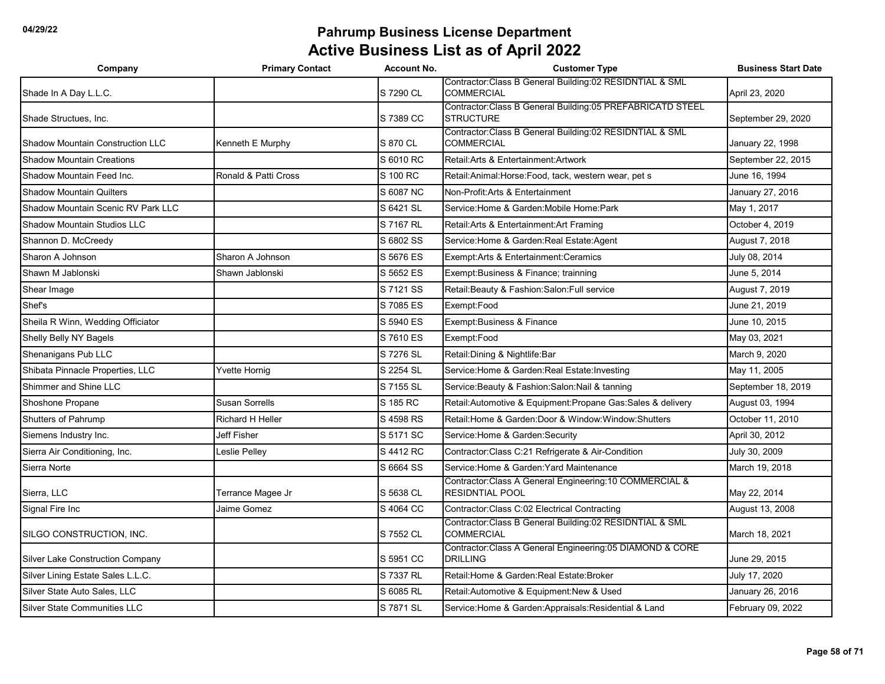# Pahrump Business License Department

## Active Business List as of April 2022

| Company | Primary Contact | Account No. | Customer Type | Business Start Date |
|---|---|---|---|---|
| Shade In A Day L.L.C. | | S 7290 CL | Contractor:Class B General Building:02 RESIDNTIAL & SML COMMERCIAL | April 23, 2020 |
| Shade Structues, Inc. | | S 7389 CC | Contractor:Class B General Building:05 PREFABRICATD STEEL STRUCTURE | September 29, 2020 |
| Shadow Mountain Construction LLC | Kenneth E Murphy | S 870 CL | Contractor:Class B General Building:02 RESIDNTIAL & SML COMMERCIAL | January 22, 1998 |
| Shadow Mountain Creations | | S 6010 RC | Retail:Arts & Entertainment:Artwork | September 22, 2015 |
| Shadow Mountain Feed Inc. | Ronald & Patti Cross | S 100 RC | Retail:Animal:Horse:Food, tack, western wear, pet s | June 16, 1994 |
| Shadow Mountain Quilters | | S 6087 NC | Non-Profit:Arts & Entertainment | January 27, 2016 |
| Shadow Mountain Scenic RV Park LLC | | S 6421 SL | Service:Home & Garden:Mobile Home:Park | May 1, 2017 |
| Shadow Mountain Studios LLC | | S 7167 RL | Retail:Arts & Entertainment:Art Framing | October 4, 2019 |
| Shannon D. McCreedy | | S 6802 SS | Service:Home & Garden:Real Estate:Agent | August 7, 2018 |
| Sharon A Johnson | Sharon A Johnson | S 5676 ES | Exempt:Arts & Entertainment:Ceramics | July 08, 2014 |
| Shawn M Jablonski | Shawn Jablonski | S 5652 ES | Exempt:Business & Finance; trainning | June 5, 2014 |
| Shear Image | | S 7121 SS | Retail:Beauty & Fashion:Salon:Full service | August 7, 2019 |
| Shef's | | S 7085 ES | Exempt:Food | June 21, 2019 |
| Sheila R Winn, Wedding Officiator | | S 5940 ES | Exempt:Business & Finance | June 10, 2015 |
| Shelly Belly NY Bagels | | S 7610 ES | Exempt:Food | May 03, 2021 |
| Shenanigans Pub LLC | | S 7276 SL | Retail:Dining & Nightlife:Bar | March 9, 2020 |
| Shibata Pinnacle Properties, LLC | Yvette Hornig | S 2254 SL | Service:Home & Garden:Real Estate:Investing | May 11, 2005 |
| Shimmer and Shine LLC | | S 7155 SL | Service:Beauty & Fashion:Salon:Nail & tanning | September 18, 2019 |
| Shoshone Propane | Susan Sorrells | S 185 RC | Retail:Automotive & Equipment:Propane Gas:Sales & delivery | August 03, 1994 |
| Shutters of Pahrump | Richard H Heller | S 4598 RS | Retail:Home & Garden:Door & Window:Window:Shutters | October 11, 2010 |
| Siemens Industry Inc. | Jeff Fisher | S 5171 SC | Service:Home & Garden:Security | April 30, 2012 |
| Sierra Air Conditioning, Inc. | Leslie Pelley | S 4412 RC | Contractor:Class C:21 Refrigerate & Air-Condition | July 30, 2009 |
| Sierra Norte | | S 6664 SS | Service:Home & Garden:Yard Maintenance | March 19, 2018 |
| Sierra, LLC | Terrance Magee Jr | S 5638 CL | Contractor:Class A General Engineering:10 COMMERCIAL & RESIDNTIAL POOL | May 22, 2014 |
| Signal Fire Inc | Jaime Gomez | S 4064 CC | Contractor:Class C:02 Electrical Contracting | August 13, 2008 |
| SILGO CONSTRUCTION, INC. | | S 7552 CL | Contractor:Class B General Building:02 RESIDNTIAL & SML COMMERCIAL | March 18, 2021 |
| Silver Lake Construction Company | | S 5951 CC | Contractor:Class A General Engineering:05 DIAMOND & CORE DRILLING | June 29, 2015 |
| Silver Lining Estate Sales L.L.C. | | S 7337 RL | Retail:Home & Garden:Real Estate:Broker | July 17, 2020 |
| Silver State Auto Sales, LLC | | S 6085 RL | Retail:Automotive & Equipment:New & Used | January 26, 2016 |
| Silver State Communities LLC | | S 7871 SL | Service:Home & Garden:Appraisals:Residential & Land | February 09, 2022 |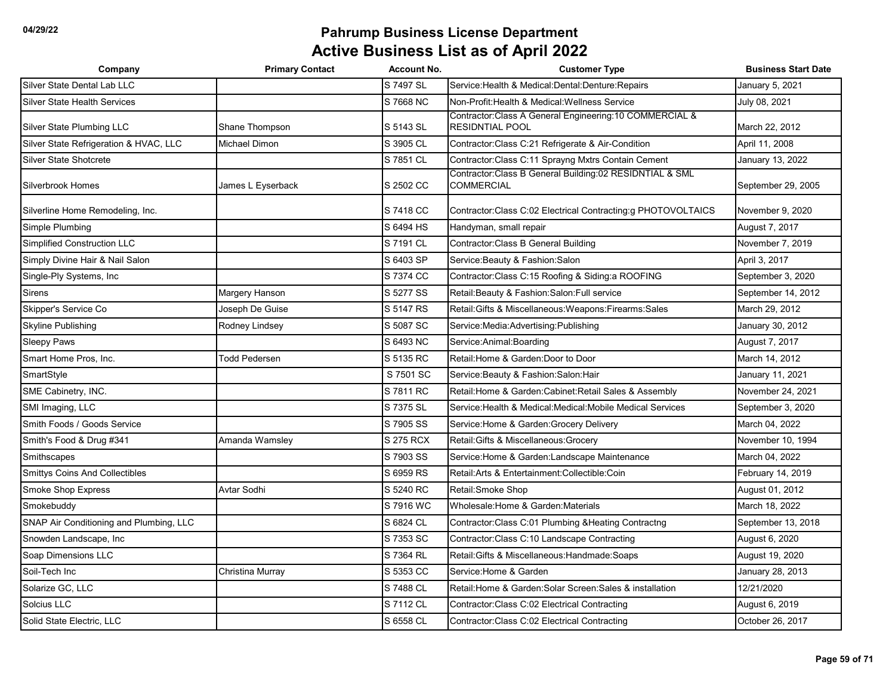# Pahrump Business License Department

## Active Business List as of April 2022

| Company | Primary Contact | Account No. | Customer Type | Business Start Date |
|---|---|---|---|---|
| Silver State Dental Lab LLC | | S 7497 SL | Service:Health & Medical:Dental:Denture:Repairs | January 5, 2021 |
| Silver State Health Services | | S 7668 NC | Non-Profit:Health & Medical:Wellness Service | July 08, 2021 |
| Silver State Plumbing LLC | Shane Thompson | S 5143 SL | Contractor:Class A General Engineering:10 COMMERCIAL & RESIDNTIAL POOL | March 22, 2012 |
| Silver State Refrigeration & HVAC, LLC | Michael Dimon | S 3905 CL | Contractor:Class C:21 Refrigerate & Air-Condition | April 11, 2008 |
| Silver State Shotcrete | | S 7851 CL | Contractor:Class C:11 Sprayng Mxtrs Contain Cement | January 13, 2022 |
| Silverbrook Homes | James L Eyserback | S 2502 CC | Contractor:Class B General Building:02 RESIDNTIAL & SML COMMERCIAL | September 29, 2005 |
| Silverline Home Remodeling, Inc. | | S 7418 CC | Contractor:Class C:02 Electrical Contracting:g PHOTOVOLTAICS | November 9, 2020 |
| Simple Plumbing | | S 6494 HS | Handyman, small repair | August 7, 2017 |
| Simplified Construction LLC | | S 7191 CL | Contractor:Class B General Building | November 7, 2019 |
| Simply Divine Hair & Nail Salon | | S 6403 SP | Service:Beauty & Fashion:Salon | April 3, 2017 |
| Single-Ply Systems, Inc | | S 7374 CC | Contractor:Class C:15 Roofing & Siding:a ROOFING | September 3, 2020 |
| Sirens | Margery Hanson | S 5277 SS | Retail:Beauty & Fashion:Salon:Full service | September 14, 2012 |
| Skipper's Service Co | Joseph De Guise | S 5147 RS | Retail:Gifts & Miscellaneous:Weapons:Firearms:Sales | March 29, 2012 |
| Skyline Publishing | Rodney Lindsey | S 5087 SC | Service:Media:Advertising:Publishing | January 30, 2012 |
| Sleepy Paws | | S 6493 NC | Service:Animal:Boarding | August 7, 2017 |
| Smart Home Pros, Inc. | Todd Pedersen | S 5135 RC | Retail:Home & Garden:Door to Door | March 14, 2012 |
| SmartStyle | | S 7501 SC | Service:Beauty & Fashion:Salon:Hair | January 11, 2021 |
| SME Cabinetry, INC. | | S 7811 RC | Retail:Home & Garden:Cabinet:Retail Sales & Assembly | November 24, 2021 |
| SMI Imaging, LLC | | S 7375 SL | Service:Health & Medical:Medical:Mobile Medical Services | September 3, 2020 |
| Smith Foods / Goods Service | | S 7905 SS | Service:Home & Garden:Grocery Delivery | March 04, 2022 |
| Smith's Food & Drug #341 | Amanda Wamsley | S 275 RCX | Retail:Gifts & Miscellaneous:Grocery | November 10, 1994 |
| Smithscapes | | S 7903 SS | Service:Home & Garden:Landscape Maintenance | March 04, 2022 |
| Smittys Coins And Collectibles | | S 6959 RS | Retail:Arts & Entertainment:Collectible:Coin | February 14, 2019 |
| Smoke Shop Express | Avtar Sodhi | S 5240 RC | Retail:Smoke Shop | August 01, 2012 |
| Smokebuddy | | S 7916 WC | Wholesale:Home & Garden:Materials | March 18, 2022 |
| SNAP Air Conditioning and Plumbing, LLC | | S 6824 CL | Contractor:Class C:01 Plumbing &Heating Contractng | September 13, 2018 |
| Snowden Landscape, Inc | | S 7353 SC | Contractor:Class C:10 Landscape Contracting | August 6, 2020 |
| Soap Dimensions LLC | | S 7364 RL | Retail:Gifts & Miscellaneous:Handmade:Soaps | August 19, 2020 |
| Soil-Tech Inc | Christina Murray | S 5353 CC | Service:Home & Garden | January 28, 2013 |
| Solarize GC, LLC | | S 7488 CL | Retail:Home & Garden:Solar Screen:Sales & installation | 12/21/2020 |
| Solcius LLC | | S 7112 CL | Contractor:Class C:02 Electrical Contracting | August 6, 2019 |
| Solid State Electric, LLC | | S 6558 CL | Contractor:Class C:02 Electrical Contracting | October 26, 2017 |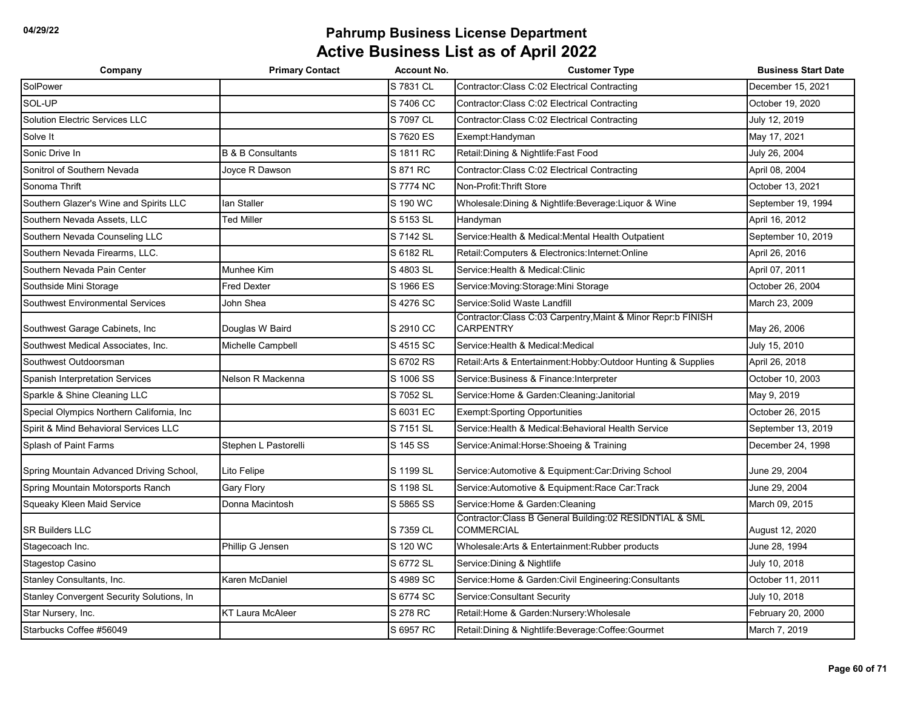# Pahrump Business License Department
## Active Business List as of April 2022

| Company | Primary Contact | Account No. | Customer Type | Business Start Date |
|---|---|---|---|---|
| SolPower | | S 7831 CL | Contractor:Class C:02 Electrical Contracting | December 15, 2021 |
| SOL-UP | | S 7406 CC | Contractor:Class C:02 Electrical Contracting | October 19, 2020 |
| Solution Electric Services LLC | | S 7097 CL | Contractor:Class C:02 Electrical Contracting | July 12, 2019 |
| Solve It | | S 7620 ES | Exempt:Handyman | May 17, 2021 |
| Sonic Drive In | B & B Consultants | S 1811 RC | Retail:Dining & Nightlife:Fast Food | July 26, 2004 |
| Sonitrol of Southern Nevada | Joyce R Dawson | S 871 RC | Contractor:Class C:02 Electrical Contracting | April 08, 2004 |
| Sonoma Thrift | | S 7774 NC | Non-Profit:Thrift Store | October 13, 2021 |
| Southern Glazer's Wine and Spirits LLC | Ian Staller | S 190 WC | Wholesale:Dining & Nightlife:Beverage:Liquor & Wine | September 19, 1994 |
| Southern Nevada Assets, LLC | Ted Miller | S 5153 SL | Handyman | April 16, 2012 |
| Southern Nevada Counseling LLC | | S 7142 SL | Service:Health & Medical:Mental Health Outpatient | September 10, 2019 |
| Southern Nevada Firearms, LLC. | | S 6182 RL | Retail:Computers & Electronics:Internet:Online | April 26, 2016 |
| Southern Nevada Pain Center | Munhee Kim | S 4803 SL | Service:Health & Medical:Clinic | April 07, 2011 |
| Southside Mini Storage | Fred Dexter | S 1966 ES | Service:Moving:Storage:Mini Storage | October 26, 2004 |
| Southwest Environmental Services | John Shea | S 4276 SC | Service:Solid Waste Landfill | March 23, 2009 |
| Southwest Garage Cabinets, Inc | Douglas W Baird | S 2910 CC | Contractor:Class C:03 Carpentry,Maint & Minor Repr:b FINISH CARPENTRY | May 26, 2006 |
| Southwest Medical Associates, Inc. | Michelle Campbell | S 4515 SC | Service:Health & Medical:Medical | July 15, 2010 |
| Southwest Outdoorsman | | S 6702 RS | Retail:Arts & Entertainment:Hobby:Outdoor Hunting & Supplies | April 26, 2018 |
| Spanish Interpretation Services | Nelson R Mackenna | S 1006 SS | Service:Business & Finance:Interpreter | October 10, 2003 |
| Sparkle & Shine Cleaning LLC | | S 7052 SL | Service:Home & Garden:Cleaning:Janitorial | May 9, 2019 |
| Special Olympics Northern California, Inc | | S 6031 EC | Exempt:Sporting Opportunities | October 26, 2015 |
| Spirit & Mind Behavioral Services LLC | | S 7151 SL | Service:Health & Medical:Behavioral Health Service | September 13, 2019 |
| Splash of Paint Farms | Stephen L Pastorelli | S 145 SS | Service:Animal:Horse:Shoeing & Training | December 24, 1998 |
| Spring Mountain Advanced Driving School, | Lito Felipe | S 1199 SL | Service:Automotive & Equipment:Car:Driving School | June 29, 2004 |
| Spring Mountain Motorsports Ranch | Gary Flory | S 1198 SL | Service:Automotive & Equipment:Race Car:Track | June 29, 2004 |
| Squeaky Kleen Maid Service | Donna Macintosh | S 5865 SS | Service:Home & Garden:Cleaning | March 09, 2015 |
| SR Builders LLC | | S 7359 CL | Contractor:Class B General Building:02 RESIDNTIAL & SML COMMERCIAL | August 12, 2020 |
| Stagecoach Inc. | Phillip G Jensen | S 120 WC | Wholesale:Arts & Entertainment:Rubber products | June 28, 1994 |
| Stagestop Casino | | S 6772 SL | Service:Dining & Nightlife | July 10, 2018 |
| Stanley Consultants, Inc. | Karen McDaniel | S 4989 SC | Service:Home & Garden:Civil Engineering:Consultants | October 11, 2011 |
| Stanley Convergent Security Solutions, In | | S 6774 SC | Service:Consultant Security | July 10, 2018 |
| Star Nursery, Inc. | KT Laura McAleer | S 278 RC | Retail:Home & Garden:Nursery:Wholesale | February 20, 2000 |
| Starbucks Coffee #56049 | | S 6957 RC | Retail:Dining & Nightlife:Beverage:Coffee:Gourmet | March 7, 2019 |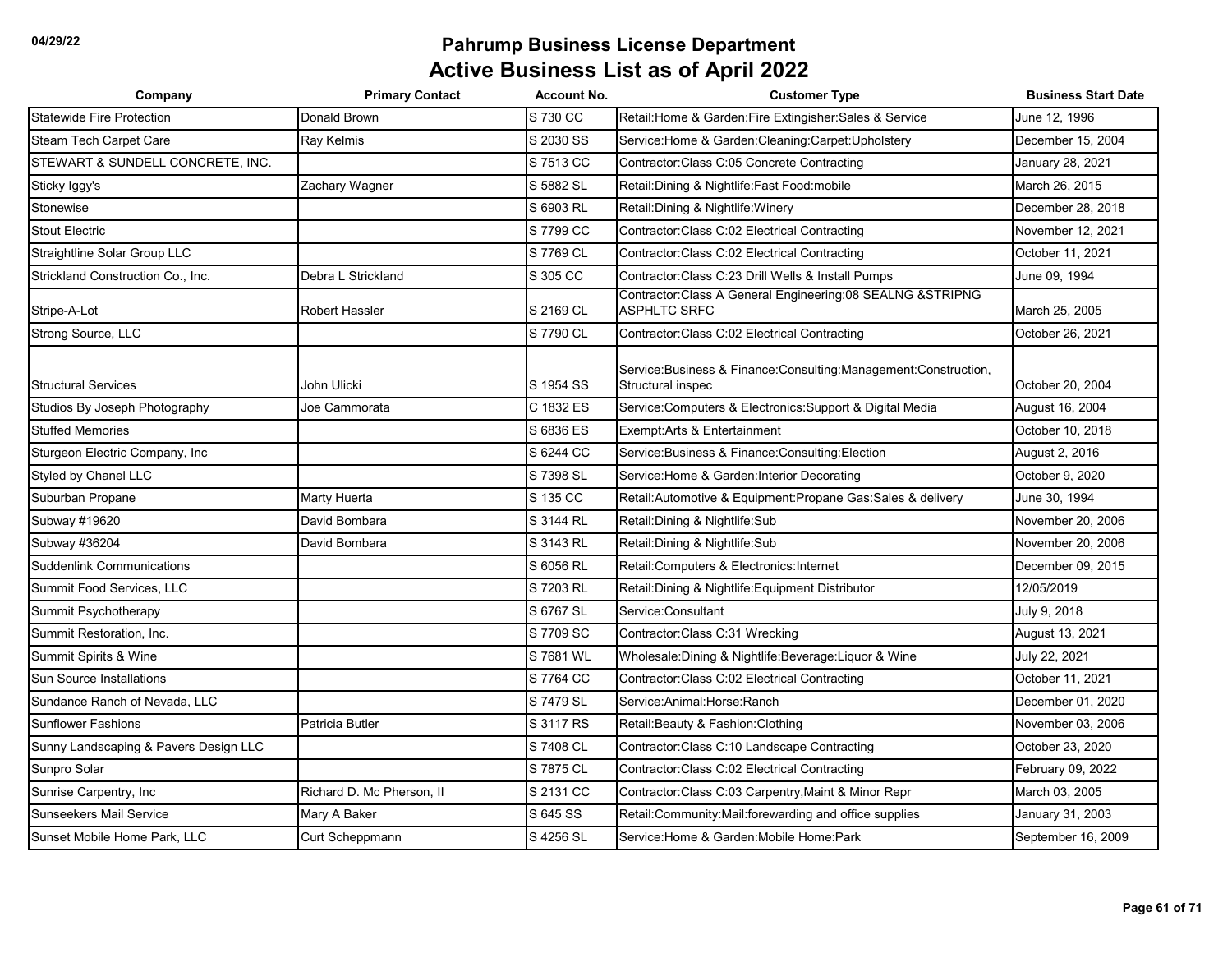# Pahrump Business License Department
# Active Business List as of April 2022

| Company | Primary Contact | Account No. | Customer Type | Business Start Date |
|---|---|---|---|---|
| Statewide Fire Protection | Donald Brown | S 730 CC | Retail:Home & Garden:Fire Extingisher:Sales & Service | June 12, 1996 |
| Steam Tech Carpet Care | Ray Kelmis | S 2030 SS | Service:Home & Garden:Cleaning:Carpet:Upholstery | December 15, 2004 |
| STEWART & SUNDELL CONCRETE, INC. | | S 7513 CC | Contractor:Class C:05 Concrete Contracting | January 28, 2021 |
| Sticky Iggy's | Zachary Wagner | S 5882 SL | Retail:Dining & Nightlife:Fast Food:mobile | March 26, 2015 |
| Stonewise | | S 6903 RL | Retail:Dining & Nightlife:Winery | December 28, 2018 |
| Stout Electric | | S 7799 CC | Contractor:Class C:02 Electrical Contracting | November 12, 2021 |
| Straightline Solar Group LLC | | S 7769 CL | Contractor:Class C:02 Electrical Contracting | October 11, 2021 |
| Strickland Construction Co., Inc. | Debra L Strickland | S 305 CC | Contractor:Class C:23 Drill Wells & Install Pumps | June 09, 1994 |
| Stripe-A-Lot | Robert Hassler | S 2169 CL | Contractor:Class A General Engineering:08 SEALNG &STRIPNG ASPHLTC SRFC | March 25, 2005 |
| Strong Source, LLC | | S 7790 CL | Contractor:Class C:02 Electrical Contracting | October 26, 2021 |
| Structural Services | John Ulicki | S 1954 SS | Service:Business & Finance:Consulting:Management:Construction, Structural inspec | October 20, 2004 |
| Studios By Joseph Photography | Joe Cammorata | C 1832 ES | Service:Computers & Electronics:Support & Digital Media | August 16, 2004 |
| Stuffed Memories | | S 6836 ES | Exempt:Arts & Entertainment | October 10, 2018 |
| Sturgeon Electric Company, Inc | | S 6244 CC | Service:Business & Finance:Consulting:Election | August 2, 2016 |
| Styled by Chanel LLC | | S 7398 SL | Service:Home & Garden:Interior Decorating | October 9, 2020 |
| Suburban Propane | Marty Huerta | S 135 CC | Retail:Automotive & Equipment:Propane Gas:Sales & delivery | June 30, 1994 |
| Subway #19620 | David Bombara | S 3144 RL | Retail:Dining & Nightlife:Sub | November 20, 2006 |
| Subway #36204 | David Bombara | S 3143 RL | Retail:Dining & Nightlife:Sub | November 20, 2006 |
| Suddenlink Communications | | S 6056 RL | Retail:Computers & Electronics:Internet | December 09, 2015 |
| Summit Food Services, LLC | | S 7203 RL | Retail:Dining & Nightlife:Equipment Distributor | 12/05/2019 |
| Summit Psychotherapy | | S 6767 SL | Service:Consultant | July 9, 2018 |
| Summit Restoration, Inc. | | S 7709 SC | Contractor:Class C:31 Wrecking | August 13, 2021 |
| Summit Spirits & Wine | | S 7681 WL | Wholesale:Dining & Nightlife:Beverage:Liquor & Wine | July 22, 2021 |
| Sun Source Installations | | S 7764 CC | Contractor:Class C:02 Electrical Contracting | October 11, 2021 |
| Sundance Ranch of Nevada, LLC | | S 7479 SL | Service:Animal:Horse:Ranch | December 01, 2020 |
| Sunflower Fashions | Patricia Butler | S 3117 RS | Retail:Beauty & Fashion:Clothing | November 03, 2006 |
| Sunny Landscaping & Pavers Design LLC | | S 7408 CL | Contractor:Class C:10 Landscape Contracting | October 23, 2020 |
| Sunpro Solar | | S 7875 CL | Contractor:Class C:02 Electrical Contracting | February 09, 2022 |
| Sunrise Carpentry, Inc | Richard D. Mc Pherson, II | S 2131 CC | Contractor:Class C:03 Carpentry,Maint & Minor Repr | March 03, 2005 |
| Sunseekers Mail Service | Mary A Baker | S 645 SS | Retail:Community:Mail:forewarding and office supplies | January 31, 2003 |
| Sunset Mobile Home Park, LLC | Curt Scheppmann | S 4256 SL | Service:Home & Garden:Mobile Home:Park | September 16, 2009 |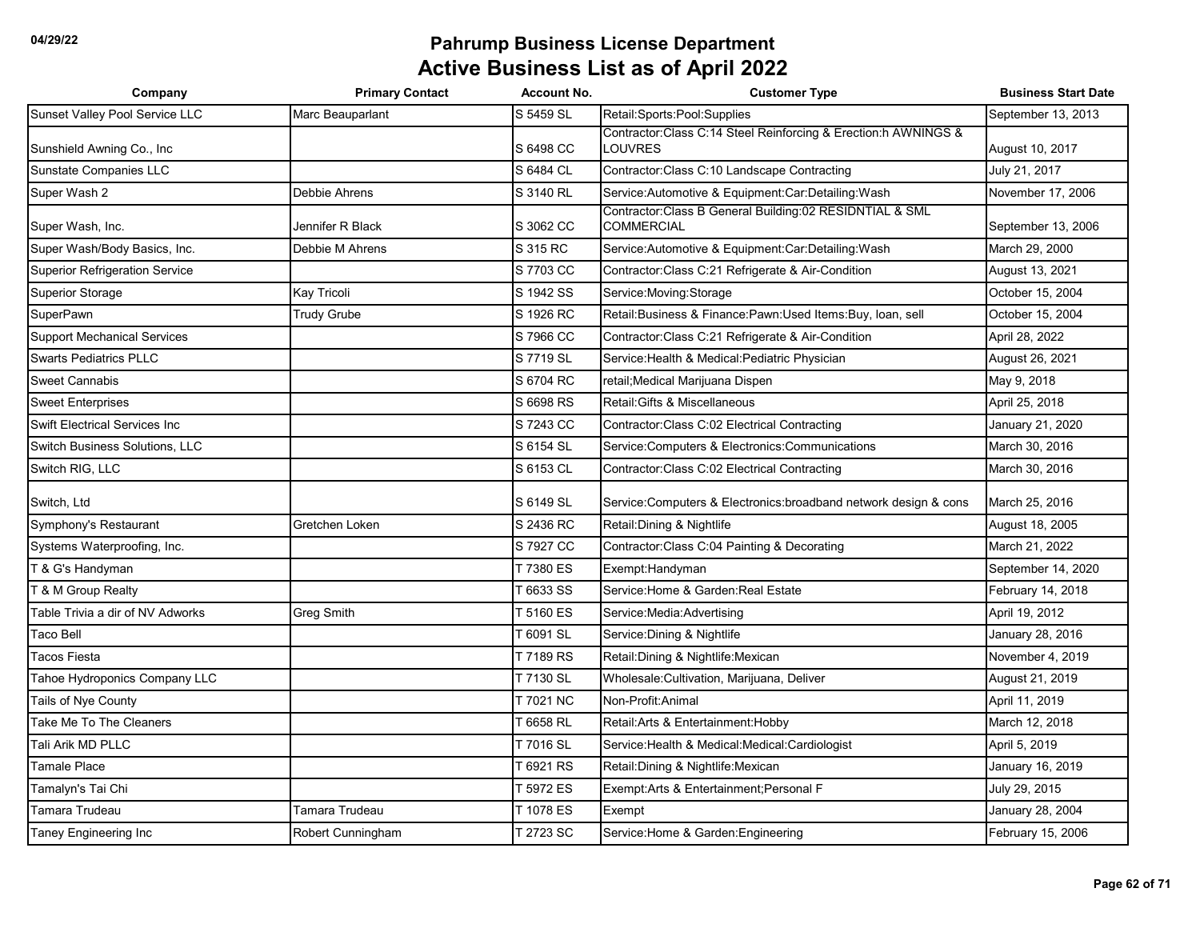# Pahrump Business License Department

## Active Business List as of April 2022

| Company | Primary Contact | Account No. | Customer Type | Business Start Date |
|---|---|---|---|---|
| Sunset Valley Pool Service LLC | Marc Beauparlant | S 5459 SL | Retail:Sports:Pool:Supplies | September 13, 2013 |
| Sunshield Awning Co., Inc | | S 6498 CC | Contractor:Class C:14 Steel Reinforcing & Erection:h AWNINGS & LOUVRES | August 10, 2017 |
| Sunstate Companies LLC | | S 6484 CL | Contractor:Class C:10 Landscape Contracting | July 21, 2017 |
| Super Wash 2 | Debbie Ahrens | S 3140 RL | Service:Automotive & Equipment:Car:Detailing:Wash | November 17, 2006 |
| Super Wash, Inc. | Jennifer R Black | S 3062 CC | Contractor:Class B General Building:02 RESIDNTIAL & SML COMMERCIAL | September 13, 2006 |
| Super Wash/Body Basics, Inc. | Debbie M Ahrens | S 315 RC | Service:Automotive & Equipment:Car:Detailing:Wash | March 29, 2000 |
| Superior Refrigeration Service | | S 7703 CC | Contractor:Class C:21 Refrigerate & Air-Condition | August 13, 2021 |
| Superior Storage | Kay Tricoli | S 1942 SS | Service:Moving:Storage | October 15, 2004 |
| SuperPawn | Trudy Grube | S 1926 RC | Retail:Business & Finance:Pawn:Used Items:Buy, loan, sell | October 15, 2004 |
| Support Mechanical Services | | S 7966 CC | Contractor:Class C:21 Refrigerate & Air-Condition | April 28, 2022 |
| Swarts Pediatrics PLLC | | S 7719 SL | Service:Health & Medical:Pediatric Physician | August 26, 2021 |
| Sweet Cannabis | | S 6704 RC | retail;Medical Marijuana Dispen | May 9, 2018 |
| Sweet Enterprises | | S 6698 RS | Retail:Gifts & Miscellaneous | April 25, 2018 |
| Swift Electrical Services Inc | | S 7243 CC | Contractor:Class C:02 Electrical Contracting | January 21, 2020 |
| Switch Business Solutions, LLC | | S 6154 SL | Service:Computers & Electronics:Communications | March 30, 2016 |
| Switch RIG, LLC | | S 6153 CL | Contractor:Class C:02 Electrical Contracting | March 30, 2016 |
| Switch, Ltd | | S 6149 SL | Service:Computers & Electronics:broadband network design & cons | March 25, 2016 |
| Symphony's Restaurant | Gretchen Loken | S 2436 RC | Retail:Dining & Nightlife | August 18, 2005 |
| Systems Waterproofing, Inc. | | S 7927 CC | Contractor:Class C:04 Painting & Decorating | March 21, 2022 |
| T & G's Handyman | | T 7380 ES | Exempt:Handyman | September 14, 2020 |
| T & M Group Realty | | T 6633 SS | Service:Home & Garden:Real Estate | February 14, 2018 |
| Table Trivia a dir of NV Adworks | Greg Smith | T 5160 ES | Service:Media:Advertising | April 19, 2012 |
| Taco Bell | | T 6091 SL | Service:Dining & Nightlife | January 28, 2016 |
| Tacos Fiesta | | T 7189 RS | Retail:Dining & Nightlife:Mexican | November 4, 2019 |
| Tahoe Hydroponics Company LLC | | T 7130 SL | Wholesale:Cultivation, Marijuana, Deliver | August 21, 2019 |
| Tails of Nye County | | T 7021 NC | Non-Profit:Animal | April 11, 2019 |
| Take Me To The Cleaners | | T 6658 RL | Retail:Arts & Entertainment:Hobby | March 12, 2018 |
| Tali Arik MD PLLC | | T 7016 SL | Service:Health & Medical:Medical:Cardiologist | April 5, 2019 |
| Tamale Place | | T 6921 RS | Retail:Dining & Nightlife:Mexican | January 16, 2019 |
| Tamalyn's Tai Chi | | T 5972 ES | Exempt:Arts & Entertainment;Personal F | July 29, 2015 |
| Tamara Trudeau | Tamara Trudeau | T 1078 ES | Exempt | January 28, 2004 |
| Taney Engineering Inc | Robert Cunningham | T 2723 SC | Service:Home & Garden:Engineering | February 15, 2006 |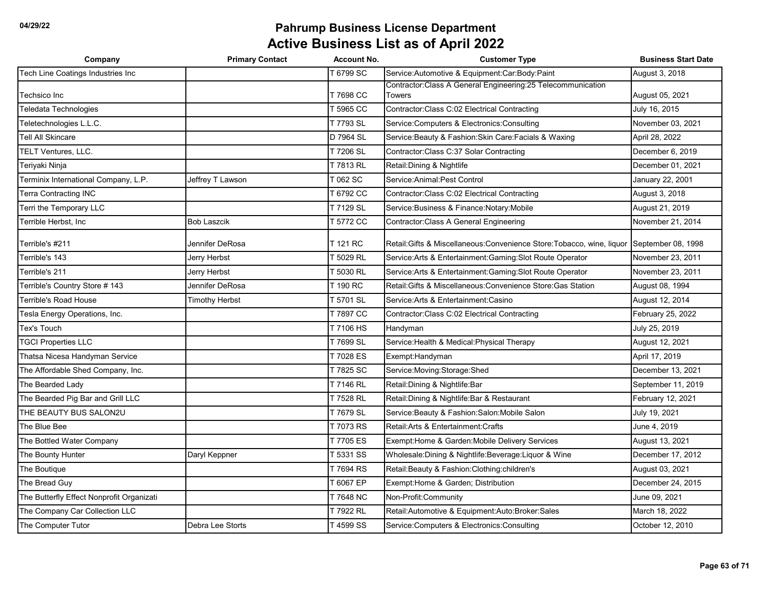# Pahrump Business License Department

## Active Business List as of April 2022

| Company | Primary Contact | Account No. | Customer Type | Business Start Date |
|---|---|---|---|---|
| Tech Line Coatings Industries Inc | | T 6799 SC | Service:Automotive & Equipment:Car:Body:Paint | August 3, 2018 |
| Techsico Inc | | T 7698 CC | Contractor:Class A General Engineering:25 Telecommunication Towers | August 05, 2021 |
| Teledata Technologies | | T 5965 CC | Contractor:Class C:02 Electrical Contracting | July 16, 2015 |
| Teletechnologies L.L.C. | | T 7793 SL | Service:Computers & Electronics:Consulting | November 03, 2021 |
| Tell All Skincare | | D 7964 SL | Service:Beauty & Fashion:Skin Care:Facials & Waxing | April 28, 2022 |
| TELT Ventures, LLC. | | T 7206 SL | Contractor:Class C:37 Solar Contracting | December 6, 2019 |
| Teriyaki Ninja | | T 7813 RL | Retail:Dining & Nightlife | December 01, 2021 |
| Terminix International Company, L.P. | Jeffrey T Lawson | T 062 SC | Service:Animal:Pest Control | January 22, 2001 |
| Terra Contracting INC | | T 6792 CC | Contractor:Class C:02 Electrical Contracting | August 3, 2018 |
| Terri the Temporary LLC | | T 7129 SL | Service:Business & Finance:Notary:Mobile | August 21, 2019 |
| Terrible Herbst, Inc | Bob Laszcik | T 5772 CC | Contractor:Class A General Engineering | November 21, 2014 |
| Terrible's #211 | Jennifer DeRosa | T 121 RC | Retail:Gifts & Miscellaneous:Convenience Store:Tobacco, wine, liquor | September 08, 1998 |
| Terrible's 143 | Jerry Herbst | T 5029 RL | Service:Arts & Entertainment:Gaming:Slot Route Operator | November 23, 2011 |
| Terrible's 211 | Jerry Herbst | T 5030 RL | Service:Arts & Entertainment:Gaming:Slot Route Operator | November 23, 2011 |
| Terrible's Country Store # 143 | Jennifer DeRosa | T 190 RC | Retail:Gifts & Miscellaneous:Convenience Store:Gas Station | August 08, 1994 |
| Terrible's Road House | Timothy Herbst | T 5701 SL | Service:Arts & Entertainment:Casino | August 12, 2014 |
| Tesla Energy Operations, Inc. | | T 7897 CC | Contractor:Class C:02 Electrical Contracting | February 25, 2022 |
| Tex's Touch | | T 7106 HS | Handyman | July 25, 2019 |
| TGCI Properties LLC | | T 7699 SL | Service:Health & Medical:Physical Therapy | August 12, 2021 |
| Thatsa Nicesa Handyman Service | | T 7028 ES | Exempt:Handyman | April 17, 2019 |
| The Affordable Shed Company, Inc. | | T 7825 SC | Service:Moving:Storage:Shed | December 13, 2021 |
| The Bearded Lady | | T 7146 RL | Retail:Dining & Nightlife:Bar | September 11, 2019 |
| The Bearded Pig Bar and Grill LLC | | T 7528 RL | Retail:Dining & Nightlife:Bar & Restaurant | February 12, 2021 |
| THE BEAUTY BUS SALON2U | | T 7679 SL | Service:Beauty & Fashion:Salon:Mobile Salon | July 19, 2021 |
| The Blue Bee | | T 7073 RS | Retail:Arts & Entertainment:Crafts | June 4, 2019 |
| The Bottled Water Company | | T 7705 ES | Exempt:Home & Garden:Mobile Delivery Services | August 13, 2021 |
| The Bounty Hunter | Daryl Keppner | T 5331 SS | Wholesale:Dining & Nightlife:Beverage:Liquor & Wine | December 17, 2012 |
| The Boutique | | T 7694 RS | Retail:Beauty & Fashion:Clothing:children's | August 03, 2021 |
| The Bread Guy | | T 6067 EP | Exempt:Home & Garden; Distribution | December 24, 2015 |
| The Butterfly Effect Nonprofit Organizati | | T 7648 NC | Non-Profit:Community | June 09, 2021 |
| The Company Car Collection LLC | | T 7922 RL | Retail:Automotive & Equipment:Auto:Broker:Sales | March 18, 2022 |
| The Computer Tutor | Debra Lee Storts | T 4599 SS | Service:Computers & Electronics:Consulting | October 12, 2010 |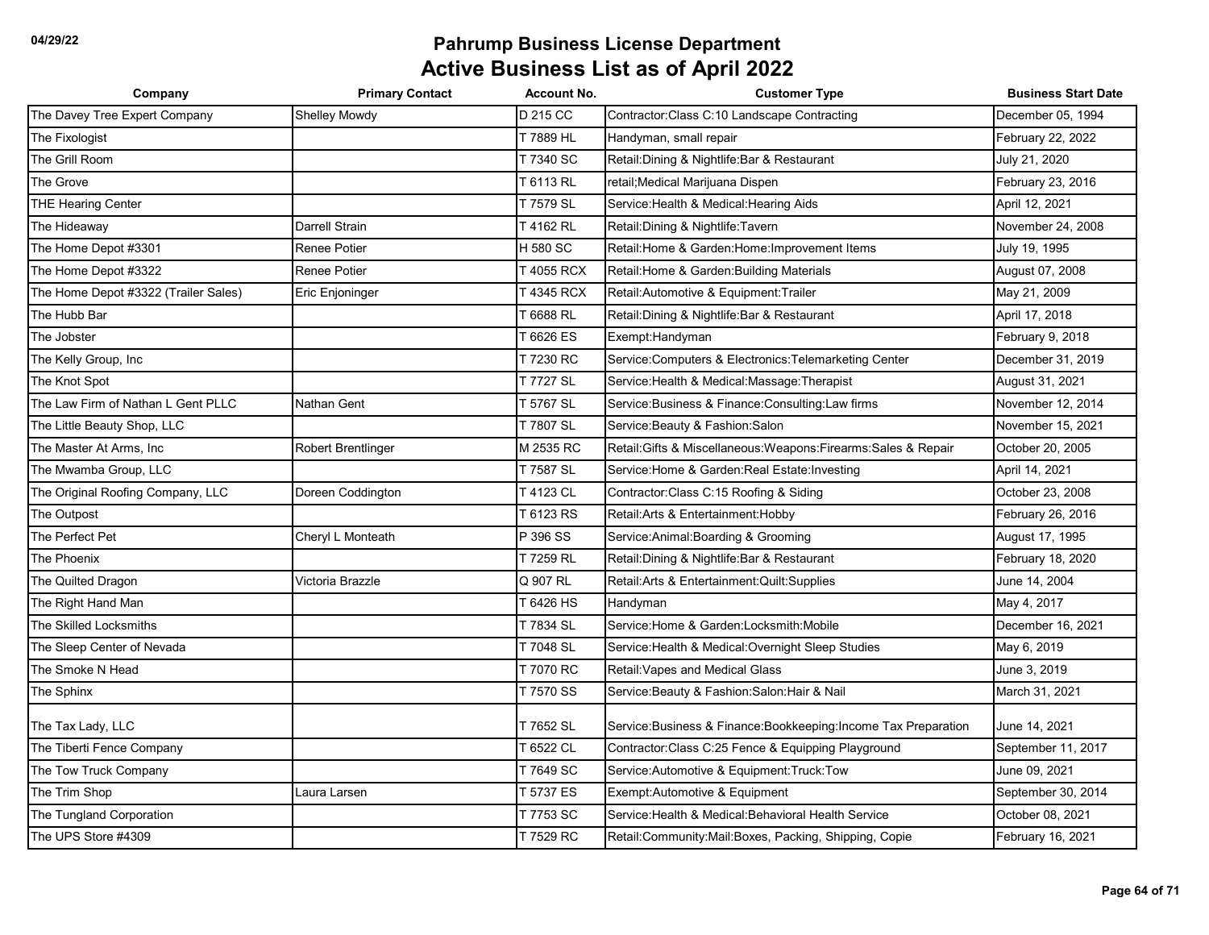# Pahrump Business License Department
## Active Business List as of April 2022

| Company | Primary Contact | Account No. | Customer Type | Business Start Date |
|---|---|---|---|---|
| The Davey Tree Expert Company | Shelley Mowdy | D 215 CC | Contractor:Class C:10 Landscape Contracting | December 05, 1994 |
| The Fixologist | | T 7889 HL | Handyman, small repair | February 22, 2022 |
| The Grill Room | | T 7340 SC | Retail:Dining & Nightlife:Bar & Restaurant | July 21, 2020 |
| The Grove | | T 6113 RL | retail;Medical Marijuana Dispen | February 23, 2016 |
| THE Hearing Center | | T 7579 SL | Service:Health & Medical:Hearing Aids | April 12, 2021 |
| The Hideaway | Darrell Strain | T 4162 RL | Retail:Dining & Nightlife:Tavern | November 24, 2008 |
| The Home Depot #3301 | Renee Potier | H 580 SC | Retail:Home & Garden:Home:Improvement Items | July 19, 1995 |
| The Home Depot #3322 | Renee Potier | T 4055 RCX | Retail:Home & Garden:Building Materials | August 07, 2008 |
| The Home Depot #3322 (Trailer Sales) | Eric Enjoninger | T 4345 RCX | Retail:Automotive & Equipment:Trailer | May 21, 2009 |
| The Hubb Bar | | T 6688 RL | Retail:Dining & Nightlife:Bar & Restaurant | April 17, 2018 |
| The Jobster | | T 6626 ES | Exempt:Handyman | February 9, 2018 |
| The Kelly Group, Inc | | T 7230 RC | Service:Computers & Electronics:Telemarketing Center | December 31, 2019 |
| The Knot Spot | | T 7727 SL | Service:Health & Medical:Massage:Therapist | August 31, 2021 |
| The Law Firm of Nathan L Gent PLLC | Nathan Gent | T 5767 SL | Service:Business & Finance:Consulting:Law firms | November 12, 2014 |
| The Little Beauty Shop, LLC | | T 7807 SL | Service:Beauty & Fashion:Salon | November 15, 2021 |
| The Master At Arms, Inc | Robert Brentlinger | M 2535 RC | Retail:Gifts & Miscellaneous:Weapons:Firearms:Sales & Repair | October 20, 2005 |
| The Mwamba Group, LLC | | T 7587 SL | Service:Home & Garden:Real Estate:Investing | April 14, 2021 |
| The Original Roofing Company, LLC | Doreen Coddington | T 4123 CL | Contractor:Class C:15 Roofing & Siding | October 23, 2008 |
| The Outpost | | T 6123 RS | Retail:Arts & Entertainment:Hobby | February 26, 2016 |
| The Perfect Pet | Cheryl L Monteath | P 396 SS | Service:Animal:Boarding & Grooming | August 17, 1995 |
| The Phoenix | | T 7259 RL | Retail:Dining & Nightlife:Bar & Restaurant | February 18, 2020 |
| The Quilted Dragon | Victoria Brazzle | Q 907 RL | Retail:Arts & Entertainment:Quilt:Supplies | June 14, 2004 |
| The Right Hand Man | | T 6426 HS | Handyman | May 4, 2017 |
| The Skilled Locksmiths | | T 7834 SL | Service:Home & Garden:Locksmith:Mobile | December 16, 2021 |
| The Sleep Center of Nevada | | T 7048 SL | Service:Health & Medical:Overnight Sleep Studies | May 6, 2019 |
| The Smoke N Head | | T 7070 RC | Retail:Vapes and Medical Glass | June 3, 2019 |
| The Sphinx | | T 7570 SS | Service:Beauty & Fashion:Salon:Hair & Nail | March 31, 2021 |
| The Tax Lady, LLC | | T 7652 SL | Service:Business & Finance:Bookkeeping:Income Tax Preparation | June 14, 2021 |
| The Tiberti Fence Company | | T 6522 CL | Contractor:Class C:25 Fence & Equipping Playground | September 11, 2017 |
| The Tow Truck Company | | T 7649 SC | Service:Automotive & Equipment:Truck:Tow | June 09, 2021 |
| The Trim Shop | Laura Larsen | T 5737 ES | Exempt:Automotive & Equipment | September 30, 2014 |
| The Tungland Corporation | | T 7753 SC | Service:Health & Medical:Behavioral Health Service | October 08, 2021 |
| The UPS Store #4309 | | T 7529 RC | Retail:Community:Mail:Boxes, Packing, Shipping, Copie | February 16, 2021 |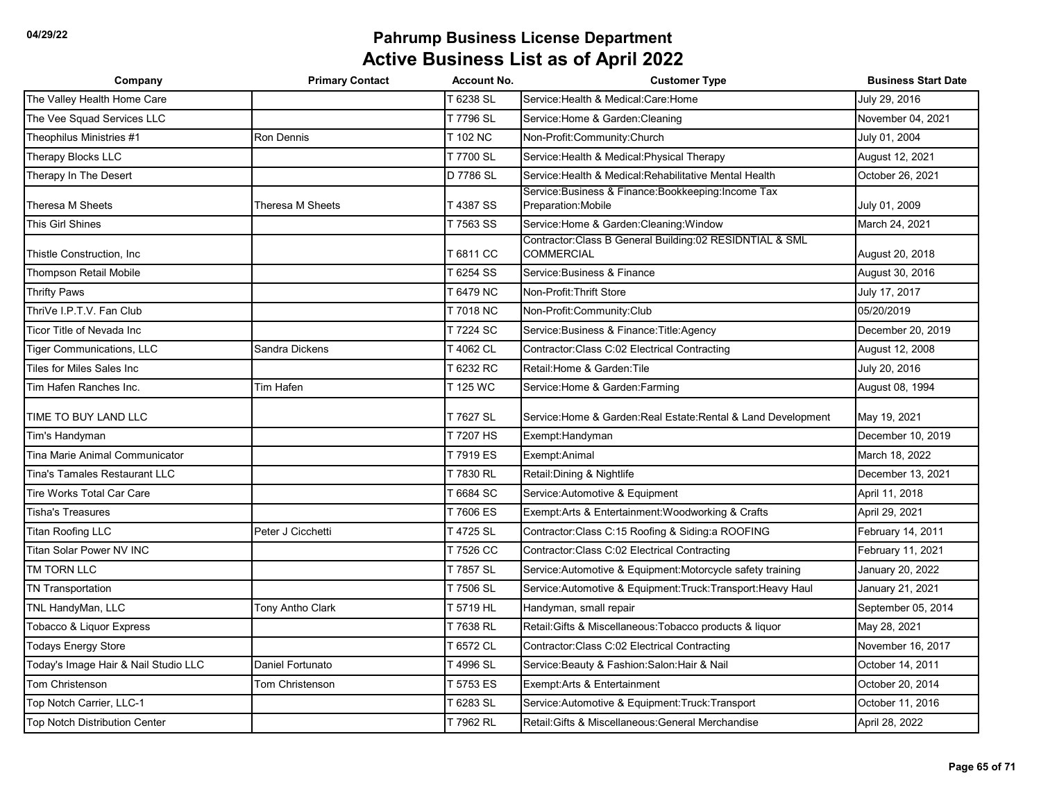# Pahrump Business License Department
## Active Business List as of April 2022

| Company | Primary Contact | Account No. | Customer Type | Business Start Date |
|---|---|---|---|---|
| The Valley Health Home Care | | T 6238 SL | Service:Health & Medical:Care:Home | July 29, 2016 |
| The Vee Squad Services LLC | | T 7796 SL | Service:Home & Garden:Cleaning | November 04, 2021 |
| Theophilus Ministries #1 | Ron Dennis | T 102 NC | Non-Profit:Community:Church | July 01, 2004 |
| Therapy Blocks LLC | | T 7700 SL | Service:Health & Medical:Physical Therapy | August 12, 2021 |
| Therapy In The Desert | | D 7786 SL | Service:Health & Medical:Rehabilitative Mental Health | October 26, 2021 |
| Theresa M Sheets | Theresa M Sheets | T 4387 SS | Service:Business & Finance:Bookkeeping:Income Tax Preparation:Mobile | July 01, 2009 |
| This Girl Shines | | T 7563 SS | Service:Home & Garden:Cleaning:Window | March 24, 2021 |
| Thistle Construction, Inc | | T 6811 CC | Contractor:Class B General Building:02 RESIDNTIAL & SML COMMERCIAL | August 20, 2018 |
| Thompson Retail Mobile | | T 6254 SS | Service:Business & Finance | August 30, 2016 |
| Thrifty Paws | | T 6479 NC | Non-Profit:Thrift Store | July 17, 2017 |
| ThriVe I.P.T.V. Fan Club | | T 7018 NC | Non-Profit:Community:Club | 05/20/2019 |
| Ticor Title of Nevada Inc | | T 7224 SC | Service:Business & Finance:Title:Agency | December 20, 2019 |
| Tiger Communications, LLC | Sandra Dickens | T 4062 CL | Contractor:Class C:02 Electrical Contracting | August 12, 2008 |
| Tiles for Miles Sales Inc | | T 6232 RC | Retail:Home & Garden:Tile | July 20, 2016 |
| Tim Hafen Ranches Inc. | Tim Hafen | T 125 WC | Service:Home & Garden:Farming | August 08, 1994 |
| TIME TO BUY LAND LLC | | T 7627 SL | Service:Home & Garden:Real Estate:Rental & Land Development | May 19, 2021 |
| Tim's Handyman | | T 7207 HS | Exempt:Handyman | December 10, 2019 |
| Tina Marie Animal Communicator | | T 7919 ES | Exempt:Animal | March 18, 2022 |
| Tina's Tamales Restaurant LLC | | T 7830 RL | Retail:Dining & Nightlife | December 13, 2021 |
| Tire Works Total Car Care | | T 6684 SC | Service:Automotive & Equipment | April 11, 2018 |
| Tisha's Treasures | | T 7606 ES | Exempt:Arts & Entertainment:Woodworking & Crafts | April 29, 2021 |
| Titan Roofing LLC | Peter J Cicchetti | T 4725 SL | Contractor:Class C:15 Roofing & Siding:a ROOFING | February 14, 2011 |
| Titan Solar Power NV INC | | T 7526 CC | Contractor:Class C:02 Electrical Contracting | February 11, 2021 |
| TM TORN LLC | | T 7857 SL | Service:Automotive & Equipment:Motorcycle safety training | January 20, 2022 |
| TN Transportation | | T 7506 SL | Service:Automotive & Equipment:Truck:Transport:Heavy Haul | January 21, 2021 |
| TNL HandyMan, LLC | Tony Antho Clark | T 5719 HL | Handyman, small repair | September 05, 2014 |
| Tobacco & Liquor Express | | T 7638 RL | Retail:Gifts & Miscellaneous:Tobacco products & liquor | May 28, 2021 |
| Todays Energy Store | | T 6572 CL | Contractor:Class C:02 Electrical Contracting | November 16, 2017 |
| Today's Image Hair & Nail Studio LLC | Daniel Fortunato | T 4996 SL | Service:Beauty & Fashion:Salon:Hair & Nail | October 14, 2011 |
| Tom Christenson | Tom Christenson | T 5753 ES | Exempt:Arts & Entertainment | October 20, 2014 |
| Top Notch Carrier, LLC-1 | | T 6283 SL | Service:Automotive & Equipment:Truck:Transport | October 11, 2016 |
| Top Notch Distribution Center | | T 7962 RL | Retail:Gifts & Miscellaneous:General Merchandise | April 28, 2022 |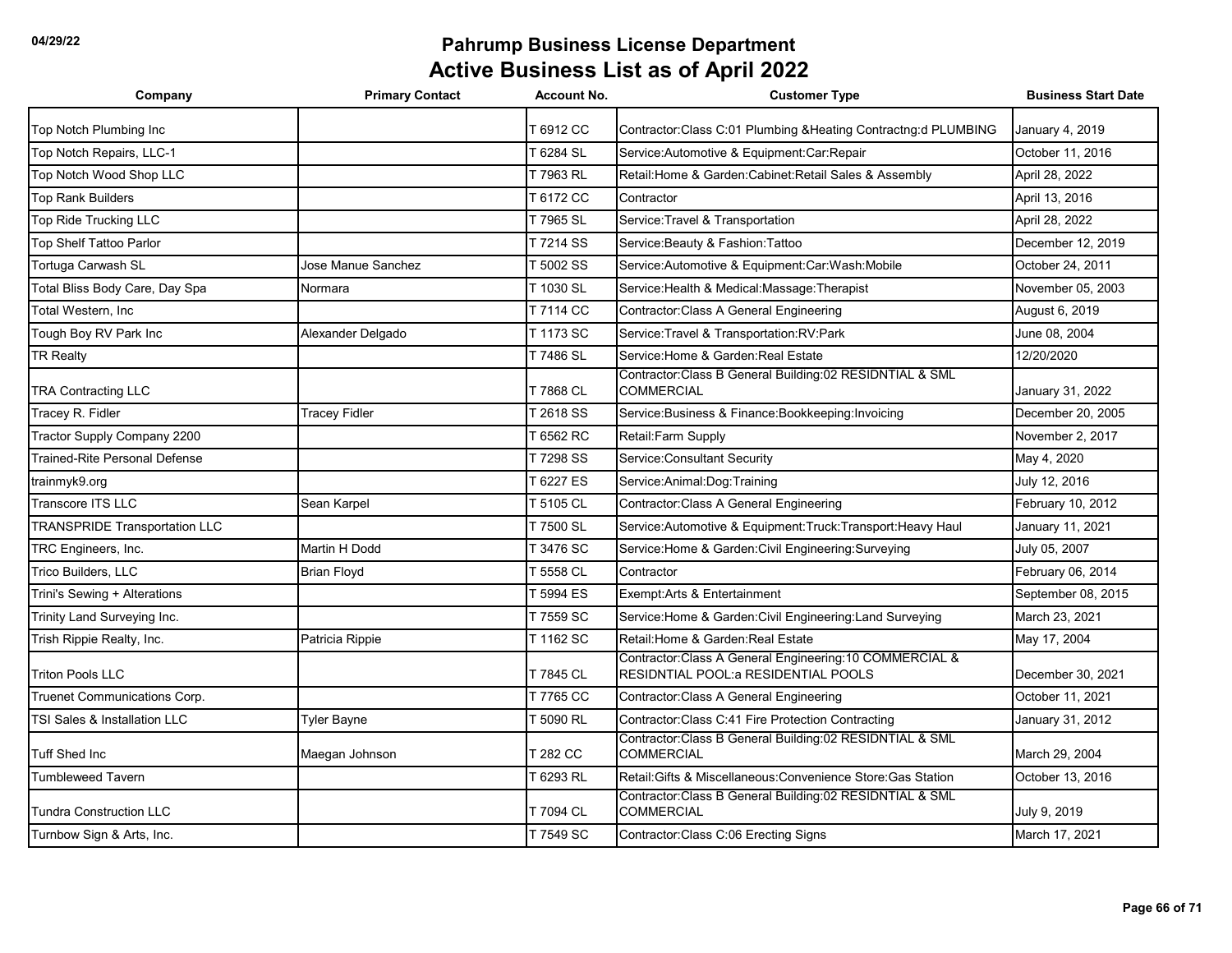# Pahrump Business License Department

## Active Business List as of April 2022

| Company | Primary Contact | Account No. | Customer Type | Business Start Date |
|---|---|---|---|---|
| Top Notch Plumbing Inc | | T 6912 CC | Contractor:Class C:01 Plumbing &Heating Contractng:d PLUMBING | January 4, 2019 |
| Top Notch Repairs, LLC-1 | | T 6284 SL | Service:Automotive & Equipment:Car:Repair | October 11, 2016 |
| Top Notch Wood Shop LLC | | T 7963 RL | Retail:Home & Garden:Cabinet:Retail Sales & Assembly | April 28, 2022 |
| Top Rank Builders | | T 6172 CC | Contractor | April 13, 2016 |
| Top Ride Trucking LLC | | T 7965 SL | Service:Travel & Transportation | April 28, 2022 |
| Top Shelf Tattoo Parlor | | T 7214 SS | Service:Beauty & Fashion:Tattoo | December 12, 2019 |
| Tortuga Carwash SL | Jose Manue Sanchez | T 5002 SS | Service:Automotive & Equipment:Car:Wash:Mobile | October 24, 2011 |
| Total Bliss Body Care, Day Spa | Normara | T 1030 SL | Service:Health & Medical:Massage:Therapist | November 05, 2003 |
| Total Western, Inc | | T 7114 CC | Contractor:Class A General Engineering | August 6, 2019 |
| Tough Boy RV Park Inc | Alexander Delgado | T 1173 SC | Service:Travel & Transportation:RV:Park | June 08, 2004 |
| TR Realty | | T 7486 SL | Service:Home & Garden:Real Estate | 12/20/2020 |
| TRA Contracting LLC | | T 7868 CL | Contractor:Class B General Building:02 RESIDNTIAL & SML COMMERCIAL | January 31, 2022 |
| Tracey R. Fidler | Tracey Fidler | T 2618 SS | Service:Business & Finance:Bookkeeping:Invoicing | December 20, 2005 |
| Tractor Supply Company 2200 | | T 6562 RC | Retail:Farm Supply | November 2, 2017 |
| Trained-Rite Personal Defense | | T 7298 SS | Service:Consultant Security | May 4, 2020 |
| trainmyk9.org | | T 6227 ES | Service:Animal:Dog:Training | July 12, 2016 |
| Transcore ITS LLC | Sean Karpel | T 5105 CL | Contractor:Class A General Engineering | February 10, 2012 |
| TRANSPRIDE Transportation LLC | | T 7500 SL | Service:Automotive & Equipment:Truck:Transport:Heavy Haul | January 11, 2021 |
| TRC Engineers, Inc. | Martin H Dodd | T 3476 SC | Service:Home & Garden:Civil Engineering:Surveying | July 05, 2007 |
| Trico Builders, LLC | Brian Floyd | T 5558 CL | Contractor | February 06, 2014 |
| Trini's Sewing + Alterations | | T 5994 ES | Exempt:Arts & Entertainment | September 08, 2015 |
| Trinity Land Surveying Inc. | | T 7559 SC | Service:Home & Garden:Civil Engineering:Land Surveying | March 23, 2021 |
| Trish Rippie Realty, Inc. | Patricia Rippie | T 1162 SC | Retail:Home & Garden:Real Estate | May 17, 2004 |
| Triton Pools LLC | | T 7845 CL | Contractor:Class A General Engineering:10 COMMERCIAL & RESIDNTIAL POOL:a RESIDENTIAL POOLS | December 30, 2021 |
| Truenet Communications Corp. | | T 7765 CC | Contractor:Class A General Engineering | October 11, 2021 |
| TSI Sales & Installation LLC | Tyler Bayne | T 5090 RL | Contractor:Class C:41 Fire Protection Contracting | January 31, 2012 |
| Tuff Shed Inc | Maegan Johnson | T 282 CC | Contractor:Class B General Building:02 RESIDNTIAL & SML COMMERCIAL | March 29, 2004 |
| Tumbleweed Tavern | | T 6293 RL | Retail:Gifts & Miscellaneous:Convenience Store:Gas Station | October 13, 2016 |
| Tundra Construction LLC | | T 7094 CL | Contractor:Class B General Building:02 RESIDNTIAL & SML COMMERCIAL | July 9, 2019 |
| Turnbow Sign & Arts, Inc. | | T 7549 SC | Contractor:Class C:06 Erecting Signs | March 17, 2021 |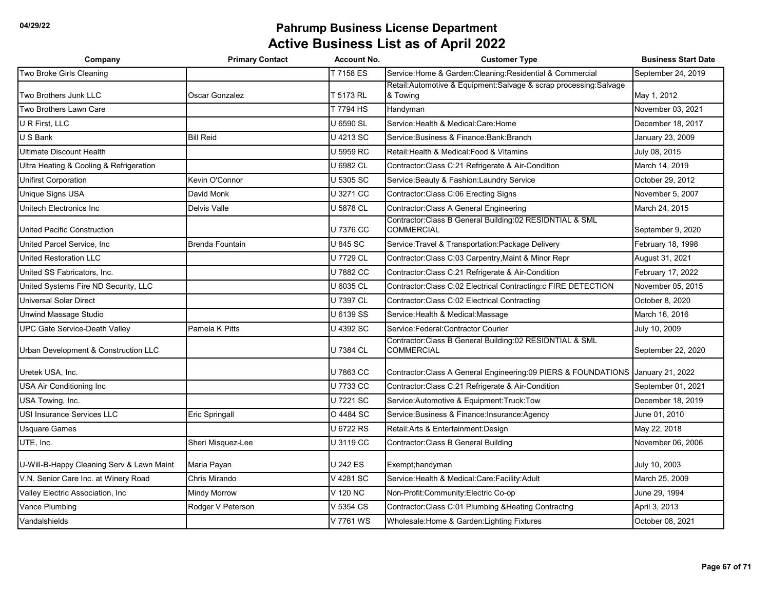# Pahrump Business License Department
## Active Business List as of April 2022

| Company | Primary Contact | Account No. | Customer Type | Business Start Date |
|---|---|---|---|---|
| Two Broke Girls Cleaning | | T 7158 ES | Service:Home & Garden:Cleaning:Residential & Commercial | September 24, 2019 |
| Two Brothers Junk LLC | Oscar Gonzalez | T 5173 RL | Retail:Automotive & Equipment:Salvage & scrap processing:Salvage & Towing | May 1, 2012 |
| Two Brothers Lawn Care | | T 7794 HS | Handyman | November 03, 2021 |
| U R First, LLC | | U 6590 SL | Service:Health & Medical:Care:Home | December 18, 2017 |
| U S Bank | Bill Reid | U 4213 SC | Service:Business & Finance:Bank:Branch | January 23, 2009 |
| Ultimate Discount Health | | U 5959 RC | Retail:Health & Medical:Food & Vitamins | July 08, 2015 |
| Ultra Heating & Cooling & Refrigeration | | U 6982 CL | Contractor:Class C:21 Refrigerate & Air-Condition | March 14, 2019 |
| Unifirst Corporation | Kevin O'Connor | U 5305 SC | Service:Beauty & Fashion:Laundry Service | October 29, 2012 |
| Unique Signs USA | David Monk | U 3271 CC | Contractor:Class C:06 Erecting Signs | November 5, 2007 |
| Unitech Electronics Inc | Delvis Valle | U 5878 CL | Contractor:Class A General Engineering | March 24, 2015 |
| United Pacific Construction | | U 7376 CC | Contractor:Class B General Building:02 RESIDNTIAL & SML COMMERCIAL | September 9, 2020 |
| United Parcel Service, Inc | Brenda Fountain | U 845 SC | Service:Travel & Transportation:Package Delivery | February 18, 1998 |
| United Restoration LLC | | U 7729 CL | Contractor:Class C:03 Carpentry,Maint & Minor Repr | August 31, 2021 |
| United SS Fabricators, Inc. | | U 7882 CC | Contractor:Class C:21 Refrigerate & Air-Condition | February 17, 2022 |
| United Systems Fire ND Security, LLC | | U 6035 CL | Contractor:Class C:02 Electrical Contracting:c FIRE DETECTION | November 05, 2015 |
| Universal Solar Direct | | U 7397 CL | Contractor:Class C:02 Electrical Contracting | October 8, 2020 |
| Unwind Massage Studio | | U 6139 SS | Service:Health & Medical:Massage | March 16, 2016 |
| UPC Gate Service-Death Valley | Pamela K Pitts | U 4392 SC | Service:Federal:Contractor Courier | July 10, 2009 |
| Urban Development & Construction LLC | | U 7384 CL | Contractor:Class B General Building:02 RESIDNTIAL & SML COMMERCIAL | September 22, 2020 |
| Uretek USA, Inc. | | U 7863 CC | Contractor:Class A General Engineering:09 PIERS & FOUNDATIONS | January 21, 2022 |
| USA Air Conditioning Inc | | U 7733 CC | Contractor:Class C:21 Refrigerate & Air-Condition | September 01, 2021 |
| USA Towing, Inc. | | U 7221 SC | Service:Automotive & Equipment:Truck:Tow | December 18, 2019 |
| USI Insurance Services LLC | Eric Springall | O 4484 SC | Service:Business & Finance:Insurance:Agency | June 01, 2010 |
| Usquare Games | | U 6722 RS | Retail:Arts & Entertainment:Design | May 22, 2018 |
| UTE, Inc. | Sheri Misquez-Lee | U 3119 CC | Contractor:Class B General Building | November 06, 2006 |
| U-Will-B-Happy Cleaning Serv & Lawn Maint | Maria Payan | U 242 ES | Exempt;handyman | July 10, 2003 |
| V.N. Senior Care Inc. at Winery Road | Chris Mirando | V 4281 SC | Service:Health & Medical:Care:Facility:Adult | March 25, 2009 |
| Valley Electric Association, Inc | Mindy Morrow | V 120 NC | Non-Profit:Community:Electric Co-op | June 29, 1994 |
| Vance Plumbing | Rodger V Peterson | V 5354 CS | Contractor:Class C:01 Plumbing &Heating Contractng | April 3, 2013 |
| Vandalshields | | V 7761 WS | Wholesale:Home & Garden:Lighting Fixtures | October 08, 2021 |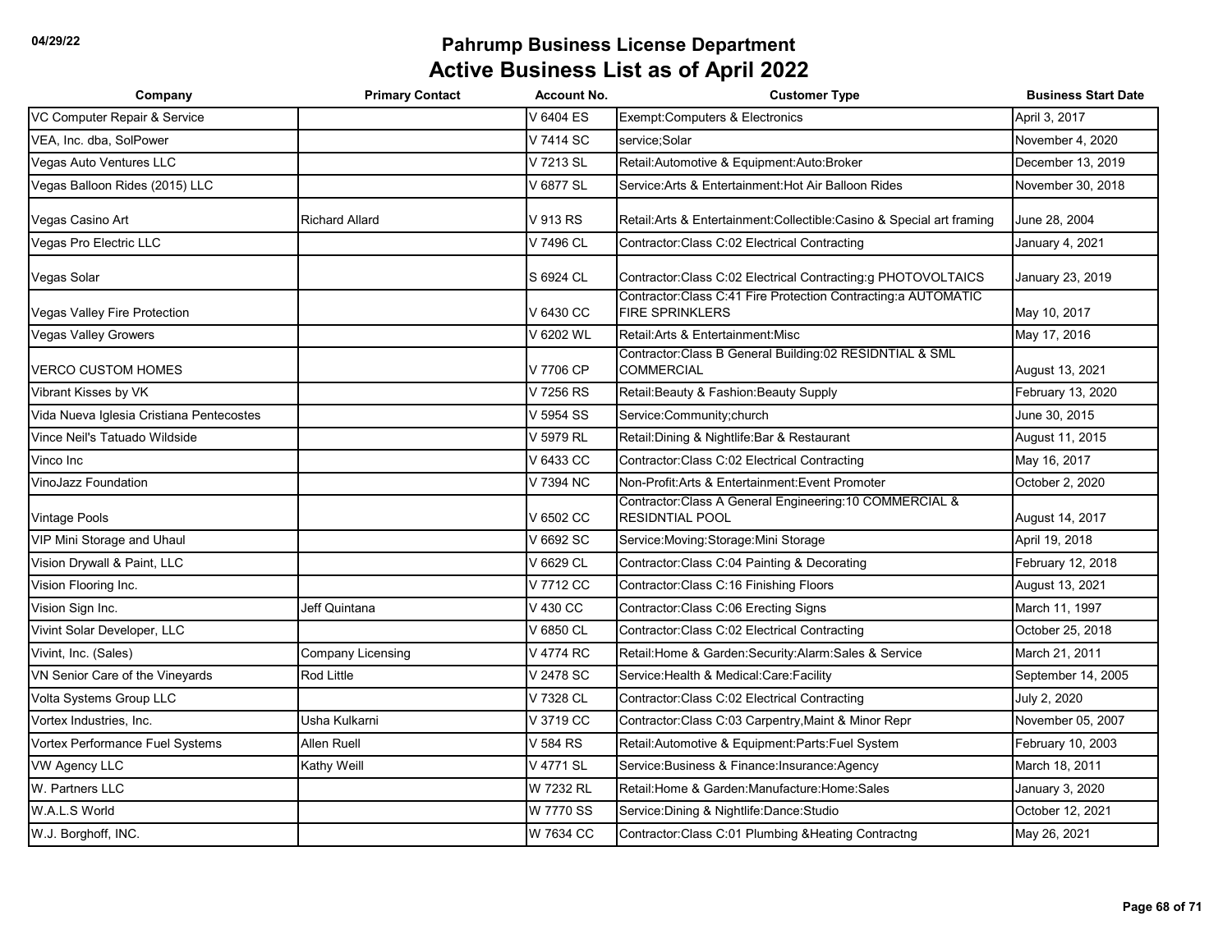# Pahrump Business License Department

## Active Business List as of April 2022

| Company | Primary Contact | Account No. | Customer Type | Business Start Date |
|---|---|---|---|---|
| VC Computer Repair & Service | | V 6404 ES | Exempt:Computers & Electronics | April 3, 2017 |
| VEA, Inc. dba, SolPower | | V 7414 SC | service;Solar | November 4, 2020 |
| Vegas Auto Ventures LLC | | V 7213 SL | Retail:Automotive & Equipment:Auto:Broker | December 13, 2019 |
| Vegas Balloon Rides (2015) LLC | | V 6877 SL | Service:Arts & Entertainment:Hot Air Balloon Rides | November 30, 2018 |
| Vegas Casino Art | Richard Allard | V 913 RS | Retail:Arts & Entertainment:Collectible:Casino & Special art framing | June 28, 2004 |
| Vegas Pro Electric LLC | | V 7496 CL | Contractor:Class C:02 Electrical Contracting | January 4, 2021 |
| Vegas Solar | | S 6924 CL | Contractor:Class C:02 Electrical Contracting:g PHOTOVOLTAICS | January 23, 2019 |
| Vegas Valley Fire Protection | | V 6430 CC | Contractor:Class C:41 Fire Protection Contracting:a AUTOMATIC FIRE SPRINKLERS | May 10, 2017 |
| Vegas Valley Growers | | V 6202 WL | Retail:Arts & Entertainment:Misc | May 17, 2016 |
| VERCO CUSTOM HOMES | | V 7706 CP | Contractor:Class B General Building:02 RESIDNTIAL & SML COMMERCIAL | August 13, 2021 |
| Vibrant Kisses by VK | | V 7256 RS | Retail:Beauty & Fashion:Beauty Supply | February 13, 2020 |
| Vida Nueva Iglesia Cristiana Pentecostes | | V 5954 SS | Service:Community;church | June 30, 2015 |
| Vince Neil's Tatuado Wildside | | V 5979 RL | Retail:Dining & Nightlife:Bar & Restaurant | August 11, 2015 |
| Vinco Inc | | V 6433 CC | Contractor:Class C:02 Electrical Contracting | May 16, 2017 |
| VinoJazz Foundation | | V 7394 NC | Non-Profit:Arts & Entertainment:Event Promoter | October 2, 2020 |
| Vintage Pools | | V 6502 CC | Contractor:Class A General Engineering:10 COMMERCIAL & RESIDNTIAL POOL | August 14, 2017 |
| VIP Mini Storage and Uhaul | | V 6692 SC | Service:Moving:Storage:Mini Storage | April 19, 2018 |
| Vision Drywall & Paint, LLC | | V 6629 CL | Contractor:Class C:04 Painting & Decorating | February 12, 2018 |
| Vision Flooring Inc. | | V 7712 CC | Contractor:Class C:16 Finishing Floors | August 13, 2021 |
| Vision Sign Inc. | Jeff Quintana | V 430 CC | Contractor:Class C:06 Erecting Signs | March 11, 1997 |
| Vivint Solar Developer, LLC | | V 6850 CL | Contractor:Class C:02 Electrical Contracting | October 25, 2018 |
| Vivint, Inc. (Sales) | Company Licensing | V 4774 RC | Retail:Home & Garden:Security:Alarm:Sales & Service | March 21, 2011 |
| VN Senior Care of the Vineyards | Rod Little | V 2478 SC | Service:Health & Medical:Care:Facility | September 14, 2005 |
| Volta Systems Group LLC | | V 7328 CL | Contractor:Class C:02 Electrical Contracting | July 2, 2020 |
| Vortex Industries, Inc. | Usha Kulkarni | V 3719 CC | Contractor:Class C:03 Carpentry,Maint & Minor Repr | November 05, 2007 |
| Vortex Performance Fuel Systems | Allen Ruell | V 584 RS | Retail:Automotive & Equipment:Parts:Fuel System | February 10, 2003 |
| VW Agency LLC | Kathy Weill | V 4771 SL | Service:Business & Finance:Insurance:Agency | March 18, 2011 |
| W. Partners LLC | | W 7232 RL | Retail:Home & Garden:Manufacture:Home:Sales | January 3, 2020 |
| W.A.L.S World | | W 7770 SS | Service:Dining & Nightlife:Dance:Studio | October 12, 2021 |
| W.J. Borghoff, INC. | | W 7634 CC | Contractor:Class C:01 Plumbing &Heating Contractng | May 26, 2021 |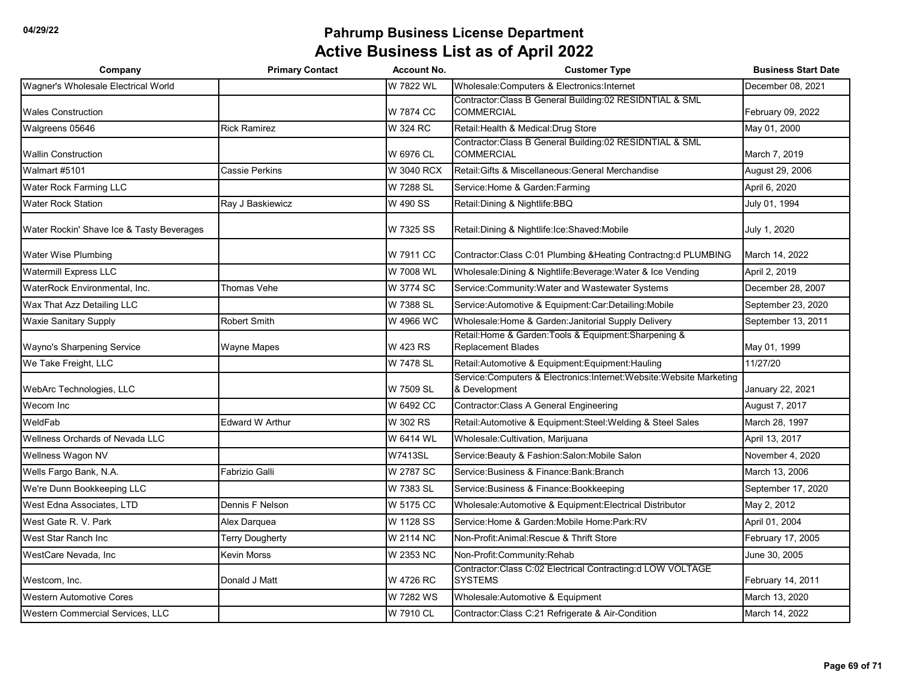# Pahrump Business License Department

## Active Business List as of April 2022

| Company | Primary Contact | Account No. | Customer Type | Business Start Date |
|---|---|---|---|---|
| Wagner's Wholesale Electrical World | | W 7822 WL | Wholesale:Computers & Electronics:Internet | December 08, 2021 |
| Wales Construction | | W 7874 CC | Contractor:Class B General Building:02 RESIDNTIAL & SML COMMERCIAL | February 09, 2022 |
| Walgreens 05646 | Rick Ramirez | W 324 RC | Retail:Health & Medical:Drug Store | May 01, 2000 |
| Wallin Construction | | W 6976 CL | Contractor:Class B General Building:02 RESIDNTIAL & SML COMMERCIAL | March 7, 2019 |
| Walmart #5101 | Cassie Perkins | W 3040 RCX | Retail:Gifts & Miscellaneous:General Merchandise | August 29, 2006 |
| Water Rock Farming LLC | | W 7288 SL | Service:Home & Garden:Farming | April 6, 2020 |
| Water Rock Station | Ray J Baskiewicz | W 490 SS | Retail:Dining & Nightlife:BBQ | July 01, 1994 |
| Water Rockin' Shave Ice & Tasty Beverages | | W 7325 SS | Retail:Dining & Nightlife:Ice:Shaved:Mobile | July 1, 2020 |
| Water Wise Plumbing | | W 7911 CC | Contractor:Class C:01 Plumbing &Heating Contractng:d PLUMBING | March 14, 2022 |
| Watermill Express LLC | | W 7008 WL | Wholesale:Dining & Nightlife:Beverage:Water & Ice Vending | April 2, 2019 |
| WaterRock Environmental, Inc. | Thomas Vehe | W 3774 SC | Service:Community:Water and Wastewater Systems | December 28, 2007 |
| Wax That Azz Detailing LLC | | W 7388 SL | Service:Automotive & Equipment:Car:Detailing:Mobile | September 23, 2020 |
| Waxie Sanitary Supply | Robert Smith | W 4966 WC | Wholesale:Home & Garden:Janitorial Supply Delivery | September 13, 2011 |
| Wayno's Sharpening Service | Wayne Mapes | W 423 RS | Retail:Home & Garden:Tools & Equipment:Sharpening & Replacement Blades | May 01, 1999 |
| We Take Freight, LLC | | W 7478 SL | Retail:Automotive & Equipment:Equipment:Hauling | 11/27/20 |
| WebArc Technologies, LLC | | W 7509 SL | Service:Computers & Electronics:Internet:Website:Website Marketing & Development | January 22, 2021 |
| Wecom Inc | | W 6492 CC | Contractor:Class A General Engineering | August 7, 2017 |
| WeldFab | Edward W Arthur | W 302 RS | Retail:Automotive & Equipment:Steel:Welding & Steel Sales | March 28, 1997 |
| Wellness Orchards of Nevada LLC | | W 6414 WL | Wholesale:Cultivation, Marijuana | April 13, 2017 |
| Wellness Wagon NV | | W7413SL | Service:Beauty & Fashion:Salon:Mobile Salon | November 4, 2020 |
| Wells Fargo Bank, N.A. | Fabrizio Galli | W 2787 SC | Service:Business & Finance:Bank:Branch | March 13, 2006 |
| We're Dunn Bookkeeping LLC | | W 7383 SL | Service:Business & Finance:Bookkeeping | September 17, 2020 |
| West Edna Associates, LTD | Dennis F Nelson | W 5175 CC | Wholesale:Automotive & Equipment:Electrical Distributor | May 2, 2012 |
| West Gate R. V. Park | Alex Darquea | W 1128 SS | Service:Home & Garden:Mobile Home:Park:RV | April 01, 2004 |
| West Star Ranch Inc | Terry Dougherty | W 2114 NC | Non-Profit:Animal:Rescue & Thrift Store | February 17, 2005 |
| WestCare Nevada, Inc | Kevin Morss | W 2353 NC | Non-Profit:Community:Rehab | June 30, 2005 |
| Westcom, Inc. | Donald J Matt | W 4726 RC | Contractor:Class C:02 Electrical Contracting:d LOW VOLTAGE SYSTEMS | February 14, 2011 |
| Western Automotive Cores | | W 7282 WS | Wholesale:Automotive & Equipment | March 13, 2020 |
| Western Commercial Services, LLC | | W 7910 CL | Contractor:Class C:21 Refrigerate & Air-Condition | March 14, 2022 |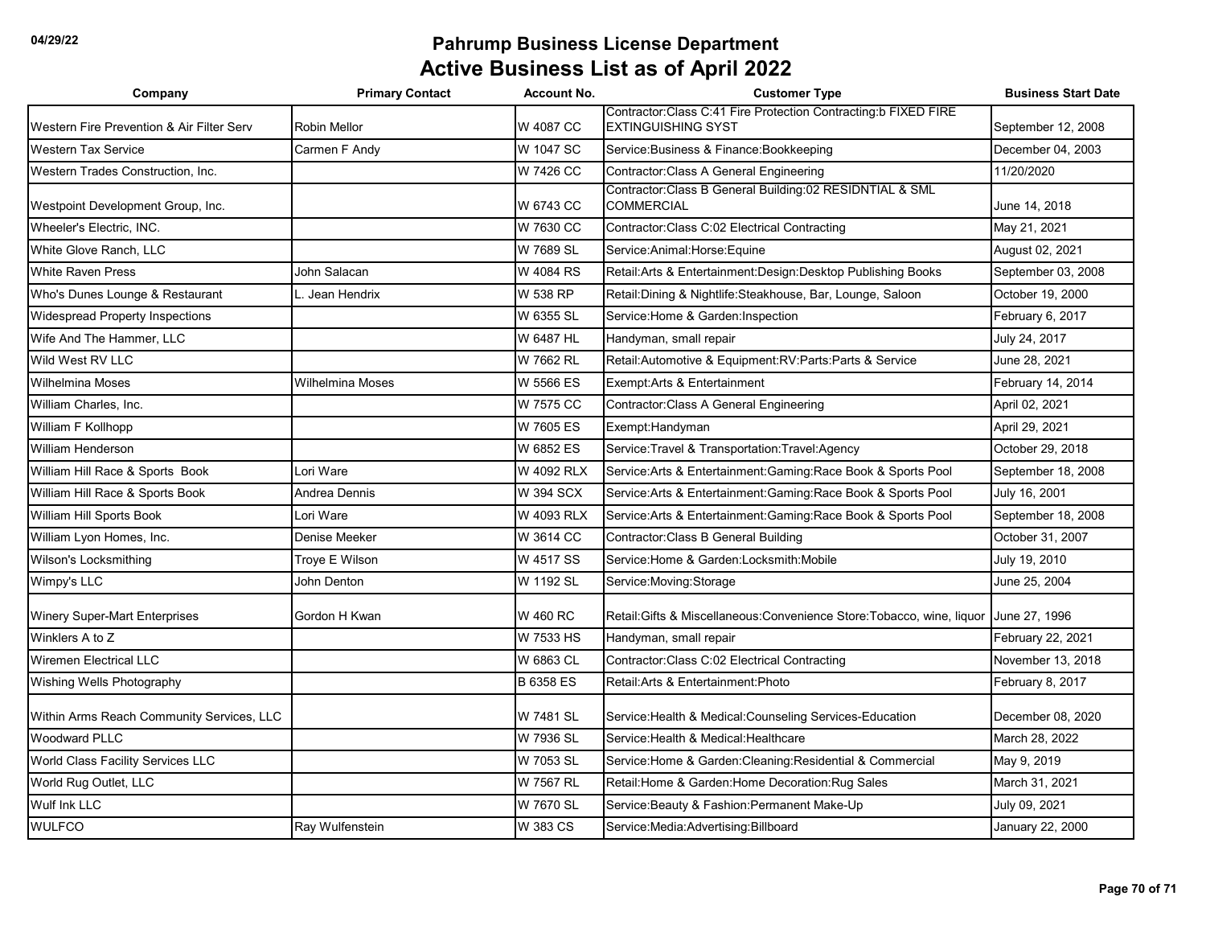# Pahrump Business License Department

## Active Business List as of April 2022

| Company | Primary Contact | Account No. | Customer Type | Business Start Date |
|---|---|---|---|---|
| Western Fire Prevention & Air Filter Serv | Robin Mellor | W 4087 CC | Contractor:Class C:41 Fire Protection Contracting:b FIXED FIRE EXTINGUISHING SYST | September 12, 2008 |
| Western Tax Service | Carmen F Andy | W 1047 SC | Service:Business & Finance:Bookkeeping | December 04, 2003 |
| Western Trades Construction, Inc. | | W 7426 CC | Contractor:Class A General Engineering | 11/20/2020 |
| Westpoint Development Group, Inc. | | W 6743 CC | Contractor:Class B General Building:02 RESIDNTIAL & SML COMMERCIAL | June 14, 2018 |
| Wheeler's Electric, INC. | | W 7630 CC | Contractor:Class C:02 Electrical Contracting | May 21, 2021 |
| White Glove Ranch, LLC | | W 7689 SL | Service:Animal:Horse:Equine | August 02, 2021 |
| White Raven Press | John Salacan | W 4084 RS | Retail:Arts & Entertainment:Design:Desktop Publishing Books | September 03, 2008 |
| Who's Dunes Lounge & Restaurant | L. Jean Hendrix | W 538 RP | Retail:Dining & Nightlife:Steakhouse, Bar, Lounge, Saloon | October 19, 2000 |
| Widespread Property Inspections | | W 6355 SL | Service:Home & Garden:Inspection | February 6, 2017 |
| Wife And The Hammer, LLC | | W 6487 HL | Handyman, small repair | July 24, 2017 |
| Wild West RV LLC | | W 7662 RL | Retail:Automotive & Equipment:RV:Parts:Parts & Service | June 28, 2021 |
| Wilhelmina Moses | Wilhelmina Moses | W 5566 ES | Exempt:Arts & Entertainment | February 14, 2014 |
| William Charles, Inc. | | W 7575 CC | Contractor:Class A General Engineering | April 02, 2021 |
| William F Kollhopp | | W 7605 ES | Exempt:Handyman | April 29, 2021 |
| William Henderson | | W 6852 ES | Service:Travel & Transportation:Travel:Agency | October 29, 2018 |
| William Hill Race & Sports  Book | Lori Ware | W 4092 RLX | Service:Arts & Entertainment:Gaming:Race Book & Sports Pool | September 18, 2008 |
| William Hill Race & Sports Book | Andrea Dennis | W 394 SCX | Service:Arts & Entertainment:Gaming:Race Book & Sports Pool | July 16, 2001 |
| William Hill Sports Book | Lori Ware | W 4093 RLX | Service:Arts & Entertainment:Gaming:Race Book & Sports Pool | September 18, 2008 |
| William Lyon Homes, Inc. | Denise Meeker | W 3614 CC | Contractor:Class B General Building | October 31, 2007 |
| Wilson's Locksmithing | Troye E Wilson | W 4517 SS | Service:Home & Garden:Locksmith:Mobile | July 19, 2010 |
| Wimpy's LLC | John Denton | W 1192 SL | Service:Moving:Storage | June 25, 2004 |
| Winery Super-Mart Enterprises | Gordon H Kwan | W 460 RC | Retail:Gifts & Miscellaneous:Convenience Store:Tobacco, wine, liquor | June 27, 1996 |
| Winklers A to Z | | W 7533 HS | Handyman, small repair | February 22, 2021 |
| Wiremen Electrical LLC | | W 6863 CL | Contractor:Class C:02 Electrical Contracting | November 13, 2018 |
| Wishing Wells Photography | | B 6358 ES | Retail:Arts & Entertainment:Photo | February 8, 2017 |
| Within Arms Reach Community Services, LLC | | W 7481 SL | Service:Health & Medical:Counseling Services-Education | December 08, 2020 |
| Woodward PLLC | | W 7936 SL | Service:Health & Medical:Healthcare | March 28, 2022 |
| World Class Facility Services LLC | | W 7053 SL | Service:Home & Garden:Cleaning:Residential & Commercial | May 9, 2019 |
| World Rug Outlet, LLC | | W 7567 RL | Retail:Home & Garden:Home Decoration:Rug Sales | March 31, 2021 |
| Wulf Ink LLC | | W 7670 SL | Service:Beauty & Fashion:Permanent Make-Up | July 09, 2021 |
| WULFCO | Ray Wulfenstein | W 383 CS | Service:Media:Advertising:Billboard | January 22, 2000 |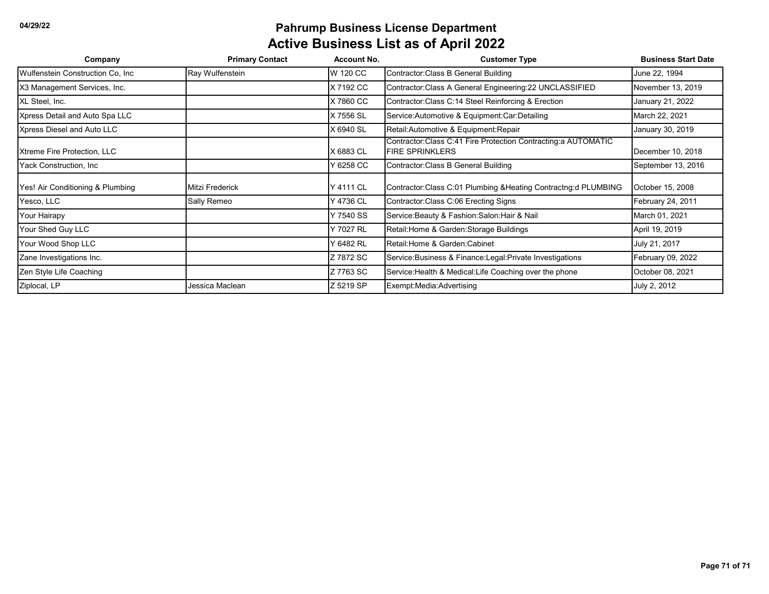# Pahrump Business License Department

## Active Business List as of April 2022

| Company | Primary Contact | Account No. | Customer Type | Business Start Date |
|---|---|---|---|---|
| Wulfenstein Construction Co, Inc | Ray Wulfenstein | W 120 CC | Contractor:Class B General Building | June 22, 1994 |
| X3 Management Services, Inc. | | X 7192 CC | Contractor:Class A General Engineering:22 UNCLASSIFIED | November 13, 2019 |
| XL Steel, Inc. | | X 7860 CC | Contractor:Class C:14 Steel Reinforcing & Erection | January 21, 2022 |
| Xpress Detail and Auto Spa LLC | | X 7556 SL | Service:Automotive & Equipment:Car:Detailing | March 22, 2021 |
| Xpress Diesel and Auto LLC | | X 6940 SL | Retail:Automotive & Equipment:Repair | January 30, 2019 |
| Xtreme Fire Protection, LLC | | X 6883 CL | Contractor:Class C:41 Fire Protection Contracting:a AUTOMATIC FIRE SPRINKLERS | December 10, 2018 |
| Yack Construction, Inc | | Y 6258 CC | Contractor:Class B General Building | September 13, 2016 |
| Yes! Air Conditioning & Plumbing | Mitzi Frederick | Y 4111 CL | Contractor:Class C:01 Plumbing &Heating Contractng:d PLUMBING | October 15, 2008 |
| Yesco, LLC | Sally Remeo | Y 4736 CL | Contractor:Class C:06 Erecting Signs | February 24, 2011 |
| Your Hairapy | | Y 7540 SS | Service:Beauty & Fashion:Salon:Hair & Nail | March 01, 2021 |
| Your Shed Guy LLC | | Y 7027 RL | Retail:Home & Garden:Storage Buildings | April 19, 2019 |
| Your Wood Shop LLC | | Y 6482 RL | Retail:Home & Garden:Cabinet | July 21, 2017 |
| Zane Investigations Inc. | | Z 7872 SC | Service:Business & Finance:Legal:Private Investigations | February 09, 2022 |
| Zen Style Life Coaching | | Z 7763 SC | Service:Health & Medical:Life Coaching over the phone | October 08, 2021 |
| Ziplocal, LP | Jessica Maclean | Z 5219 SP | Exempt:Media:Advertising | July 2, 2012 |